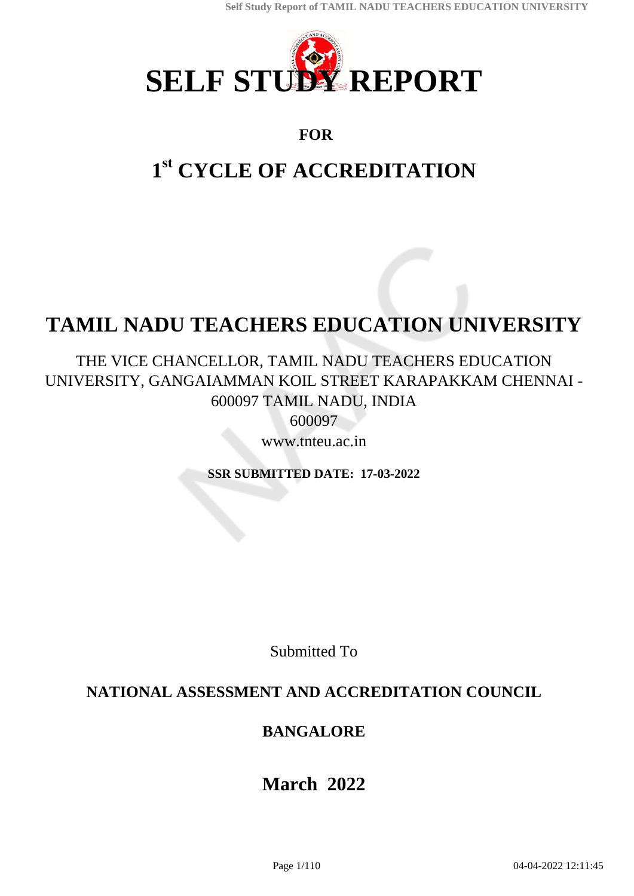# SELF STUDY REPORT

**FOR**

# 1st CYCLE OF ACCREDITATION

# TAMIL NADU TEACHERS EDUCATION UNIVERSITY

THE VICE CHANCELLOR, TAMIL NADU TEACHERS EDUCATION UNIVERSITY, GANGAIAMMAN KOIL STREET KARAPAKKAM CHENNAI - 600097 TAMIL NADU, INDIA

600097

www.tnteu.ac.in

**SSR SUBMITTED DATE: 17-03-2022**

Submitted To

**NATIONAL ASSESSMENT AND ACCREDITATION COUNCIL**

**BANGALORE**

## March 2022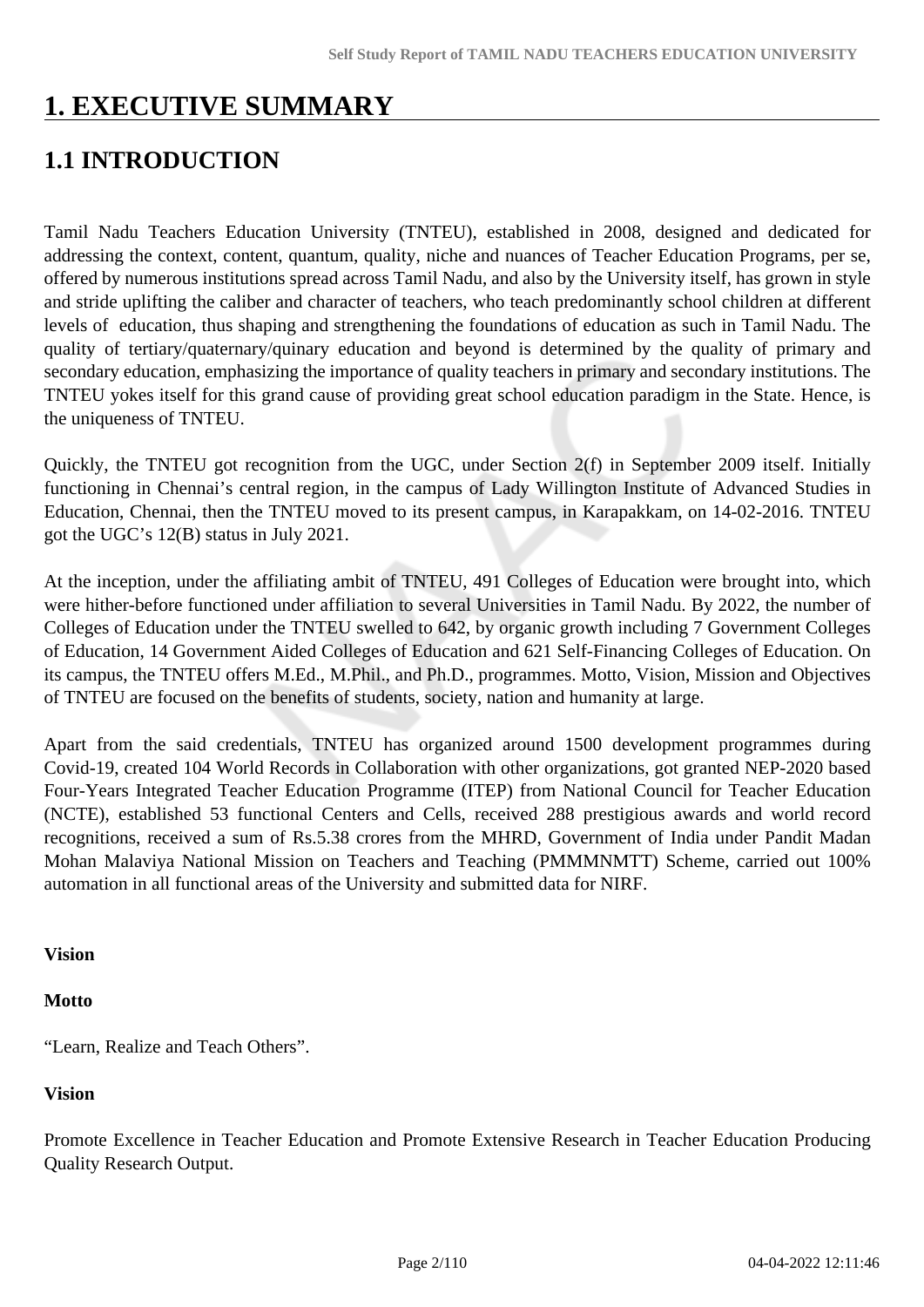# 1. EXECUTIVE SUMMARY

## 1.1 INTRODUCTION

Tamil Nadu Teachers Education University (TNTEU), established in 2008, designed and dedicated for addressing the context, content, quantum, quality, niche and nuances of Teacher Education Programs, per se, offered by numerous institutions spread across Tamil Nadu, and also by the University itself, has grown in style and stride uplifting the caliber and character of teachers, who teach predominantly school children at different levels of education, thus shaping and strengthening the foundations of education as such in Tamil Nadu. The quality of tertiary/quaternary/quinary education and beyond is determined by the quality of primary and secondary education, emphasizing the importance of quality teachers in primary and secondary institutions. The TNTEU yokes itself for this grand cause of providing great school education paradigm in the State. Hence, is the uniqueness of TNTEU.

Quickly, the TNTEU got recognition from the UGC, under Section 2(f) in September 2009 itself. Initially functioning in Chennai's central region, in the campus of Lady Willington Institute of Advanced Studies in Education, Chennai, then the TNTEU moved to its present campus, in Karapakkam, on 14-02-2016. TNTEU got the UGC's 12(B) status in July 2021.

At the inception, under the affiliating ambit of TNTEU, 491 Colleges of Education were brought into, which were hither-before functioned under affiliation to several Universities in Tamil Nadu. By 2022, the number of Colleges of Education under the TNTEU swelled to 642, by organic growth including 7 Government Colleges of Education, 14 Government Aided Colleges of Education and 621 Self-Financing Colleges of Education. On its campus, the TNTEU offers M.Ed., M.Phil., and Ph.D., programmes. Motto, Vision, Mission and Objectives of TNTEU are focused on the benefits of students, society, nation and humanity at large.

Apart from the said credentials, TNTEU has organized around 1500 development programmes during Covid-19, created 104 World Records in Collaboration with other organizations, got granted NEP-2020 based Four-Years Integrated Teacher Education Programme (ITEP) from National Council for Teacher Education (NCTE), established 53 functional Centers and Cells, received 288 prestigious awards and world record recognitions, received a sum of Rs.5.38 crores from the MHRD, Government of India under Pandit Madan Mohan Malaviya National Mission on Teachers and Teaching (PMMMNMTT) Scheme, carried out 100% automation in all functional areas of the University and submitted data for NIRF.

**Vision**

**Motto**

"Learn, Realize and Teach Others".

**Vision**

Promote Excellence in Teacher Education and Promote Extensive Research in Teacher Education Producing Quality Research Output.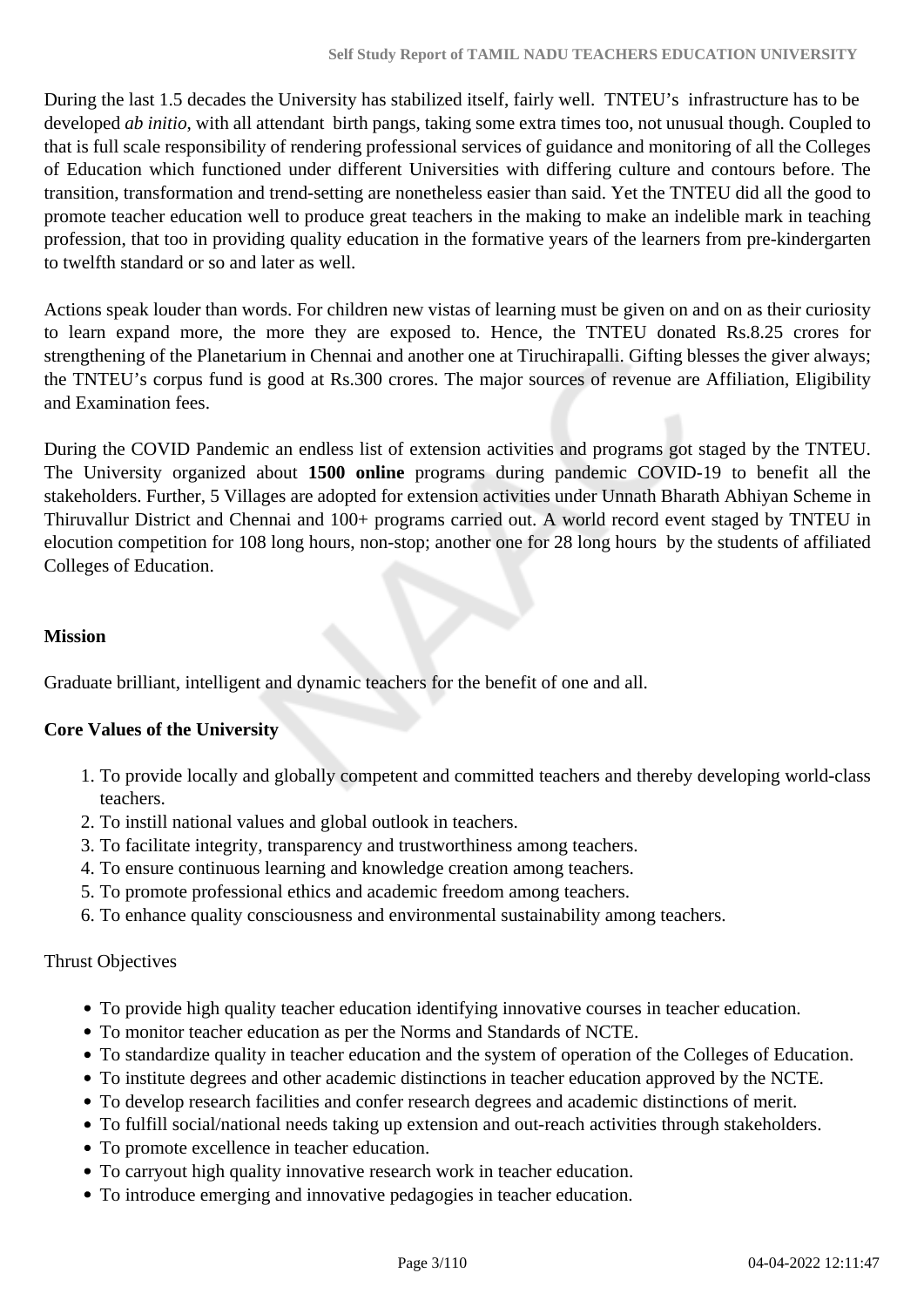During the last 1.5 decades the University has stabilized itself, fairly well. TNTEU's infrastructure has to be developed *ab initio*, with all attendant birth pangs, taking some extra times too, not unusual though. Coupled to that is full scale responsibility of rendering professional services of guidance and monitoring of all the Colleges of Education which functioned under different Universities with differing culture and contours before. The transition, transformation and trend-setting are nonetheless easier than said. Yet the TNTEU did all the good to promote teacher education well to produce great teachers in the making to make an indelible mark in teaching profession, that too in providing quality education in the formative years of the learners from pre-kindergarten to twelfth standard or so and later as well.

Actions speak louder than words. For children new vistas of learning must be given on and on as their curiosity to learn expand more, the more they are exposed to. Hence, the TNTEU donated Rs.8.25 crores for strengthening of the Planetarium in Chennai and another one at Tiruchirapalli. Gifting blesses the giver always; the TNTEU's corpus fund is good at Rs.300 crores. The major sources of revenue are Affiliation, Eligibility and Examination fees.

During the COVID Pandemic an endless list of extension activities and programs got staged by the TNTEU. The University organized about **1500 online** programs during pandemic COVID-19 to benefit all the stakeholders. Further, 5 Villages are adopted for extension activities under Unnath Bharath Abhiyan Scheme in Thiruvallur District and Chennai and 100+ programs carried out. A world record event staged by TNTEU in elocution competition for 108 long hours, non-stop; another one for 28 long hours by the students of affiliated Colleges of Education.

**Mission**

Graduate brilliant, intelligent and dynamic teachers for the benefit of one and all.

**Core Values of the University**

1. To provide locally and globally competent and committed teachers and thereby developing world-class teachers.
2. To instill national values and global outlook in teachers.
3. To facilitate integrity, transparency and trustworthiness among teachers.
4. To ensure continuous learning and knowledge creation among teachers.
5. To promote professional ethics and academic freedom among teachers.
6. To enhance quality consciousness and environmental sustainability among teachers.

Thrust Objectives

- To provide high quality teacher education identifying innovative courses in teacher education.
- To monitor teacher education as per the Norms and Standards of NCTE.
- To standardize quality in teacher education and the system of operation of the Colleges of Education.
- To institute degrees and other academic distinctions in teacher education approved by the NCTE.
- To develop research facilities and confer research degrees and academic distinctions of merit.
- To fulfill social/national needs taking up extension and out-reach activities through stakeholders.
- To promote excellence in teacher education.
- To carryout high quality innovative research work in teacher education.
- To introduce emerging and innovative pedagogies in teacher education.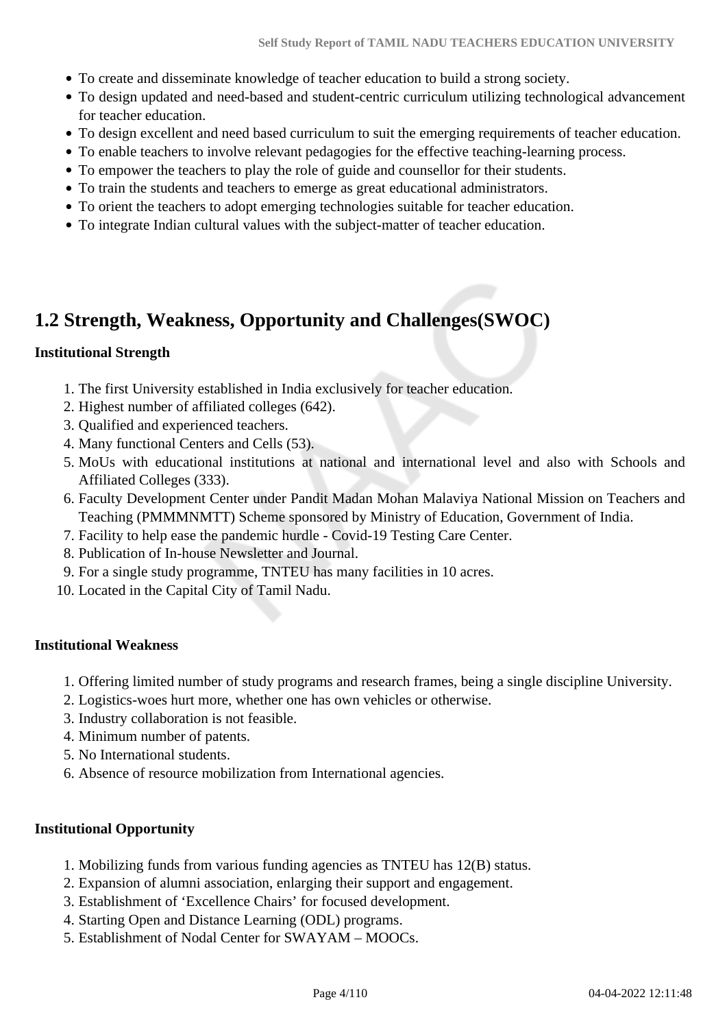- To create and disseminate knowledge of teacher education to build a strong society.
- To design updated and need-based and student-centric curriculum utilizing technological advancement for teacher education.
- To design excellent and need based curriculum to suit the emerging requirements of teacher education.
- To enable teachers to involve relevant pedagogies for the effective teaching-learning process.
- To empower the teachers to play the role of guide and counsellor for their students.
- To train the students and teachers to emerge as great educational administrators.
- To orient the teachers to adopt emerging technologies suitable for teacher education.
- To integrate Indian cultural values with the subject-matter of teacher education.

## 1.2 Strength, Weakness, Opportunity and Challenges(SWOC)

**Institutional Strength**

1. The first University established in India exclusively for teacher education.
2. Highest number of affiliated colleges (642).
3. Qualified and experienced teachers.
4. Many functional Centers and Cells (53).
5. MoUs with educational institutions at national and international level and also with Schools and Affiliated Colleges (333).
6. Faculty Development Center under Pandit Madan Mohan Malaviya National Mission on Teachers and Teaching (PMMMNMTT) Scheme sponsored by Ministry of Education, Government of India.
7. Facility to help ease the pandemic hurdle - Covid-19 Testing Care Center.
8. Publication of In-house Newsletter and Journal.
9. For a single study programme, TNTEU has many facilities in 10 acres.
10. Located in the Capital City of Tamil Nadu.

**Institutional Weakness**

1. Offering limited number of study programs and research frames, being a single discipline University.
2. Logistics-woes hurt more, whether one has own vehicles or otherwise.
3. Industry collaboration is not feasible.
4. Minimum number of patents.
5. No International students.
6. Absence of resource mobilization from International agencies.

**Institutional Opportunity**

1. Mobilizing funds from various funding agencies as TNTEU has 12(B) status.
2. Expansion of alumni association, enlarging their support and engagement.
3. Establishment of 'Excellence Chairs' for focused development.
4. Starting Open and Distance Learning (ODL) programs.
5. Establishment of Nodal Center for SWAYAM – MOOCs.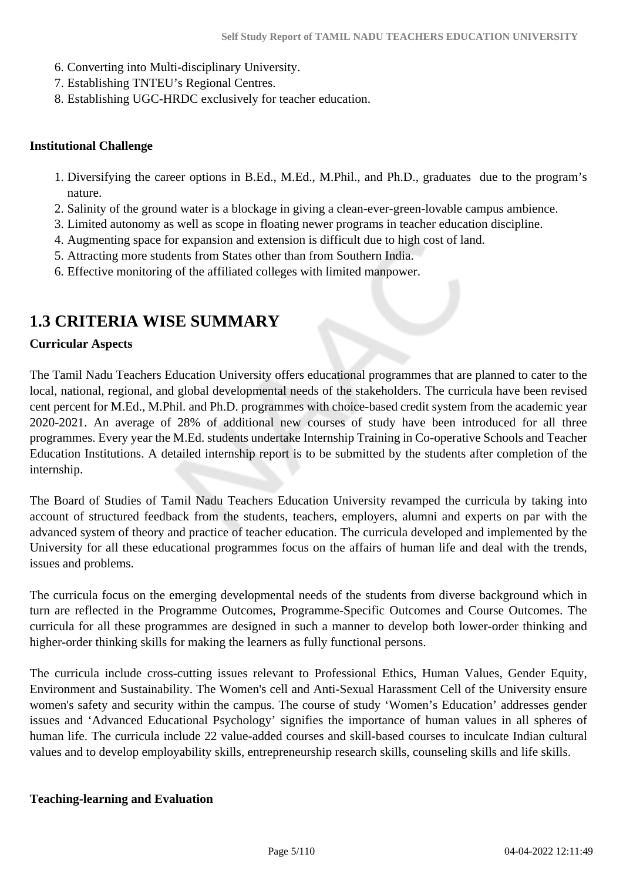6. Converting into Multi-disciplinary University.
7. Establishing TNTEU's Regional Centres.
8. Establishing UGC-HRDC exclusively for teacher education.

**Institutional Challenge**

1. Diversifying the career options in B.Ed., M.Ed., M.Phil., and Ph.D., graduates due to the program's nature.
2. Salinity of the ground water is a blockage in giving a clean-ever-green-lovable campus ambience.
3. Limited autonomy as well as scope in floating newer programs in teacher education discipline.
4. Augmenting space for expansion and extension is difficult due to high cost of land.
5. Attracting more students from States other than from Southern India.
6. Effective monitoring of the affiliated colleges with limited manpower.

## 1.3 CRITERIA WISE SUMMARY

**Curricular Aspects**

The Tamil Nadu Teachers Education University offers educational programmes that are planned to cater to the local, national, regional, and global developmental needs of the stakeholders. The curricula have been revised cent percent for M.Ed., M.Phil. and Ph.D. programmes with choice-based credit system from the academic year 2020-2021. An average of 28% of additional new courses of study have been introduced for all three programmes. Every year the M.Ed. students undertake Internship Training in Co-operative Schools and Teacher Education Institutions. A detailed internship report is to be submitted by the students after completion of the internship.

The Board of Studies of Tamil Nadu Teachers Education University revamped the curricula by taking into account of structured feedback from the students, teachers, employers, alumni and experts on par with the advanced system of theory and practice of teacher education. The curricula developed and implemented by the University for all these educational programmes focus on the affairs of human life and deal with the trends, issues and problems.

The curricula focus on the emerging developmental needs of the students from diverse background which in turn are reflected in the Programme Outcomes, Programme-Specific Outcomes and Course Outcomes. The curricula for all these programmes are designed in such a manner to develop both lower-order thinking and higher-order thinking skills for making the learners as fully functional persons.

The curricula include cross-cutting issues relevant to Professional Ethics, Human Values, Gender Equity, Environment and Sustainability. The Women's cell and Anti-Sexual Harassment Cell of the University ensure women's safety and security within the campus. The course of study 'Women's Education' addresses gender issues and 'Advanced Educational Psychology' signifies the importance of human values in all spheres of human life. The curricula include 22 value-added courses and skill-based courses to inculcate Indian cultural values and to develop employability skills, entrepreneurship research skills, counseling skills and life skills.

**Teaching-learning and Evaluation**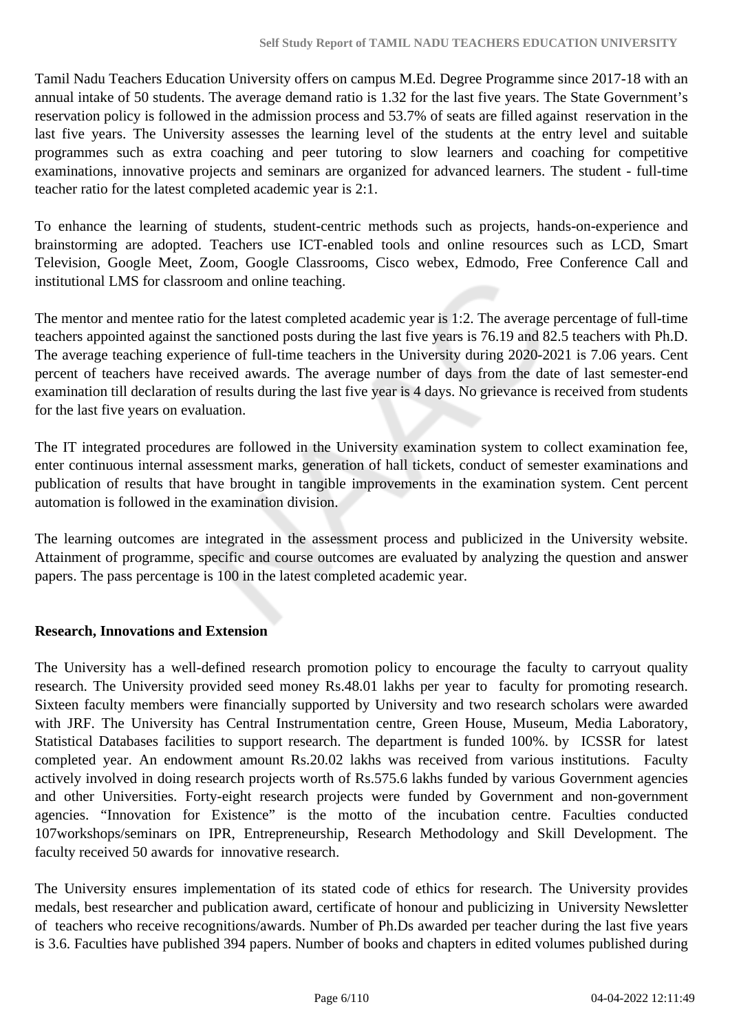Tamil Nadu Teachers Education University offers on campus M.Ed. Degree Programme since 2017-18 with an annual intake of 50 students. The average demand ratio is 1.32 for the last five years. The State Government's reservation policy is followed in the admission process and 53.7% of seats are filled against reservation in the last five years. The University assesses the learning level of the students at the entry level and suitable programmes such as extra coaching and peer tutoring to slow learners and coaching for competitive examinations, innovative projects and seminars are organized for advanced learners. The student - full-time teacher ratio for the latest completed academic year is 2:1.

To enhance the learning of students, student-centric methods such as projects, hands-on-experience and brainstorming are adopted. Teachers use ICT-enabled tools and online resources such as LCD, Smart Television, Google Meet, Zoom, Google Classrooms, Cisco webex, Edmodo, Free Conference Call and institutional LMS for classroom and online teaching.

The mentor and mentee ratio for the latest completed academic year is 1:2. The average percentage of full-time teachers appointed against the sanctioned posts during the last five years is 76.19 and 82.5 teachers with Ph.D. The average teaching experience of full-time teachers in the University during 2020-2021 is 7.06 years. Cent percent of teachers have received awards. The average number of days from the date of last semester-end examination till declaration of results during the last five year is 4 days. No grievance is received from students for the last five years on evaluation.

The IT integrated procedures are followed in the University examination system to collect examination fee, enter continuous internal assessment marks, generation of hall tickets, conduct of semester examinations and publication of results that have brought in tangible improvements in the examination system. Cent percent automation is followed in the examination division.

The learning outcomes are integrated in the assessment process and publicized in the University website. Attainment of programme, specific and course outcomes are evaluated by analyzing the question and answer papers. The pass percentage is 100 in the latest completed academic year.

**Research, Innovations and Extension**

The University has a well-defined research promotion policy to encourage the faculty to carryout quality research. The University provided seed money Rs.48.01 lakhs per year to faculty for promoting research. Sixteen faculty members were financially supported by University and two research scholars were awarded with JRF. The University has Central Instrumentation centre, Green House, Museum, Media Laboratory, Statistical Databases facilities to support research. The department is funded 100%. by ICSSR for latest completed year. An endowment amount Rs.20.02 lakhs was received from various institutions. Faculty actively involved in doing research projects worth of Rs.575.6 lakhs funded by various Government agencies and other Universities. Forty-eight research projects were funded by Government and non-government agencies. "Innovation for Existence" is the motto of the incubation centre. Faculties conducted 107workshops/seminars on IPR, Entrepreneurship, Research Methodology and Skill Development. The faculty received 50 awards for innovative research.

The University ensures implementation of its stated code of ethics for research. The University provides medals, best researcher and publication award, certificate of honour and publicizing in University Newsletter of teachers who receive recognitions/awards. Number of Ph.Ds awarded per teacher during the last five years is 3.6. Faculties have published 394 papers. Number of books and chapters in edited volumes published during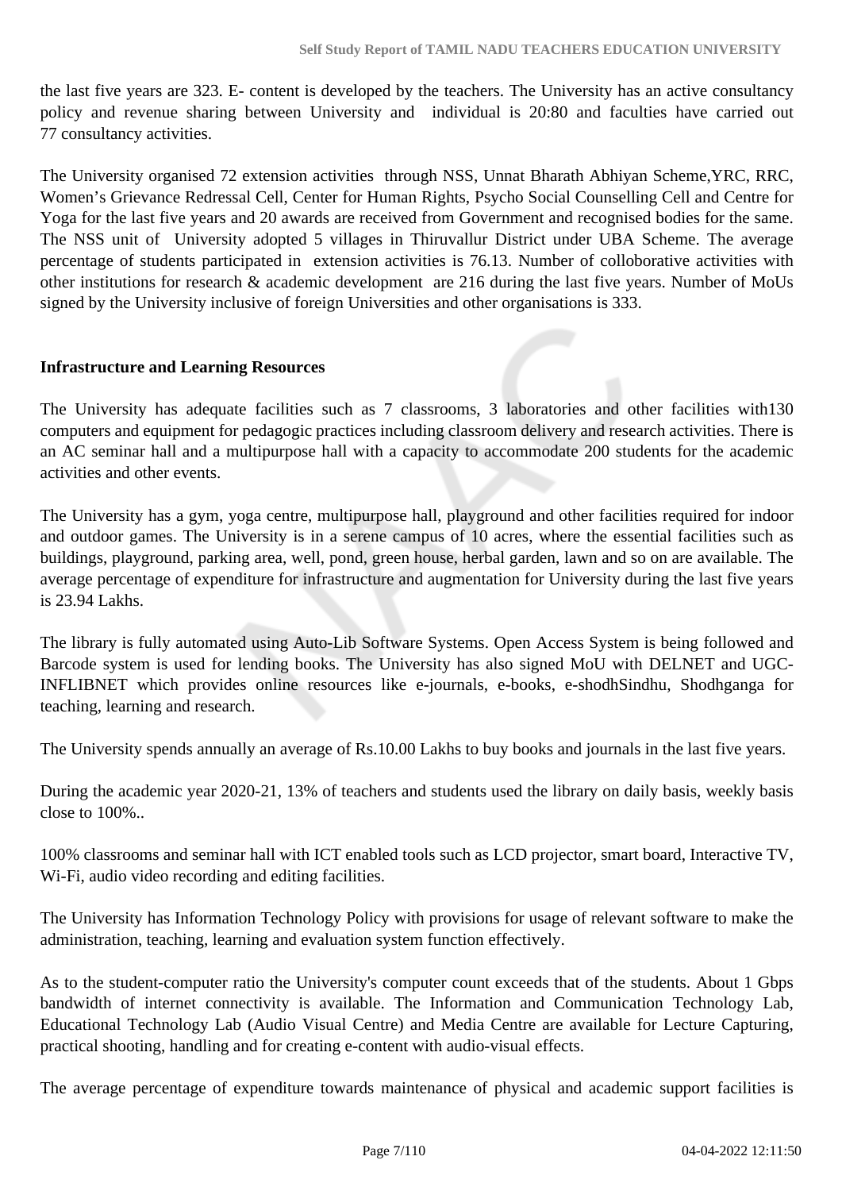the last five years are 323. E- content is developed by the teachers. The University has an active consultancy policy and revenue sharing between University and individual is 20:80 and faculties have carried out 77 consultancy activities.

The University organised 72 extension activities through NSS, Unnat Bharath Abhiyan Scheme,YRC, RRC, Women's Grievance Redressal Cell, Center for Human Rights, Psycho Social Counselling Cell and Centre for Yoga for the last five years and 20 awards are received from Government and recognised bodies for the same. The NSS unit of University adopted 5 villages in Thiruvallur District under UBA Scheme. The average percentage of students participated in extension activities is 76.13. Number of colloborative activities with other institutions for research & academic development are 216 during the last five years. Number of MoUs signed by the University inclusive of foreign Universities and other organisations is 333.

**Infrastructure and Learning Resources**

The University has adequate facilities such as 7 classrooms, 3 laboratories and other facilities with130 computers and equipment for pedagogic practices including classroom delivery and research activities. There is an AC seminar hall and a multipurpose hall with a capacity to accommodate 200 students for the academic activities and other events.

The University has a gym, yoga centre, multipurpose hall, playground and other facilities required for indoor and outdoor games. The University is in a serene campus of 10 acres, where the essential facilities such as buildings, playground, parking area, well, pond, green house, herbal garden, lawn and so on are available. The average percentage of expenditure for infrastructure and augmentation for University during the last five years is 23.94 Lakhs.

The library is fully automated using Auto-Lib Software Systems. Open Access System is being followed and Barcode system is used for lending books. The University has also signed MoU with DELNET and UGC-INFLIBNET which provides online resources like e-journals, e-books, e-shodhSindhu, Shodhganga for teaching, learning and research.

The University spends annually an average of Rs.10.00 Lakhs to buy books and journals in the last five years.

During the academic year 2020-21, 13% of teachers and students used the library on daily basis, weekly basis close to 100%..

100% classrooms and seminar hall with ICT enabled tools such as LCD projector, smart board, Interactive TV, Wi-Fi, audio video recording and editing facilities.

The University has Information Technology Policy with provisions for usage of relevant software to make the administration, teaching, learning and evaluation system function effectively.

As to the student-computer ratio the University's computer count exceeds that of the students. About 1 Gbps bandwidth of internet connectivity is available. The Information and Communication Technology Lab, Educational Technology Lab (Audio Visual Centre) and Media Centre are available for Lecture Capturing, practical shooting, handling and for creating e-content with audio-visual effects.

The average percentage of expenditure towards maintenance of physical and academic support facilities is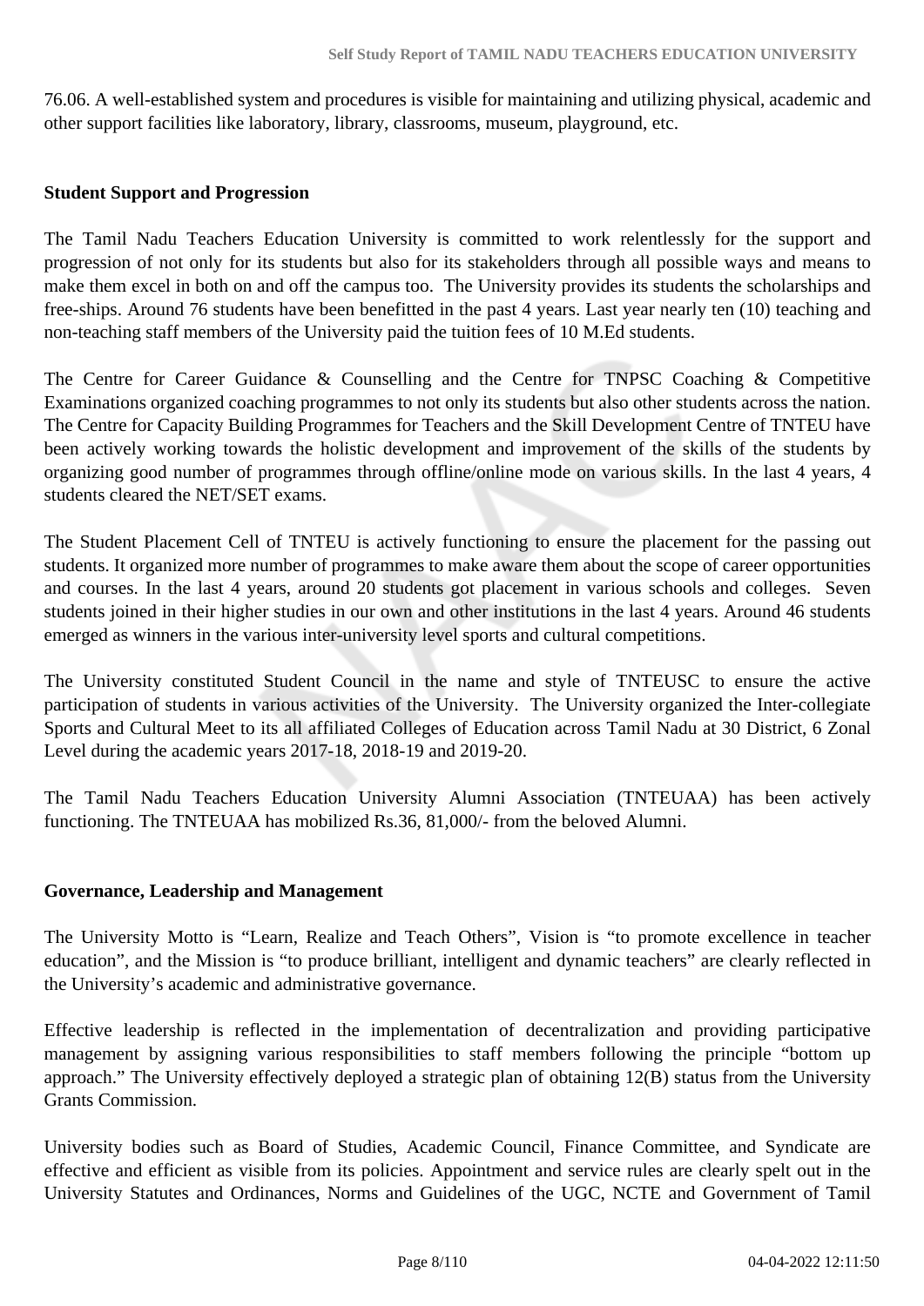76.06. A well-established system and procedures is visible for maintaining and utilizing physical, academic and other support facilities like laboratory, library, classrooms, museum, playground, etc.

**Student Support and Progression**

The Tamil Nadu Teachers Education University is committed to work relentlessly for the support and progression of not only for its students but also for its stakeholders through all possible ways and means to make them excel in both on and off the campus too. The University provides its students the scholarships and free-ships. Around 76 students have been benefitted in the past 4 years. Last year nearly ten (10) teaching and non-teaching staff members of the University paid the tuition fees of 10 M.Ed students.

The Centre for Career Guidance & Counselling and the Centre for TNPSC Coaching & Competitive Examinations organized coaching programmes to not only its students but also other students across the nation. The Centre for Capacity Building Programmes for Teachers and the Skill Development Centre of TNTEU have been actively working towards the holistic development and improvement of the skills of the students by organizing good number of programmes through offline/online mode on various skills. In the last 4 years, 4 students cleared the NET/SET exams.

The Student Placement Cell of TNTEU is actively functioning to ensure the placement for the passing out students. It organized more number of programmes to make aware them about the scope of career opportunities and courses. In the last 4 years, around 20 students got placement in various schools and colleges. Seven students joined in their higher studies in our own and other institutions in the last 4 years. Around 46 students emerged as winners in the various inter-university level sports and cultural competitions.

The University constituted Student Council in the name and style of TNTEUSC to ensure the active participation of students in various activities of the University. The University organized the Inter-collegiate Sports and Cultural Meet to its all affiliated Colleges of Education across Tamil Nadu at 30 District, 6 Zonal Level during the academic years 2017-18, 2018-19 and 2019-20.

The Tamil Nadu Teachers Education University Alumni Association (TNTEUAA) has been actively functioning. The TNTEUAA has mobilized Rs.36, 81,000/- from the beloved Alumni.

**Governance, Leadership and Management**

The University Motto is "Learn, Realize and Teach Others", Vision is "to promote excellence in teacher education", and the Mission is "to produce brilliant, intelligent and dynamic teachers" are clearly reflected in the University's academic and administrative governance.

Effective leadership is reflected in the implementation of decentralization and providing participative management by assigning various responsibilities to staff members following the principle "bottom up approach." The University effectively deployed a strategic plan of obtaining 12(B) status from the University Grants Commission.

University bodies such as Board of Studies, Academic Council, Finance Committee, and Syndicate are effective and efficient as visible from its policies. Appointment and service rules are clearly spelt out in the University Statutes and Ordinances, Norms and Guidelines of the UGC, NCTE and Government of Tamil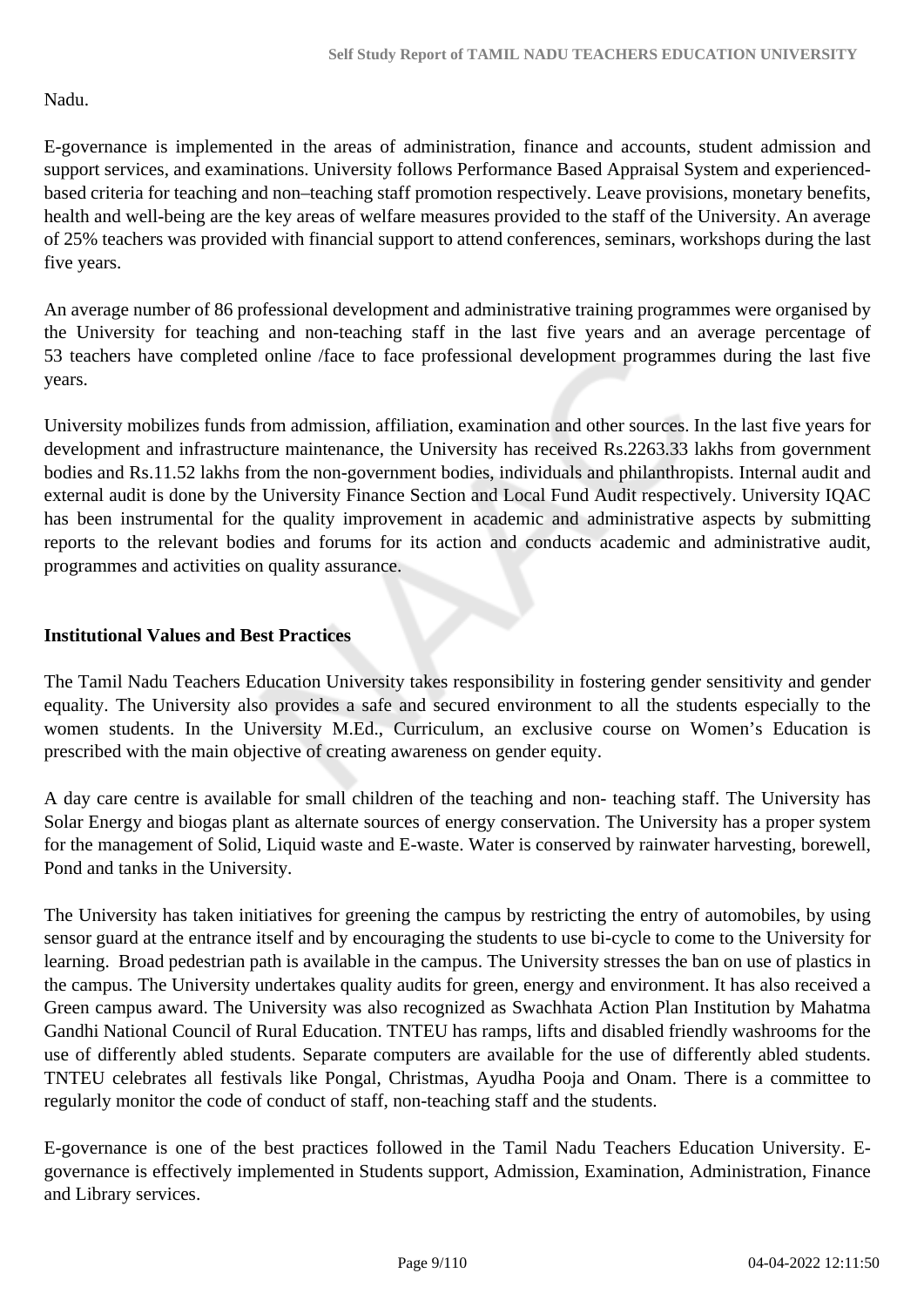Nadu.

E-governance is implemented in the areas of administration, finance and accounts, student admission and support services, and examinations. University follows Performance Based Appraisal System and experienced-based criteria for teaching and non–teaching staff promotion respectively. Leave provisions, monetary benefits, health and well-being are the key areas of welfare measures provided to the staff of the University. An average of 25% teachers was provided with financial support to attend conferences, seminars, workshops during the last five years.

An average number of 86 professional development and administrative training programmes were organised by the University for teaching and non-teaching staff in the last five years and an average percentage of 53 teachers have completed online /face to face professional development programmes during the last five years.

University mobilizes funds from admission, affiliation, examination and other sources. In the last five years for development and infrastructure maintenance, the University has received Rs.2263.33 lakhs from government bodies and Rs.11.52 lakhs from the non-government bodies, individuals and philanthropists. Internal audit and external audit is done by the University Finance Section and Local Fund Audit respectively. University IQAC has been instrumental for the quality improvement in academic and administrative aspects by submitting reports to the relevant bodies and forums for its action and conducts academic and administrative audit, programmes and activities on quality assurance.

**Institutional Values and Best Practices**

The Tamil Nadu Teachers Education University takes responsibility in fostering gender sensitivity and gender equality. The University also provides a safe and secured environment to all the students especially to the women students. In the University M.Ed., Curriculum, an exclusive course on Women's Education is prescribed with the main objective of creating awareness on gender equity.

A day care centre is available for small children of the teaching and non- teaching staff. The University has Solar Energy and biogas plant as alternate sources of energy conservation. The University has a proper system for the management of Solid, Liquid waste and E-waste. Water is conserved by rainwater harvesting, borewell, Pond and tanks in the University.

The University has taken initiatives for greening the campus by restricting the entry of automobiles, by using sensor guard at the entrance itself and by encouraging the students to use bi-cycle to come to the University for learning. Broad pedestrian path is available in the campus. The University stresses the ban on use of plastics in the campus. The University undertakes quality audits for green, energy and environment. It has also received a Green campus award. The University was also recognized as Swachhata Action Plan Institution by Mahatma Gandhi National Council of Rural Education. TNTEU has ramps, lifts and disabled friendly washrooms for the use of differently abled students. Separate computers are available for the use of differently abled students. TNTEU celebrates all festivals like Pongal, Christmas, Ayudha Pooja and Onam. There is a committee to regularly monitor the code of conduct of staff, non-teaching staff and the students.

E-governance is one of the best practices followed in the Tamil Nadu Teachers Education University. E-governance is effectively implemented in Students support, Admission, Examination, Administration, Finance and Library services.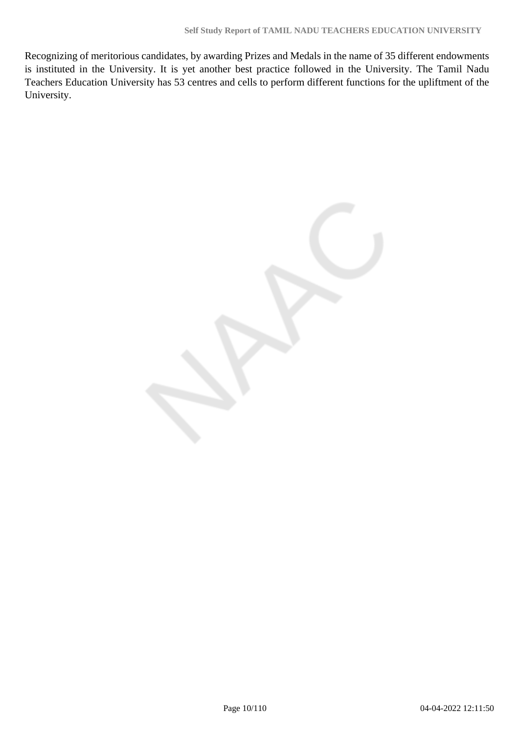Recognizing of meritorious candidates, by awarding Prizes and Medals in the name of 35 different endowments is instituted in the University. It is yet another best practice followed in the University. The Tamil Nadu Teachers Education University has 53 centres and cells to perform different functions for the upliftment of the University.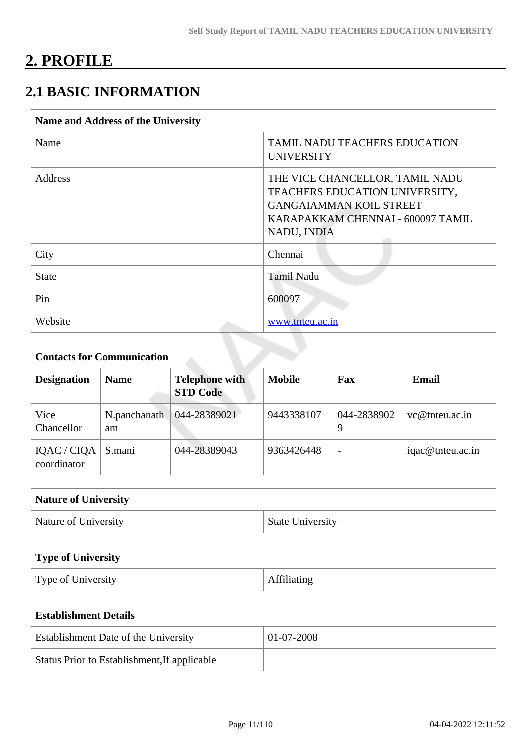# 2. PROFILE

## 2.1 BASIC INFORMATION

| Name and Address of the University | |
|---|---|
| Name | TAMIL NADU TEACHERS EDUCATION UNIVERSITY |
| Address | THE VICE CHANCELLOR, TAMIL NADU TEACHERS EDUCATION UNIVERSITY, GANGAIAMMAN KOIL STREET KARAPAKKAM CHENNAI - 600097 TAMIL NADU, INDIA |
| City | Chennai |
| State | Tamil Nadu |
| Pin | 600097 |
| Website | www.tnteu.ac.in |

| Contacts for Communication | | | | | |
|---|---|---|---|---|---|
| **Designation** | **Name** | **Telephone with STD Code** | **Mobile** | **Fax** | **Email** |
| Vice Chancellor | N.panchanatham | 044-28389021 | 9443338107 | 044-28389029 | vc@tnteu.ac.in |
| IQAC / CIQA coordinator | S.mani | 044-28389043 | 9363426448 | - | iqac@tnteu.ac.in |

| Nature of University | |
|---|---|
| Nature of University | State University |

| Type of University | |
|---|---|
| Type of University | Affiliating |

| Establishment Details | |
|---|---|
| Establishment Date of the University | 01-07-2008 |
| Status Prior to Establishment,If applicable | |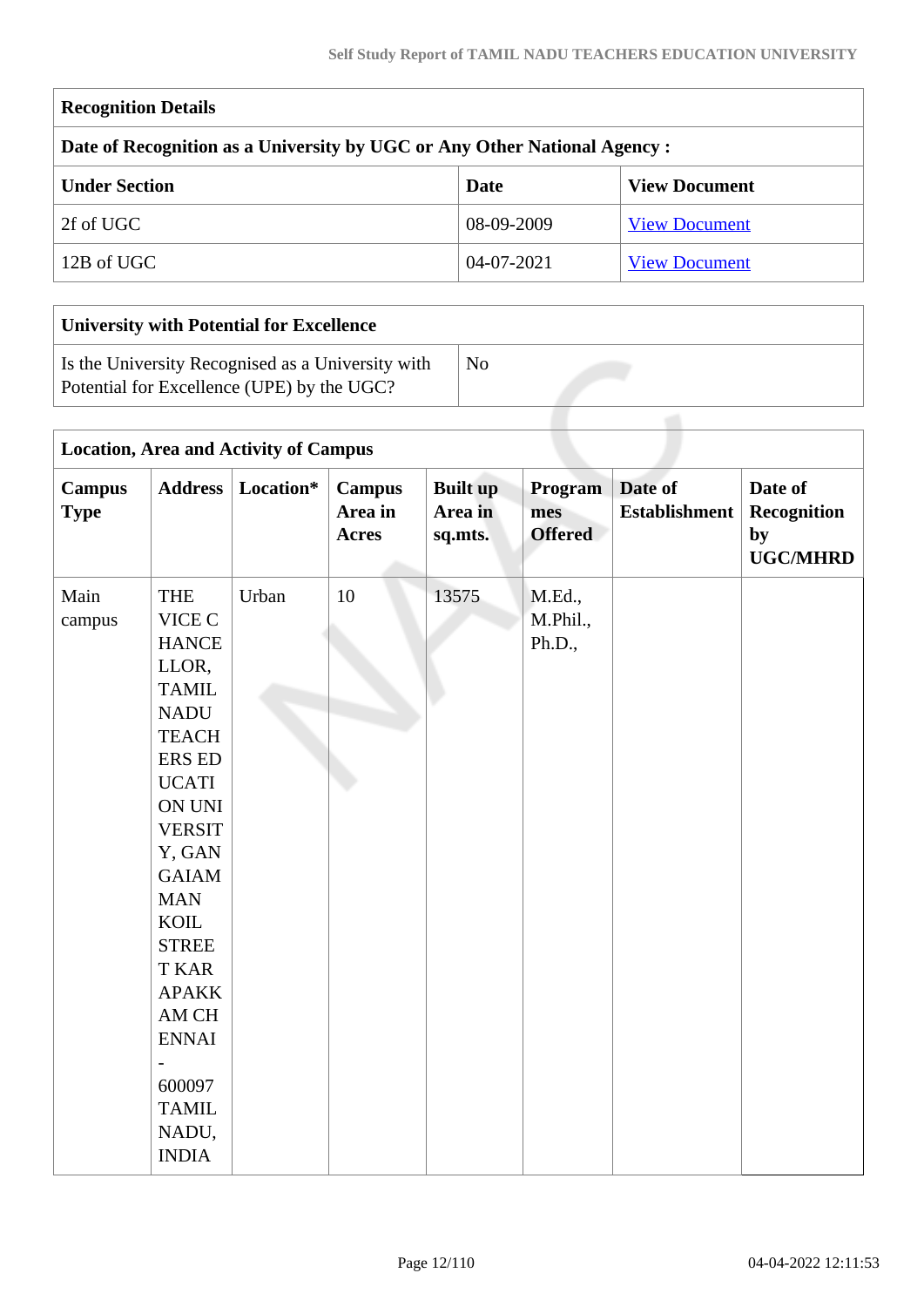| Recognition Details | | |
|---|---|---|
| **Date of Recognition as a University by UGC or Any Other National Agency :** | | |
| **Under Section** | **Date** | **View Document** |
| 2f of UGC | 08-09-2009 | View Document |
| 12B of UGC | 04-07-2021 | View Document |

| University with Potential for Excellence | |
|---|---|
| Is the University Recognised as a University with Potential for Excellence (UPE) by the UGC? | No |

| Location, Area and Activity of Campus | | | | | | | |
|---|---|---|---|---|---|---|---|
| **Campus Type** | **Address** | **Location*** | **Campus Area in Acres** | **Built up Area in sq.mts.** | **Programmes Offered** | **Date of Establishment** | **Date of Recognition by UGC/MHRD** |
| Main campus | THE VICE CHANCELLOR, TAMIL NADU TEACHERS EDUCATION UNIVERSITY, GANGAIAMMAN KOIL STREET KARAPAKKAM CHENNAI - 600097 TAMIL NADU, INDIA | Urban | 10 | 13575 | M.Ed., M.Phil., Ph.D., | | |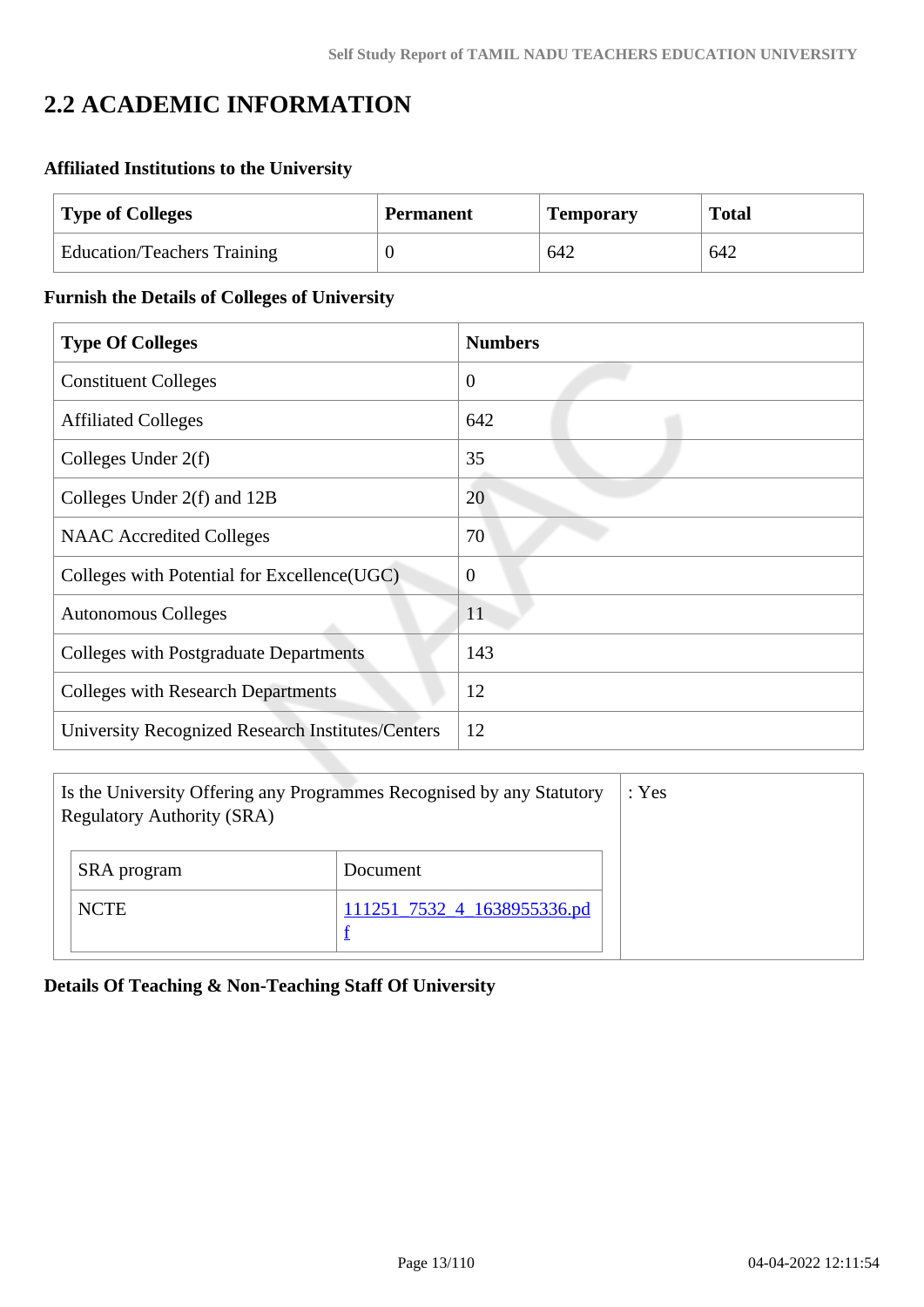## 2.2 ACADEMIC INFORMATION

**Affiliated Institutions to the University**

| Type of Colleges | Permanent | Temporary | Total |
|---|---|---|---|
| Education/Teachers Training | 0 | 642 | 642 |

**Furnish the Details of Colleges of University**

| Type Of Colleges | Numbers |
|---|---|
| Constituent Colleges | 0 |
| Affiliated Colleges | 642 |
| Colleges Under 2(f) | 35 |
| Colleges Under 2(f) and 12B | 20 |
| NAAC Accredited Colleges | 70 |
| Colleges with Potential for Excellence(UGC) | 0 |
| Autonomous Colleges | 11 |
| Colleges with Postgraduate Departments | 143 |
| Colleges with Research Departments | 12 |
| University Recognized Research Institutes/Centers | 12 |

Is the University Offering any Programmes Recognised by any Statutory Regulatory Authority (SRA) : Yes

| SRA program | Document |
|---|---|
| NCTE | 111251_7532_4_1638955336.pdf |

**Details Of Teaching & Non-Teaching Staff Of University**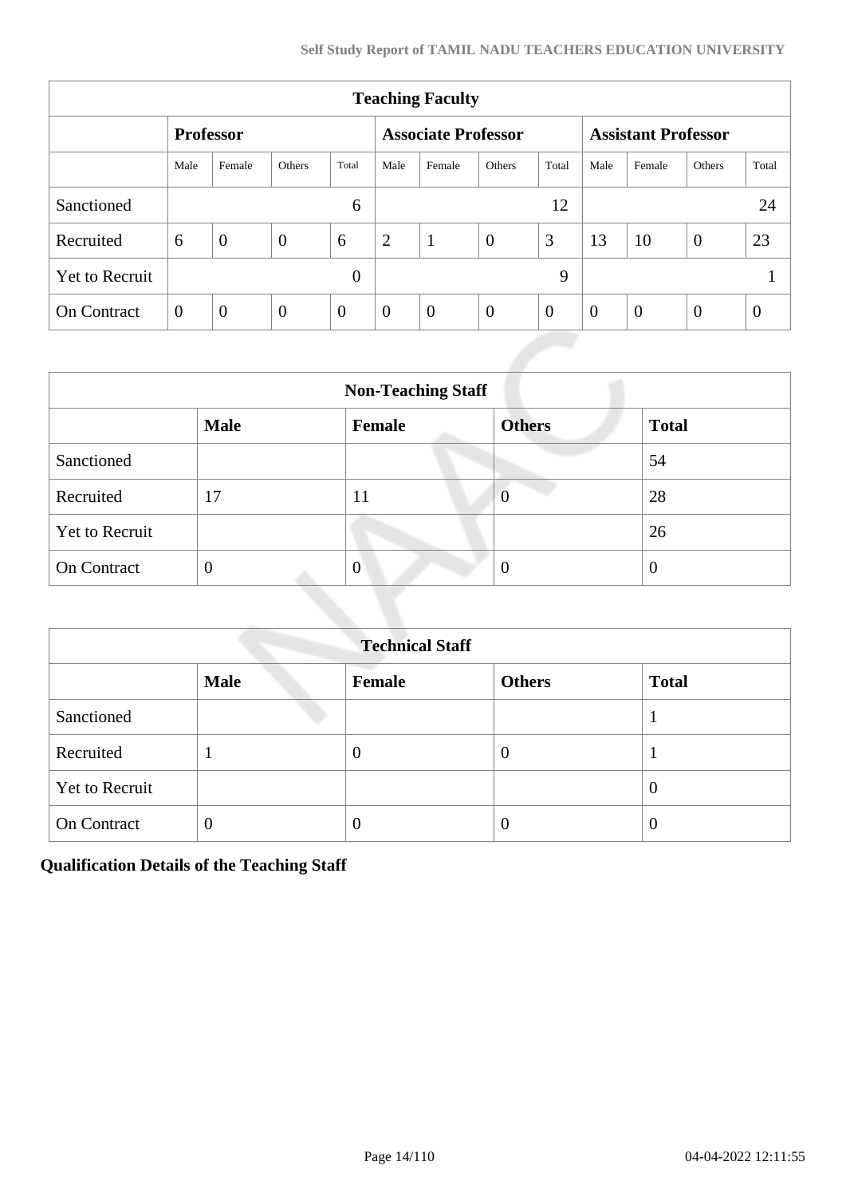| Teaching Faculty | | | | | | | | | | | | |
|---|---|---|---|---|---|---|---|---|---|---|---|---|
| | Professor | | | | Associate Professor | | | | Assistant Professor | | | |
| | Male | Female | Others | Total | Male | Female | Others | Total | Male | Female | Others | Total |
| Sanctioned | | | | 6 | | | | 12 | | | | 24 |
| Recruited | 6 | 0 | 0 | 6 | 2 | 1 | 0 | 3 | 13 | 10 | 0 | 23 |
| Yet to Recruit | | | | 0 | | | | 9 | | | | 1 |
| On Contract | 0 | 0 | 0 | 0 | 0 | 0 | 0 | 0 | 0 | 0 | 0 | 0 |

| Non-Teaching Staff | | | | |
|---|---|---|---|---|
| | **Male** | **Female** | **Others** | **Total** |
| Sanctioned | | | | 54 |
| Recruited | 17 | 11 | 0 | 28 |
| Yet to Recruit | | | | 26 |
| On Contract | 0 | 0 | 0 | 0 |

| Technical Staff | | | | |
|---|---|---|---|---|
| | **Male** | **Female** | **Others** | **Total** |
| Sanctioned | | | | 1 |
| Recruited | 1 | 0 | 0 | 1 |
| Yet to Recruit | | | | 0 |
| On Contract | 0 | 0 | 0 | 0 |

**Qualification Details of the Teaching Staff**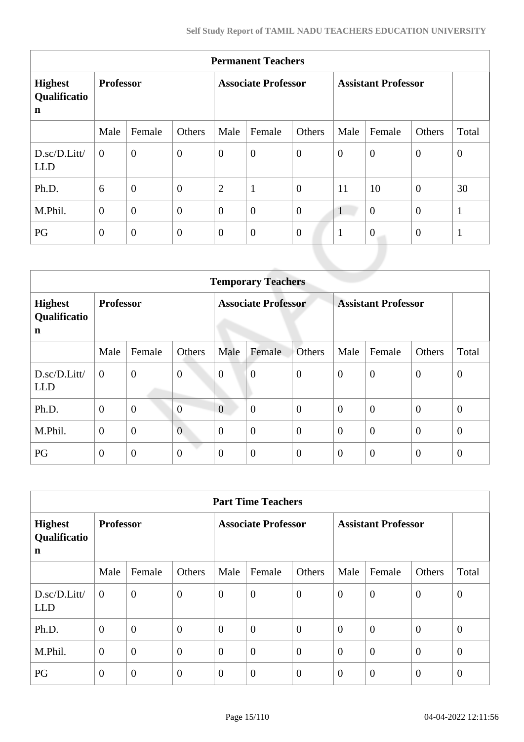| Permanent Teachers | | | | | | | | | | |
|---|---|---|---|---|---|---|---|---|---|---|
| **Highest Qualification** | **Professor** | | | **Associate Professor** | | | **Assistant Professor** | | | |
| | Male | Female | Others | Male | Female | Others | Male | Female | Others | Total |
| D.sc/D.Litt/LLD | 0 | 0 | 0 | 0 | 0 | 0 | 0 | 0 | 0 | 0 |
| Ph.D. | 6 | 0 | 0 | 2 | 1 | 0 | 11 | 10 | 0 | 30 |
| M.Phil. | 0 | 0 | 0 | 0 | 0 | 0 | 1 | 0 | 0 | 1 |
| PG | 0 | 0 | 0 | 0 | 0 | 0 | 1 | 0 | 0 | 1 |

| Temporary Teachers | | | | | | | | | | |
|---|---|---|---|---|---|---|---|---|---|---|
| **Highest Qualification** | **Professor** | | | **Associate Professor** | | | **Assistant Professor** | | | |
| | Male | Female | Others | Male | Female | Others | Male | Female | Others | Total |
| D.sc/D.Litt/LLD | 0 | 0 | 0 | 0 | 0 | 0 | 0 | 0 | 0 | 0 |
| Ph.D. | 0 | 0 | 0 | 0 | 0 | 0 | 0 | 0 | 0 | 0 |
| M.Phil. | 0 | 0 | 0 | 0 | 0 | 0 | 0 | 0 | 0 | 0 |
| PG | 0 | 0 | 0 | 0 | 0 | 0 | 0 | 0 | 0 | 0 |

| Part Time Teachers | | | | | | | | | | |
|---|---|---|---|---|---|---|---|---|---|---|
| **Highest Qualification** | **Professor** | | | **Associate Professor** | | | **Assistant Professor** | | | |
| | Male | Female | Others | Male | Female | Others | Male | Female | Others | Total |
| D.sc/D.Litt/LLD | 0 | 0 | 0 | 0 | 0 | 0 | 0 | 0 | 0 | 0 |
| Ph.D. | 0 | 0 | 0 | 0 | 0 | 0 | 0 | 0 | 0 | 0 |
| M.Phil. | 0 | 0 | 0 | 0 | 0 | 0 | 0 | 0 | 0 | 0 |
| PG | 0 | 0 | 0 | 0 | 0 | 0 | 0 | 0 | 0 | 0 |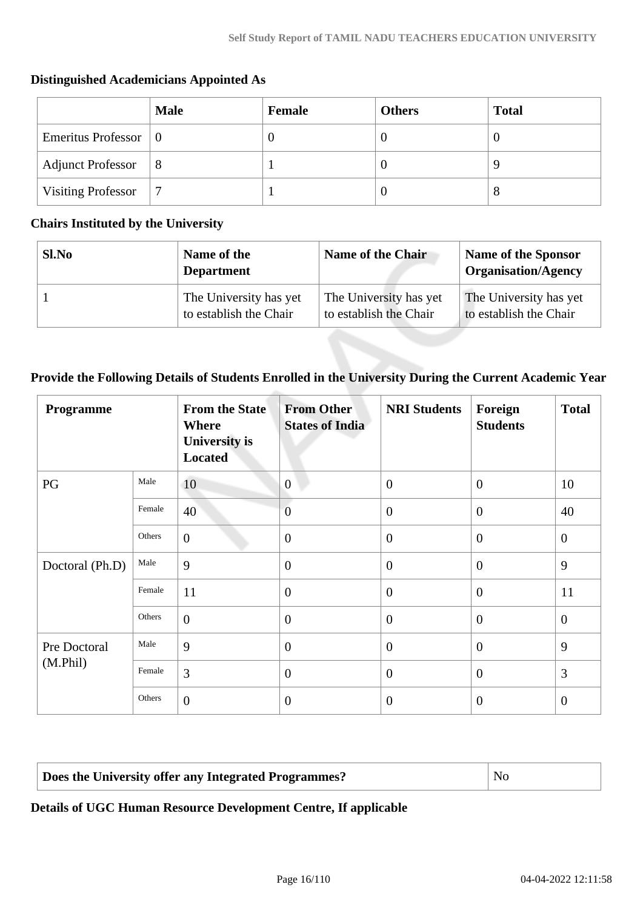**Distinguished Academicians Appointed As**

| | Male | Female | Others | Total |
|---|---|---|---|---|
| Emeritus Professor | 0 | 0 | 0 | 0 |
| Adjunct Professor | 8 | 1 | 0 | 9 |
| Visiting Professor | 7 | 1 | 0 | 8 |

**Chairs Instituted by the University**

| Sl.No | Name of the Department | Name of the Chair | Name of the Sponsor Organisation/Agency |
|---|---|---|---|
| 1 | The University has yet to establish the Chair | The University has yet to establish the Chair | The University has yet to establish the Chair |

**Provide the Following Details of Students Enrolled in the University During the Current Academic Year**

| Programme | | From the State Where University is Located | From Other States of India | NRI Students | Foreign Students | Total |
|---|---|---|---|---|---|---|
| PG | Male | 10 | 0 | 0 | 0 | 10 |
| | Female | 40 | 0 | 0 | 0 | 40 |
| | Others | 0 | 0 | 0 | 0 | 0 |
| Doctoral (Ph.D) | Male | 9 | 0 | 0 | 0 | 9 |
| | Female | 11 | 0 | 0 | 0 | 11 |
| | Others | 0 | 0 | 0 | 0 | 0 |
| Pre Doctoral (M.Phil) | Male | 9 | 0 | 0 | 0 | 9 |
| | Female | 3 | 0 | 0 | 0 | 3 |
| | Others | 0 | 0 | 0 | 0 | 0 |

| **Does the University offer any Integrated Programmes?** | No |
|---|---|

**Details of UGC Human Resource Development Centre, If applicable**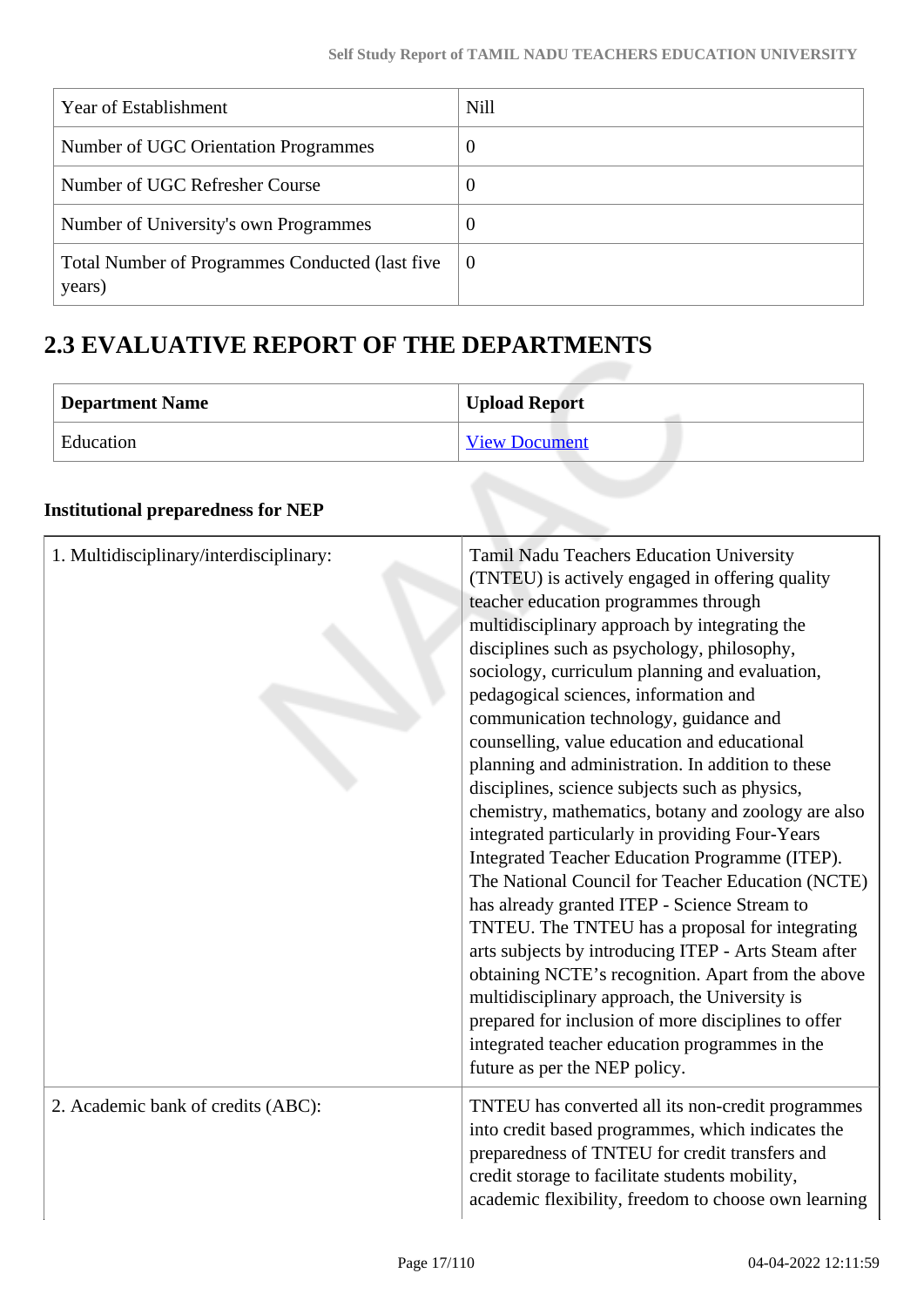| Year of Establishment | Nill |
|---|---|
| Number of UGC Orientation Programmes | 0 |
| Number of UGC Refresher Course | 0 |
| Number of University's own Programmes | 0 |
| Total Number of Programmes Conducted (last five years) | 0 |

## 2.3 EVALUATIVE REPORT OF THE DEPARTMENTS

| Department Name | Upload Report |
|---|---|
| Education | View Document |

**Institutional preparedness for NEP**

| | |
|---|---|
| 1. Multidisciplinary/interdisciplinary: | Tamil Nadu Teachers Education University (TNTEU) is actively engaged in offering quality teacher education programmes through multidisciplinary approach by integrating the disciplines such as psychology, philosophy, sociology, curriculum planning and evaluation, pedagogical sciences, information and communication technology, guidance and counselling, value education and educational planning and administration. In addition to these disciplines, science subjects such as physics, chemistry, mathematics, botany and zoology are also integrated particularly in providing Four-Years Integrated Teacher Education Programme (ITEP). The National Council for Teacher Education (NCTE) has already granted ITEP - Science Stream to TNTEU. The TNTEU has a proposal for integrating arts subjects by introducing ITEP - Arts Steam after obtaining NCTE's recognition. Apart from the above multidisciplinary approach, the University is prepared for inclusion of more disciplines to offer integrated teacher education programmes in the future as per the NEP policy. |
| 2. Academic bank of credits (ABC): | TNTEU has converted all its non-credit programmes into credit based programmes, which indicates the preparedness of TNTEU for credit transfers and credit storage to facilitate students mobility, academic flexibility, freedom to choose own learning |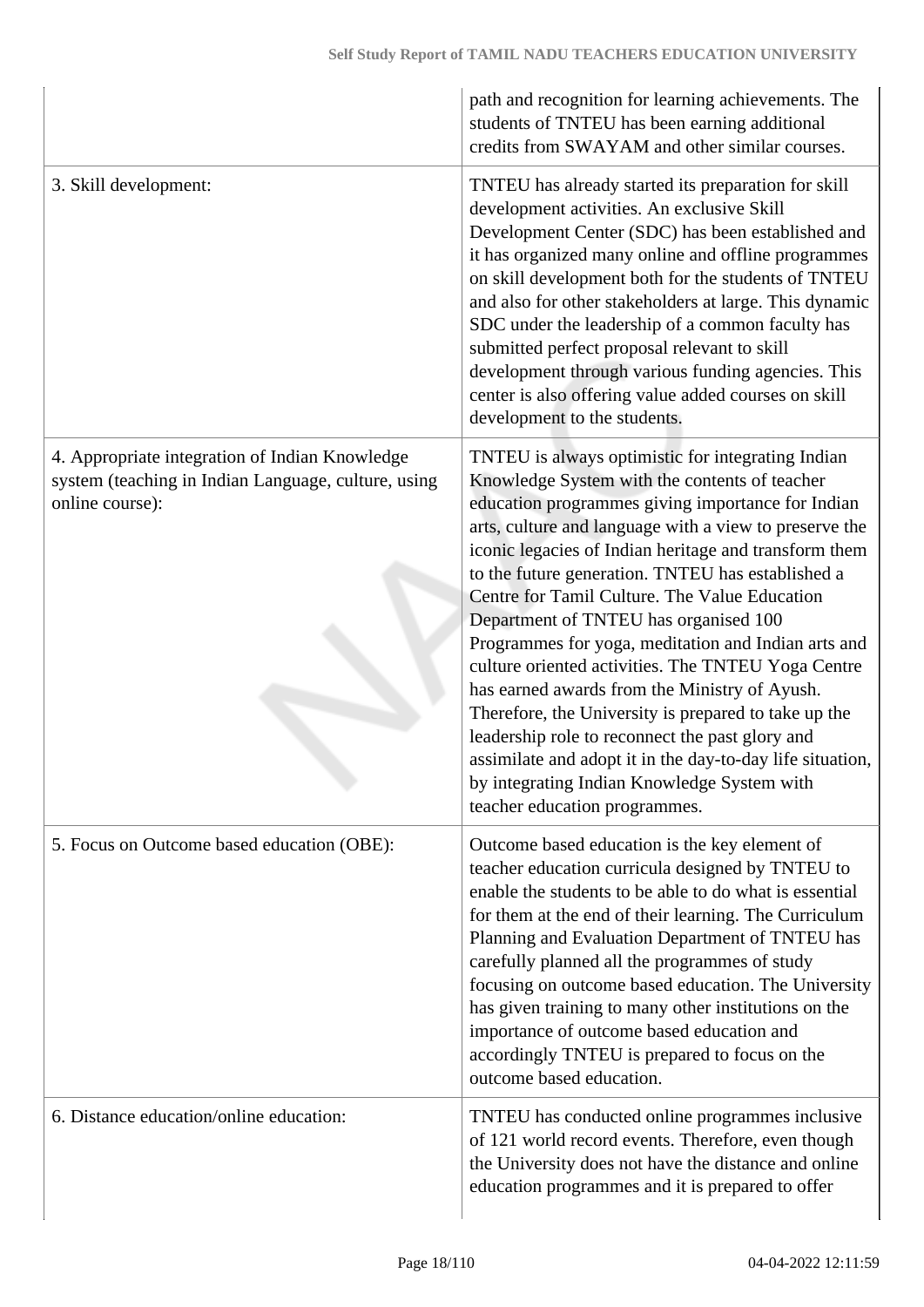| | |
|---|---|
| | path and recognition for learning achievements. The students of TNTEU has been earning additional credits from SWAYAM and other similar courses. |
| 3. Skill development: | TNTEU has already started its preparation for skill development activities. An exclusive Skill Development Center (SDC) has been established and it has organized many online and offline programmes on skill development both for the students of TNTEU and also for other stakeholders at large. This dynamic SDC under the leadership of a common faculty has submitted perfect proposal relevant to skill development through various funding agencies. This center is also offering value added courses on skill development to the students. |
| 4. Appropriate integration of Indian Knowledge system (teaching in Indian Language, culture, using online course): | TNTEU is always optimistic for integrating Indian Knowledge System with the contents of teacher education programmes giving importance for Indian arts, culture and language with a view to preserve the iconic legacies of Indian heritage and transform them to the future generation. TNTEU has established a Centre for Tamil Culture. The Value Education Department of TNTEU has organised 100 Programmes for yoga, meditation and Indian arts and culture oriented activities. The TNTEU Yoga Centre has earned awards from the Ministry of Ayush. Therefore, the University is prepared to take up the leadership role to reconnect the past glory and assimilate and adopt it in the day-to-day life situation, by integrating Indian Knowledge System with teacher education programmes. |
| 5. Focus on Outcome based education (OBE): | Outcome based education is the key element of teacher education curricula designed by TNTEU to enable the students to be able to do what is essential for them at the end of their learning. The Curriculum Planning and Evaluation Department of TNTEU has carefully planned all the programmes of study focusing on outcome based education. The University has given training to many other institutions on the importance of outcome based education and accordingly TNTEU is prepared to focus on the outcome based education. |
| 6. Distance education/online education: | TNTEU has conducted online programmes inclusive of 121 world record events. Therefore, even though the University does not have the distance and online education programmes and it is prepared to offer |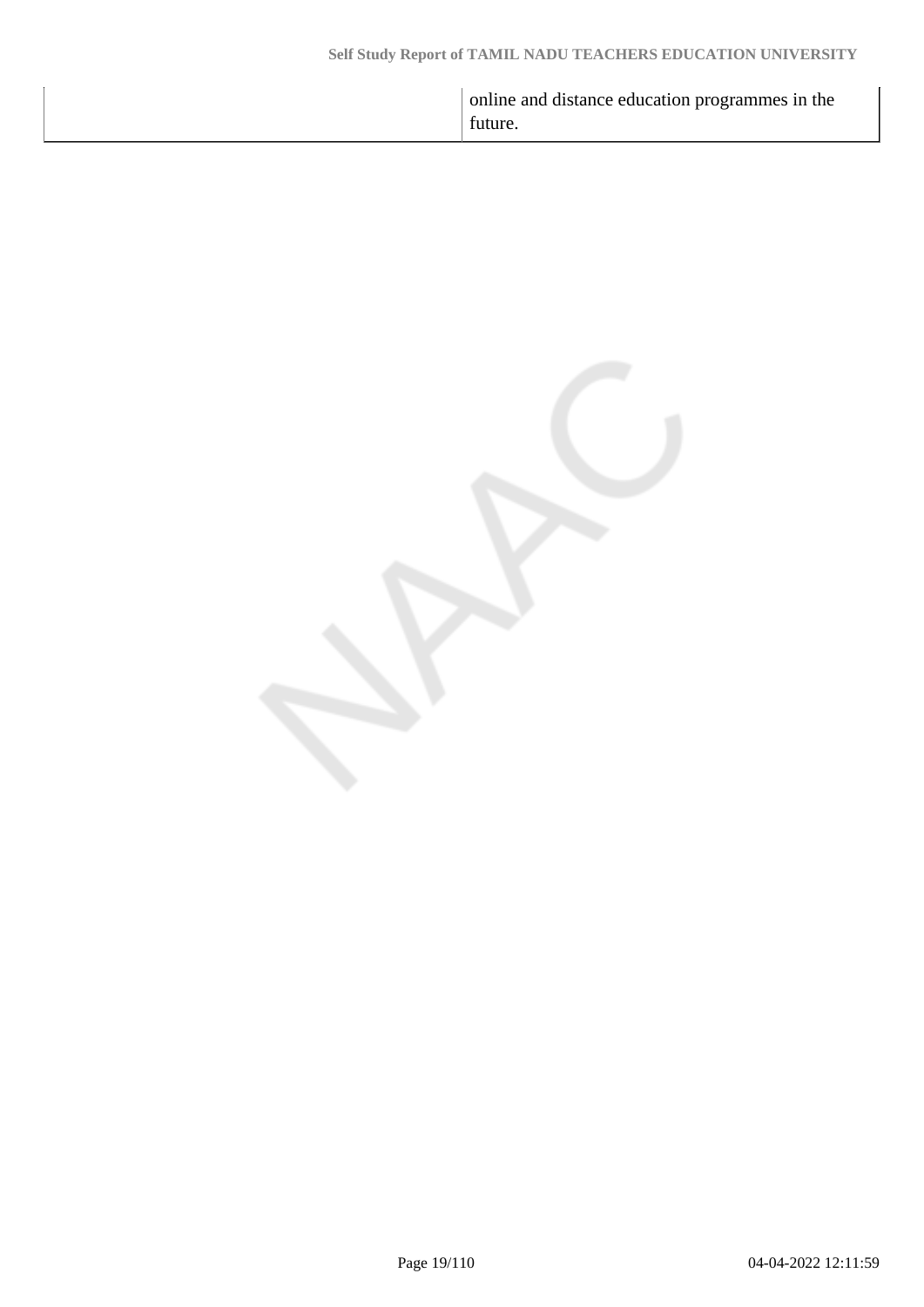| | |
|---|---|
| | online and distance education programmes in the future. |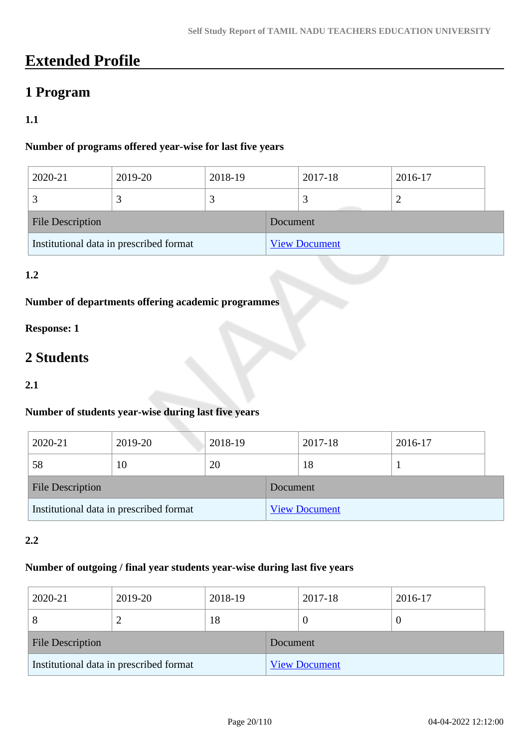# Extended Profile

## 1 Program

### 1.1

**Number of programs offered year-wise for last five years**

| 2020-21 | 2019-20 | 2018-19 | 2017-18 | 2016-17 |
|---|---|---|---|---|
| 3 | 3 | 3 | 3 | 2 |

| File Description | Document |
|---|---|
| Institutional data in prescribed format | View Document |

### 1.2

**Number of departments offering academic programmes**

**Response: 1**

## 2 Students

### 2.1

**Number of students year-wise during last five years**

| 2020-21 | 2019-20 | 2018-19 | 2017-18 | 2016-17 |
|---|---|---|---|---|
| 58 | 10 | 20 | 18 | 1 |

| File Description | Document |
|---|---|
| Institutional data in prescribed format | View Document |

### 2.2

**Number of outgoing / final year students year-wise during last five years**

| 2020-21 | 2019-20 | 2018-19 | 2017-18 | 2016-17 |
|---|---|---|---|---|
| 8 | 2 | 18 | 0 | 0 |

| File Description | Document |
|---|---|
| Institutional data in prescribed format | View Document |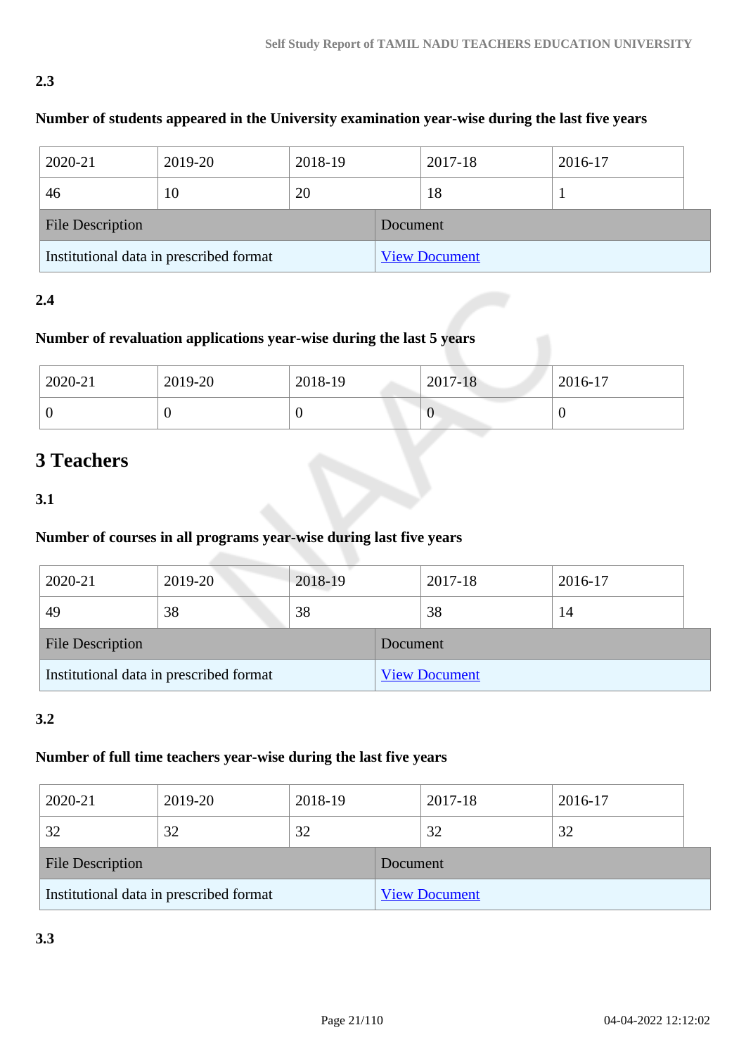2.3

**Number of students appeared in the University examination year-wise during the last five years**

| 2020-21 | 2019-20 | 2018-19 | 2017-18 | 2016-17 |
|---|---|---|---|---|
| 46 | 10 | 20 | 18 | 1 |

| File Description | Document |
|---|---|
| Institutional data in prescribed format | View Document |

2.4

**Number of revaluation applications year-wise during the last 5 years**

| 2020-21 | 2019-20 | 2018-19 | 2017-18 | 2016-17 |
|---|---|---|---|---|
| 0 | 0 | 0 | 0 | 0 |

# 3 Teachers

3.1

**Number of courses in all programs year-wise during last five years**

| 2020-21 | 2019-20 | 2018-19 | 2017-18 | 2016-17 |
|---|---|---|---|---|
| 49 | 38 | 38 | 38 | 14 |

| File Description | Document |
|---|---|
| Institutional data in prescribed format | View Document |

3.2

**Number of full time teachers year-wise during the last five years**

| 2020-21 | 2019-20 | 2018-19 | 2017-18 | 2016-17 |
|---|---|---|---|---|
| 32 | 32 | 32 | 32 | 32 |

| File Description | Document |
|---|---|
| Institutional data in prescribed format | View Document |

3.3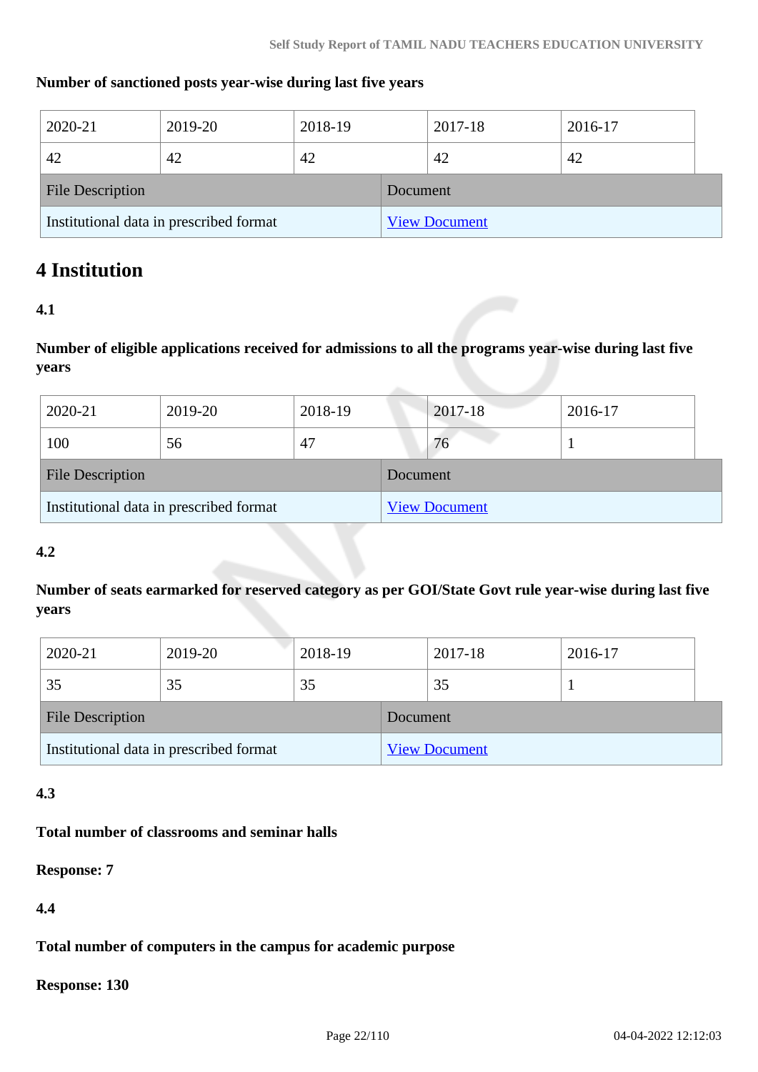**Number of sanctioned posts year-wise during last five years**

| 2020-21 | 2019-20 | 2018-19 | 2017-18 | 2016-17 |
|---|---|---|---|---|
| 42 | 42 | 42 | 42 | 42 |

| File Description | Document |
|---|---|
| Institutional data in prescribed format | View Document |

# 4 Institution

**4.1**

**Number of eligible applications received for admissions to all the programs year-wise during last five years**

| 2020-21 | 2019-20 | 2018-19 | 2017-18 | 2016-17 |
|---|---|---|---|---|
| 100 | 56 | 47 | 76 | 1 |

| File Description | Document |
|---|---|
| Institutional data in prescribed format | View Document |

**4.2**

**Number of seats earmarked for reserved category as per GOI/State Govt rule year-wise during last five years**

| 2020-21 | 2019-20 | 2018-19 | 2017-18 | 2016-17 |
|---|---|---|---|---|
| 35 | 35 | 35 | 35 | 1 |

| File Description | Document |
|---|---|
| Institutional data in prescribed format | View Document |

**4.3**

**Total number of classrooms and seminar halls**

**Response: 7**

**4.4**

**Total number of computers in the campus for academic purpose**

**Response: 130**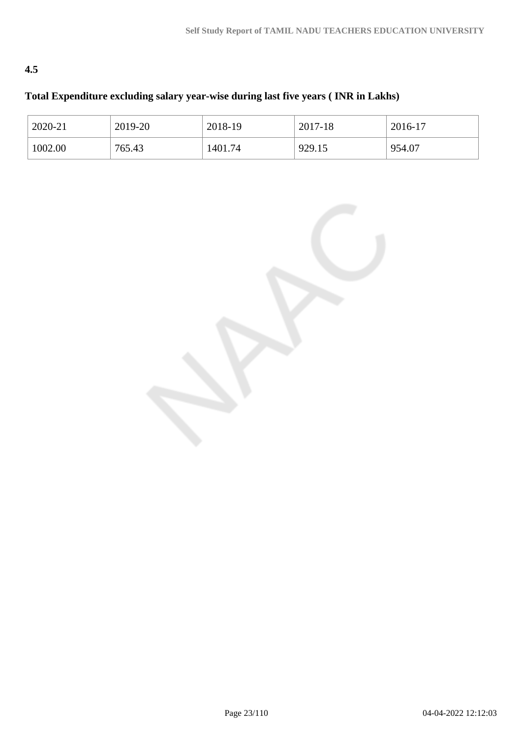**4.5**

**Total Expenditure excluding salary year-wise during last five years ( INR in Lakhs)**

| 2020-21 | 2019-20 | 2018-19 | 2017-18 | 2016-17 |
| --- | --- | --- | --- | --- |
| 1002.00 | 765.43 | 1401.74 | 929.15 | 954.07 |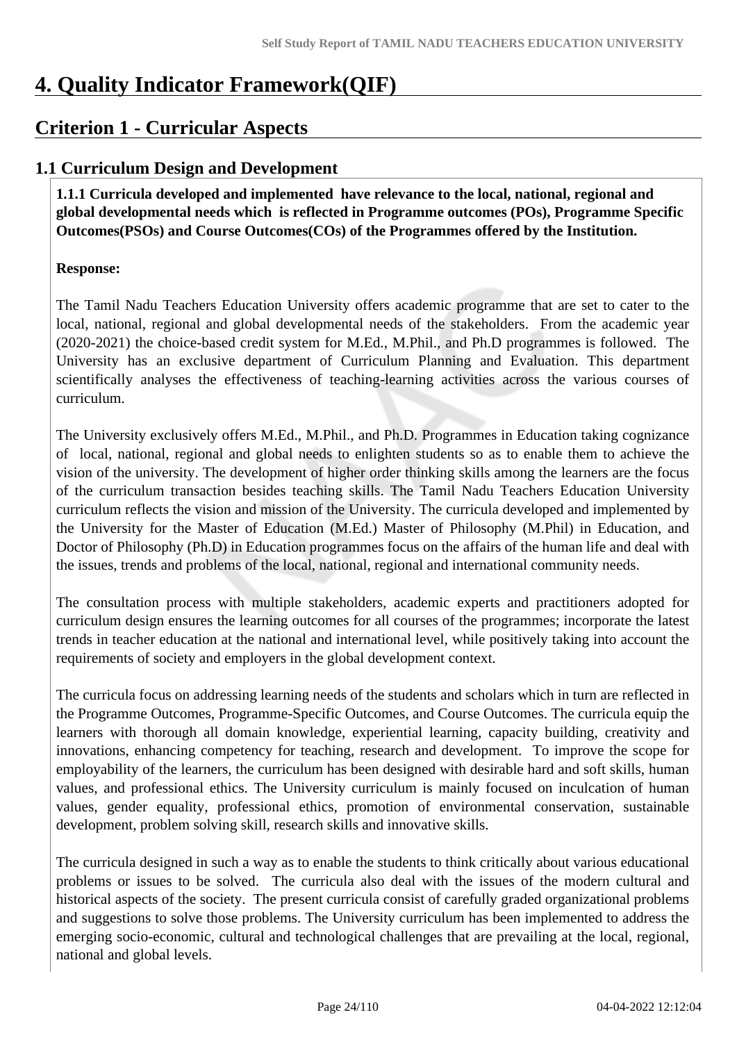# 4. Quality Indicator Framework(QIF)

## Criterion 1 - Curricular Aspects

### 1.1 Curriculum Design and Development

**1.1.1 Curricula developed and implemented have relevance to the local, national, regional and global developmental needs which is reflected in Programme outcomes (POs), Programme Specific Outcomes(PSOs) and Course Outcomes(COs) of the Programmes offered by the Institution.**

**Response:**

The Tamil Nadu Teachers Education University offers academic programme that are set to cater to the local, national, regional and global developmental needs of the stakeholders. From the academic year (2020-2021) the choice-based credit system for M.Ed., M.Phil., and Ph.D programmes is followed. The University has an exclusive department of Curriculum Planning and Evaluation. This department scientifically analyses the effectiveness of teaching-learning activities across the various courses of curriculum.

The University exclusively offers M.Ed., M.Phil., and Ph.D. Programmes in Education taking cognizance of local, national, regional and global needs to enlighten students so as to enable them to achieve the vision of the university. The development of higher order thinking skills among the learners are the focus of the curriculum transaction besides teaching skills. The Tamil Nadu Teachers Education University curriculum reflects the vision and mission of the University. The curricula developed and implemented by the University for the Master of Education (M.Ed.) Master of Philosophy (M.Phil) in Education, and Doctor of Philosophy (Ph.D) in Education programmes focus on the affairs of the human life and deal with the issues, trends and problems of the local, national, regional and international community needs.

The consultation process with multiple stakeholders, academic experts and practitioners adopted for curriculum design ensures the learning outcomes for all courses of the programmes; incorporate the latest trends in teacher education at the national and international level, while positively taking into account the requirements of society and employers in the global development context.

The curricula focus on addressing learning needs of the students and scholars which in turn are reflected in the Programme Outcomes, Programme-Specific Outcomes, and Course Outcomes. The curricula equip the learners with thorough all domain knowledge, experiential learning, capacity building, creativity and innovations, enhancing competency for teaching, research and development. To improve the scope for employability of the learners, the curriculum has been designed with desirable hard and soft skills, human values, and professional ethics. The University curriculum is mainly focused on inculcation of human values, gender equality, professional ethics, promotion of environmental conservation, sustainable development, problem solving skill, research skills and innovative skills.

The curricula designed in such a way as to enable the students to think critically about various educational problems or issues to be solved. The curricula also deal with the issues of the modern cultural and historical aspects of the society. The present curricula consist of carefully graded organizational problems and suggestions to solve those problems. The University curriculum has been implemented to address the emerging socio-economic, cultural and technological challenges that are prevailing at the local, regional, national and global levels.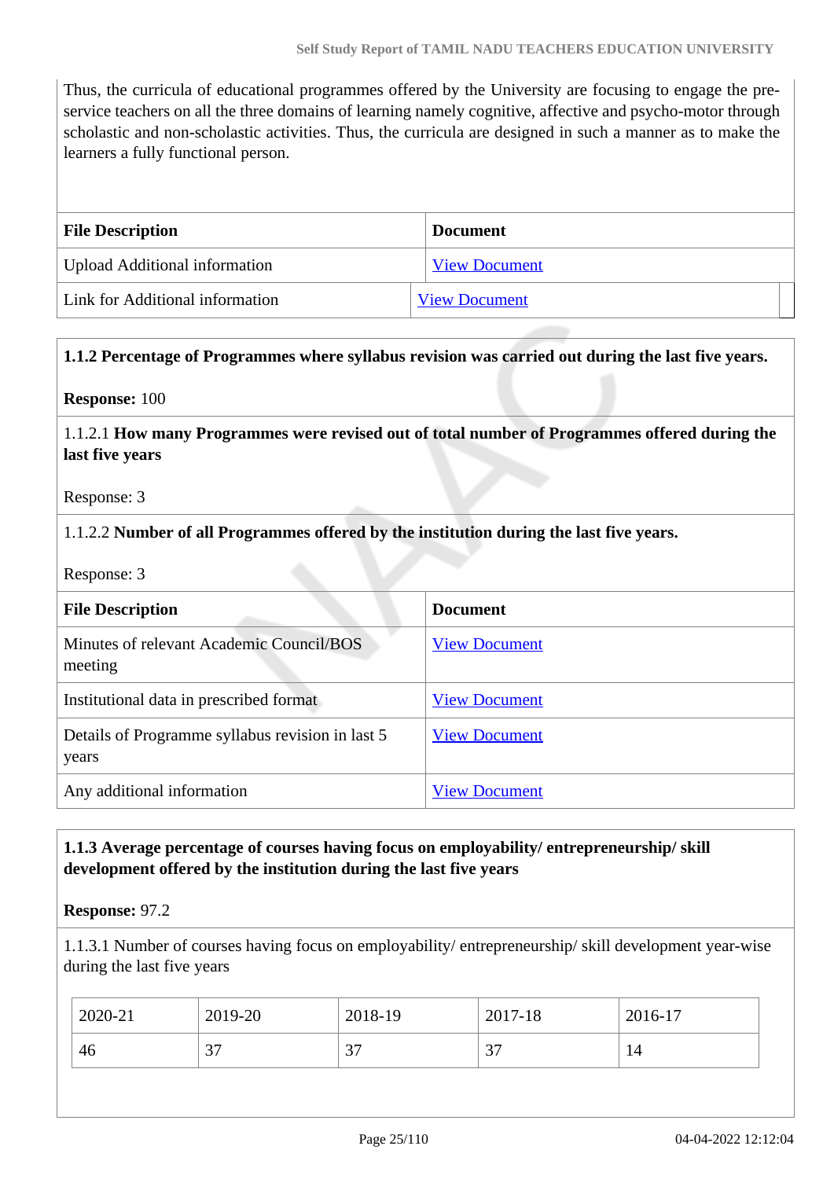Thus, the curricula of educational programmes offered by the University are focusing to engage the pre-service teachers on all the three domains of learning namely cognitive, affective and psycho-motor through scholastic and non-scholastic activities. Thus, the curricula are designed in such a manner as to make the learners a fully functional person.

| File Description | Document |
|---|---|
| Upload Additional information | View Document |
| Link for Additional information | View Document |

**1.1.2 Percentage of Programmes where syllabus revision was carried out during the last five years.**

**Response:** 100

1.1.2.1 **How many Programmes were revised out of total number of Programmes offered during the last five years**

Response: 3

1.1.2.2 **Number of all Programmes offered by the institution during the last five years.**

Response: 3

| File Description | Document |
|---|---|
| Minutes of relevant Academic Council/BOS meeting | View Document |
| Institutional data in prescribed format | View Document |
| Details of Programme syllabus revision in last 5 years | View Document |
| Any additional information | View Document |

**1.1.3 Average percentage of courses having focus on employability/ entrepreneurship/ skill development offered by the institution during the last five years**

**Response:** 97.2

1.1.3.1 Number of courses having focus on employability/ entrepreneurship/ skill development year-wise during the last five years

| 2020-21 | 2019-20 | 2018-19 | 2017-18 | 2016-17 |
|---|---|---|---|---|
| 46 | 37 | 37 | 37 | 14 |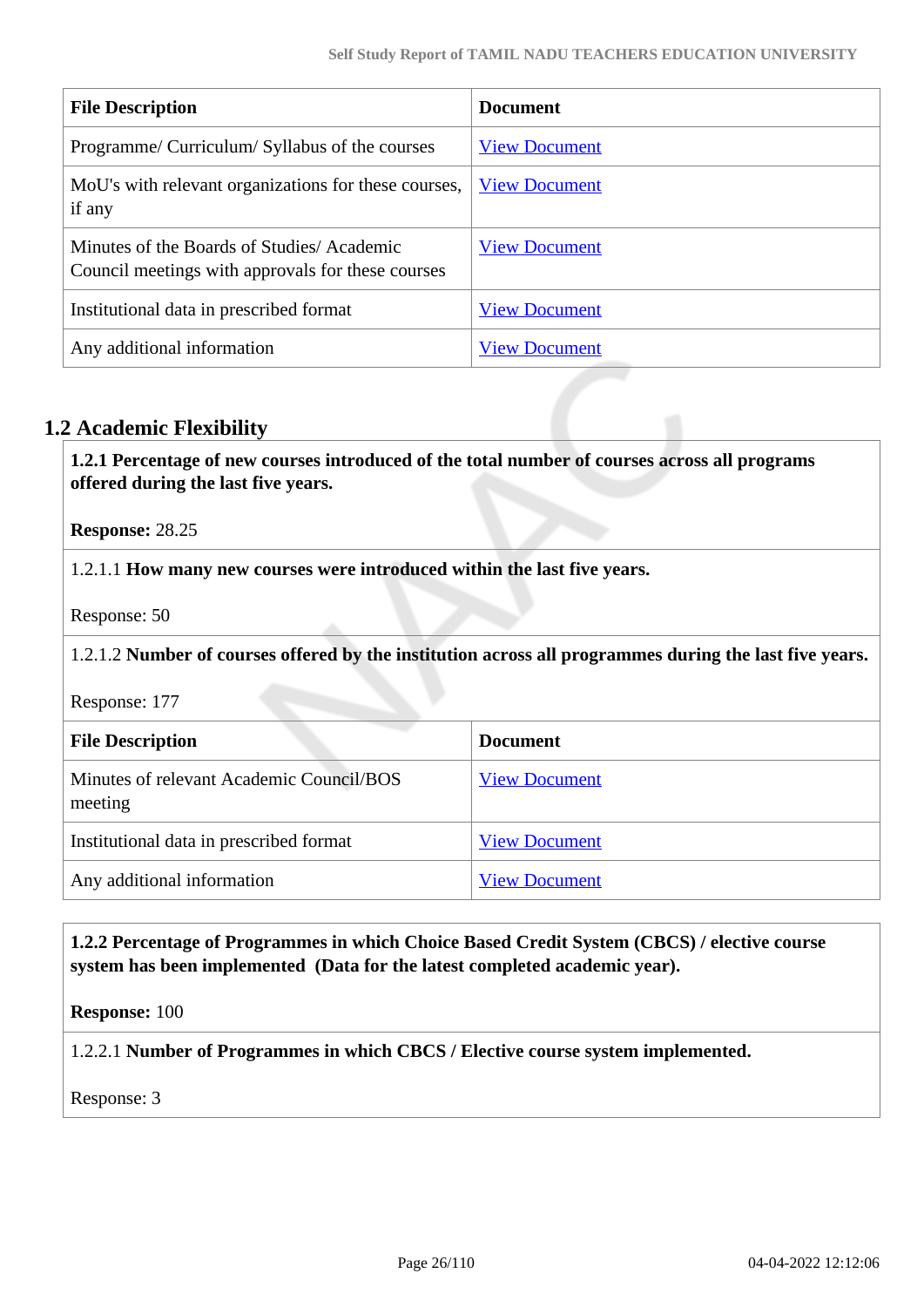| File Description | Document |
|---|---|
| Programme/ Curriculum/ Syllabus of the courses | View Document |
| MoU's with relevant organizations for these courses, if any | View Document |
| Minutes of the Boards of Studies/ Academic Council meetings with approvals for these courses | View Document |
| Institutional data in prescribed format | View Document |
| Any additional information | View Document |

## 1.2 Academic Flexibility

**1.2.1 Percentage of new courses introduced of the total number of courses across all programs offered during the last five years.**

**Response:** 28.25

1.2.1.1 **How many new courses were introduced within the last five years.**

Response: 50

1.2.1.2 **Number of courses offered by the institution across all programmes during the last five years.**

Response: 177

| File Description | Document |
|---|---|
| Minutes of relevant Academic Council/BOS meeting | View Document |
| Institutional data in prescribed format | View Document |
| Any additional information | View Document |

**1.2.2 Percentage of Programmes in which Choice Based Credit System (CBCS) / elective course system has been implemented (Data for the latest completed academic year).**

**Response:** 100

1.2.2.1 **Number of Programmes in which CBCS / Elective course system implemented.**

Response: 3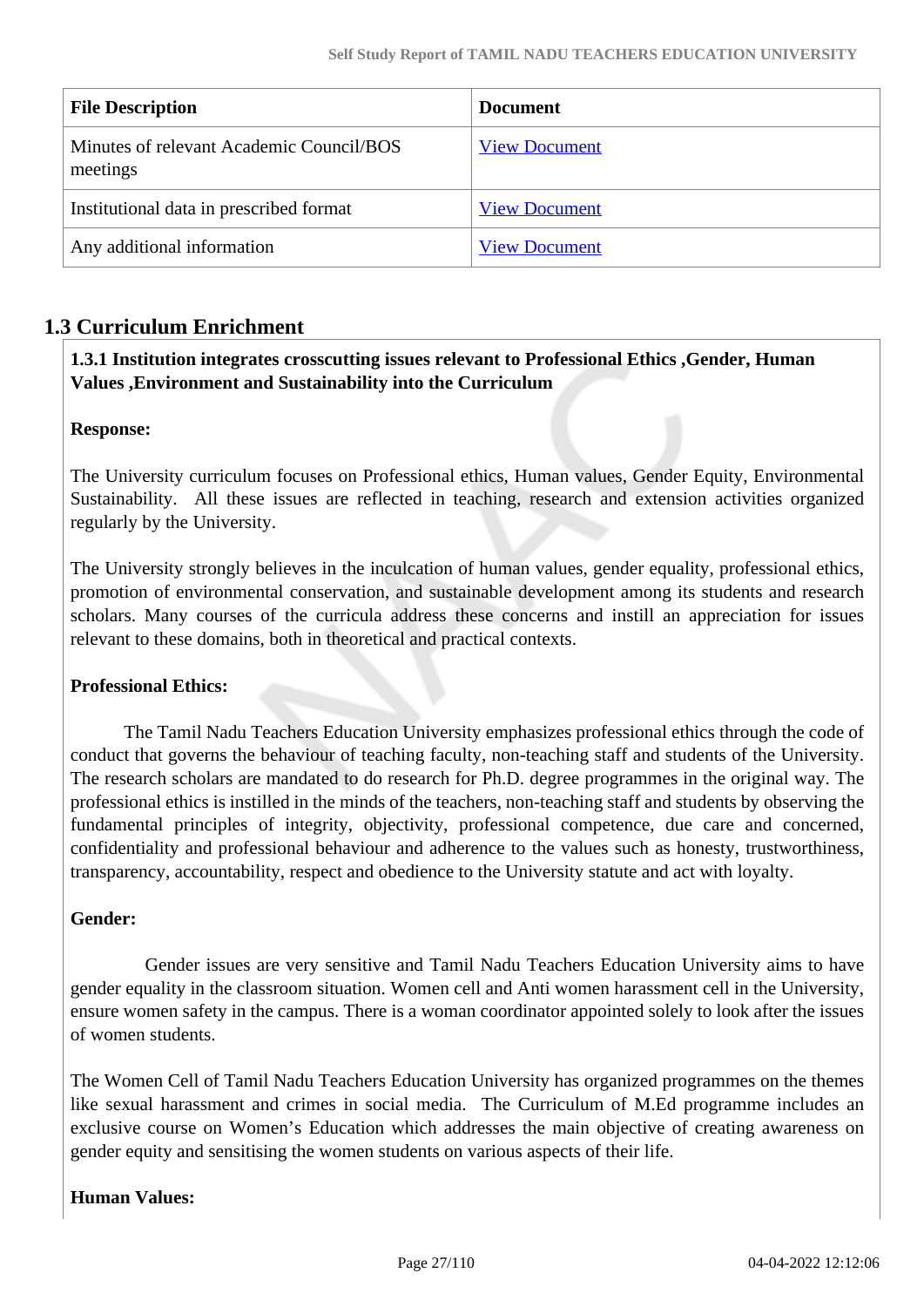| File Description | Document |
| --- | --- |
| Minutes of relevant Academic Council/BOS meetings | View Document |
| Institutional data in prescribed format | View Document |
| Any additional information | View Document |

## 1.3 Curriculum Enrichment

**1.3.1 Institution integrates crosscutting issues relevant to Professional Ethics ,Gender, Human Values ,Environment and Sustainability into the Curriculum**

**Response:**

The University curriculum focuses on Professional ethics, Human values, Gender Equity, Environmental Sustainability. All these issues are reflected in teaching, research and extension activities organized regularly by the University.

The University strongly believes in the inculcation of human values, gender equality, professional ethics, promotion of environmental conservation, and sustainable development among its students and research scholars. Many courses of the curricula address these concerns and instill an appreciation for issues relevant to these domains, both in theoretical and practical contexts.

**Professional Ethics:**

The Tamil Nadu Teachers Education University emphasizes professional ethics through the code of conduct that governs the behaviour of teaching faculty, non-teaching staff and students of the University. The research scholars are mandated to do research for Ph.D. degree programmes in the original way. The professional ethics is instilled in the minds of the teachers, non-teaching staff and students by observing the fundamental principles of integrity, objectivity, professional competence, due care and concerned, confidentiality and professional behaviour and adherence to the values such as honesty, trustworthiness, transparency, accountability, respect and obedience to the University statute and act with loyalty.

**Gender:**

Gender issues are very sensitive and Tamil Nadu Teachers Education University aims to have gender equality in the classroom situation. Women cell and Anti women harassment cell in the University, ensure women safety in the campus. There is a woman coordinator appointed solely to look after the issues of women students.

The Women Cell of Tamil Nadu Teachers Education University has organized programmes on the themes like sexual harassment and crimes in social media. The Curriculum of M.Ed programme includes an exclusive course on Women's Education which addresses the main objective of creating awareness on gender equity and sensitising the women students on various aspects of their life.

**Human Values:**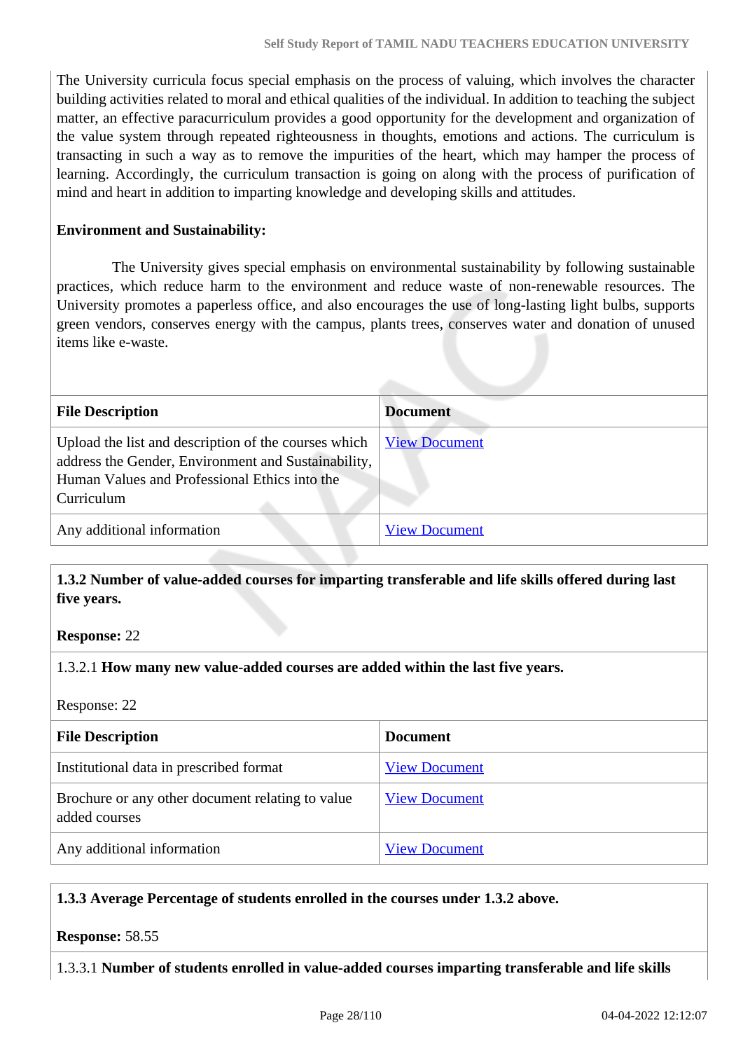The University curricula focus special emphasis on the process of valuing, which involves the character building activities related to moral and ethical qualities of the individual. In addition to teaching the subject matter, an effective paracurriculum provides a good opportunity for the development and organization of the value system through repeated righteousness in thoughts, emotions and actions. The curriculum is transacting in such a way as to remove the impurities of the heart, which may hamper the process of learning. Accordingly, the curriculum transaction is going on along with the process of purification of mind and heart in addition to imparting knowledge and developing skills and attitudes.

**Environment and Sustainability:**

The University gives special emphasis on environmental sustainability by following sustainable practices, which reduce harm to the environment and reduce waste of non-renewable resources. The University promotes a paperless office, and also encourages the use of long-lasting light bulbs, supports green vendors, conserves energy with the campus, plants trees, conserves water and donation of unused items like e-waste.

| File Description | Document |
|---|---|
| Upload the list and description of the courses which address the Gender, Environment and Sustainability, Human Values and Professional Ethics into the Curriculum | View Document |
| Any additional information | View Document |

**1.3.2 Number of value-added courses for imparting transferable and life skills offered during last five years.**

**Response:** 22

1.3.2.1 **How many new value-added courses are added within the last five years.**

Response: 22

| File Description | Document |
|---|---|
| Institutional data in prescribed format | View Document |
| Brochure or any other document relating to value added courses | View Document |
| Any additional information | View Document |

**1.3.3 Average Percentage of students enrolled in the courses under 1.3.2 above.**

**Response:** 58.55

1.3.3.1 **Number of students enrolled in value-added courses imparting transferable and life skills**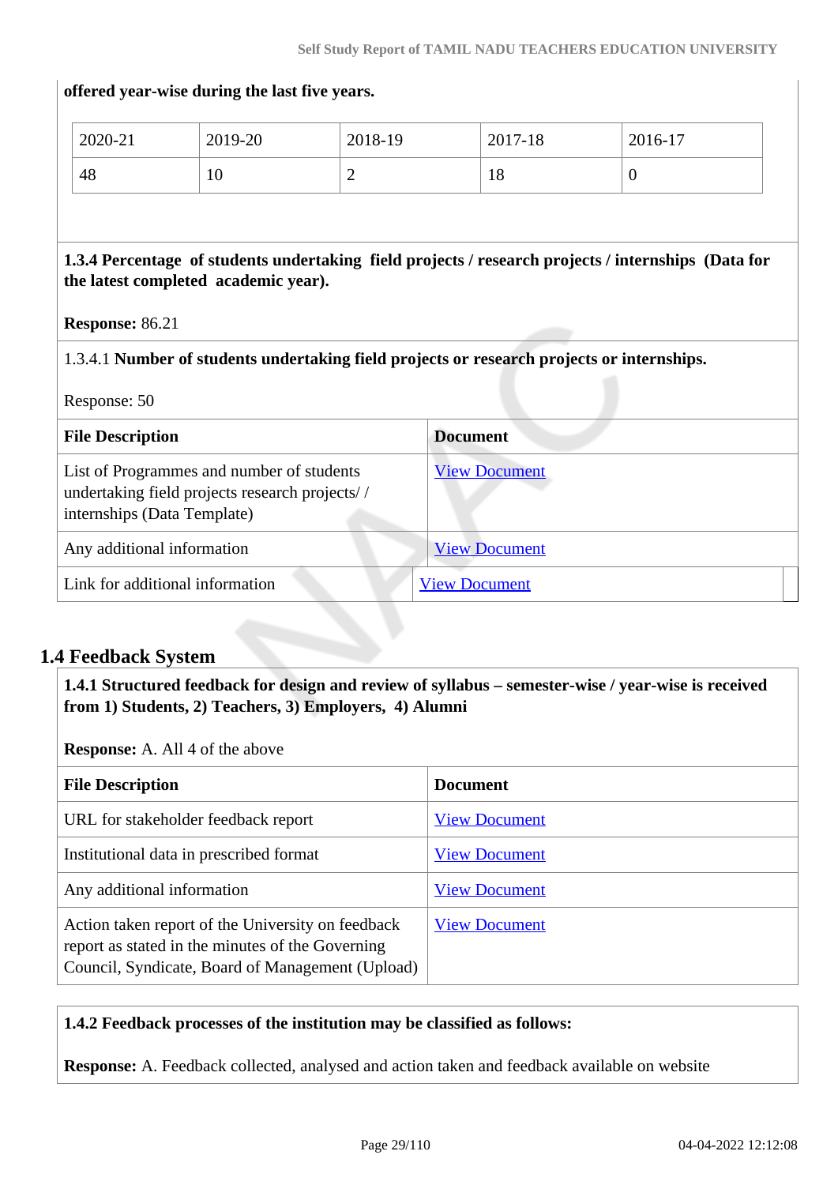**offered year-wise during the last five years.**

| 2020-21 | 2019-20 | 2018-19 | 2017-18 | 2016-17 |
|---|---|---|---|---|
| 48 | 10 | 2 | 18 | 0 |

**1.3.4 Percentage of students undertaking field projects / research projects / internships (Data for the latest completed academic year).**

**Response:** 86.21

1.3.4.1 **Number of students undertaking field projects or research projects or internships.**

Response: 50

| File Description | Document |
|---|---|
| List of Programmes and number of students undertaking field projects research projects/ / internships (Data Template) | View Document |
| Any additional information | View Document |
| Link for additional information | View Document |

## 1.4 Feedback System

**1.4.1 Structured feedback for design and review of syllabus – semester-wise / year-wise is received from 1) Students, 2) Teachers, 3) Employers, 4) Alumni**

**Response:** A. All 4 of the above

| File Description | Document |
|---|---|
| URL for stakeholder feedback report | View Document |
| Institutional data in prescribed format | View Document |
| Any additional information | View Document |
| Action taken report of the University on feedback report as stated in the minutes of the Governing Council, Syndicate, Board of Management (Upload) | View Document |

**1.4.2 Feedback processes of the institution may be classified as follows:**

**Response:** A. Feedback collected, analysed and action taken and feedback available on website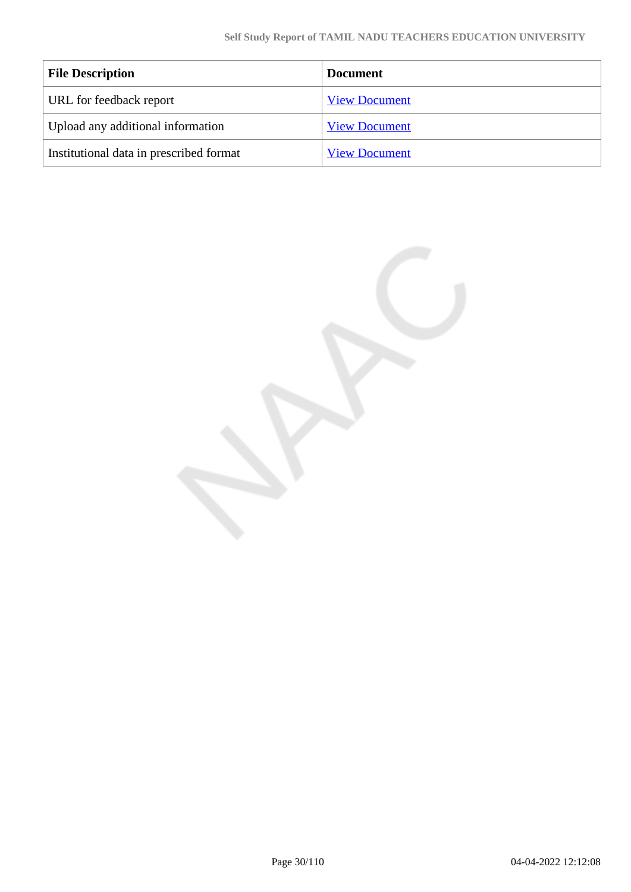| File Description | Document |
|---|---|
| URL for feedback report | View Document |
| Upload any additional information | View Document |
| Institutional data in prescribed format | View Document |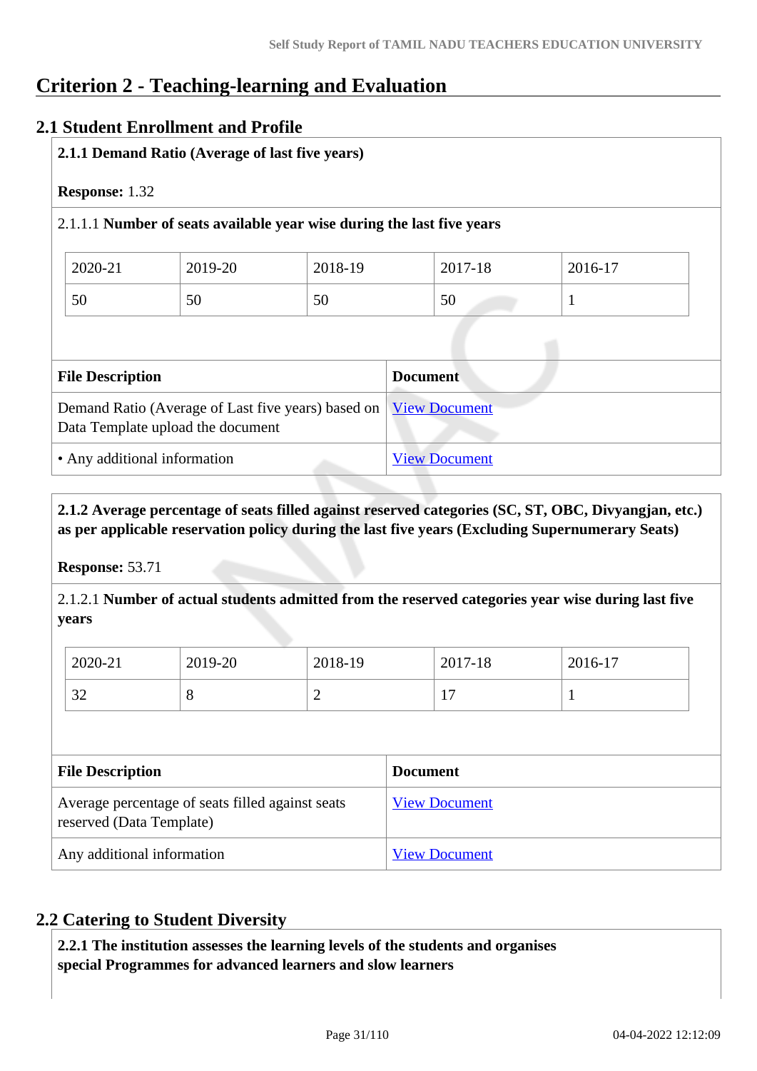# Criterion 2 - Teaching-learning and Evaluation

## 2.1 Student Enrollment and Profile

**2.1.1 Demand Ratio (Average of last five years)**

**Response:** 1.32

2.1.1.1 **Number of seats available year wise during the last five years**

| 2020-21 | 2019-20 | 2018-19 | 2017-18 | 2016-17 |
|---|---|---|---|---|
| 50 | 50 | 50 | 50 | 1 |

| File Description | Document |
|---|---|
| Demand Ratio (Average of Last five years) based on Data Template upload the document | View Document |
| • Any additional information | View Document |

**2.1.2 Average percentage of seats filled against reserved categories (SC, ST, OBC, Divyangjan, etc.) as per applicable reservation policy during the last five years (Excluding Supernumerary Seats)**

**Response:** 53.71

2.1.2.1 **Number of actual students admitted from the reserved categories year wise during last five years**

| 2020-21 | 2019-20 | 2018-19 | 2017-18 | 2016-17 |
|---|---|---|---|---|
| 32 | 8 | 2 | 17 | 1 |

| File Description | Document |
|---|---|
| Average percentage of seats filled against seats reserved (Data Template) | View Document |
| Any additional information | View Document |

## 2.2 Catering to Student Diversity

**2.2.1 The institution assesses the learning levels of the students and organises special Programmes for advanced learners and slow learners**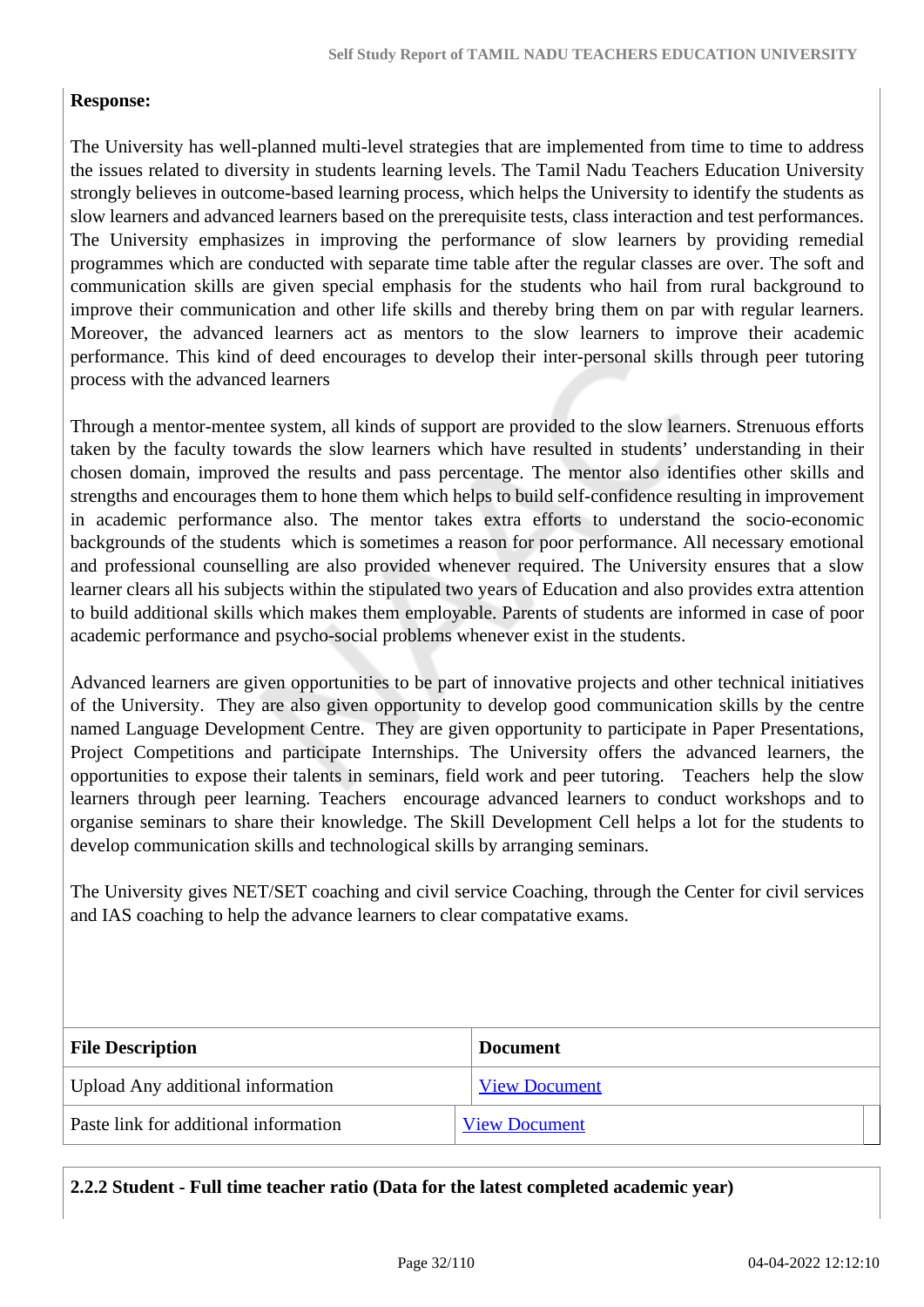**Response:**

The University has well-planned multi-level strategies that are implemented from time to time to address the issues related to diversity in students learning levels. The Tamil Nadu Teachers Education University strongly believes in outcome-based learning process, which helps the University to identify the students as slow learners and advanced learners based on the prerequisite tests, class interaction and test performances. The University emphasizes in improving the performance of slow learners by providing remedial programmes which are conducted with separate time table after the regular classes are over. The soft and communication skills are given special emphasis for the students who hail from rural background to improve their communication and other life skills and thereby bring them on par with regular learners. Moreover, the advanced learners act as mentors to the slow learners to improve their academic performance. This kind of deed encourages to develop their inter-personal skills through peer tutoring process with the advanced learners

Through a mentor-mentee system, all kinds of support are provided to the slow learners. Strenuous efforts taken by the faculty towards the slow learners which have resulted in students' understanding in their chosen domain, improved the results and pass percentage. The mentor also identifies other skills and strengths and encourages them to hone them which helps to build self-confidence resulting in improvement in academic performance also. The mentor takes extra efforts to understand the socio-economic backgrounds of the students which is sometimes a reason for poor performance. All necessary emotional and professional counselling are also provided whenever required. The University ensures that a slow learner clears all his subjects within the stipulated two years of Education and also provides extra attention to build additional skills which makes them employable. Parents of students are informed in case of poor academic performance and psycho-social problems whenever exist in the students.

Advanced learners are given opportunities to be part of innovative projects and other technical initiatives of the University. They are also given opportunity to develop good communication skills by the centre named Language Development Centre. They are given opportunity to participate in Paper Presentations, Project Competitions and participate Internships. The University offers the advanced learners, the opportunities to expose their talents in seminars, field work and peer tutoring. Teachers help the slow learners through peer learning. Teachers encourage advanced learners to conduct workshops and to organise seminars to share their knowledge. The Skill Development Cell helps a lot for the students to develop communication skills and technological skills by arranging seminars.

The University gives NET/SET coaching and civil service Coaching, through the Center for civil services and IAS coaching to help the advance learners to clear compatative exams.

| File Description | Document |
|---|---|
| Upload Any additional information | View Document |
| Paste link for additional information | View Document |

**2.2.2 Student - Full time teacher ratio (Data for the latest completed academic year)**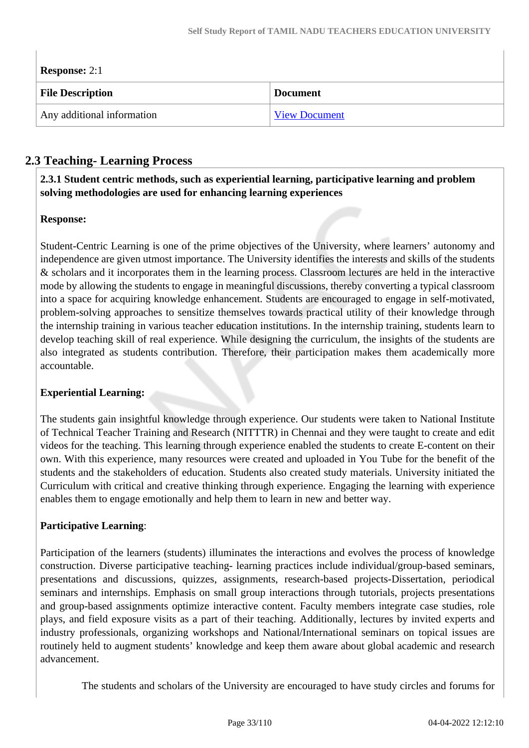**Response:** 2:1

| File Description | Document |
|---|---|
| Any additional information | View Document |

## 2.3 Teaching- Learning Process

**2.3.1 Student centric methods, such as experiential learning, participative learning and problem solving methodologies are used for enhancing learning experiences**

**Response:**

Student-Centric Learning is one of the prime objectives of the University, where learners' autonomy and independence are given utmost importance. The University identifies the interests and skills of the students & scholars and it incorporates them in the learning process. Classroom lectures are held in the interactive mode by allowing the students to engage in meaningful discussions, thereby converting a typical classroom into a space for acquiring knowledge enhancement. Students are encouraged to engage in self-motivated, problem-solving approaches to sensitize themselves towards practical utility of their knowledge through the internship training in various teacher education institutions. In the internship training, students learn to develop teaching skill of real experience. While designing the curriculum, the insights of the students are also integrated as students contribution. Therefore, their participation makes them academically more accountable.

**Experiential Learning:**

The students gain insightful knowledge through experience. Our students were taken to National Institute of Technical Teacher Training and Research (NITTTR) in Chennai and they were taught to create and edit videos for the teaching. This learning through experience enabled the students to create E-content on their own. With this experience, many resources were created and uploaded in You Tube for the benefit of the students and the stakeholders of education. Students also created study materials. University initiated the Curriculum with critical and creative thinking through experience. Engaging the learning with experience enables them to engage emotionally and help them to learn in new and better way.

**Participative Learning**:

Participation of the learners (students) illuminates the interactions and evolves the process of knowledge construction. Diverse participative teaching- learning practices include individual/group-based seminars, presentations and discussions, quizzes, assignments, research-based projects-Dissertation, periodical seminars and internships. Emphasis on small group interactions through tutorials, projects presentations and group-based assignments optimize interactive content. Faculty members integrate case studies, role plays, and field exposure visits as a part of their teaching. Additionally, lectures by invited experts and industry professionals, organizing workshops and National/International seminars on topical issues are routinely held to augment students' knowledge and keep them aware about global academic and research advancement.

The students and scholars of the University are encouraged to have study circles and forums for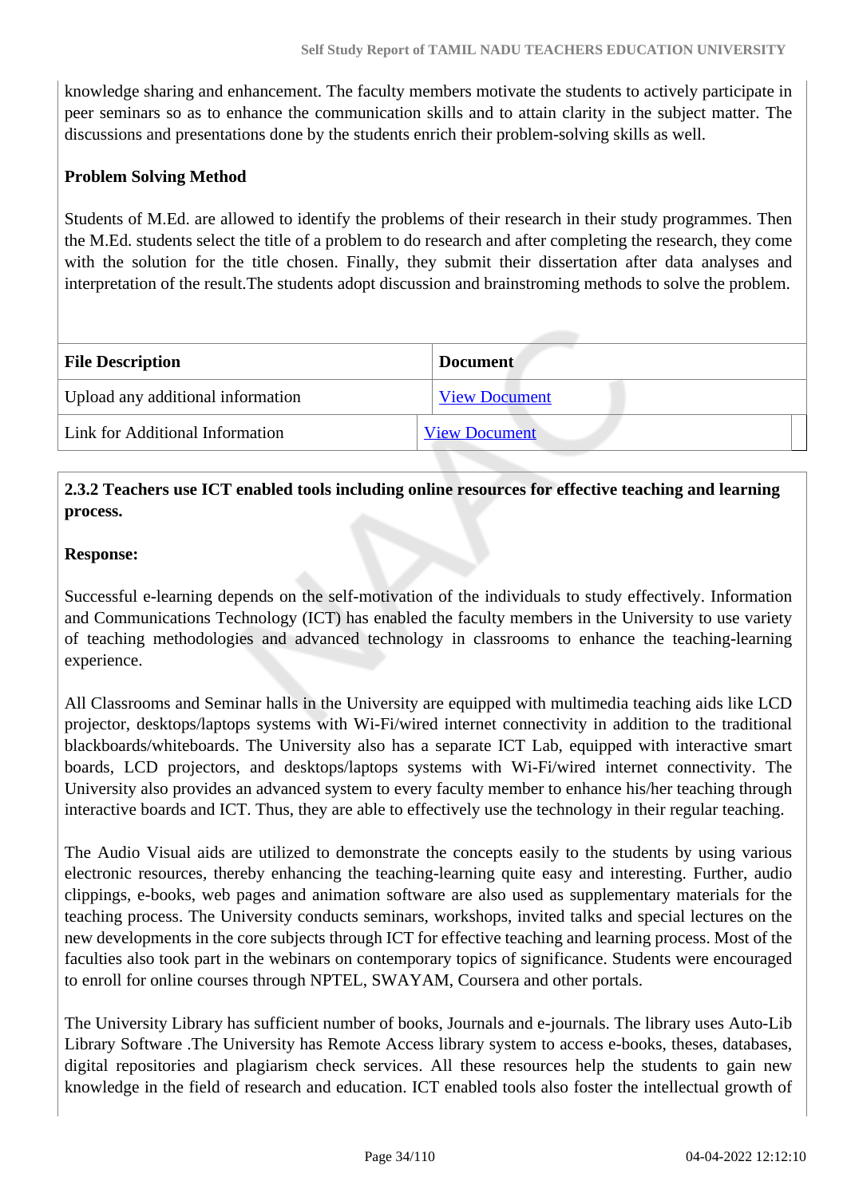knowledge sharing and enhancement. The faculty members motivate the students to actively participate in peer seminars so as to enhance the communication skills and to attain clarity in the subject matter. The discussions and presentations done by the students enrich their problem-solving skills as well.

**Problem Solving Method**

Students of M.Ed. are allowed to identify the problems of their research in their study programmes. Then the M.Ed. students select the title of a problem to do research and after completing the research, they come with the solution for the title chosen. Finally, they submit their dissertation after data analyses and interpretation of the result.The students adopt discussion and brainstroming methods to solve the problem.

| File Description | Document |
|---|---|
| Upload any additional information | View Document |
| Link for Additional Information | View Document |

**2.3.2 Teachers use ICT enabled tools including online resources for effective teaching and learning process.**

**Response:**

Successful e-learning depends on the self-motivation of the individuals to study effectively. Information and Communications Technology (ICT) has enabled the faculty members in the University to use variety of teaching methodologies and advanced technology in classrooms to enhance the teaching-learning experience.

All Classrooms and Seminar halls in the University are equipped with multimedia teaching aids like LCD projector, desktops/laptops systems with Wi-Fi/wired internet connectivity in addition to the traditional blackboards/whiteboards. The University also has a separate ICT Lab, equipped with interactive smart boards, LCD projectors, and desktops/laptops systems with Wi-Fi/wired internet connectivity. The University also provides an advanced system to every faculty member to enhance his/her teaching through interactive boards and ICT. Thus, they are able to effectively use the technology in their regular teaching.

The Audio Visual aids are utilized to demonstrate the concepts easily to the students by using various electronic resources, thereby enhancing the teaching-learning quite easy and interesting. Further, audio clippings, e-books, web pages and animation software are also used as supplementary materials for the teaching process. The University conducts seminars, workshops, invited talks and special lectures on the new developments in the core subjects through ICT for effective teaching and learning process. Most of the faculties also took part in the webinars on contemporary topics of significance. Students were encouraged to enroll for online courses through NPTEL, SWAYAM, Coursera and other portals.

The University Library has sufficient number of books, Journals and e-journals. The library uses Auto-Lib Library Software .The University has Remote Access library system to access e-books, theses, databases, digital repositories and plagiarism check services. All these resources help the students to gain new knowledge in the field of research and education. ICT enabled tools also foster the intellectual growth of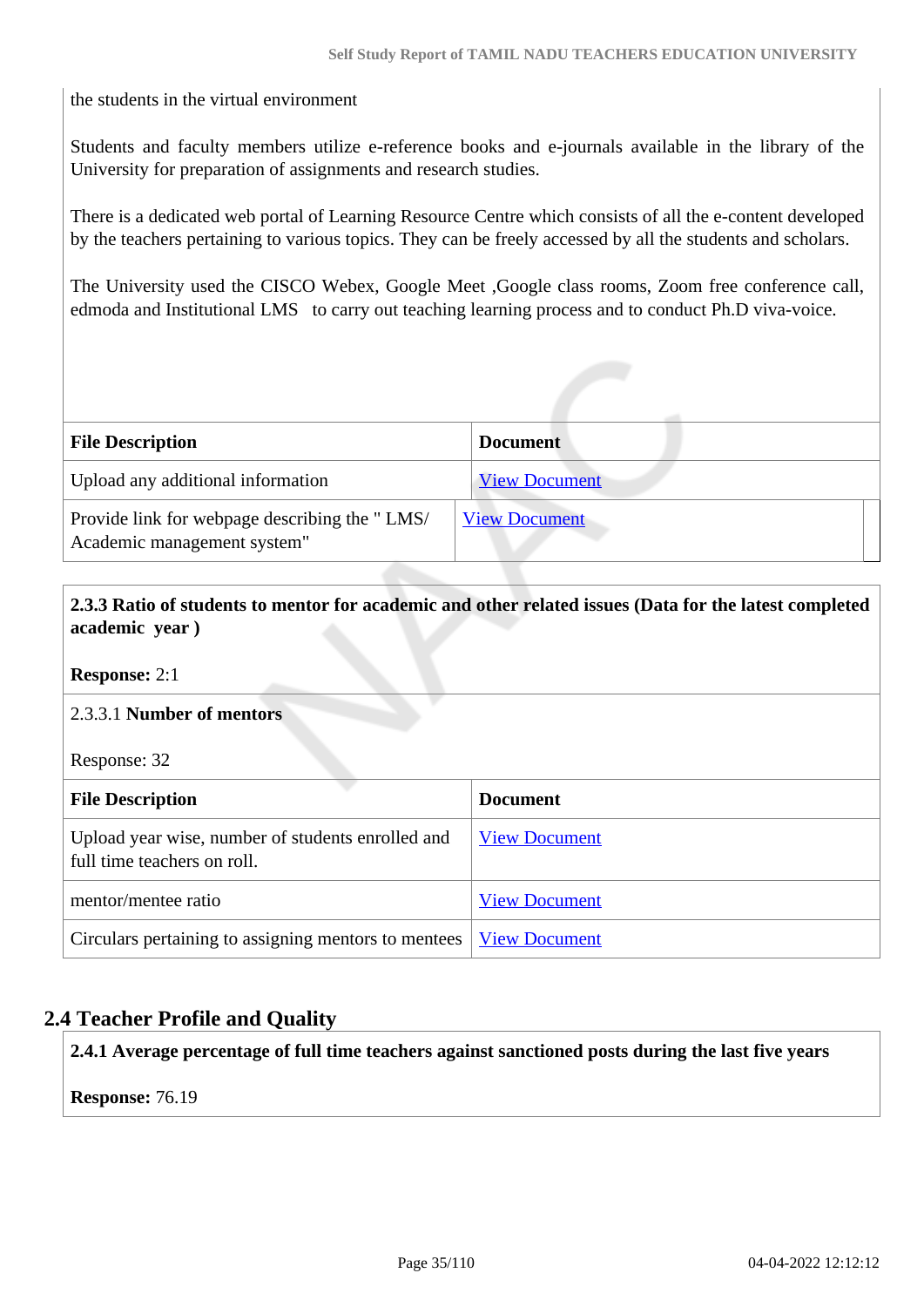the students in the virtual environment

Students and faculty members utilize e-reference books and e-journals available in the library of the University for preparation of assignments and research studies.

There is a dedicated web portal of Learning Resource Centre which consists of all the e-content developed by the teachers pertaining to various topics. They can be freely accessed by all the students and scholars.

The University used the CISCO Webex, Google Meet ,Google class rooms, Zoom free conference call, edmoda and Institutional LMS to carry out teaching learning process and to conduct Ph.D viva-voice.

| File Description | Document |
|---|---|
| Upload any additional information | View Document |
| Provide link for webpage describing the " LMS/ Academic management system" | View Document |

**2.3.3 Ratio of students to mentor for academic and other related issues (Data for the latest completed academic year )**

**Response:** 2:1

2.3.3.1 **Number of mentors**

Response: 32

| File Description | Document |
|---|---|
| Upload year wise, number of students enrolled and full time teachers on roll. | View Document |
| mentor/mentee ratio | View Document |
| Circulars pertaining to assigning mentors to mentees | View Document |

## 2.4 Teacher Profile and Quality

**2.4.1 Average percentage of full time teachers against sanctioned posts during the last five years**

**Response:** 76.19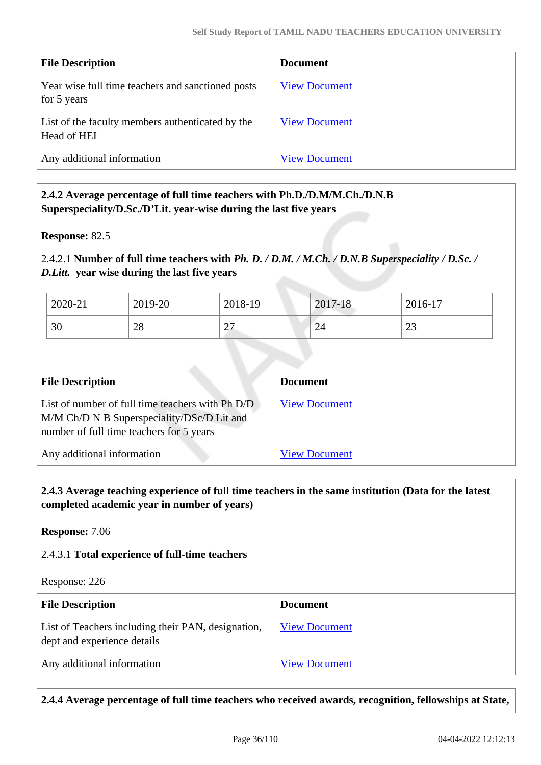| File Description | Document |
|---|---|
| Year wise full time teachers and sanctioned posts for 5 years | View Document |
| List of the faculty members authenticated by the Head of HEI | View Document |
| Any additional information | View Document |

**2.4.2 Average percentage of full time teachers with Ph.D./D.M/M.Ch./D.N.B Superspeciality/D.Sc./D'Lit. year-wise during the last five years**

**Response:** 82.5

2.4.2.1 **Number of full time teachers with** ***Ph. D. / D.M. / M.Ch. / D.N.B Superspeciality / D.Sc. / D.Litt.*** **year wise during the last five years**

| 2020-21 | 2019-20 | 2018-19 | 2017-18 | 2016-17 |
|---|---|---|---|---|
| 30 | 28 | 27 | 24 | 23 |

| File Description | Document |
|---|---|
| List of number of full time teachers with Ph D/D M/M Ch/D N B Superspeciality/DSc/D Lit and number of full time teachers for 5 years | View Document |
| Any additional information | View Document |

**2.4.3 Average teaching experience of full time teachers in the same institution (Data for the latest completed academic year in number of years)**

**Response:** 7.06

2.4.3.1 **Total experience of full-time teachers**

Response: 226

| File Description | Document |
|---|---|
| List of Teachers including their PAN, designation, dept and experience details | View Document |
| Any additional information | View Document |

**2.4.4 Average percentage of full time teachers who received awards, recognition, fellowships at State,**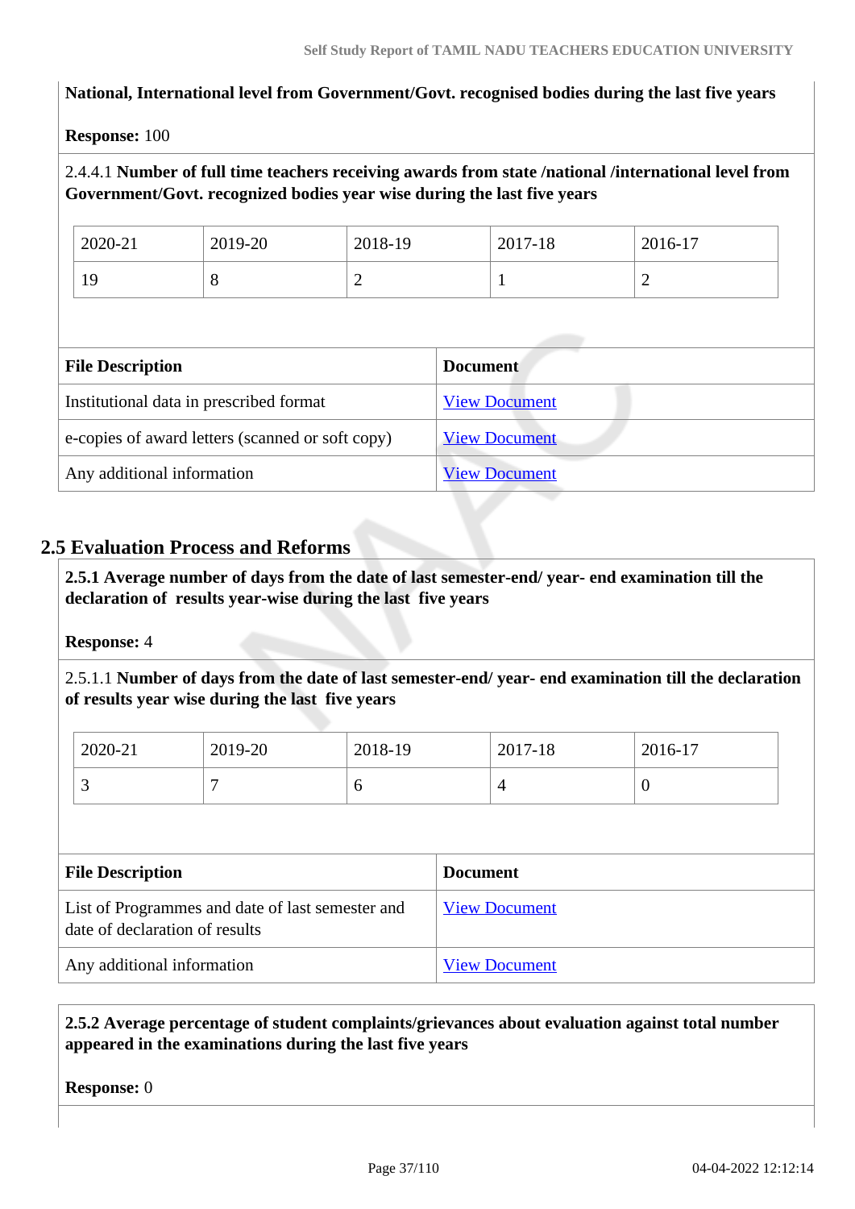**National, International level from Government/Govt. recognised bodies during the last five years**

**Response:** 100

2.4.4.1 **Number of full time teachers receiving awards from state /national /international level from Government/Govt. recognized bodies year wise during the last five years**

| 2020-21 | 2019-20 | 2018-19 | 2017-18 | 2016-17 |
|---|---|---|---|---|
| 19 | 8 | 2 | 1 | 2 |

| File Description | Document |
|---|---|
| Institutional data in prescribed format | View Document |
| e-copies of award letters (scanned or soft copy) | View Document |
| Any additional information | View Document |

## 2.5 Evaluation Process and Reforms

**2.5.1 Average number of days from the date of last semester-end/ year- end examination till the declaration of results year-wise during the last five years**

**Response:** 4

2.5.1.1 **Number of days from the date of last semester-end/ year- end examination till the declaration of results year wise during the last five years**

| 2020-21 | 2019-20 | 2018-19 | 2017-18 | 2016-17 |
|---|---|---|---|---|
| 3 | 7 | 6 | 4 | 0 |

| File Description | Document |
|---|---|
| List of Programmes and date of last semester and date of declaration of results | View Document |
| Any additional information | View Document |

**2.5.2 Average percentage of student complaints/grievances about evaluation against total number appeared in the examinations during the last five years**

**Response:** 0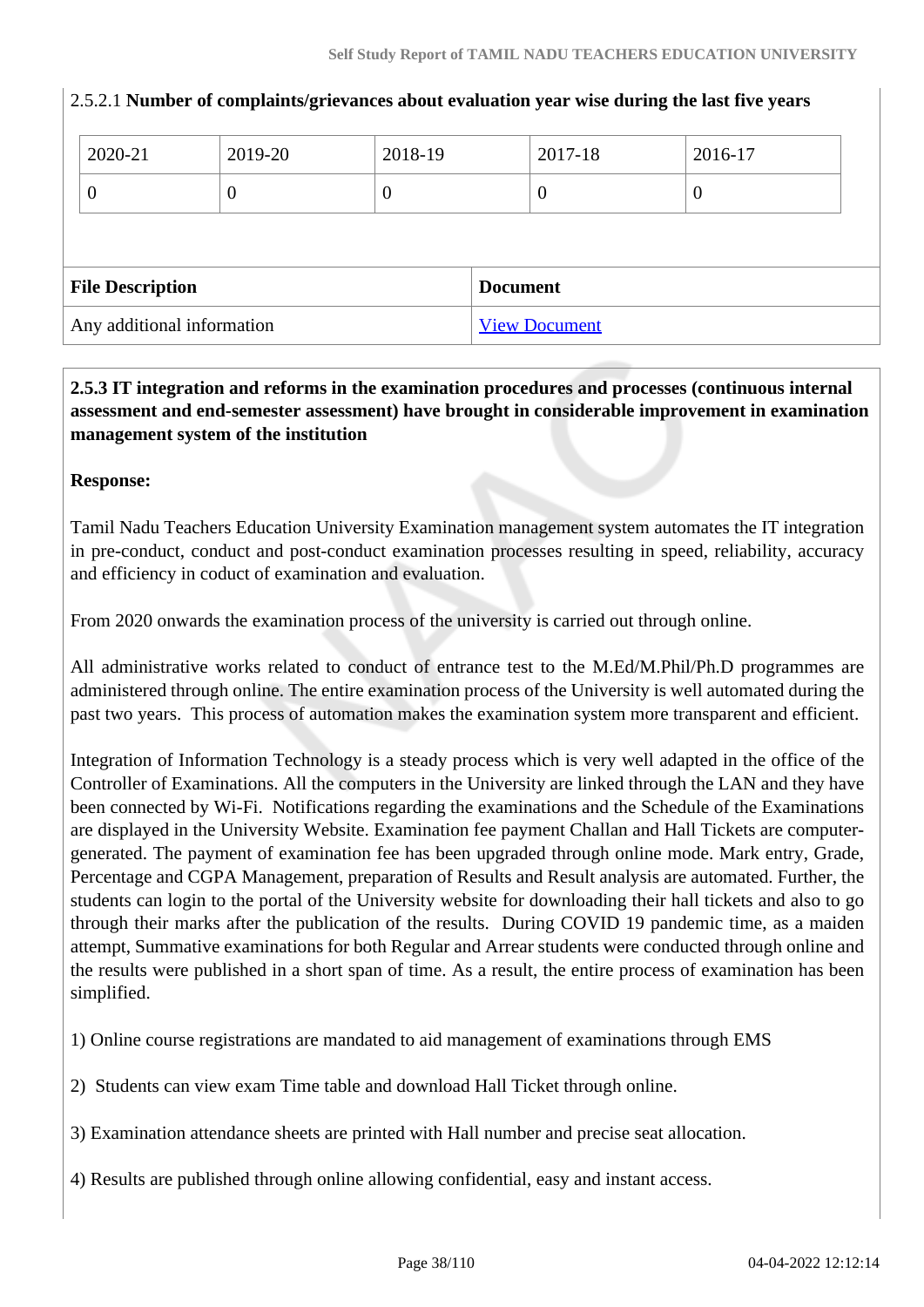2.5.2.1 **Number of complaints/grievances about evaluation year wise during the last five years**

| 2020-21 | 2019-20 | 2018-19 | 2017-18 | 2016-17 |
|---|---|---|---|---|
| 0 | 0 | 0 | 0 | 0 |

| File Description | Document |
|---|---|
| Any additional information | View Document |

**2.5.3 IT integration and reforms in the examination procedures and processes (continuous internal assessment and end-semester assessment) have brought in considerable improvement in examination management system of the institution**

**Response:**

Tamil Nadu Teachers Education University Examination management system automates the IT integration in pre-conduct, conduct and post-conduct examination processes resulting in speed, reliability, accuracy and efficiency in coduct of examination and evaluation.

From 2020 onwards the examination process of the university is carried out through online.

All administrative works related to conduct of entrance test to the M.Ed/M.Phil/Ph.D programmes are administered through online. The entire examination process of the University is well automated during the past two years. This process of automation makes the examination system more transparent and efficient.

Integration of Information Technology is a steady process which is very well adapted in the office of the Controller of Examinations. All the computers in the University are linked through the LAN and they have been connected by Wi-Fi. Notifications regarding the examinations and the Schedule of the Examinations are displayed in the University Website. Examination fee payment Challan and Hall Tickets are computer-generated. The payment of examination fee has been upgraded through online mode. Mark entry, Grade, Percentage and CGPA Management, preparation of Results and Result analysis are automated. Further, the students can login to the portal of the University website for downloading their hall tickets and also to go through their marks after the publication of the results. During COVID 19 pandemic time, as a maiden attempt, Summative examinations for both Regular and Arrear students were conducted through online and the results were published in a short span of time. As a result, the entire process of examination has been simplified.

1) Online course registrations are mandated to aid management of examinations through EMS

2) Students can view exam Time table and download Hall Ticket through online.

3) Examination attendance sheets are printed with Hall number and precise seat allocation.

4) Results are published through online allowing confidential, easy and instant access.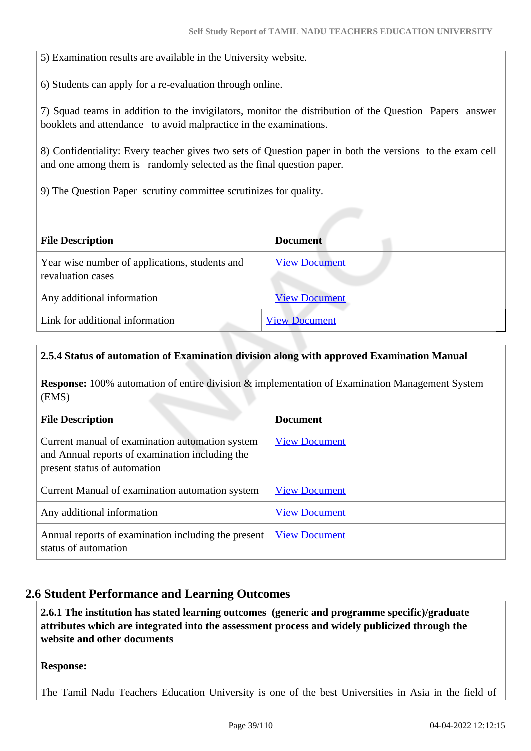5) Examination results are available in the University website.

6) Students can apply for a re-evaluation through online.

7) Squad teams in addition to the invigilators, monitor the distribution of the Question Papers answer booklets and attendance to avoid malpractice in the examinations.

8) Confidentiality: Every teacher gives two sets of Question paper in both the versions to the exam cell and one among them is randomly selected as the final question paper.

9) The Question Paper scrutiny committee scrutinizes for quality.

| File Description | Document |
|---|---|
| Year wise number of applications, students and revaluation cases | View Document |
| Any additional information | View Document |
| Link for additional information | View Document |

**2.5.4 Status of automation of Examination division along with approved Examination Manual**

**Response:** 100% automation of entire division & implementation of Examination Management System (EMS)

| File Description | Document |
|---|---|
| Current manual of examination automation system and Annual reports of examination including the present status of automation | View Document |
| Current Manual of examination automation system | View Document |
| Any additional information | View Document |
| Annual reports of examination including the present status of automation | View Document |

## 2.6 Student Performance and Learning Outcomes

**2.6.1 The institution has stated learning outcomes (generic and programme specific)/graduate attributes which are integrated into the assessment process and widely publicized through the website and other documents**

**Response:**

The Tamil Nadu Teachers Education University is one of the best Universities in Asia in the field of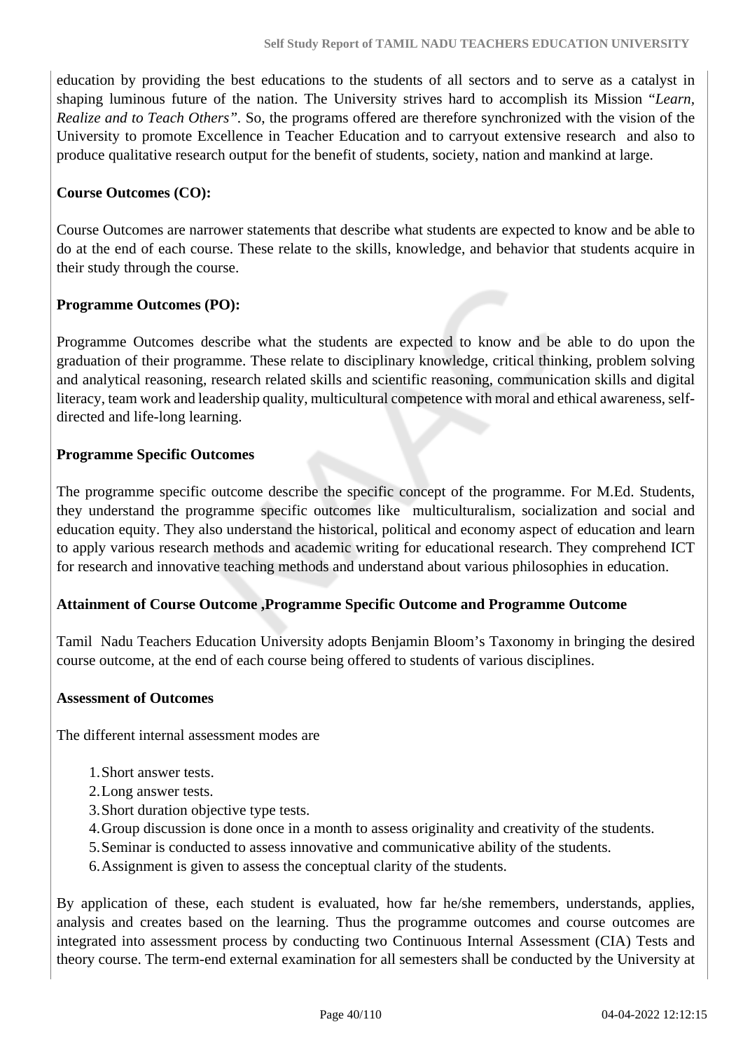education by providing the best educations to the students of all sectors and to serve as a catalyst in shaping luminous future of the nation. The University strives hard to accomplish its Mission "*Learn, Realize and to Teach Others"*. So, the programs offered are therefore synchronized with the vision of the University to promote Excellence in Teacher Education and to carryout extensive research and also to produce qualitative research output for the benefit of students, society, nation and mankind at large.

**Course Outcomes (CO):**

Course Outcomes are narrower statements that describe what students are expected to know and be able to do at the end of each course. These relate to the skills, knowledge, and behavior that students acquire in their study through the course.

**Programme Outcomes (PO):**

Programme Outcomes describe what the students are expected to know and be able to do upon the graduation of their programme. These relate to disciplinary knowledge, critical thinking, problem solving and analytical reasoning, research related skills and scientific reasoning, communication skills and digital literacy, team work and leadership quality, multicultural competence with moral and ethical awareness, self-directed and life-long learning.

**Programme Specific Outcomes**

The programme specific outcome describe the specific concept of the programme. For M.Ed. Students, they understand the programme specific outcomes like multiculturalism, socialization and social and education equity. They also understand the historical, political and economy aspect of education and learn to apply various research methods and academic writing for educational research. They comprehend ICT for research and innovative teaching methods and understand about various philosophies in education.

**Attainment of Course Outcome ,Programme Specific Outcome and Programme Outcome**

Tamil Nadu Teachers Education University adopts Benjamin Bloom's Taxonomy in bringing the desired course outcome, at the end of each course being offered to students of various disciplines.

**Assessment of Outcomes**

The different internal assessment modes are

1. Short answer tests.
2. Long answer tests.
3. Short duration objective type tests.
4. Group discussion is done once in a month to assess originality and creativity of the students.
5. Seminar is conducted to assess innovative and communicative ability of the students.
6. Assignment is given to assess the conceptual clarity of the students.

By application of these, each student is evaluated, how far he/she remembers, understands, applies, analysis and creates based on the learning. Thus the programme outcomes and course outcomes are integrated into assessment process by conducting two Continuous Internal Assessment (CIA) Tests and theory course. The term-end external examination for all semesters shall be conducted by the University at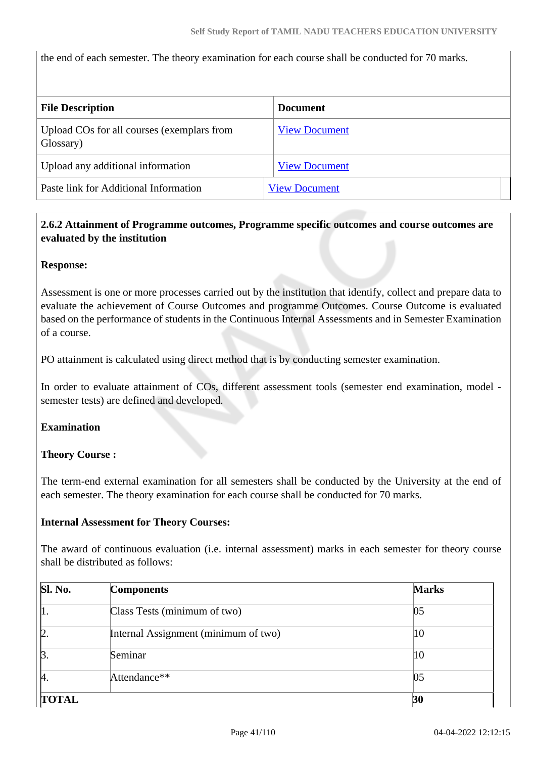the end of each semester. The theory examination for each course shall be conducted for 70 marks.

| File Description | Document |
|---|---|
| Upload COs for all courses (exemplars from Glossary) | View Document |
| Upload any additional information | View Document |
| Paste link for Additional Information | View Document |

**2.6.2 Attainment of Programme outcomes, Programme specific outcomes and course outcomes are evaluated by the institution**

**Response:**

Assessment is one or more processes carried out by the institution that identify, collect and prepare data to evaluate the achievement of Course Outcomes and programme Outcomes. Course Outcome is evaluated based on the performance of students in the Continuous Internal Assessments and in Semester Examination of a course.

PO attainment is calculated using direct method that is by conducting semester examination.

In order to evaluate attainment of COs, different assessment tools (semester end examination, model - semester tests) are defined and developed.

**Examination**

**Theory Course :**

The term-end external examination for all semesters shall be conducted by the University at the end of each semester. The theory examination for each course shall be conducted for 70 marks.

**Internal Assessment for Theory Courses:**

The award of continuous evaluation (i.e. internal assessment) marks in each semester for theory course shall be distributed as follows:

| Sl. No. | Components | Marks |
|---|---|---|
| 1. | Class Tests (minimum of two) | 05 |
| 2. | Internal Assignment (minimum of two) | 10 |
| 3. | Seminar | 10 |
| 4. | Attendance** | 05 |
| **TOTAL** | | **30** |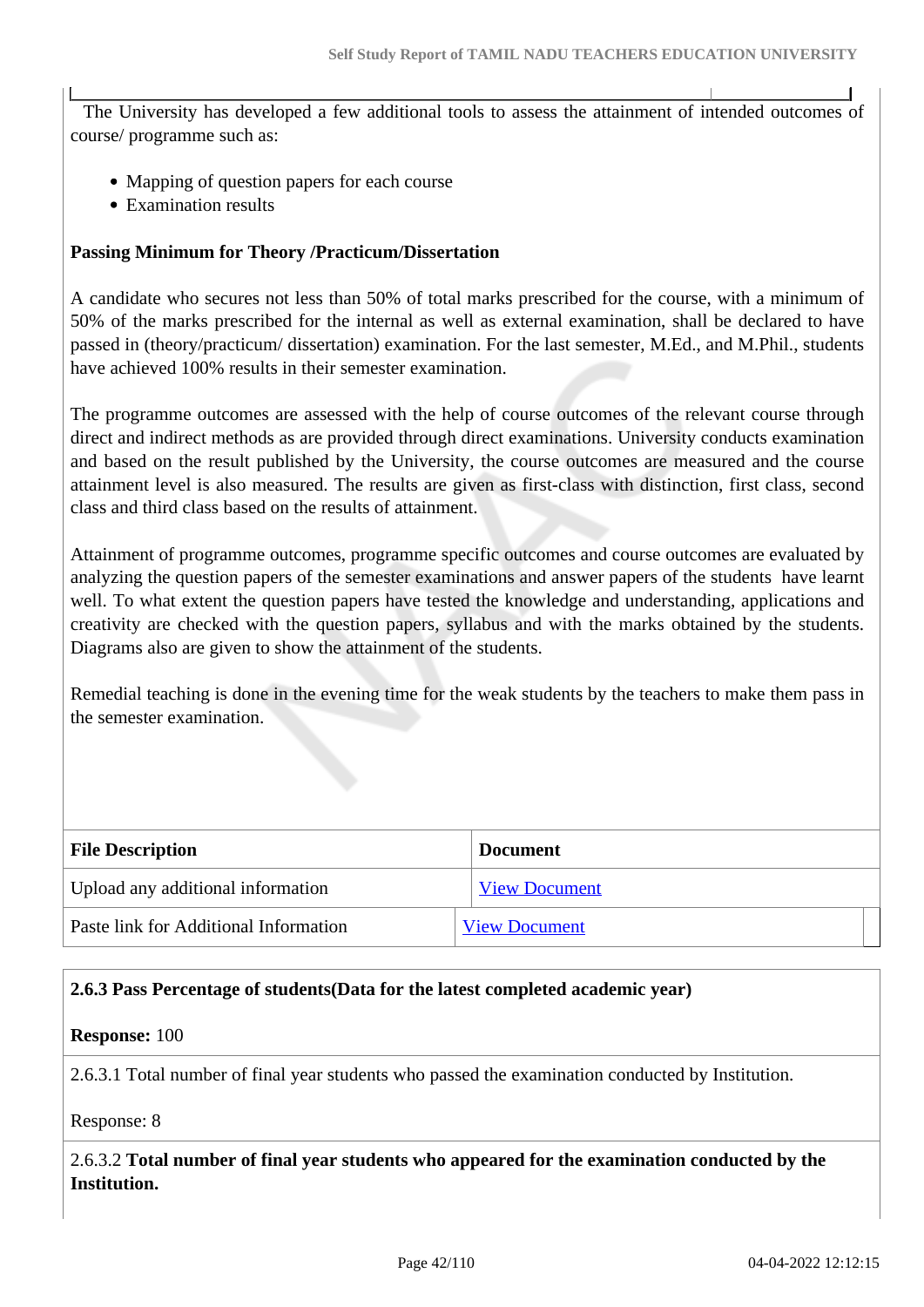The University has developed a few additional tools to assess the attainment of intended outcomes of course/ programme such as:

- Mapping of question papers for each course
- Examination results

**Passing Minimum for Theory /Practicum/Dissertation**

A candidate who secures not less than 50% of total marks prescribed for the course, with a minimum of 50% of the marks prescribed for the internal as well as external examination, shall be declared to have passed in (theory/practicum/ dissertation) examination. For the last semester, M.Ed., and M.Phil., students have achieved 100% results in their semester examination.

The programme outcomes are assessed with the help of course outcomes of the relevant course through direct and indirect methods as are provided through direct examinations. University conducts examination and based on the result published by the University, the course outcomes are measured and the course attainment level is also measured. The results are given as first-class with distinction, first class, second class and third class based on the results of attainment.

Attainment of programme outcomes, programme specific outcomes and course outcomes are evaluated by analyzing the question papers of the semester examinations and answer papers of the students have learnt well. To what extent the question papers have tested the knowledge and understanding, applications and creativity are checked with the question papers, syllabus and with the marks obtained by the students. Diagrams also are given to show the attainment of the students.

Remedial teaching is done in the evening time for the weak students by the teachers to make them pass in the semester examination.

| File Description | Document |
|---|---|
| Upload any additional information | View Document |
| Paste link for Additional Information | View Document |

**2.6.3 Pass Percentage of students(Data for the latest completed academic year)**

**Response:** 100

2.6.3.1 Total number of final year students who passed the examination conducted by Institution.

Response: 8

2.6.3.2 **Total number of final year students who appeared for the examination conducted by the Institution.**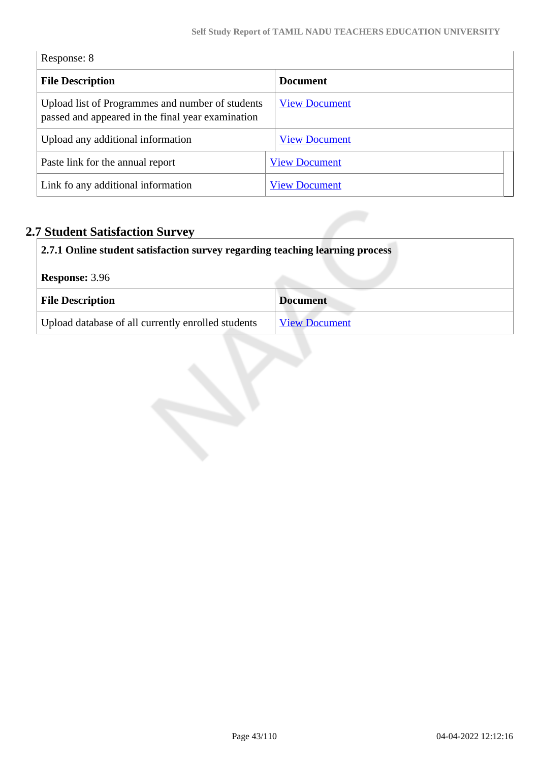Response: 8

| File Description | Document |
|---|---|
| Upload list of Programmes and number of students passed and appeared in the final year examination | View Document |
| Upload any additional information | View Document |
| Paste link for the annual report | View Document |
| Link fo any additional information | View Document |

## 2.7 Student Satisfaction Survey

**2.7.1 Online student satisfaction survey regarding teaching learning process**

**Response:** 3.96

| File Description | Document |
|---|---|
| Upload database of all currently enrolled students | View Document |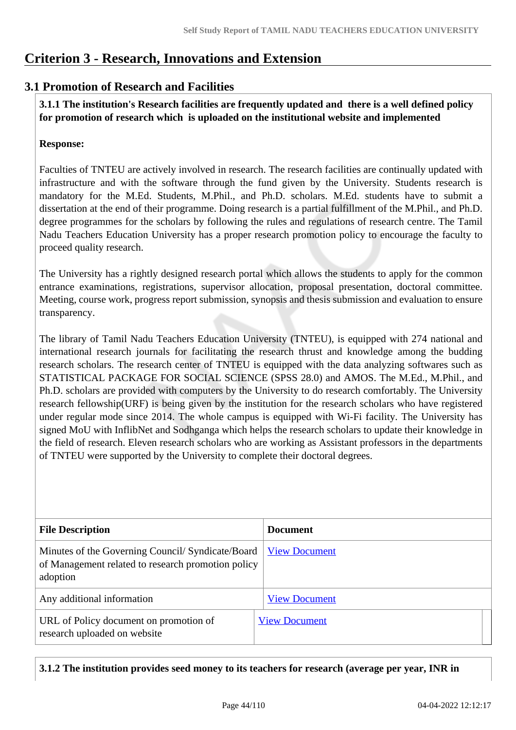# Criterion 3 - Research, Innovations and Extension

## 3.1 Promotion of Research and Facilities

**3.1.1 The institution's Research facilities are frequently updated and there is a well defined policy for promotion of research which is uploaded on the institutional website and implemented**

**Response:**

Faculties of TNTEU are actively involved in research. The research facilities are continually updated with infrastructure and with the software through the fund given by the University. Students research is mandatory for the M.Ed. Students, M.Phil., and Ph.D. scholars. M.Ed. students have to submit a dissertation at the end of their programme. Doing research is a partial fulfillment of the M.Phil., and Ph.D. degree programmes for the scholars by following the rules and regulations of research centre. The Tamil Nadu Teachers Education University has a proper research promotion policy to encourage the faculty to proceed quality research.

The University has a rightly designed research portal which allows the students to apply for the common entrance examinations, registrations, supervisor allocation, proposal presentation, doctoral committee. Meeting, course work, progress report submission, synopsis and thesis submission and evaluation to ensure transparency.

The library of Tamil Nadu Teachers Education University (TNTEU), is equipped with 274 national and international research journals for facilitating the research thrust and knowledge among the budding research scholars. The research center of TNTEU is equipped with the data analyzing softwares such as STATISTICAL PACKAGE FOR SOCIAL SCIENCE (SPSS 28.0) and AMOS. The M.Ed., M.Phil., and Ph.D. scholars are provided with computers by the University to do research comfortably. The University research fellowship(URF) is being given by the institution for the research scholars who have registered under regular mode since 2014. The whole campus is equipped with Wi-Fi facility. The University has signed MoU with InflibNet and Sodhganga which helps the research scholars to update their knowledge in the field of research. Eleven research scholars who are working as Assistant professors in the departments of TNTEU were supported by the University to complete their doctoral degrees.

| File Description | Document |
| --- | --- |
| Minutes of the Governing Council/ Syndicate/Board of Management related to research promotion policy adoption | View Document |
| Any additional information | View Document |
| URL of Policy document on promotion of research uploaded on website | View Document |

**3.1.2 The institution provides seed money to its teachers for research (average per year, INR in**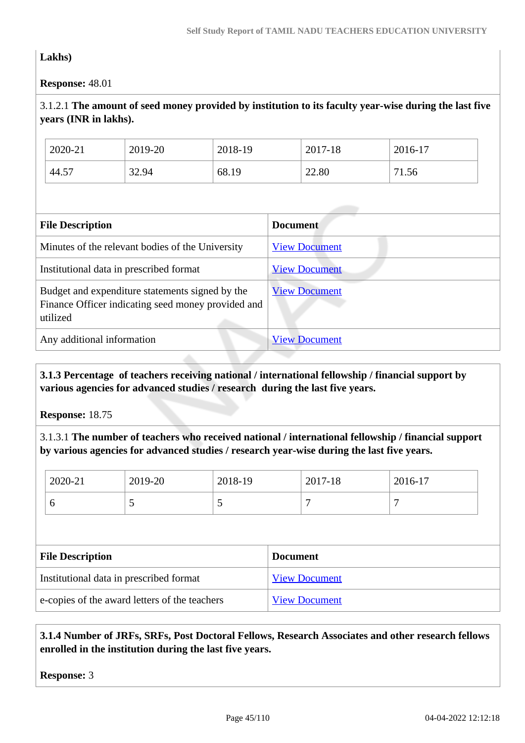**Lakhs)**

**Response:** 48.01

3.1.2.1 **The amount of seed money provided by institution to its faculty year-wise during the last five years (INR in lakhs).**

| 2020-21 | 2019-20 | 2018-19 | 2017-18 | 2016-17 |
|---|---|---|---|---|
| 44.57 | 32.94 | 68.19 | 22.80 | 71.56 |

| File Description | Document |
|---|---|
| Minutes of the relevant bodies of the University | View Document |
| Institutional data in prescribed format | View Document |
| Budget and expenditure statements signed by the Finance Officer indicating seed money provided and utilized | View Document |
| Any additional information | View Document |

**3.1.3 Percentage of teachers receiving national / international fellowship / financial support by various agencies for advanced studies / research during the last five years.**

**Response:** 18.75

3.1.3.1 **The number of teachers who received national / international fellowship / financial support by various agencies for advanced studies / research year-wise during the last five years.**

| 2020-21 | 2019-20 | 2018-19 | 2017-18 | 2016-17 |
|---|---|---|---|---|
| 6 | 5 | 5 | 7 | 7 |

| File Description | Document |
|---|---|
| Institutional data in prescribed format | View Document |
| e-copies of the award letters of the teachers | View Document |

**3.1.4 Number of JRFs, SRFs, Post Doctoral Fellows, Research Associates and other research fellows enrolled in the institution during the last five years.**

**Response:** 3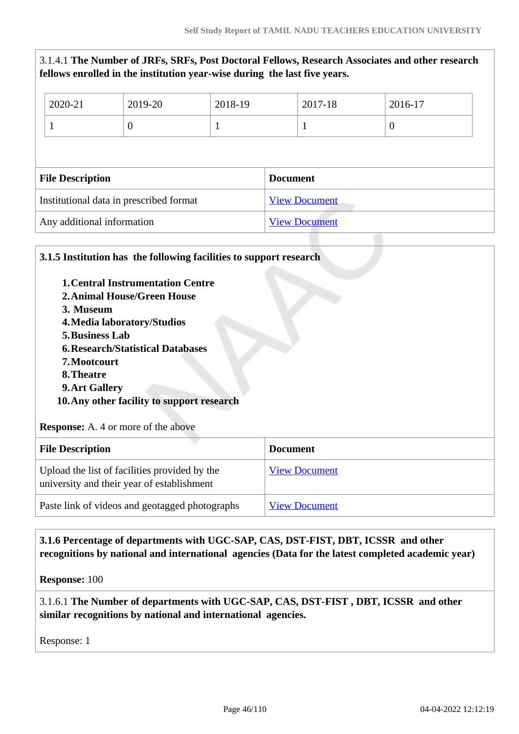3.1.4.1 **The Number of JRFs, SRFs, Post Doctoral Fellows, Research Associates and other research fellows enrolled in the institution year-wise during the last five years.**

| 2020-21 | 2019-20 | 2018-19 | 2017-18 | 2016-17 |
|---|---|---|---|---|
| 1 | 0 | 1 | 1 | 0 |

| File Description | Document |
|---|---|
| Institutional data in prescribed format | View Document |
| Any additional information | View Document |

**3.1.5 Institution has the following facilities to support research**

1. **Central Instrumentation Centre**
2. **Animal House/Green House**
3. **Museum**
4. **Media laboratory/Studios**
5. **Business Lab**
6. **Research/Statistical Databases**
7. **Mootcourt**
8. **Theatre**
9. **Art Gallery**
10. **Any other facility to support research**

**Response:** A. 4 or more of the above

| File Description | Document |
|---|---|
| Upload the list of facilities provided by the university and their year of establishment | View Document |
| Paste link of videos and geotagged photographs | View Document |

**3.1.6 Percentage of departments with UGC-SAP, CAS, DST-FIST, DBT, ICSSR and other recognitions by national and international agencies (Data for the latest completed academic year)**

**Response:** 100

3.1.6.1 **The Number of departments with UGC-SAP, CAS, DST-FIST , DBT, ICSSR and other similar recognitions by national and international agencies.**

Response: 1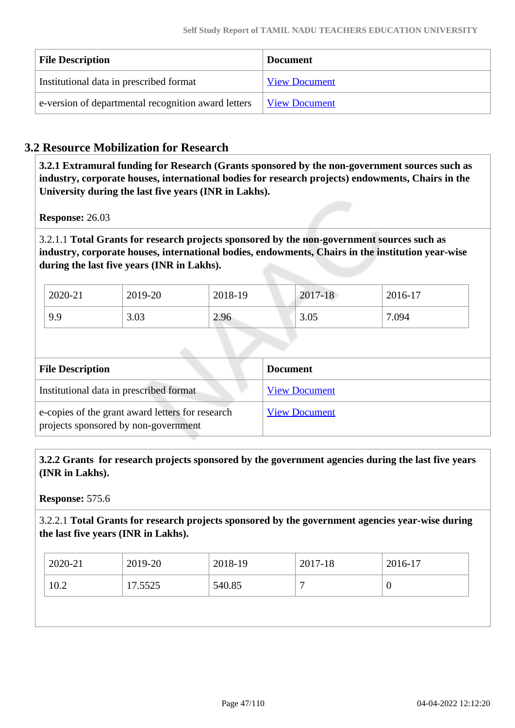| File Description | Document |
|---|---|
| Institutional data in prescribed format | View Document |
| e-version of departmental recognition award letters | View Document |

## 3.2 Resource Mobilization for Research

**3.2.1 Extramural funding for Research (Grants sponsored by the non-government sources such as industry, corporate houses, international bodies for research projects) endowments, Chairs in the University during the last five years (INR in Lakhs).**

**Response:** 26.03

3.2.1.1 **Total Grants for research projects sponsored by the non-government sources such as industry, corporate houses, international bodies, endowments, Chairs in the institution year-wise during the last five years (INR in Lakhs).**

| 2020-21 | 2019-20 | 2018-19 | 2017-18 | 2016-17 |
|---|---|---|---|---|
| 9.9 | 3.03 | 2.96 | 3.05 | 7.094 |

| File Description | Document |
|---|---|
| Institutional data in prescribed format | View Document |
| e-copies of the grant award letters for research projects sponsored by non-government | View Document |

**3.2.2 Grants for research projects sponsored by the government agencies during the last five years (INR in Lakhs).**

**Response:** 575.6

3.2.2.1 **Total Grants for research projects sponsored by the government agencies year-wise during the last five years (INR in Lakhs).**

| 2020-21 | 2019-20 | 2018-19 | 2017-18 | 2016-17 |
|---|---|---|---|---|
| 10.2 | 17.5525 | 540.85 | 7 | 0 |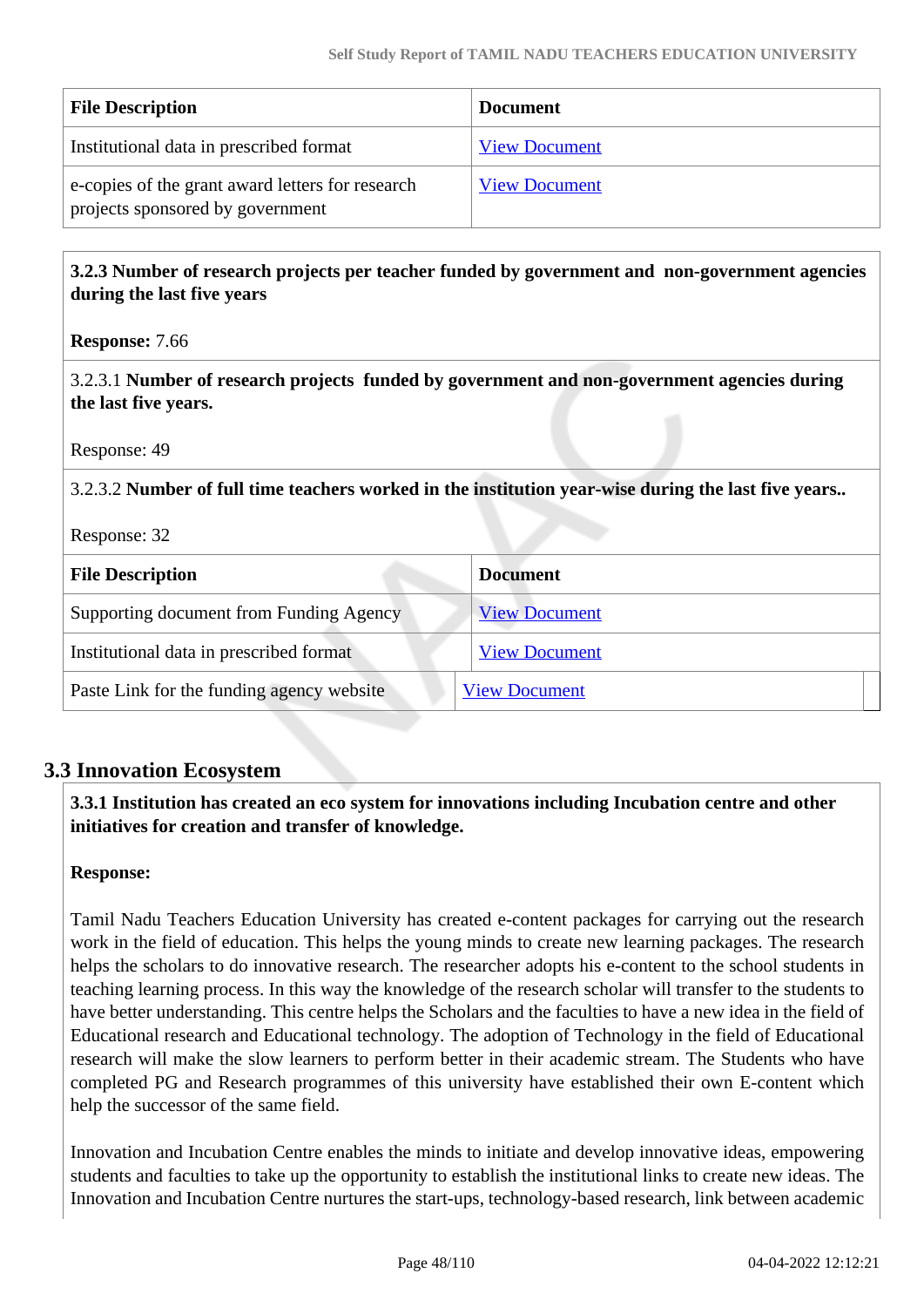| File Description | Document |
|---|---|
| Institutional data in prescribed format | View Document |
| e-copies of the grant award letters for research projects sponsored by government | View Document |

**3.2.3 Number of research projects per teacher funded by government and non-government agencies during the last five years**

**Response:** 7.66

3.2.3.1 **Number of research projects funded by government and non-government agencies during the last five years.**

Response: 49

3.2.3.2 **Number of full time teachers worked in the institution year-wise during the last five years..**

Response: 32

| File Description | Document |
|---|---|
| Supporting document from Funding Agency | View Document |
| Institutional data in prescribed format | View Document |
| Paste Link for the funding agency website | View Document |

## 3.3 Innovation Ecosystem

**3.3.1 Institution has created an eco system for innovations including Incubation centre and other initiatives for creation and transfer of knowledge.**

**Response:**

Tamil Nadu Teachers Education University has created e-content packages for carrying out the research work in the field of education. This helps the young minds to create new learning packages. The research helps the scholars to do innovative research. The researcher adopts his e-content to the school students in teaching learning process. In this way the knowledge of the research scholar will transfer to the students to have better understanding. This centre helps the Scholars and the faculties to have a new idea in the field of Educational research and Educational technology. The adoption of Technology in the field of Educational research will make the slow learners to perform better in their academic stream. The Students who have completed PG and Research programmes of this university have established their own E-content which help the successor of the same field.

Innovation and Incubation Centre enables the minds to initiate and develop innovative ideas, empowering students and faculties to take up the opportunity to establish the institutional links to create new ideas. The Innovation and Incubation Centre nurtures the start-ups, technology-based research, link between academic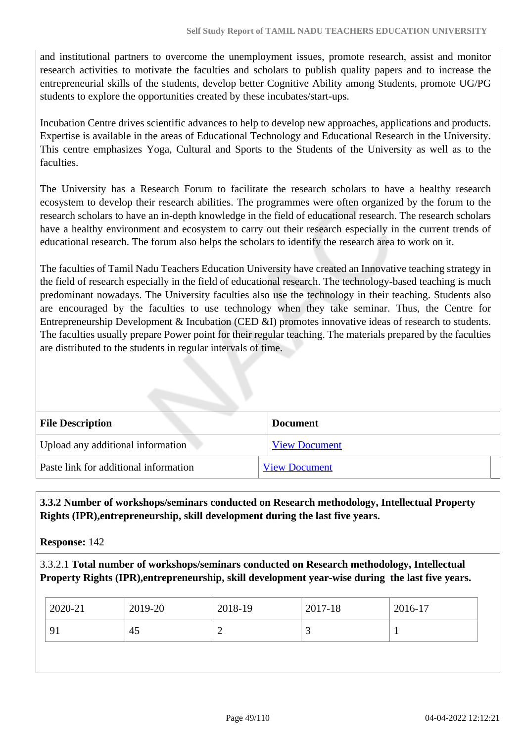and institutional partners to overcome the unemployment issues, promote research, assist and monitor research activities to motivate the faculties and scholars to publish quality papers and to increase the entrepreneurial skills of the students, develop better Cognitive Ability among Students, promote UG/PG students to explore the opportunities created by these incubates/start-ups.

Incubation Centre drives scientific advances to help to develop new approaches, applications and products. Expertise is available in the areas of Educational Technology and Educational Research in the University. This centre emphasizes Yoga, Cultural and Sports to the Students of the University as well as to the faculties.

The University has a Research Forum to facilitate the research scholars to have a healthy research ecosystem to develop their research abilities. The programmes were often organized by the forum to the research scholars to have an in-depth knowledge in the field of educational research. The research scholars have a healthy environment and ecosystem to carry out their research especially in the current trends of educational research. The forum also helps the scholars to identify the research area to work on it.

The faculties of Tamil Nadu Teachers Education University have created an Innovative teaching strategy in the field of research especially in the field of educational research. The technology-based teaching is much predominant nowadays. The University faculties also use the technology in their teaching. Students also are encouraged by the faculties to use technology when they take seminar. Thus, the Centre for Entrepreneurship Development & Incubation (CED &I) promotes innovative ideas of research to students. The faculties usually prepare Power point for their regular teaching. The materials prepared by the faculties are distributed to the students in regular intervals of time.

| File Description | Document |
|---|---|
| Upload any additional information | View Document |
| Paste link for additional information | View Document |

**3.3.2 Number of workshops/seminars conducted on Research methodology, Intellectual Property Rights (IPR),entrepreneurship, skill development during the last five years.**

**Response:** 142

3.3.2.1 **Total number of workshops/seminars conducted on Research methodology, Intellectual Property Rights (IPR),entrepreneurship, skill development year-wise during the last five years.**

| 2020-21 | 2019-20 | 2018-19 | 2017-18 | 2016-17 |
|---|---|---|---|---|
| 91 | 45 | 2 | 3 | 1 |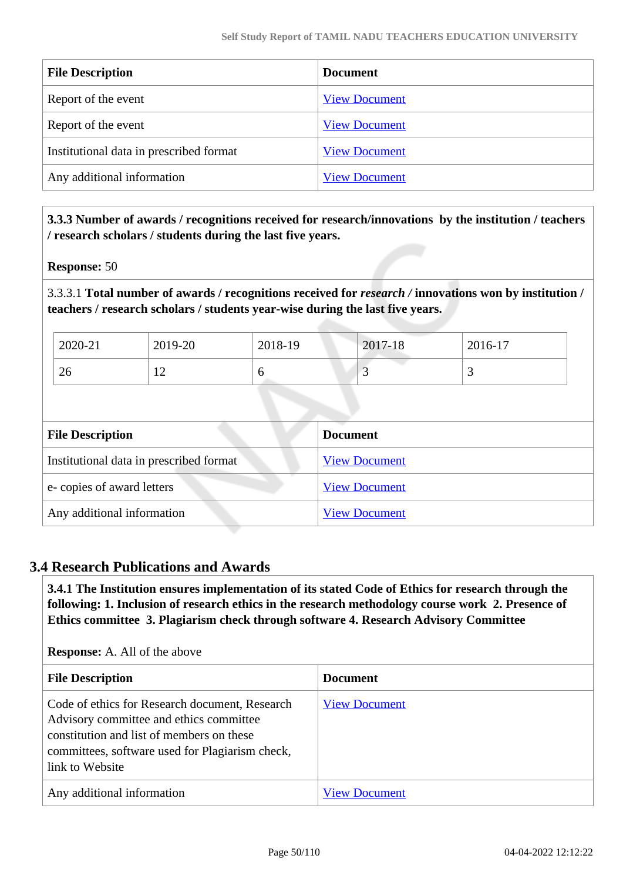| File Description | Document |
|---|---|
| Report of the event | View Document |
| Report of the event | View Document |
| Institutional data in prescribed format | View Document |
| Any additional information | View Document |

**3.3.3 Number of awards / recognitions received for research/innovations by the institution / teachers / research scholars / students during the last five years.**

**Response:** 50

3.3.3.1 **Total number of awards / recognitions received for *research /* innovations won by institution / teachers / research scholars / students year-wise during the last five years.**

| 2020-21 | 2019-20 | 2018-19 | 2017-18 | 2016-17 |
|---|---|---|---|---|
| 26 | 12 | 6 | 3 | 3 |

| File Description | Document |
|---|---|
| Institutional data in prescribed format | View Document |
| e- copies of award letters | View Document |
| Any additional information | View Document |

## 3.4 Research Publications and Awards

**3.4.1 The Institution ensures implementation of its stated Code of Ethics for research through the following: 1. Inclusion of research ethics in the research methodology course work 2. Presence of Ethics committee 3. Plagiarism check through software 4. Research Advisory Committee**

**Response:** A. All of the above

| File Description | Document |
|---|---|
| Code of ethics for Research document, Research Advisory committee and ethics committee constitution and list of members on these committees, software used for Plagiarism check, link to Website | View Document |
| Any additional information | View Document |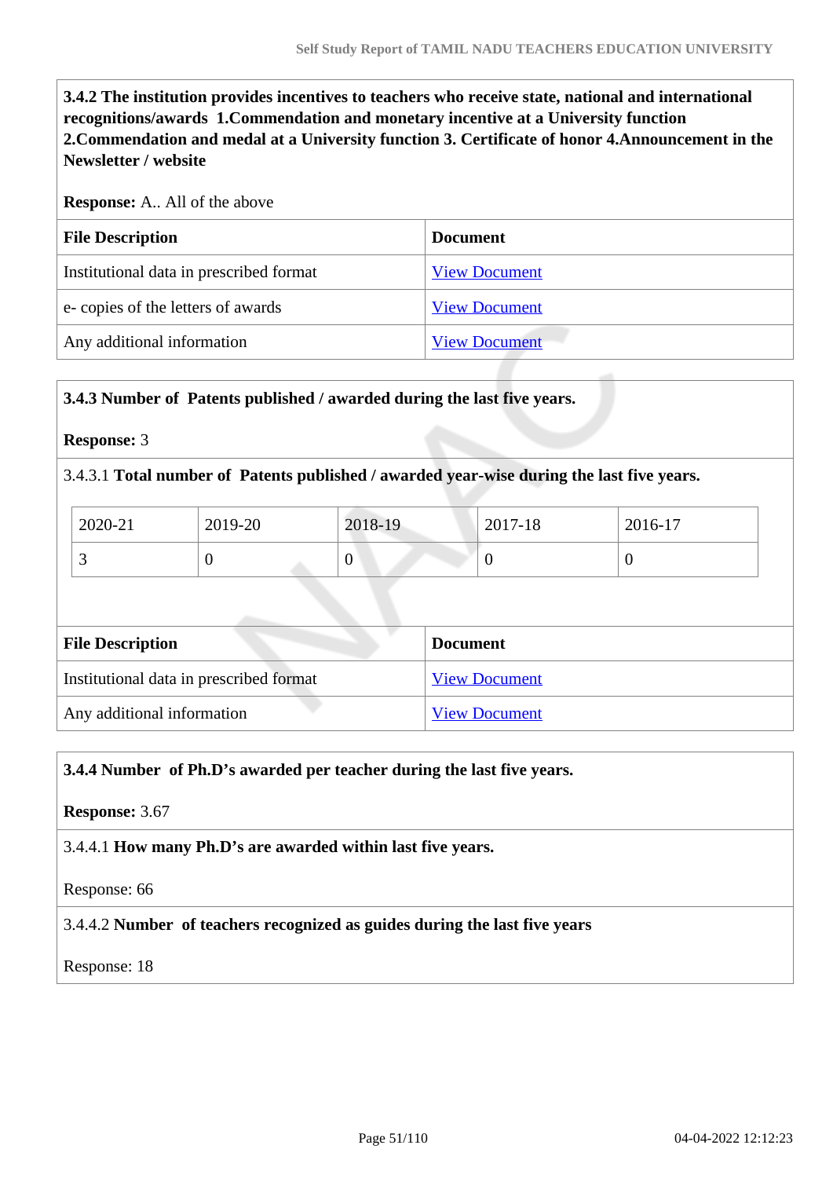**3.4.2 The institution provides incentives to teachers who receive state, national and international recognitions/awards 1.Commendation and monetary incentive at a University function 2.Commendation and medal at a University function 3. Certificate of honor 4.Announcement in the Newsletter / website**

**Response:** A.. All of the above

| File Description | Document |
|---|---|
| Institutional data in prescribed format | View Document |
| e- copies of the letters of awards | View Document |
| Any additional information | View Document |

**3.4.3 Number of Patents published / awarded during the last five years.**

**Response:** 3

3.4.3.1 **Total number of Patents published / awarded year-wise during the last five years.**

| 2020-21 | 2019-20 | 2018-19 | 2017-18 | 2016-17 |
|---|---|---|---|---|
| 3 | 0 | 0 | 0 | 0 |

| File Description | Document |
|---|---|
| Institutional data in prescribed format | View Document |
| Any additional information | View Document |

**3.4.4 Number of Ph.D's awarded per teacher during the last five years.**

**Response:** 3.67

3.4.4.1 **How many Ph.D's are awarded within last five years.**

Response: 66

3.4.4.2 **Number of teachers recognized as guides during the last five years**

Response: 18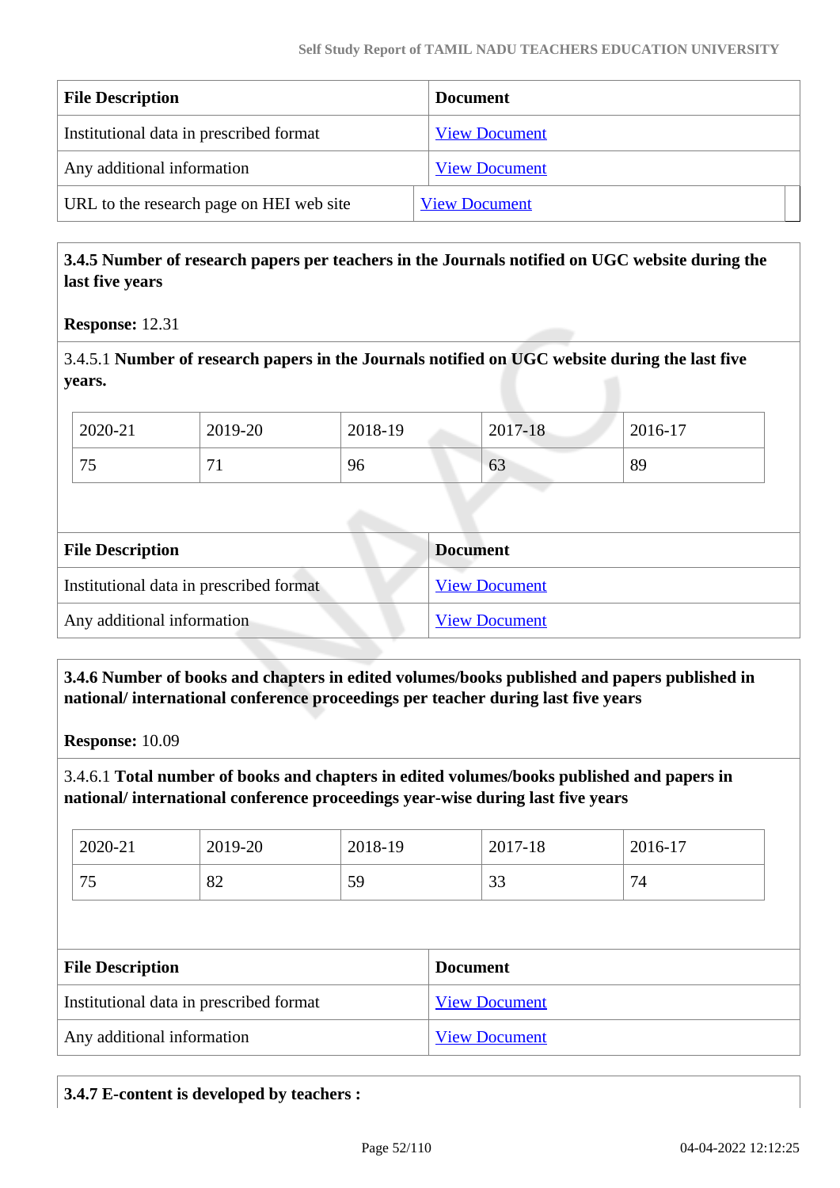| File Description | Document |
|---|---|
| Institutional data in prescribed format | View Document |
| Any additional information | View Document |
| URL to the research page on HEI web site | View Document |

**3.4.5 Number of research papers per teachers in the Journals notified on UGC website during the last five years**

**Response:** 12.31

3.4.5.1 **Number of research papers in the Journals notified on UGC website during the last five years.**

| 2020-21 | 2019-20 | 2018-19 | 2017-18 | 2016-17 |
|---|---|---|---|---|
| 75 | 71 | 96 | 63 | 89 |

| File Description | Document |
|---|---|
| Institutional data in prescribed format | View Document |
| Any additional information | View Document |

**3.4.6 Number of books and chapters in edited volumes/books published and papers published in national/ international conference proceedings per teacher during last five years**

**Response:** 10.09

3.4.6.1 **Total number of books and chapters in edited volumes/books published and papers in national/ international conference proceedings year-wise during last five years**

| 2020-21 | 2019-20 | 2018-19 | 2017-18 | 2016-17 |
|---|---|---|---|---|
| 75 | 82 | 59 | 33 | 74 |

| File Description | Document |
|---|---|
| Institutional data in prescribed format | View Document |
| Any additional information | View Document |

**3.4.7 E-content is developed by teachers :**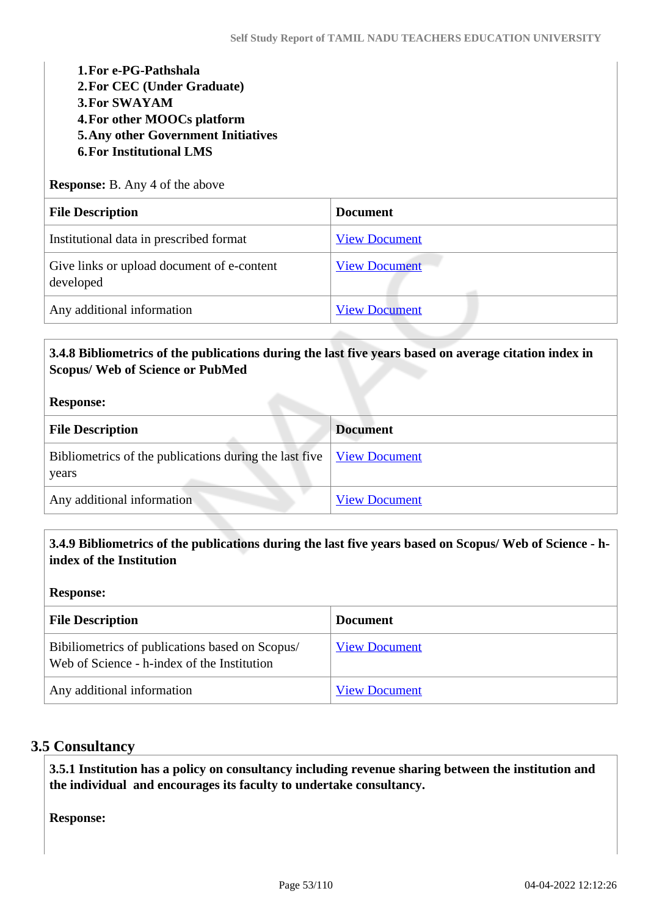1. **For e-PG-Pathshala**
2. **For CEC (Under Graduate)**
3. **For SWAYAM**
4. **For other MOOCs platform**
5. **Any other Government Initiatives**
6. **For Institutional LMS**

**Response:** B. Any 4 of the above

| File Description | Document |
|---|---|
| Institutional data in prescribed format | View Document |
| Give links or upload document of e-content developed | View Document |
| Any additional information | View Document |

**3.4.8 Bibliometrics of the publications during the last five years based on average citation index in Scopus/ Web of Science or PubMed**

**Response:**

| File Description | Document |
|---|---|
| Bibliometrics of the publications during the last five years | View Document |
| Any additional information | View Document |

**3.4.9 Bibliometrics of the publications during the last five years based on Scopus/ Web of Science - h-index of the Institution**

**Response:**

| File Description | Document |
|---|---|
| Bibiliometrics of publications based on Scopus/ Web of Science - h-index of the Institution | View Document |
| Any additional information | View Document |

## 3.5 Consultancy

**3.5.1 Institution has a policy on consultancy including revenue sharing between the institution and the individual and encourages its faculty to undertake consultancy.**

**Response:**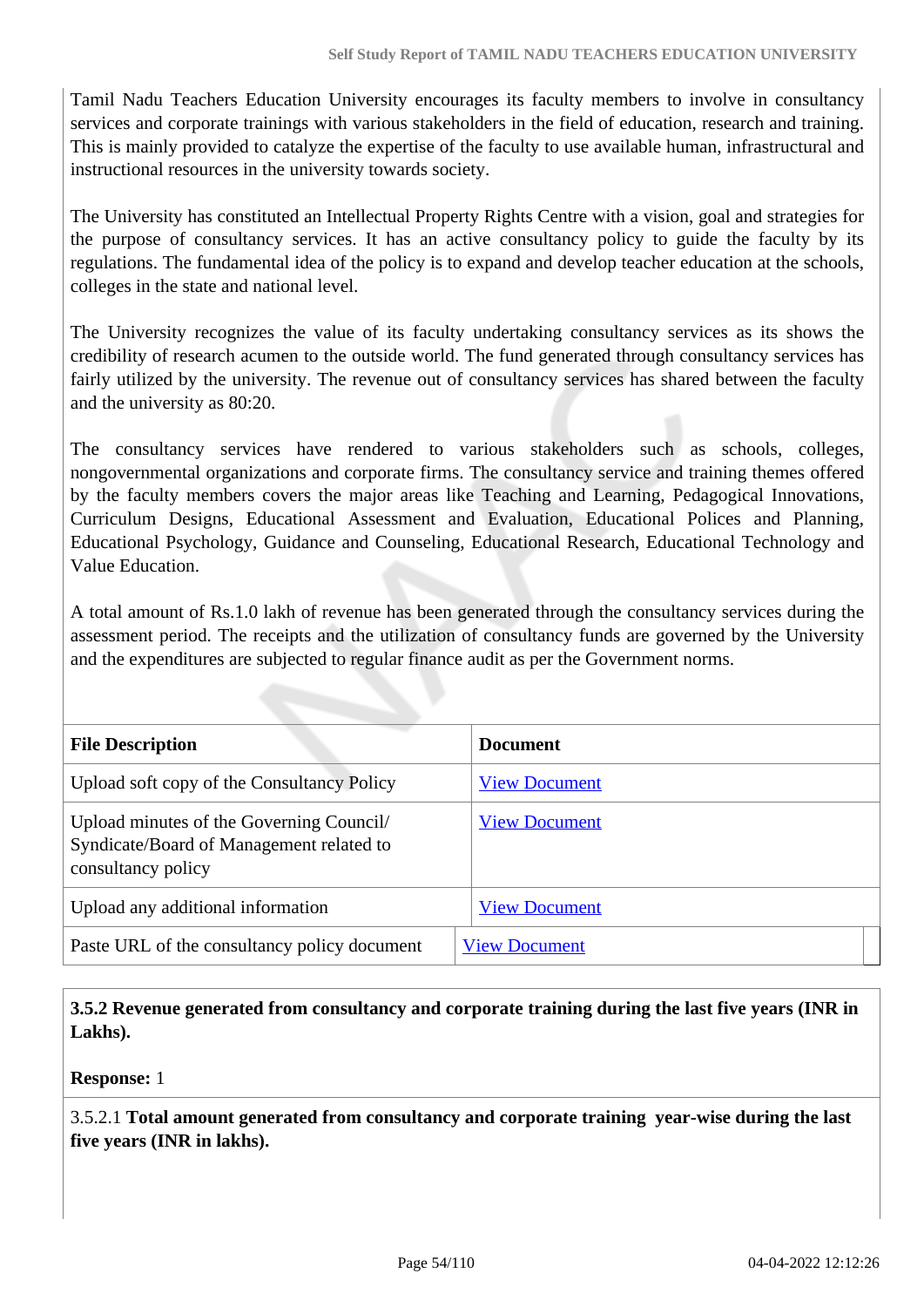Tamil Nadu Teachers Education University encourages its faculty members to involve in consultancy services and corporate trainings with various stakeholders in the field of education, research and training. This is mainly provided to catalyze the expertise of the faculty to use available human, infrastructural and instructional resources in the university towards society.

The University has constituted an Intellectual Property Rights Centre with a vision, goal and strategies for the purpose of consultancy services. It has an active consultancy policy to guide the faculty by its regulations. The fundamental idea of the policy is to expand and develop teacher education at the schools, colleges in the state and national level.

The University recognizes the value of its faculty undertaking consultancy services as its shows the credibility of research acumen to the outside world. The fund generated through consultancy services has fairly utilized by the university. The revenue out of consultancy services has shared between the faculty and the university as 80:20.

The consultancy services have rendered to various stakeholders such as schools, colleges, nongovernmental organizations and corporate firms. The consultancy service and training themes offered by the faculty members covers the major areas like Teaching and Learning, Pedagogical Innovations, Curriculum Designs, Educational Assessment and Evaluation, Educational Polices and Planning, Educational Psychology, Guidance and Counseling, Educational Research, Educational Technology and Value Education.

A total amount of Rs.1.0 lakh of revenue has been generated through the consultancy services during the assessment period. The receipts and the utilization of consultancy funds are governed by the University and the expenditures are subjected to regular finance audit as per the Government norms.

| File Description | Document |
|---|---|
| Upload soft copy of the Consultancy Policy | View Document |
| Upload minutes of the Governing Council/ Syndicate/Board of Management related to consultancy policy | View Document |
| Upload any additional information | View Document |
| Paste URL of the consultancy policy document | View Document |

**3.5.2 Revenue generated from consultancy and corporate training during the last five years (INR in Lakhs).**

**Response:** 1

3.5.2.1 **Total amount generated from consultancy and corporate training year-wise during the last five years (INR in lakhs).**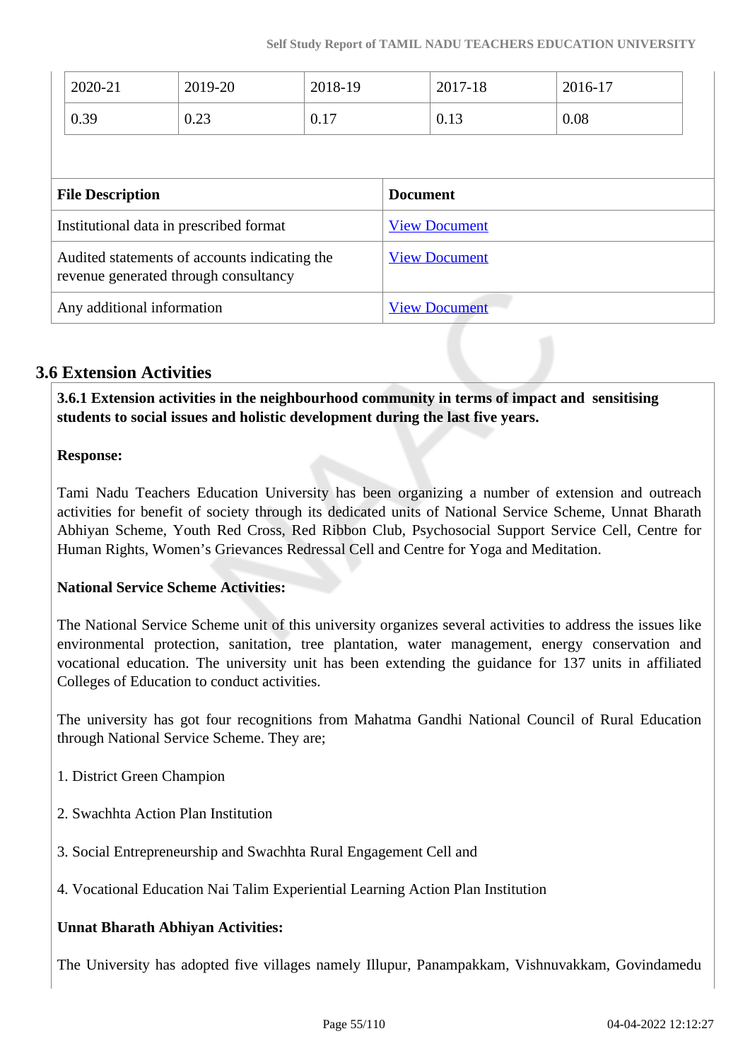| 2020-21 | 2019-20 | 2018-19 | 2017-18 | 2016-17 |
|---|---|---|---|---|
| 0.39 | 0.23 | 0.17 | 0.13 | 0.08 |

| File Description | Document |
|---|---|
| Institutional data in prescribed format | View Document |
| Audited statements of accounts indicating the revenue generated through consultancy | View Document |
| Any additional information | View Document |

## 3.6 Extension Activities

**3.6.1 Extension activities in the neighbourhood community in terms of impact and sensitising students to social issues and holistic development during the last five years.**

**Response:**

Tami Nadu Teachers Education University has been organizing a number of extension and outreach activities for benefit of society through its dedicated units of National Service Scheme, Unnat Bharath Abhiyan Scheme, Youth Red Cross, Red Ribbon Club, Psychosocial Support Service Cell, Centre for Human Rights, Women's Grievances Redressal Cell and Centre for Yoga and Meditation.

**National Service Scheme Activities:**

The National Service Scheme unit of this university organizes several activities to address the issues like environmental protection, sanitation, tree plantation, water management, energy conservation and vocational education. The university unit has been extending the guidance for 137 units in affiliated Colleges of Education to conduct activities.

The university has got four recognitions from Mahatma Gandhi National Council of Rural Education through National Service Scheme. They are;

1. District Green Champion

2. Swachhta Action Plan Institution

3. Social Entrepreneurship and Swachhta Rural Engagement Cell and

4. Vocational Education Nai Talim Experiential Learning Action Plan Institution

**Unnat Bharath Abhiyan Activities:**

The University has adopted five villages namely Illupur, Panampakkam, Vishnuvakkam, Govindamedu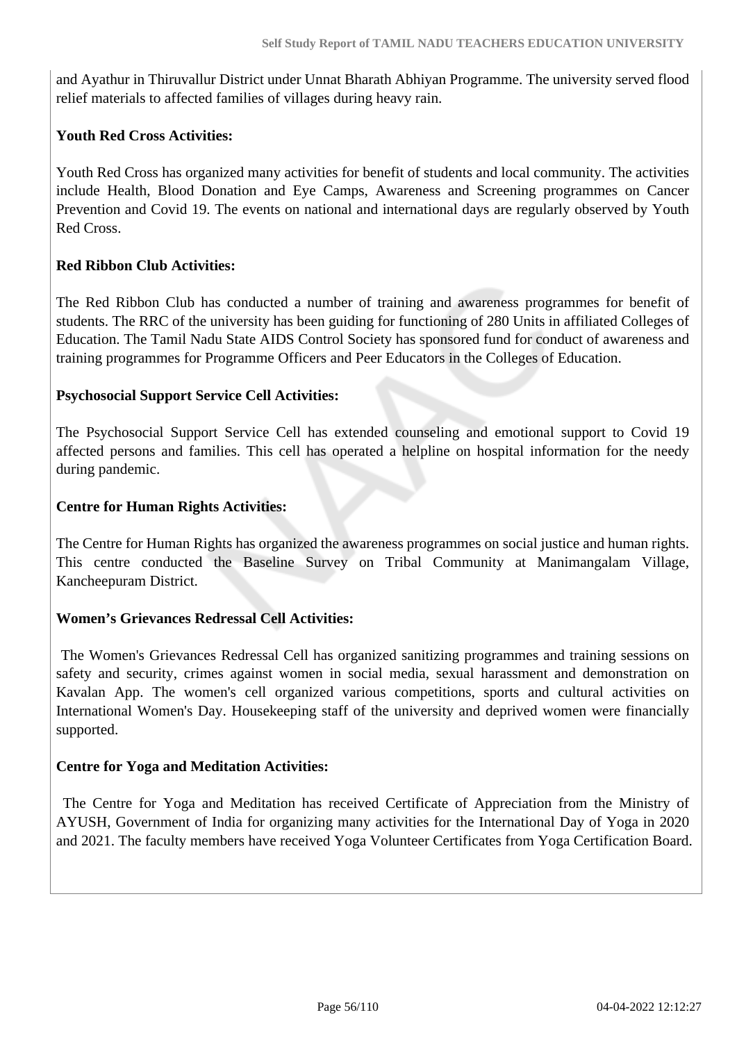and Ayathur in Thiruvallur District under Unnat Bharath Abhiyan Programme. The university served flood relief materials to affected families of villages during heavy rain.

**Youth Red Cross Activities:**

Youth Red Cross has organized many activities for benefit of students and local community. The activities include Health, Blood Donation and Eye Camps, Awareness and Screening programmes on Cancer Prevention and Covid 19. The events on national and international days are regularly observed by Youth Red Cross.

**Red Ribbon Club Activities:**

The Red Ribbon Club has conducted a number of training and awareness programmes for benefit of students. The RRC of the university has been guiding for functioning of 280 Units in affiliated Colleges of Education. The Tamil Nadu State AIDS Control Society has sponsored fund for conduct of awareness and training programmes for Programme Officers and Peer Educators in the Colleges of Education.

**Psychosocial Support Service Cell Activities:**

The Psychosocial Support Service Cell has extended counseling and emotional support to Covid 19 affected persons and families. This cell has operated a helpline on hospital information for the needy during pandemic.

**Centre for Human Rights Activities:**

The Centre for Human Rights has organized the awareness programmes on social justice and human rights. This centre conducted the Baseline Survey on Tribal Community at Manimangalam Village, Kancheepuram District.

**Women's Grievances Redressal Cell Activities:**

The Women's Grievances Redressal Cell has organized sanitizing programmes and training sessions on safety and security, crimes against women in social media, sexual harassment and demonstration on Kavalan App. The women's cell organized various competitions, sports and cultural activities on International Women's Day. Housekeeping staff of the university and deprived women were financially supported.

**Centre for Yoga and Meditation Activities:**

The Centre for Yoga and Meditation has received Certificate of Appreciation from the Ministry of AYUSH, Government of India for organizing many activities for the International Day of Yoga in 2020 and 2021. The faculty members have received Yoga Volunteer Certificates from Yoga Certification Board.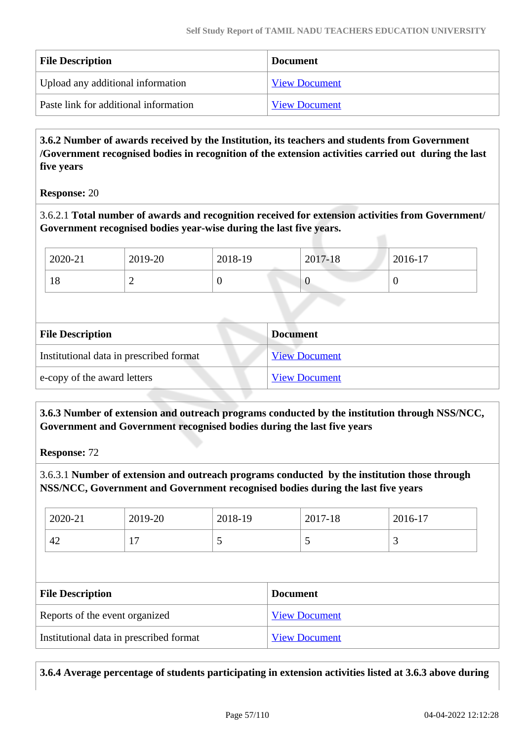| File Description | Document |
|---|---|
| Upload any additional information | View Document |
| Paste link for additional information | View Document |

**3.6.2 Number of awards received by the Institution, its teachers and students from Government /Government recognised bodies in recognition of the extension activities carried out during the last five years**

**Response:** 20

3.6.2.1 **Total number of awards and recognition received for extension activities from Government/ Government recognised bodies year-wise during the last five years.**

| 2020-21 | 2019-20 | 2018-19 | 2017-18 | 2016-17 |
|---|---|---|---|---|
| 18 | 2 | 0 | 0 | 0 |

| File Description | Document |
|---|---|
| Institutional data in prescribed format | View Document |
| e-copy of the award letters | View Document |

**3.6.3 Number of extension and outreach programs conducted by the institution through NSS/NCC, Government and Government recognised bodies during the last five years**

**Response:** 72

3.6.3.1 **Number of extension and outreach programs conducted by the institution those through NSS/NCC, Government and Government recognised bodies during the last five years**

| 2020-21 | 2019-20 | 2018-19 | 2017-18 | 2016-17 |
|---|---|---|---|---|
| 42 | 17 | 5 | 5 | 3 |

| File Description | Document |
|---|---|
| Reports of the event organized | View Document |
| Institutional data in prescribed format | View Document |

**3.6.4 Average percentage of students participating in extension activities listed at 3.6.3 above during**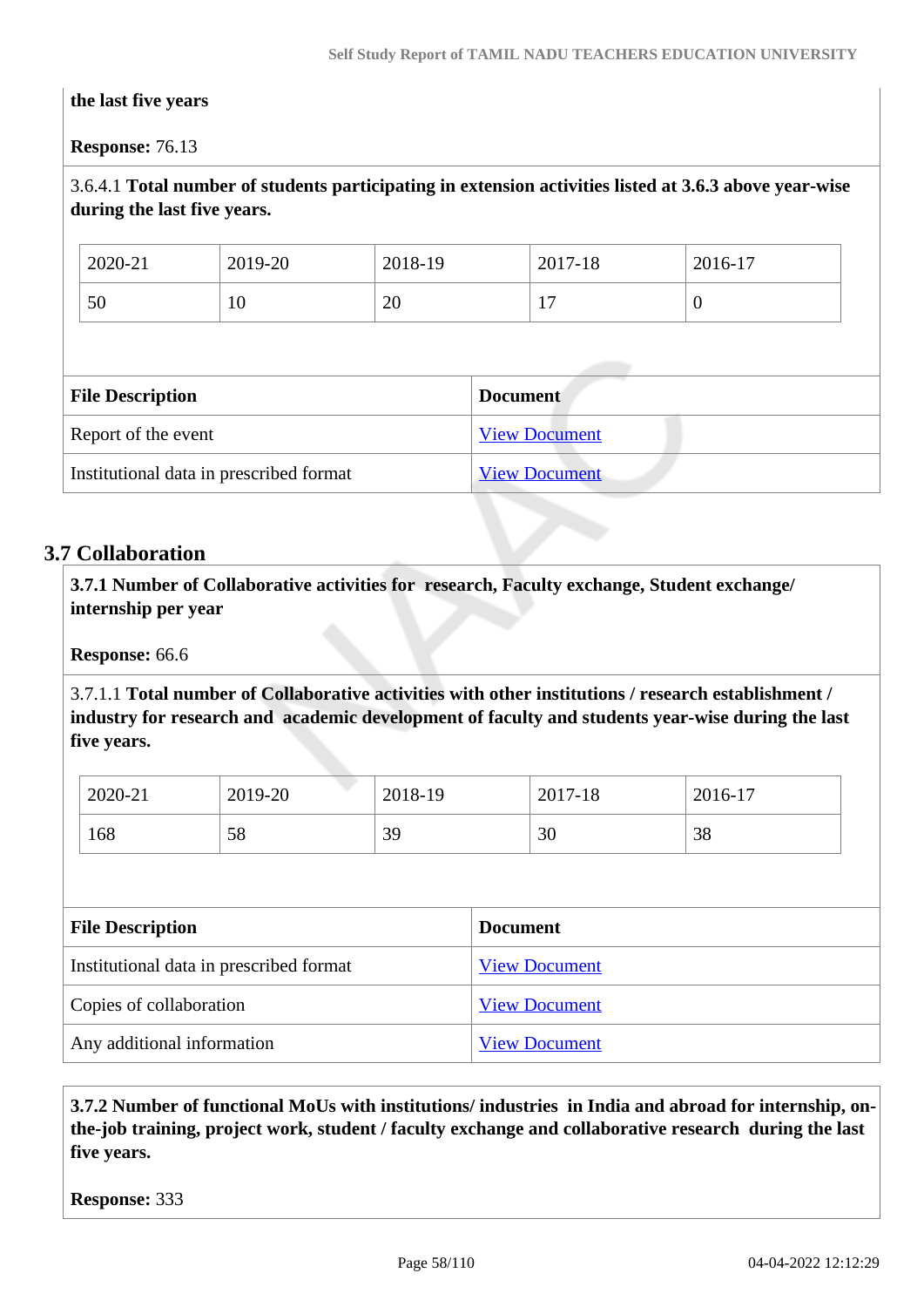**the last five years**

**Response:** 76.13

3.6.4.1 **Total number of students participating in extension activities listed at 3.6.3 above year-wise during the last five years.**

| 2020-21 | 2019-20 | 2018-19 | 2017-18 | 2016-17 |
|---|---|---|---|---|
| 50 | 10 | 20 | 17 | 0 |

| File Description | Document |
|---|---|
| Report of the event | View Document |
| Institutional data in prescribed format | View Document |

## 3.7 Collaboration

**3.7.1 Number of Collaborative activities for research, Faculty exchange, Student exchange/ internship per year**

**Response:** 66.6

3.7.1.1 **Total number of Collaborative activities with other institutions / research establishment / industry for research and academic development of faculty and students year-wise during the last five years.**

| 2020-21 | 2019-20 | 2018-19 | 2017-18 | 2016-17 |
|---|---|---|---|---|
| 168 | 58 | 39 | 30 | 38 |

| File Description | Document |
|---|---|
| Institutional data in prescribed format | View Document |
| Copies of collaboration | View Document |
| Any additional information | View Document |

**3.7.2 Number of functional MoUs with institutions/ industries in India and abroad for internship, on-the-job training, project work, student / faculty exchange and collaborative research during the last five years.**

**Response:** 333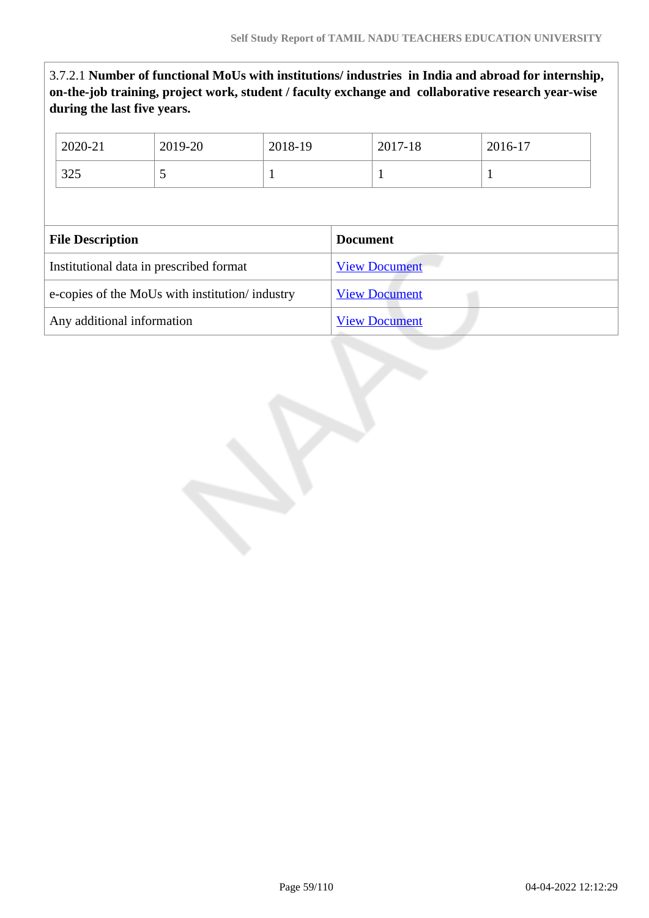3.7.2.1 **Number of functional MoUs with institutions/ industries in India and abroad for internship, on-the-job training, project work, student / faculty exchange and collaborative research year-wise during the last five years.**

| 2020-21 | 2019-20 | 2018-19 | 2017-18 | 2016-17 |
|---|---|---|---|---|
| 325 | 5 | 1 | 1 | 1 |

| **File Description** | **Document** |
|---|---|
| Institutional data in prescribed format | View Document |
| e-copies of the MoUs with institution/ industry | View Document |
| Any additional information | View Document |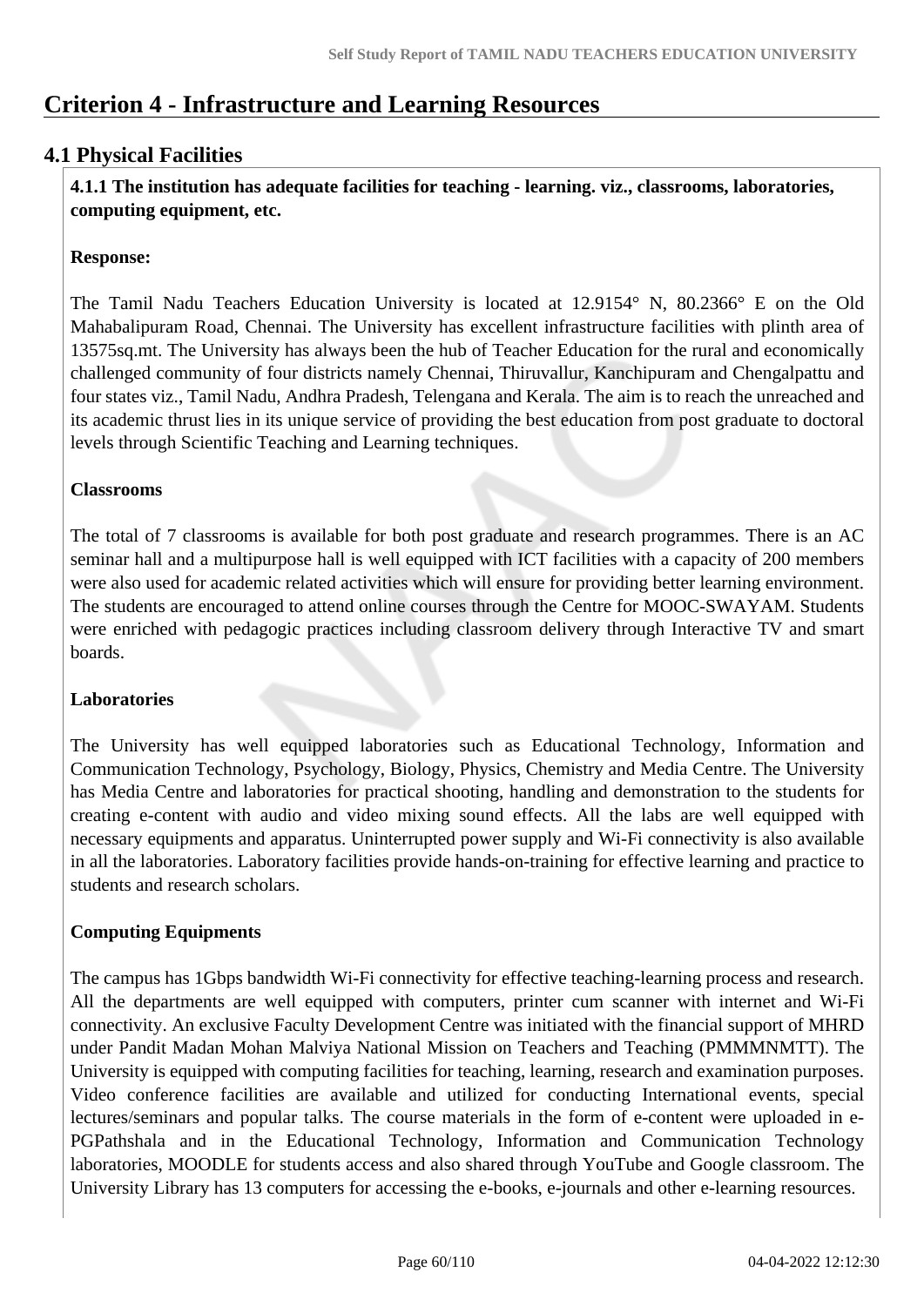# Criterion 4 - Infrastructure and Learning Resources

## 4.1 Physical Facilities

**4.1.1 The institution has adequate facilities for teaching - learning. viz., classrooms, laboratories, computing equipment, etc.**

**Response:**

The Tamil Nadu Teachers Education University is located at 12.9154° N, 80.2366° E on the Old Mahabalipuram Road, Chennai. The University has excellent infrastructure facilities with plinth area of 13575sq.mt. The University has always been the hub of Teacher Education for the rural and economically challenged community of four districts namely Chennai, Thiruvallur, Kanchipuram and Chengalpattu and four states viz., Tamil Nadu, Andhra Pradesh, Telengana and Kerala. The aim is to reach the unreached and its academic thrust lies in its unique service of providing the best education from post graduate to doctoral levels through Scientific Teaching and Learning techniques.

**Classrooms**

The total of 7 classrooms is available for both post graduate and research programmes. There is an AC seminar hall and a multipurpose hall is well equipped with ICT facilities with a capacity of 200 members were also used for academic related activities which will ensure for providing better learning environment. The students are encouraged to attend online courses through the Centre for MOOC-SWAYAM. Students were enriched with pedagogic practices including classroom delivery through Interactive TV and smart boards.

**Laboratories**

The University has well equipped laboratories such as Educational Technology, Information and Communication Technology, Psychology, Biology, Physics, Chemistry and Media Centre. The University has Media Centre and laboratories for practical shooting, handling and demonstration to the students for creating e-content with audio and video mixing sound effects. All the labs are well equipped with necessary equipments and apparatus. Uninterrupted power supply and Wi-Fi connectivity is also available in all the laboratories. Laboratory facilities provide hands-on-training for effective learning and practice to students and research scholars.

**Computing Equipments**

The campus has 1Gbps bandwidth Wi-Fi connectivity for effective teaching-learning process and research. All the departments are well equipped with computers, printer cum scanner with internet and Wi-Fi connectivity. An exclusive Faculty Development Centre was initiated with the financial support of MHRD under Pandit Madan Mohan Malviya National Mission on Teachers and Teaching (PMMMNMTT). The University is equipped with computing facilities for teaching, learning, research and examination purposes. Video conference facilities are available and utilized for conducting International events, special lectures/seminars and popular talks. The course materials in the form of e-content were uploaded in e-PGPathshala and in the Educational Technology, Information and Communication Technology laboratories, MOODLE for students access and also shared through YouTube and Google classroom. The University Library has 13 computers for accessing the e-books, e-journals and other e-learning resources.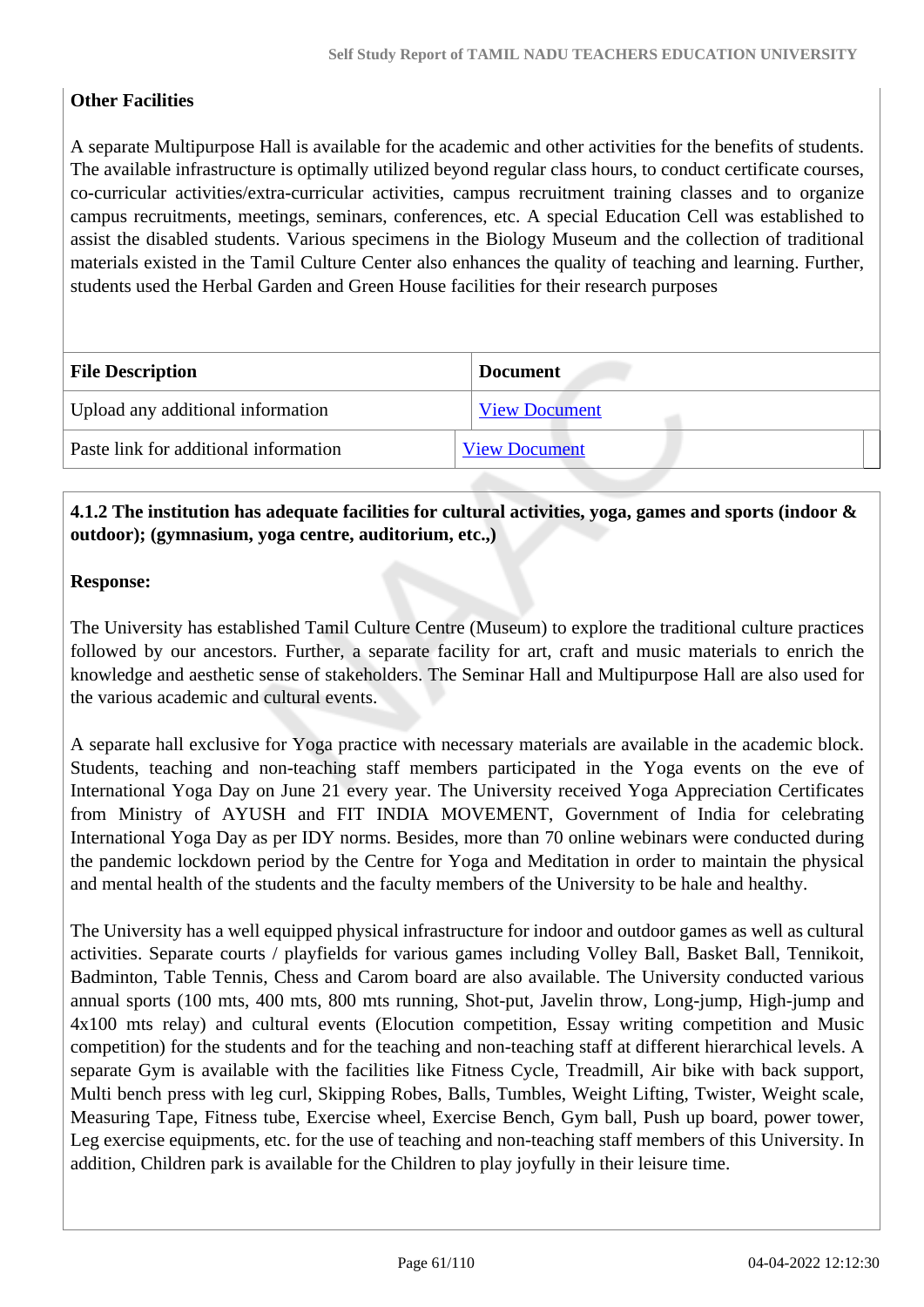**Other Facilities**

A separate Multipurpose Hall is available for the academic and other activities for the benefits of students. The available infrastructure is optimally utilized beyond regular class hours, to conduct certificate courses, co-curricular activities/extra-curricular activities, campus recruitment training classes and to organize campus recruitments, meetings, seminars, conferences, etc. A special Education Cell was established to assist the disabled students. Various specimens in the Biology Museum and the collection of traditional materials existed in the Tamil Culture Center also enhances the quality of teaching and learning. Further, students used the Herbal Garden and Green House facilities for their research purposes

| File Description | Document |
|---|---|
| Upload any additional information | View Document |
| Paste link for additional information | View Document |

**4.1.2 The institution has adequate facilities for cultural activities, yoga, games and sports (indoor & outdoor); (gymnasium, yoga centre, auditorium, etc.,)**

**Response:**

The University has established Tamil Culture Centre (Museum) to explore the traditional culture practices followed by our ancestors. Further, a separate facility for art, craft and music materials to enrich the knowledge and aesthetic sense of stakeholders. The Seminar Hall and Multipurpose Hall are also used for the various academic and cultural events.

A separate hall exclusive for Yoga practice with necessary materials are available in the academic block. Students, teaching and non-teaching staff members participated in the Yoga events on the eve of International Yoga Day on June 21 every year. The University received Yoga Appreciation Certificates from Ministry of AYUSH and FIT INDIA MOVEMENT, Government of India for celebrating International Yoga Day as per IDY norms. Besides, more than 70 online webinars were conducted during the pandemic lockdown period by the Centre for Yoga and Meditation in order to maintain the physical and mental health of the students and the faculty members of the University to be hale and healthy.

The University has a well equipped physical infrastructure for indoor and outdoor games as well as cultural activities. Separate courts / playfields for various games including Volley Ball, Basket Ball, Tennikoit, Badminton, Table Tennis, Chess and Carom board are also available. The University conducted various annual sports (100 mts, 400 mts, 800 mts running, Shot-put, Javelin throw, Long-jump, High-jump and 4x100 mts relay) and cultural events (Elocution competition, Essay writing competition and Music competition) for the students and for the teaching and non-teaching staff at different hierarchical levels. A separate Gym is available with the facilities like Fitness Cycle, Treadmill, Air bike with back support, Multi bench press with leg curl, Skipping Robes, Balls, Tumbles, Weight Lifting, Twister, Weight scale, Measuring Tape, Fitness tube, Exercise wheel, Exercise Bench, Gym ball, Push up board, power tower, Leg exercise equipments, etc. for the use of teaching and non-teaching staff members of this University. In addition, Children park is available for the Children to play joyfully in their leisure time.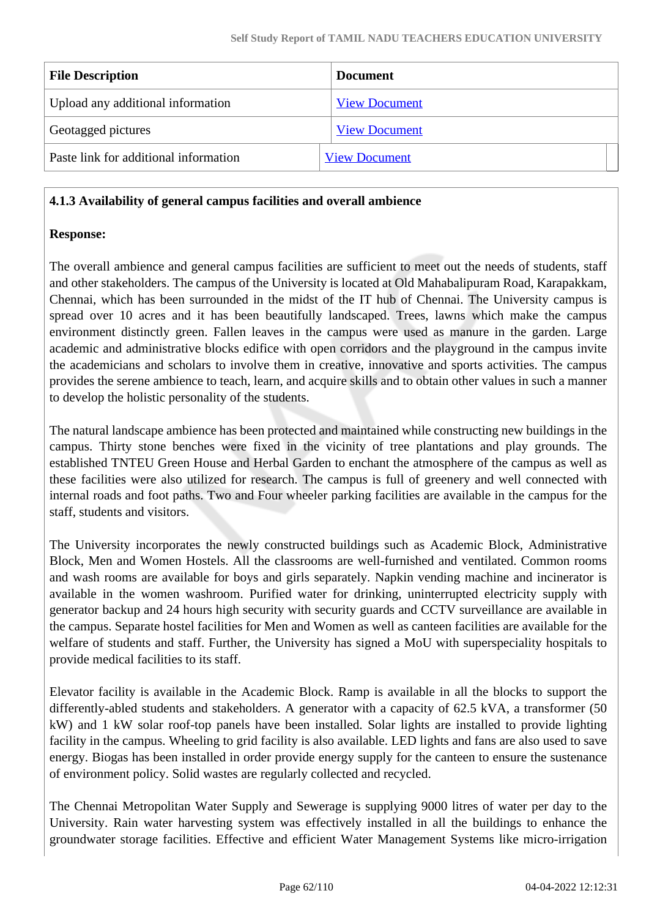| File Description | Document |
| --- | --- |
| Upload any additional information | View Document |
| Geotagged pictures | View Document |
| Paste link for additional information | View Document |

**4.1.3 Availability of general campus facilities and overall ambience**

**Response:**

The overall ambience and general campus facilities are sufficient to meet out the needs of students, staff and other stakeholders. The campus of the University is located at Old Mahabalipuram Road, Karapakkam, Chennai, which has been surrounded in the midst of the IT hub of Chennai. The University campus is spread over 10 acres and it has been beautifully landscaped. Trees, lawns which make the campus environment distinctly green. Fallen leaves in the campus were used as manure in the garden. Large academic and administrative blocks edifice with open corridors and the playground in the campus invite the academicians and scholars to involve them in creative, innovative and sports activities. The campus provides the serene ambience to teach, learn, and acquire skills and to obtain other values in such a manner to develop the holistic personality of the students.

The natural landscape ambience has been protected and maintained while constructing new buildings in the campus. Thirty stone benches were fixed in the vicinity of tree plantations and play grounds. The established TNTEU Green House and Herbal Garden to enchant the atmosphere of the campus as well as these facilities were also utilized for research. The campus is full of greenery and well connected with internal roads and foot paths. Two and Four wheeler parking facilities are available in the campus for the staff, students and visitors.

The University incorporates the newly constructed buildings such as Academic Block, Administrative Block, Men and Women Hostels. All the classrooms are well-furnished and ventilated. Common rooms and wash rooms are available for boys and girls separately. Napkin vending machine and incinerator is available in the women washroom. Purified water for drinking, uninterrupted electricity supply with generator backup and 24 hours high security with security guards and CCTV surveillance are available in the campus. Separate hostel facilities for Men and Women as well as canteen facilities are available for the welfare of students and staff. Further, the University has signed a MoU with superspeciality hospitals to provide medical facilities to its staff.

Elevator facility is available in the Academic Block. Ramp is available in all the blocks to support the differently-abled students and stakeholders. A generator with a capacity of 62.5 kVA, a transformer (50 kW) and 1 kW solar roof-top panels have been installed. Solar lights are installed to provide lighting facility in the campus. Wheeling to grid facility is also available. LED lights and fans are also used to save energy. Biogas has been installed in order provide energy supply for the canteen to ensure the sustenance of environment policy. Solid wastes are regularly collected and recycled.

The Chennai Metropolitan Water Supply and Sewerage is supplying 9000 litres of water per day to the University. Rain water harvesting system was effectively installed in all the buildings to enhance the groundwater storage facilities. Effective and efficient Water Management Systems like micro-irrigation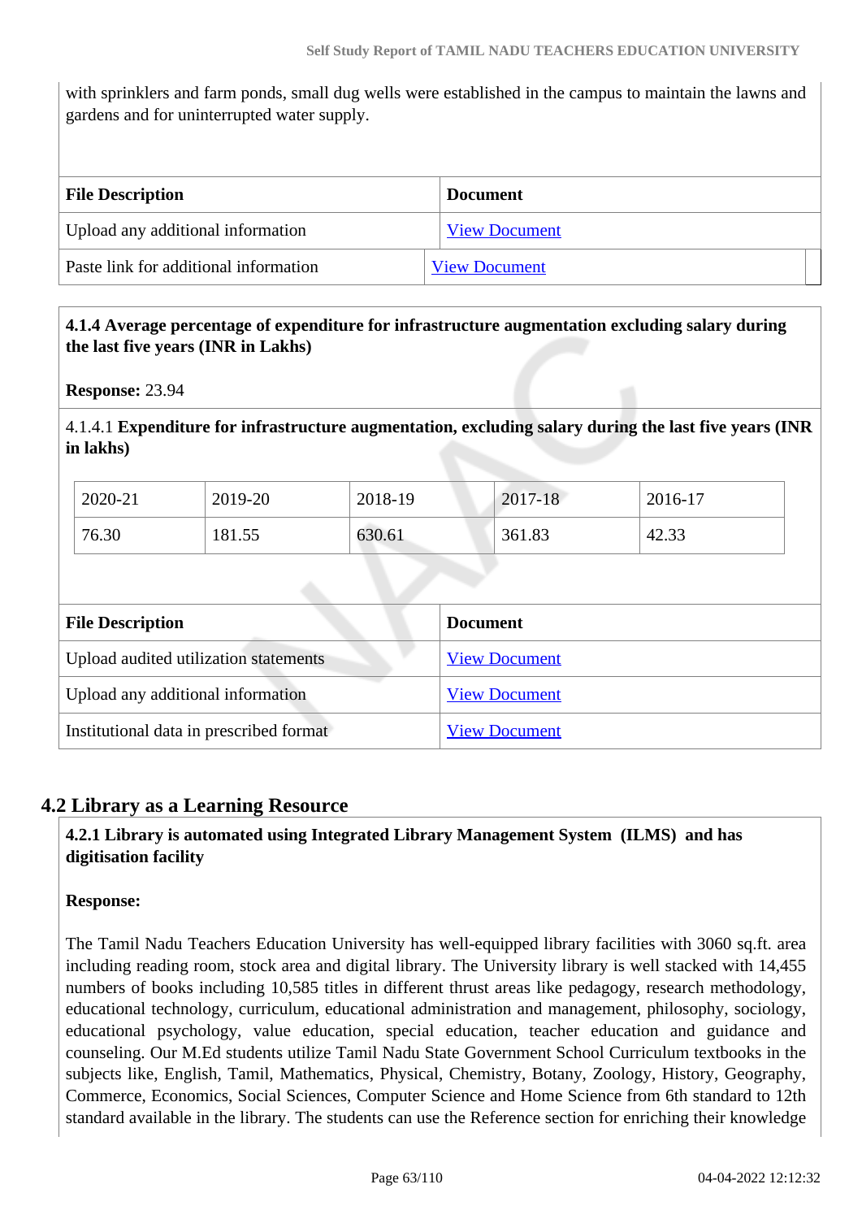with sprinklers and farm ponds, small dug wells were established in the campus to maintain the lawns and gardens and for uninterrupted water supply.

| File Description | Document |
|---|---|
| Upload any additional information | View Document |
| Paste link for additional information | View Document |

**4.1.4 Average percentage of expenditure for infrastructure augmentation excluding salary during the last five years (INR in Lakhs)**

**Response:** 23.94

4.1.4.1 **Expenditure for infrastructure augmentation, excluding salary during the last five years (INR in lakhs)**

| 2020-21 | 2019-20 | 2018-19 | 2017-18 | 2016-17 |
|---|---|---|---|---|
| 76.30 | 181.55 | 630.61 | 361.83 | 42.33 |

| File Description | Document |
|---|---|
| Upload audited utilization statements | View Document |
| Upload any additional information | View Document |
| Institutional data in prescribed format | View Document |

## 4.2 Library as a Learning Resource

**4.2.1 Library is automated using Integrated Library Management System (ILMS) and has digitisation facility**

**Response:**

The Tamil Nadu Teachers Education University has well-equipped library facilities with 3060 sq.ft. area including reading room, stock area and digital library. The University library is well stacked with 14,455 numbers of books including 10,585 titles in different thrust areas like pedagogy, research methodology, educational technology, curriculum, educational administration and management, philosophy, sociology, educational psychology, value education, special education, teacher education and guidance and counseling. Our M.Ed students utilize Tamil Nadu State Government School Curriculum textbooks in the subjects like, English, Tamil, Mathematics, Physical, Chemistry, Botany, Zoology, History, Geography, Commerce, Economics, Social Sciences, Computer Science and Home Science from 6th standard to 12th standard available in the library. The students can use the Reference section for enriching their knowledge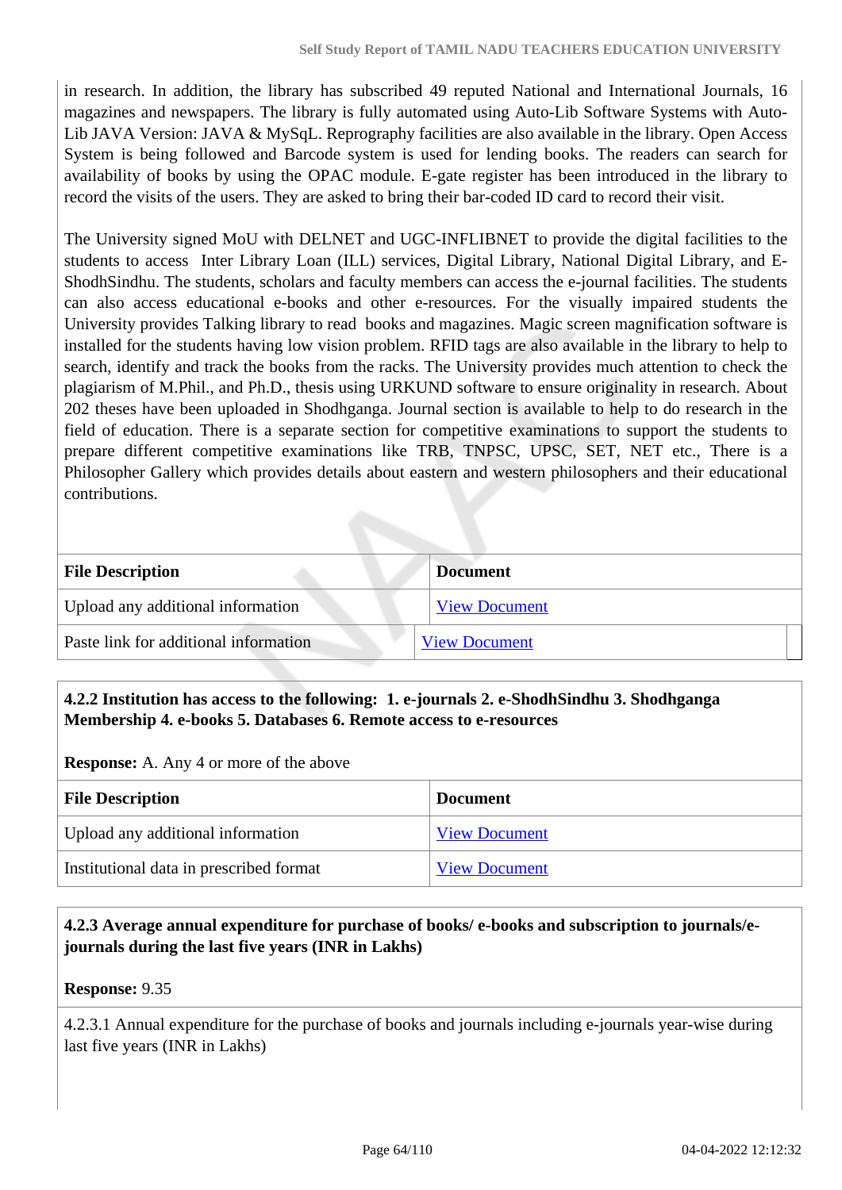in research. In addition, the library has subscribed 49 reputed National and International Journals, 16 magazines and newspapers. The library is fully automated using Auto-Lib Software Systems with Auto-Lib JAVA Version: JAVA & MySqL. Reprography facilities are also available in the library. Open Access System is being followed and Barcode system is used for lending books. The readers can search for availability of books by using the OPAC module. E-gate register has been introduced in the library to record the visits of the users. They are asked to bring their bar-coded ID card to record their visit.

The University signed MoU with DELNET and UGC-INFLIBNET to provide the digital facilities to the students to access Inter Library Loan (ILL) services, Digital Library, National Digital Library, and E-ShodhSindhu. The students, scholars and faculty members can access the e-journal facilities. The students can also access educational e-books and other e-resources. For the visually impaired students the University provides Talking library to read books and magazines. Magic screen magnification software is installed for the students having low vision problem. RFID tags are also available in the library to help to search, identify and track the books from the racks. The University provides much attention to check the plagiarism of M.Phil., and Ph.D., thesis using URKUND software to ensure originality in research. About 202 theses have been uploaded in Shodhganga. Journal section is available to help to do research in the field of education. There is a separate section for competitive examinations to support the students to prepare different competitive examinations like TRB, TNPSC, UPSC, SET, NET etc., There is a Philosopher Gallery which provides details about eastern and western philosophers and their educational contributions.

| File Description | Document |
|---|---|
| Upload any additional information | View Document |
| Paste link for additional information | View Document |

**4.2.2 Institution has access to the following: 1. e-journals 2. e-ShodhSindhu 3. Shodhganga Membership 4. e-books 5. Databases 6. Remote access to e-resources**

**Response:** A. Any 4 or more of the above

| File Description | Document |
|---|---|
| Upload any additional information | View Document |
| Institutional data in prescribed format | View Document |

**4.2.3 Average annual expenditure for purchase of books/ e-books and subscription to journals/e-journals during the last five years (INR in Lakhs)**

**Response:** 9.35

4.2.3.1 Annual expenditure for the purchase of books and journals including e-journals year-wise during last five years (INR in Lakhs)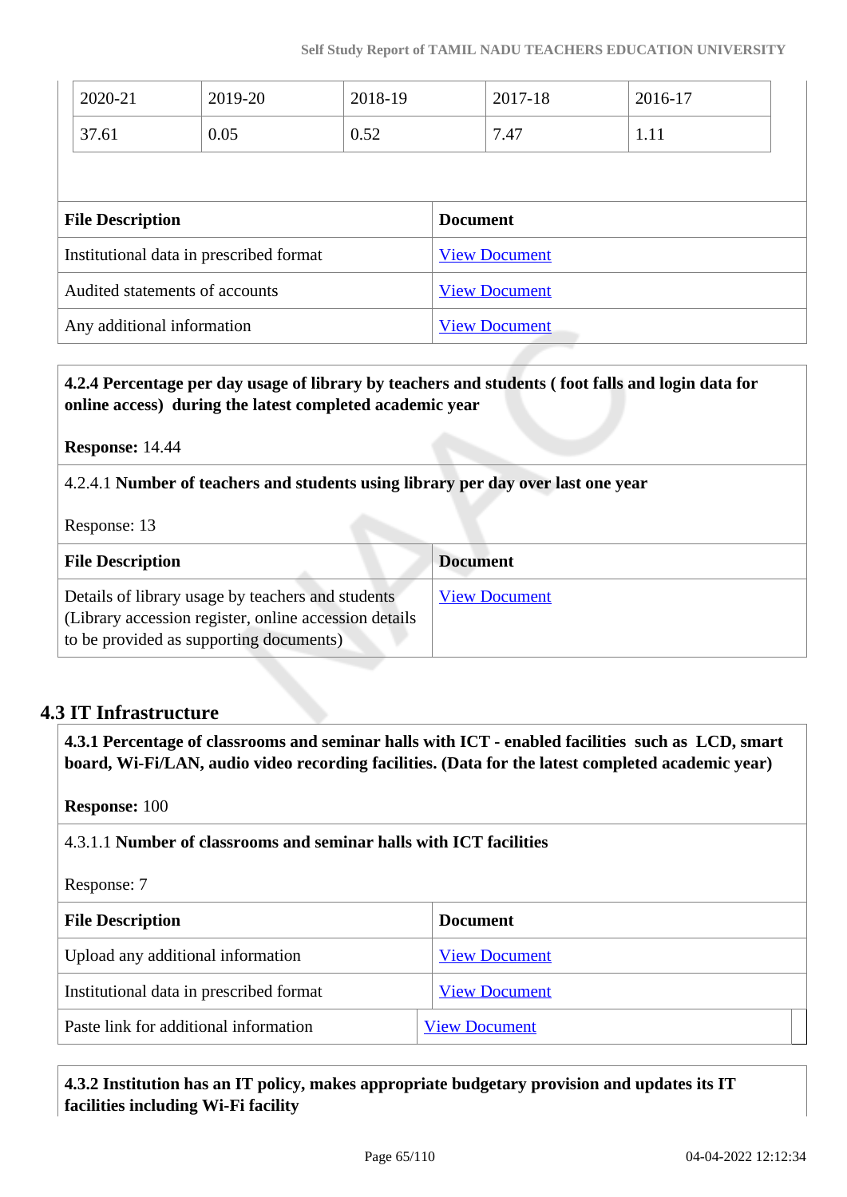| 2020-21 | 2019-20 | 2018-19 | 2017-18 | 2016-17 |
|---|---|---|---|---|
| 37.61 | 0.05 | 0.52 | 7.47 | 1.11 |

| File Description | Document |
|---|---|
| Institutional data in prescribed format | View Document |
| Audited statements of accounts | View Document |
| Any additional information | View Document |

**4.2.4 Percentage per day usage of library by teachers and students ( foot falls and login data for online access) during the latest completed academic year**

**Response:** 14.44

4.2.4.1 **Number of teachers and students using library per day over last one year**

Response: 13

| File Description | Document |
|---|---|
| Details of library usage by teachers and students (Library accession register, online accession details to be provided as supporting documents) | View Document |

## 4.3 IT Infrastructure

**4.3.1 Percentage of classrooms and seminar halls with ICT - enabled facilities such as LCD, smart board, Wi-Fi/LAN, audio video recording facilities. (Data for the latest completed academic year)**

**Response:** 100

4.3.1.1 **Number of classrooms and seminar halls with ICT facilities**

Response: 7

| File Description | Document |
|---|---|
| Upload any additional information | View Document |
| Institutional data in prescribed format | View Document |
| Paste link for additional information | View Document |

**4.3.2 Institution has an IT policy, makes appropriate budgetary provision and updates its IT facilities including Wi-Fi facility**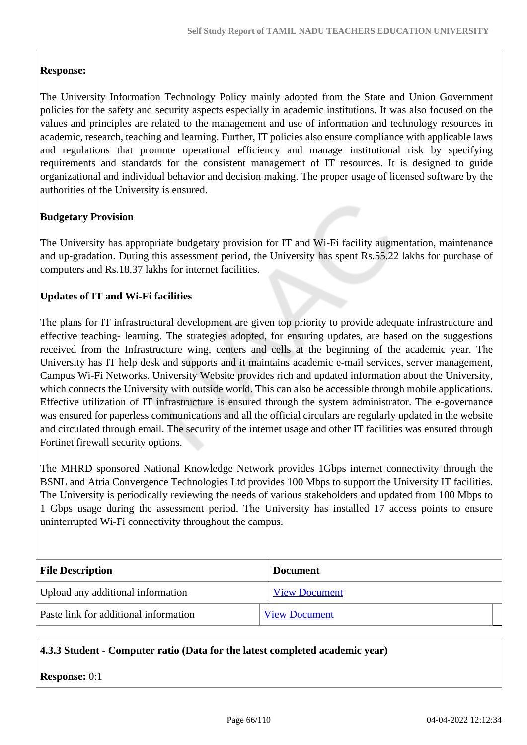**Response:**

The University Information Technology Policy mainly adopted from the State and Union Government policies for the safety and security aspects especially in academic institutions. It was also focused on the values and principles are related to the management and use of information and technology resources in academic, research, teaching and learning. Further, IT policies also ensure compliance with applicable laws and regulations that promote operational efficiency and manage institutional risk by specifying requirements and standards for the consistent management of IT resources. It is designed to guide organizational and individual behavior and decision making. The proper usage of licensed software by the authorities of the University is ensured.

**Budgetary Provision**

The University has appropriate budgetary provision for IT and Wi-Fi facility augmentation, maintenance and up-gradation. During this assessment period, the University has spent Rs.55.22 lakhs for purchase of computers and Rs.18.37 lakhs for internet facilities.

**Updates of IT and Wi-Fi facilities**

The plans for IT infrastructural development are given top priority to provide adequate infrastructure and effective teaching- learning. The strategies adopted, for ensuring updates, are based on the suggestions received from the Infrastructure wing, centers and cells at the beginning of the academic year. The University has IT help desk and supports and it maintains academic e-mail services, server management, Campus Wi-Fi Networks. University Website provides rich and updated information about the University, which connects the University with outside world. This can also be accessible through mobile applications. Effective utilization of IT infrastructure is ensured through the system administrator. The e-governance was ensured for paperless communications and all the official circulars are regularly updated in the website and circulated through email. The security of the internet usage and other IT facilities was ensured through Fortinet firewall security options.

The MHRD sponsored National Knowledge Network provides 1Gbps internet connectivity through the BSNL and Atria Convergence Technologies Ltd provides 100 Mbps to support the University IT facilities. The University is periodically reviewing the needs of various stakeholders and updated from 100 Mbps to 1 Gbps usage during the assessment period. The University has installed 17 access points to ensure uninterrupted Wi-Fi connectivity throughout the campus.

| File Description | Document |
|---|---|
| Upload any additional information | View Document |
| Paste link for additional information | View Document |

**4.3.3 Student - Computer ratio (Data for the latest completed academic year)**

**Response:** 0:1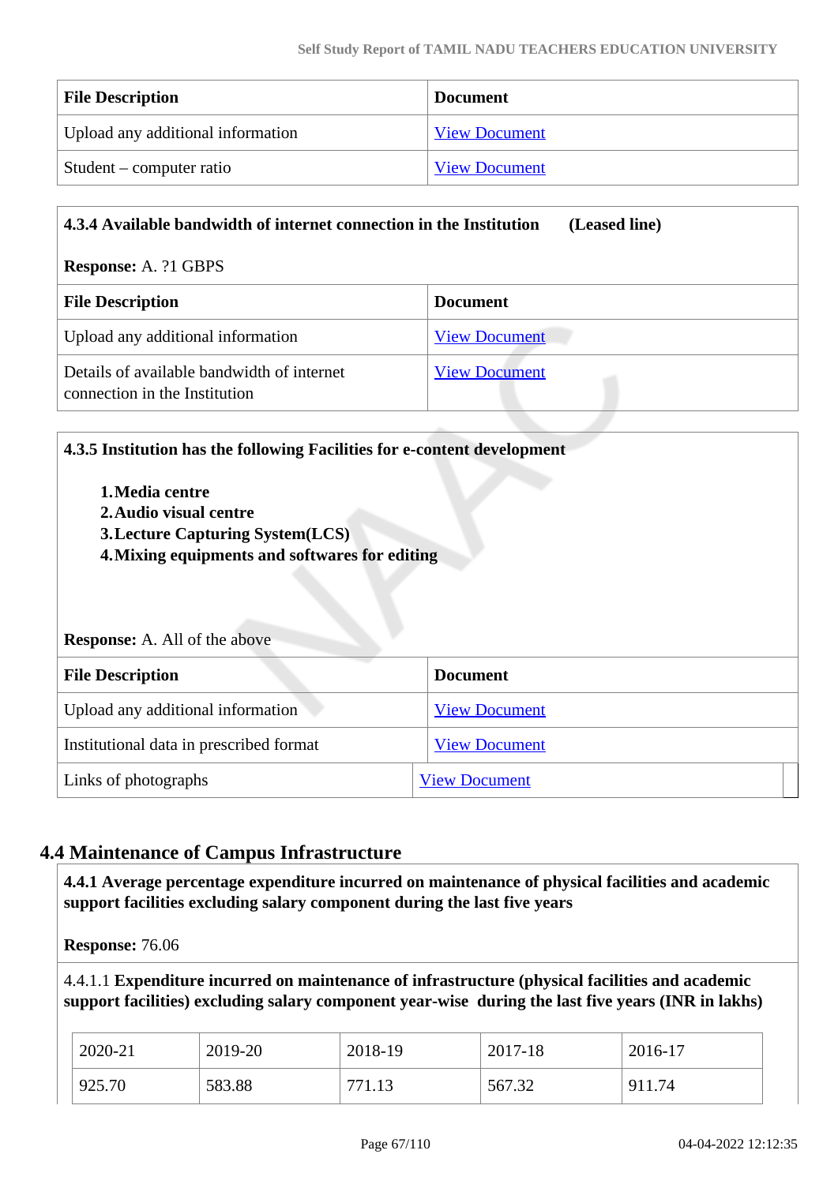| File Description | Document |
|---|---|
| Upload any additional information | View Document |
| Student – computer ratio | View Document |

**4.3.4 Available bandwidth of internet connection in the Institution (Leased line)**

**Response:** A. ?1 GBPS

| File Description | Document |
|---|---|
| Upload any additional information | View Document |
| Details of available bandwidth of internet connection in the Institution | View Document |

**4.3.5 Institution has the following Facilities for e-content development**

1. **Media centre**
2. **Audio visual centre**
3. **Lecture Capturing System(LCS)**
4. **Mixing equipments and softwares for editing**

**Response:** A. All of the above

| File Description | Document |
|---|---|
| Upload any additional information | View Document |
| Institutional data in prescribed format | View Document |
| Links of photographs | View Document |

## 4.4 Maintenance of Campus Infrastructure

**4.4.1 Average percentage expenditure incurred on maintenance of physical facilities and academic support facilities excluding salary component during the last five years**

**Response:** 76.06

4.4.1.1 **Expenditure incurred on maintenance of infrastructure (physical facilities and academic support facilities) excluding salary component year-wise during the last five years (INR in lakhs)**

| 2020-21 | 2019-20 | 2018-19 | 2017-18 | 2016-17 |
|---|---|---|---|---|
| 925.70 | 583.88 | 771.13 | 567.32 | 911.74 |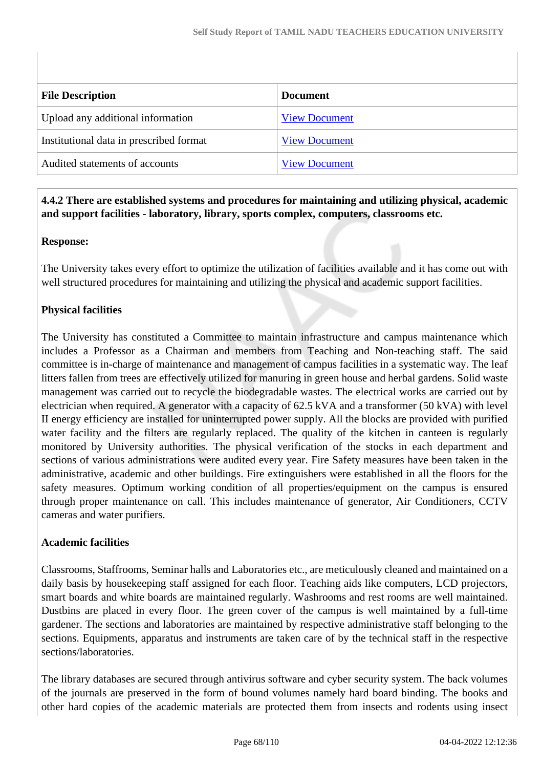| File Description | Document |
| --- | --- |
| Upload any additional information | View Document |
| Institutional data in prescribed format | View Document |
| Audited statements of accounts | View Document |

**4.4.2 There are established systems and procedures for maintaining and utilizing physical, academic and support facilities - laboratory, library, sports complex, computers, classrooms etc.**

**Response:**

The University takes every effort to optimize the utilization of facilities available and it has come out with well structured procedures for maintaining and utilizing the physical and academic support facilities.

**Physical facilities**

The University has constituted a Committee to maintain infrastructure and campus maintenance which includes a Professor as a Chairman and members from Teaching and Non-teaching staff. The said committee is in-charge of maintenance and management of campus facilities in a systematic way. The leaf litters fallen from trees are effectively utilized for manuring in green house and herbal gardens. Solid waste management was carried out to recycle the biodegradable wastes. The electrical works are carried out by electrician when required. A generator with a capacity of 62.5 kVA and a transformer (50 kVA) with level II energy efficiency are installed for uninterrupted power supply. All the blocks are provided with purified water facility and the filters are regularly replaced. The quality of the kitchen in canteen is regularly monitored by University authorities. The physical verification of the stocks in each department and sections of various administrations were audited every year. Fire Safety measures have been taken in the administrative, academic and other buildings. Fire extinguishers were established in all the floors for the safety measures. Optimum working condition of all properties/equipment on the campus is ensured through proper maintenance on call. This includes maintenance of generator, Air Conditioners, CCTV cameras and water purifiers.

**Academic facilities**

Classrooms, Staffrooms, Seminar halls and Laboratories etc., are meticulously cleaned and maintained on a daily basis by housekeeping staff assigned for each floor. Teaching aids like computers, LCD projectors, smart boards and white boards are maintained regularly. Washrooms and rest rooms are well maintained. Dustbins are placed in every floor. The green cover of the campus is well maintained by a full-time gardener. The sections and laboratories are maintained by respective administrative staff belonging to the sections. Equipments, apparatus and instruments are taken care of by the technical staff in the respective sections/laboratories.

The library databases are secured through antivirus software and cyber security system. The back volumes of the journals are preserved in the form of bound volumes namely hard board binding. The books and other hard copies of the academic materials are protected them from insects and rodents using insect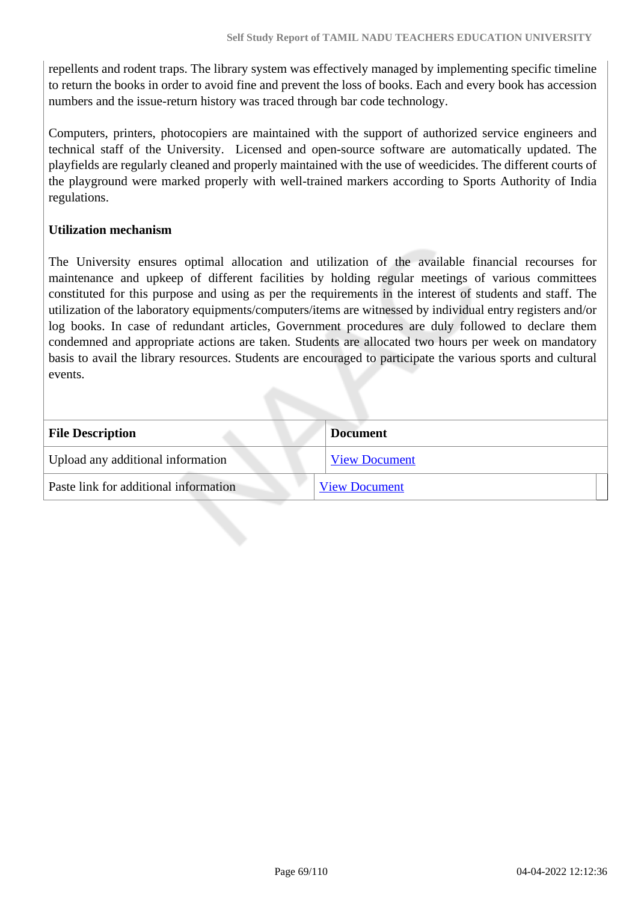repellents and rodent traps. The library system was effectively managed by implementing specific timeline to return the books in order to avoid fine and prevent the loss of books. Each and every book has accession numbers and the issue-return history was traced through bar code technology.

Computers, printers, photocopiers are maintained with the support of authorized service engineers and technical staff of the University. Licensed and open-source software are automatically updated. The playfields are regularly cleaned and properly maintained with the use of weedicides. The different courts of the playground were marked properly with well-trained markers according to Sports Authority of India regulations.

**Utilization mechanism**

The University ensures optimal allocation and utilization of the available financial recourses for maintenance and upkeep of different facilities by holding regular meetings of various committees constituted for this purpose and using as per the requirements in the interest of students and staff. The utilization of the laboratory equipments/computers/items are witnessed by individual entry registers and/or log books. In case of redundant articles, Government procedures are duly followed to declare them condemned and appropriate actions are taken. Students are allocated two hours per week on mandatory basis to avail the library resources. Students are encouraged to participate the various sports and cultural events.

| File Description | Document |
| --- | --- |
| Upload any additional information | View Document |
| Paste link for additional information | View Document |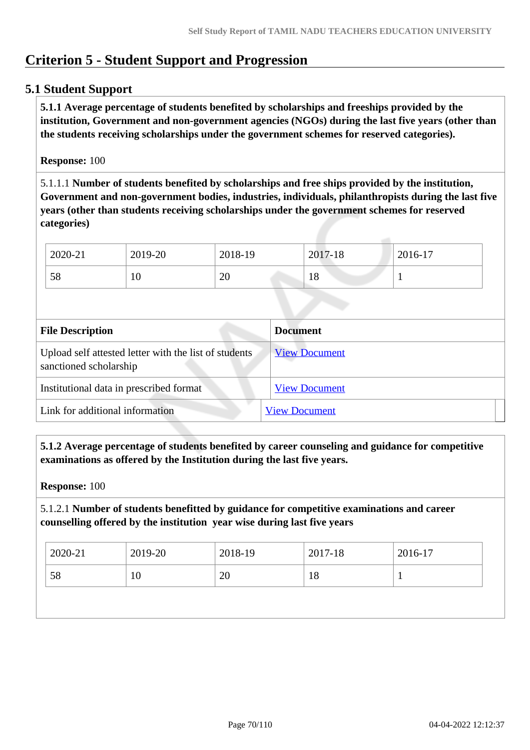# Criterion 5 - Student Support and Progression

## 5.1 Student Support

**5.1.1 Average percentage of students benefited by scholarships and freeships provided by the institution, Government and non-government agencies (NGOs) during the last five years (other than the students receiving scholarships under the government schemes for reserved categories).**

**Response:** 100

5.1.1.1 **Number of students benefited by scholarships and free ships provided by the institution, Government and non-government bodies, industries, individuals, philanthropists during the last five years (other than students receiving scholarships under the government schemes for reserved categories)**

| 2020-21 | 2019-20 | 2018-19 | 2017-18 | 2016-17 |
|---|---|---|---|---|
| 58 | 10 | 20 | 18 | 1 |

| File Description | Document |
|---|---|
| Upload self attested letter with the list of students sanctioned scholarship | View Document |
| Institutional data in prescribed format | View Document |
| Link for additional information | View Document |

**5.1.2 Average percentage of students benefited by career counseling and guidance for competitive examinations as offered by the Institution during the last five years.**

**Response:** 100

5.1.2.1 **Number of students benefitted by guidance for competitive examinations and career counselling offered by the institution year wise during last five years**

| 2020-21 | 2019-20 | 2018-19 | 2017-18 | 2016-17 |
|---|---|---|---|---|
| 58 | 10 | 20 | 18 | 1 |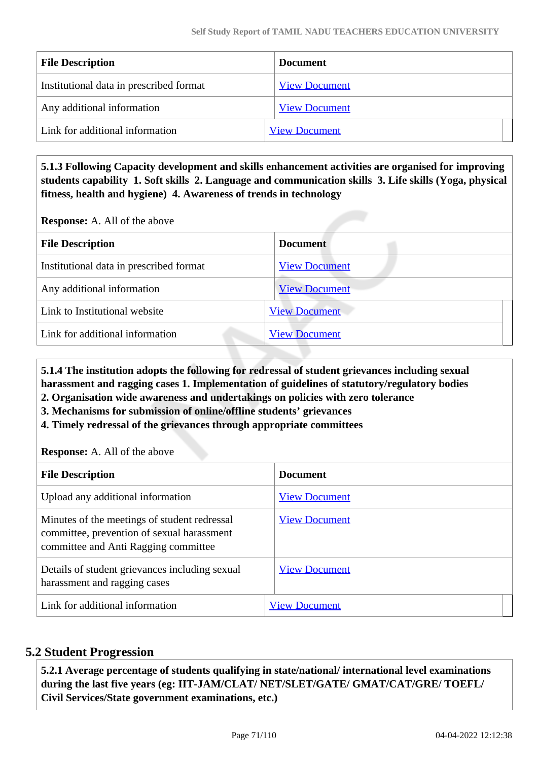| File Description | Document |
|---|---|
| Institutional data in prescribed format | View Document |
| Any additional information | View Document |
| Link for additional information | View Document |

**5.1.3 Following Capacity development and skills enhancement activities are organised for improving students capability 1. Soft skills 2. Language and communication skills 3. Life skills (Yoga, physical fitness, health and hygiene) 4. Awareness of trends in technology**

**Response:** A. All of the above

| File Description | Document |
|---|---|
| Institutional data in prescribed format | View Document |
| Any additional information | View Document |
| Link to Institutional website | View Document |
| Link for additional information | View Document |

**5.1.4 The institution adopts the following for redressal of student grievances including sexual harassment and ragging cases 1. Implementation of guidelines of statutory/regulatory bodies**
**2. Organisation wide awareness and undertakings on policies with zero tolerance**
**3. Mechanisms for submission of online/offline students' grievances**
**4. Timely redressal of the grievances through appropriate committees**

**Response:** A. All of the above

| File Description | Document |
|---|---|
| Upload any additional information | View Document |
| Minutes of the meetings of student redressal committee, prevention of sexual harassment committee and Anti Ragging committee | View Document |
| Details of student grievances including sexual harassment and ragging cases | View Document |
| Link for additional information | View Document |

## 5.2 Student Progression

**5.2.1 Average percentage of students qualifying in state/national/ international level examinations during the last five years (eg: IIT-JAM/CLAT/ NET/SLET/GATE/ GMAT/CAT/GRE/ TOEFL/ Civil Services/State government examinations, etc.)**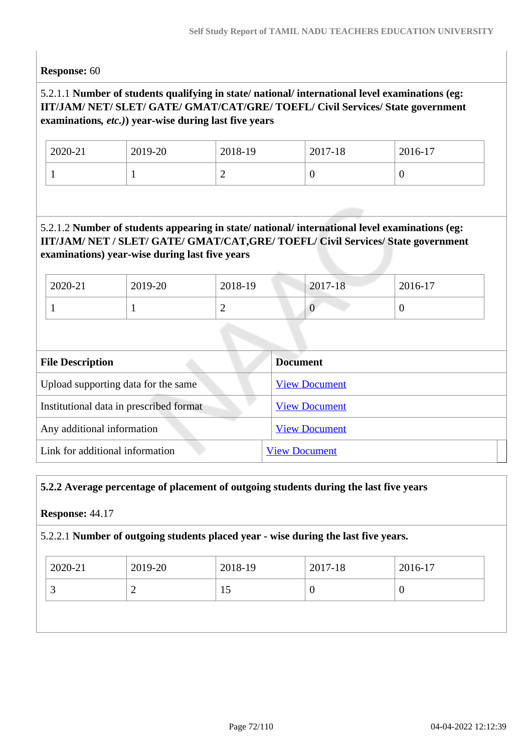**Response:** 60

5.2.1.1 **Number of students qualifying in state/ national/ international level examinations (eg: IIT/JAM/ NET/ SLET/ GATE/ GMAT/CAT/GRE/ TOEFL/ Civil Services/ State government examinations, *etc.*)) year-wise during last five years**

| 2020-21 | 2019-20 | 2018-19 | 2017-18 | 2016-17 |
|---|---|---|---|---|
| 1 | 1 | 2 | 0 | 0 |

5.2.1.2 **Number of students appearing in state/ national/ international level examinations (eg: IIT/JAM/ NET / SLET/ GATE/ GMAT/CAT,GRE/ TOEFL/ Civil Services/ State government examinations) year-wise during last five years**

| 2020-21 | 2019-20 | 2018-19 | 2017-18 | 2016-17 |
|---|---|---|---|---|
| 1 | 1 | 2 | 0 | 0 |

| File Description | Document |
|---|---|
| Upload supporting data for the same | View Document |
| Institutional data in prescribed format | View Document |
| Any additional information | View Document |
| Link for additional information | View Document |

**5.2.2 Average percentage of placement of outgoing students during the last five years**

**Response:** 44.17

5.2.2.1 **Number of outgoing students placed year - wise during the last five years.**

| 2020-21 | 2019-20 | 2018-19 | 2017-18 | 2016-17 |
|---|---|---|---|---|
| 3 | 2 | 15 | 0 | 0 |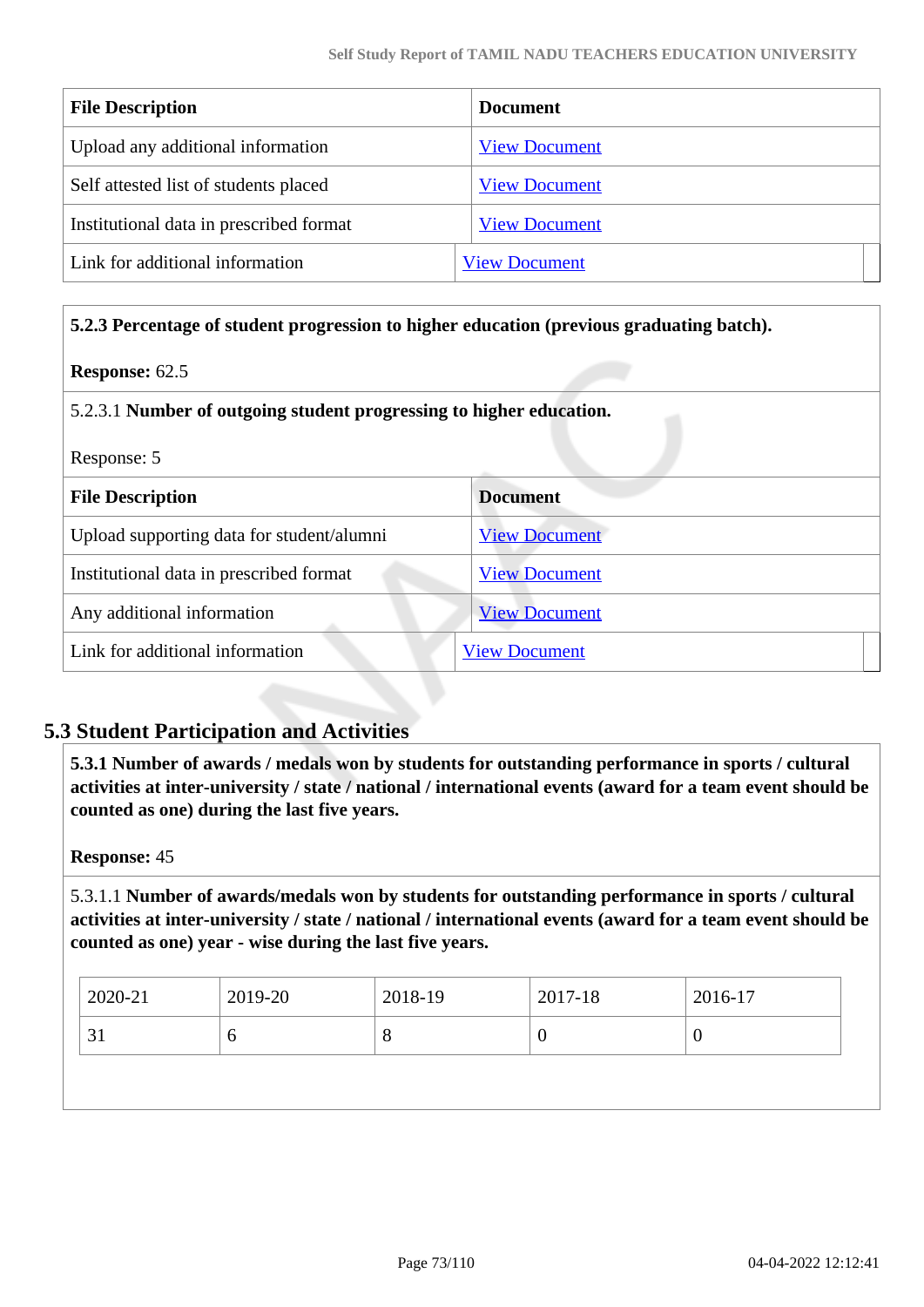| File Description | Document |
|---|---|
| Upload any additional information | View Document |
| Self attested list of students placed | View Document |
| Institutional data in prescribed format | View Document |
| Link for additional information | View Document |

**5.2.3 Percentage of student progression to higher education (previous graduating batch).**

**Response:** 62.5

5.2.3.1 **Number of outgoing student progressing to higher education.**

Response: 5

| File Description | Document |
|---|---|
| Upload supporting data for student/alumni | View Document |
| Institutional data in prescribed format | View Document |
| Any additional information | View Document |
| Link for additional information | View Document |

## 5.3 Student Participation and Activities

**5.3.1 Number of awards / medals won by students for outstanding performance in sports / cultural activities at inter-university / state / national / international events (award for a team event should be counted as one) during the last five years.**

**Response:** 45

5.3.1.1 **Number of awards/medals won by students for outstanding performance in sports / cultural activities at inter-university / state / national / international events (award for a team event should be counted as one) year - wise during the last five years.**

| 2020-21 | 2019-20 | 2018-19 | 2017-18 | 2016-17 |
|---|---|---|---|---|
| 31 | 6 | 8 | 0 | 0 |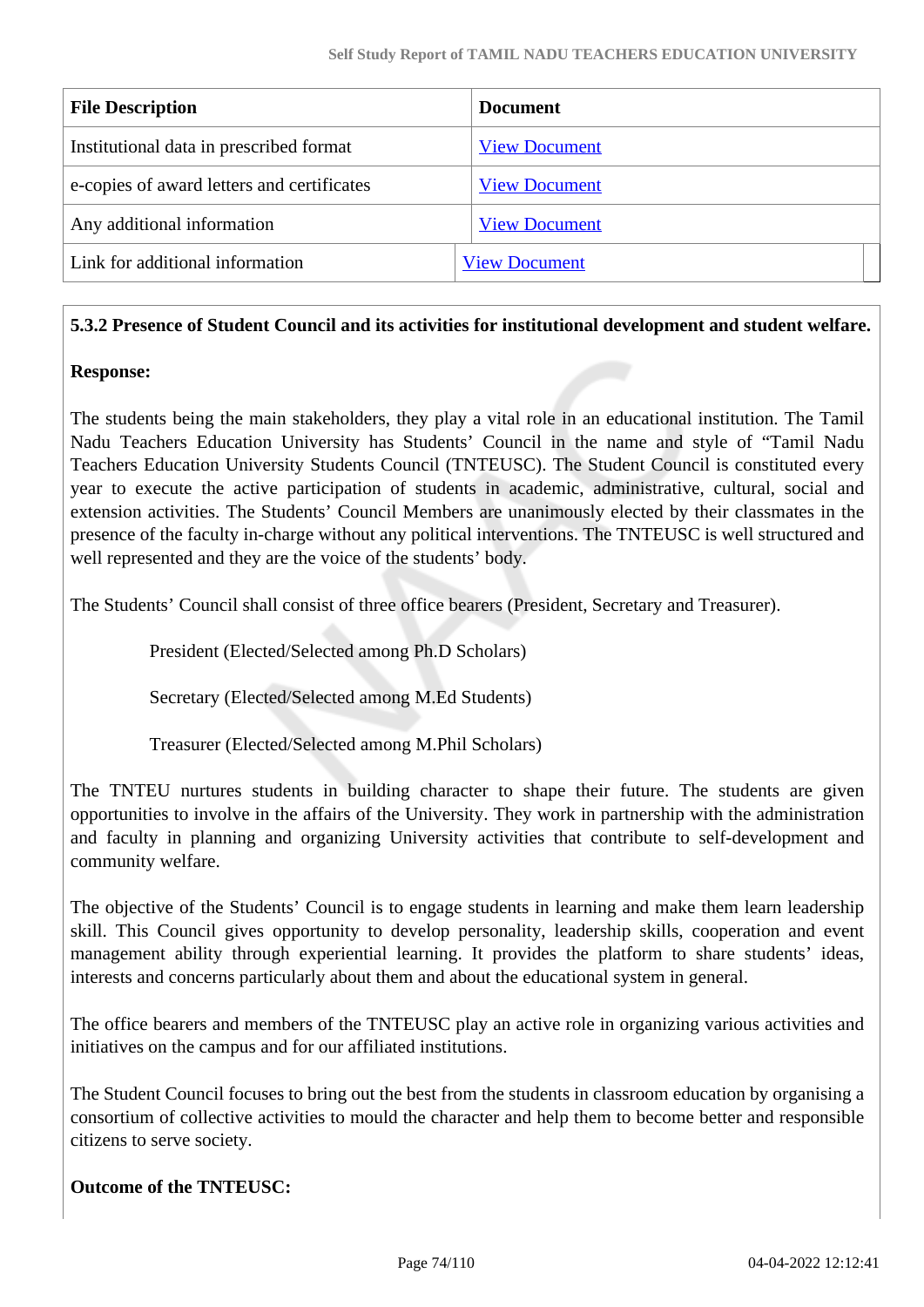| File Description | Document |
|---|---|
| Institutional data in prescribed format | View Document |
| e-copies of award letters and certificates | View Document |
| Any additional information | View Document |
| Link for additional information | View Document |

**5.3.2 Presence of Student Council and its activities for institutional development and student welfare.**

**Response:**

The students being the main stakeholders, they play a vital role in an educational institution. The Tamil Nadu Teachers Education University has Students' Council in the name and style of "Tamil Nadu Teachers Education University Students Council (TNTEUSC). The Student Council is constituted every year to execute the active participation of students in academic, administrative, cultural, social and extension activities. The Students' Council Members are unanimously elected by their classmates in the presence of the faculty in-charge without any political interventions. The TNTEUSC is well structured and well represented and they are the voice of the students' body.

The Students' Council shall consist of three office bearers (President, Secretary and Treasurer).

President (Elected/Selected among Ph.D Scholars)

Secretary (Elected/Selected among M.Ed Students)

Treasurer (Elected/Selected among M.Phil Scholars)

The TNTEU nurtures students in building character to shape their future. The students are given opportunities to involve in the affairs of the University. They work in partnership with the administration and faculty in planning and organizing University activities that contribute to self-development and community welfare.

The objective of the Students' Council is to engage students in learning and make them learn leadership skill. This Council gives opportunity to develop personality, leadership skills, cooperation and event management ability through experiential learning. It provides the platform to share students' ideas, interests and concerns particularly about them and about the educational system in general.

The office bearers and members of the TNTEUSC play an active role in organizing various activities and initiatives on the campus and for our affiliated institutions.

The Student Council focuses to bring out the best from the students in classroom education by organising a consortium of collective activities to mould the character and help them to become better and responsible citizens to serve society.

**Outcome of the TNTEUSC:**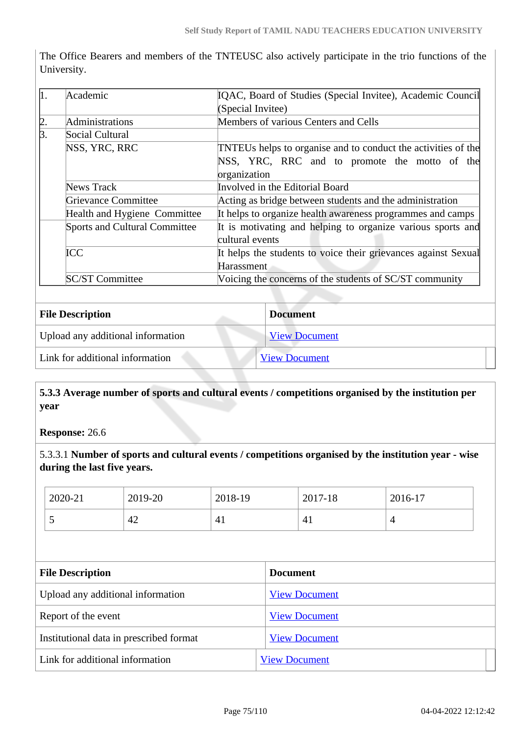The Office Bearers and members of the TNTEUSC also actively participate in the trio functions of the University.

| | | |
|---|---|---|
| 1. | Academic | IQAC, Board of Studies (Special Invitee), Academic Council (Special Invitee) |
| 2. | Administrations | Members of various Centers and Cells |
| 3. | Social Cultural | |
| | NSS, YRC, RRC | TNTEUs helps to organise and to conduct the activities of the NSS, YRC, RRC and to promote the motto of the organization |
| | News Track | Involved in the Editorial Board |
| | Grievance Committee | Acting as bridge between students and the administration |
| | Health and Hygiene Committee | It helps to organize health awareness programmes and camps |
| | Sports and Cultural Committee | It is motivating and helping to organize various sports and cultural events |
| | ICC | It helps the students to voice their grievances against Sexual Harassment |
| | SC/ST Committee | Voicing the concerns of the students of SC/ST community |

| File Description | Document |
|---|---|
| Upload any additional information | View Document |
| Link for additional information | View Document |

**5.3.3 Average number of sports and cultural events / competitions organised by the institution per year**

**Response:** 26.6

5.3.3.1 **Number of sports and cultural events / competitions organised by the institution year - wise during the last five years.**

| 2020-21 | 2019-20 | 2018-19 | 2017-18 | 2016-17 |
|---|---|---|---|---|
| 5 | 42 | 41 | 41 | 4 |

| File Description | Document |
|---|---|
| Upload any additional information | View Document |
| Report of the event | View Document |
| Institutional data in prescribed format | View Document |
| Link for additional information | View Document |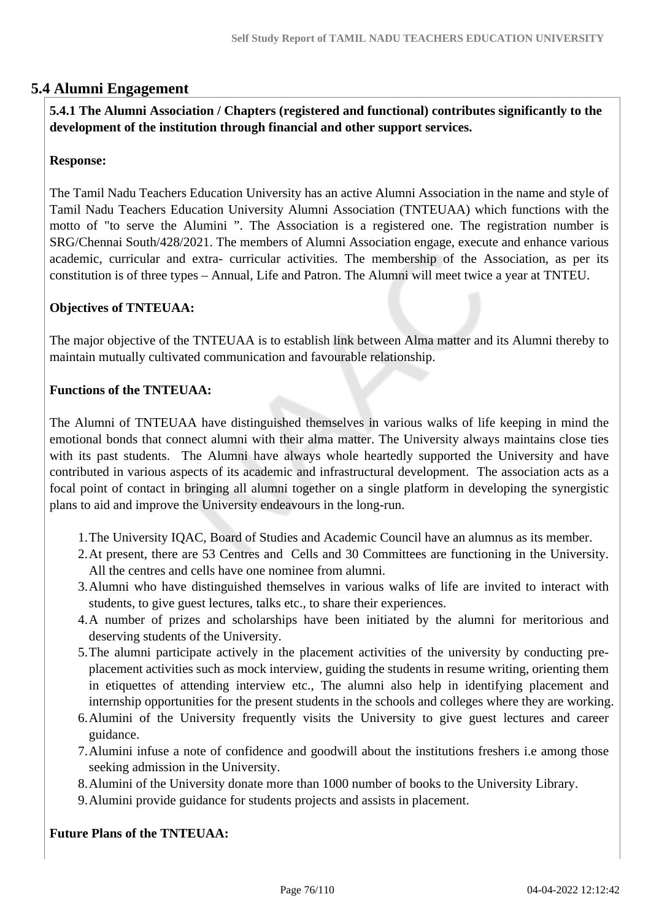## 5.4 Alumni Engagement

**5.4.1 The Alumni Association / Chapters (registered and functional) contributes significantly to the development of the institution through financial and other support services.**

**Response:**

The Tamil Nadu Teachers Education University has an active Alumni Association in the name and style of Tamil Nadu Teachers Education University Alumni Association (TNTEUAA) which functions with the motto of "to serve the Alumni ". The Association is a registered one. The registration number is SRG/Chennai South/428/2021. The members of Alumni Association engage, execute and enhance various academic, curricular and extra- curricular activities. The membership of the Association, as per its constitution is of three types – Annual, Life and Patron. The Alumni will meet twice a year at TNTEU.

**Objectives of TNTEUAA:**

The major objective of the TNTEUAA is to establish link between Alma matter and its Alumni thereby to maintain mutually cultivated communication and favourable relationship.

**Functions of the TNTEUAA:**

The Alumni of TNTEUAA have distinguished themselves in various walks of life keeping in mind the emotional bonds that connect alumni with their alma matter. The University always maintains close ties with its past students. The Alumni have always whole heartedly supported the University and have contributed in various aspects of its academic and infrastructural development. The association acts as a focal point of contact in bringing all alumni together on a single platform in developing the synergistic plans to aid and improve the University endeavours in the long-run.

1. The University IQAC, Board of Studies and Academic Council have an alumnus as its member.
2. At present, there are 53 Centres and Cells and 30 Committees are functioning in the University. All the centres and cells have one nominee from alumni.
3. Alumni who have distinguished themselves in various walks of life are invited to interact with students, to give guest lectures, talks etc., to share their experiences.
4. A number of prizes and scholarships have been initiated by the alumni for meritorious and deserving students of the University.
5. The alumni participate actively in the placement activities of the university by conducting pre-placement activities such as mock interview, guiding the students in resume writing, orienting them in etiquettes of attending interview etc., The alumni also help in identifying placement and internship opportunities for the present students in the schools and colleges where they are working.
6. Alumini of the University frequently visits the University to give guest lectures and career guidance.
7. Alumini infuse a note of confidence and goodwill about the institutions freshers i.e among those seeking admission in the University.
8. Alumini of the University donate more than 1000 number of books to the University Library.
9. Alumini provide guidance for students projects and assists in placement.

**Future Plans of the TNTEUAA:**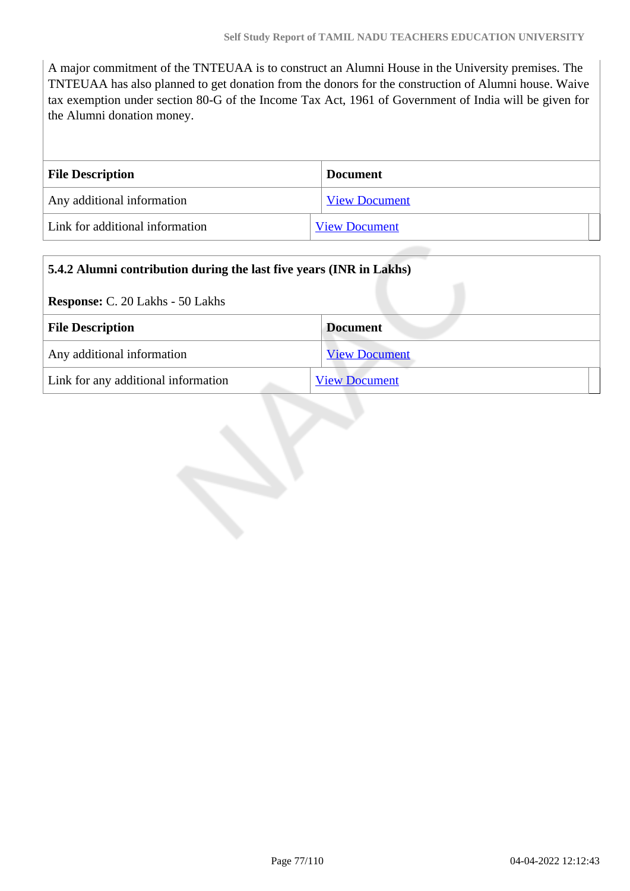A major commitment of the TNTEUAA is to construct an Alumni House in the University premises. The TNTEUAA has also planned to get donation from the donors for the construction of Alumni house. Waive tax exemption under section 80-G of the Income Tax Act, 1961 of Government of India will be given for the Alumni donation money.

| File Description | Document |
| --- | --- |
| Any additional information | View Document |
| Link for additional information | View Document |

**5.4.2 Alumni contribution during the last five years (INR in Lakhs)**

**Response:** C. 20 Lakhs - 50 Lakhs

| File Description | Document |
| --- | --- |
| Any additional information | View Document |
| Link for any additional information | View Document |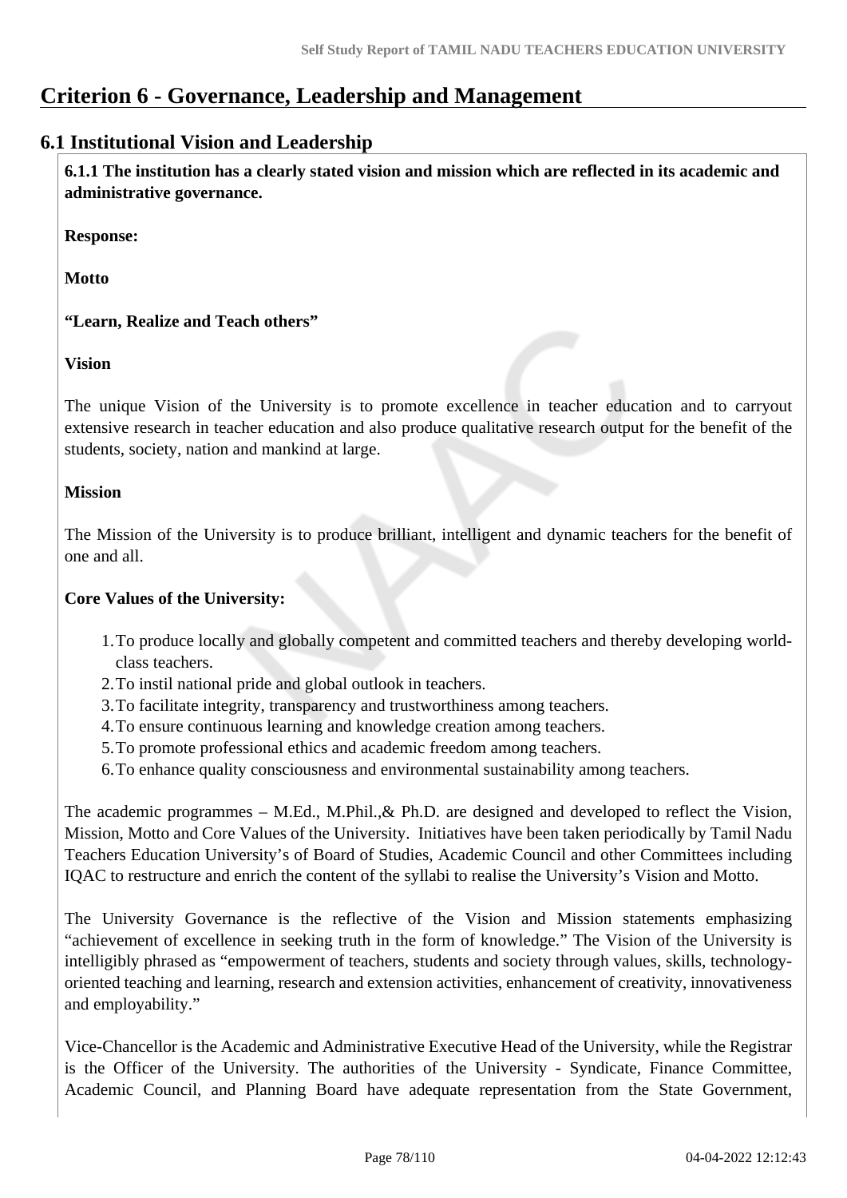# Criterion 6 - Governance, Leadership and Management

## 6.1 Institutional Vision and Leadership

**6.1.1 The institution has a clearly stated vision and mission which are reflected in its academic and administrative governance.**

**Response:**

**Motto**

**“Learn, Realize and Teach others”**

**Vision**

The unique Vision of the University is to promote excellence in teacher education and to carryout extensive research in teacher education and also produce qualitative research output for the benefit of the students, society, nation and mankind at large.

**Mission**

The Mission of the University is to produce brilliant, intelligent and dynamic teachers for the benefit of one and all.

**Core Values of the University:**

1. To produce locally and globally competent and committed teachers and thereby developing world-class teachers.
2. To instil national pride and global outlook in teachers.
3. To facilitate integrity, transparency and trustworthiness among teachers.
4. To ensure continuous learning and knowledge creation among teachers.
5. To promote professional ethics and academic freedom among teachers.
6. To enhance quality consciousness and environmental sustainability among teachers.

The academic programmes – M.Ed., M.Phil.,& Ph.D. are designed and developed to reflect the Vision, Mission, Motto and Core Values of the University. Initiatives have been taken periodically by Tamil Nadu Teachers Education University’s of Board of Studies, Academic Council and other Committees including IQAC to restructure and enrich the content of the syllabi to realise the University’s Vision and Motto.

The University Governance is the reflective of the Vision and Mission statements emphasizing “achievement of excellence in seeking truth in the form of knowledge.” The Vision of the University is intelligibly phrased as “empowerment of teachers, students and society through values, skills, technology-oriented teaching and learning, research and extension activities, enhancement of creativity, innovativeness and employability.”

Vice-Chancellor is the Academic and Administrative Executive Head of the University, while the Registrar is the Officer of the University. The authorities of the University - Syndicate, Finance Committee, Academic Council, and Planning Board have adequate representation from the State Government,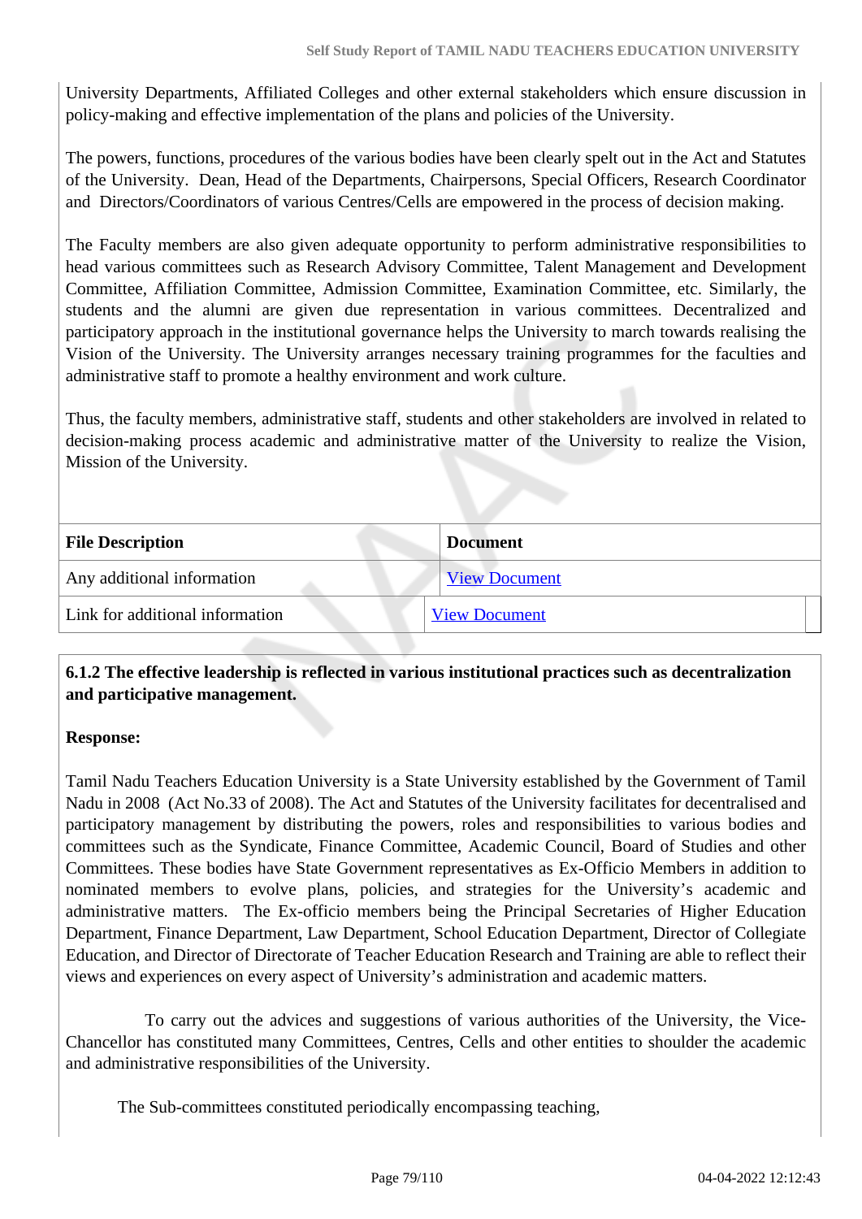University Departments, Affiliated Colleges and other external stakeholders which ensure discussion in policy-making and effective implementation of the plans and policies of the University.

The powers, functions, procedures of the various bodies have been clearly spelt out in the Act and Statutes of the University. Dean, Head of the Departments, Chairpersons, Special Officers, Research Coordinator and Directors/Coordinators of various Centres/Cells are empowered in the process of decision making.

The Faculty members are also given adequate opportunity to perform administrative responsibilities to head various committees such as Research Advisory Committee, Talent Management and Development Committee, Affiliation Committee, Admission Committee, Examination Committee, etc. Similarly, the students and the alumni are given due representation in various committees. Decentralized and participatory approach in the institutional governance helps the University to march towards realising the Vision of the University. The University arranges necessary training programmes for the faculties and administrative staff to promote a healthy environment and work culture.

Thus, the faculty members, administrative staff, students and other stakeholders are involved in related to decision-making process academic and administrative matter of the University to realize the Vision, Mission of the University.

| File Description | Document |
|---|---|
| Any additional information | View Document |
| Link for additional information | View Document |

**6.1.2 The effective leadership is reflected in various institutional practices such as decentralization and participative management.**

**Response:**

Tamil Nadu Teachers Education University is a State University established by the Government of Tamil Nadu in 2008 (Act No.33 of 2008). The Act and Statutes of the University facilitates for decentralised and participatory management by distributing the powers, roles and responsibilities to various bodies and committees such as the Syndicate, Finance Committee, Academic Council, Board of Studies and other Committees. These bodies have State Government representatives as Ex-Officio Members in addition to nominated members to evolve plans, policies, and strategies for the University's academic and administrative matters. The Ex-officio members being the Principal Secretaries of Higher Education Department, Finance Department, Law Department, School Education Department, Director of Collegiate Education, and Director of Directorate of Teacher Education Research and Training are able to reflect their views and experiences on every aspect of University's administration and academic matters.

To carry out the advices and suggestions of various authorities of the University, the Vice-Chancellor has constituted many Committees, Centres, Cells and other entities to shoulder the academic and administrative responsibilities of the University.

The Sub-committees constituted periodically encompassing teaching,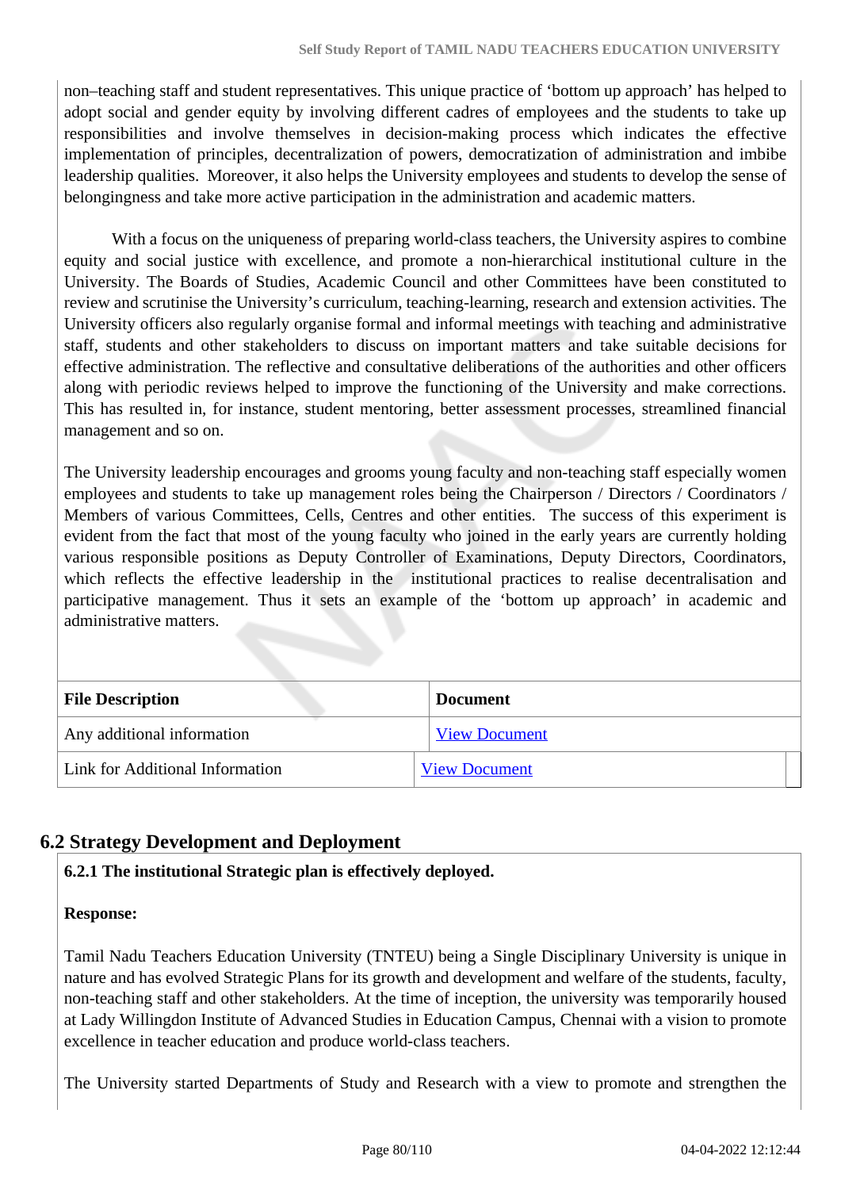non–teaching staff and student representatives. This unique practice of 'bottom up approach' has helped to adopt social and gender equity by involving different cadres of employees and the students to take up responsibilities and involve themselves in decision-making process which indicates the effective implementation of principles, decentralization of powers, democratization of administration and imbibe leadership qualities. Moreover, it also helps the University employees and students to develop the sense of belongingness and take more active participation in the administration and academic matters.

With a focus on the uniqueness of preparing world-class teachers, the University aspires to combine equity and social justice with excellence, and promote a non-hierarchical institutional culture in the University. The Boards of Studies, Academic Council and other Committees have been constituted to review and scrutinise the University's curriculum, teaching-learning, research and extension activities. The University officers also regularly organise formal and informal meetings with teaching and administrative staff, students and other stakeholders to discuss on important matters and take suitable decisions for effective administration. The reflective and consultative deliberations of the authorities and other officers along with periodic reviews helped to improve the functioning of the University and make corrections. This has resulted in, for instance, student mentoring, better assessment processes, streamlined financial management and so on.

The University leadership encourages and grooms young faculty and non-teaching staff especially women employees and students to take up management roles being the Chairperson / Directors / Coordinators / Members of various Committees, Cells, Centres and other entities. The success of this experiment is evident from the fact that most of the young faculty who joined in the early years are currently holding various responsible positions as Deputy Controller of Examinations, Deputy Directors, Coordinators, which reflects the effective leadership in the institutional practices to realise decentralisation and participative management. Thus it sets an example of the 'bottom up approach' in academic and administrative matters.

| File Description | Document |
|---|---|
| Any additional information | View Document |
| Link for Additional Information | View Document |

## 6.2 Strategy Development and Deployment

**6.2.1 The institutional Strategic plan is effectively deployed.**

**Response:**

Tamil Nadu Teachers Education University (TNTEU) being a Single Disciplinary University is unique in nature and has evolved Strategic Plans for its growth and development and welfare of the students, faculty, non-teaching staff and other stakeholders. At the time of inception, the university was temporarily housed at Lady Willingdon Institute of Advanced Studies in Education Campus, Chennai with a vision to promote excellence in teacher education and produce world-class teachers.

The University started Departments of Study and Research with a view to promote and strengthen the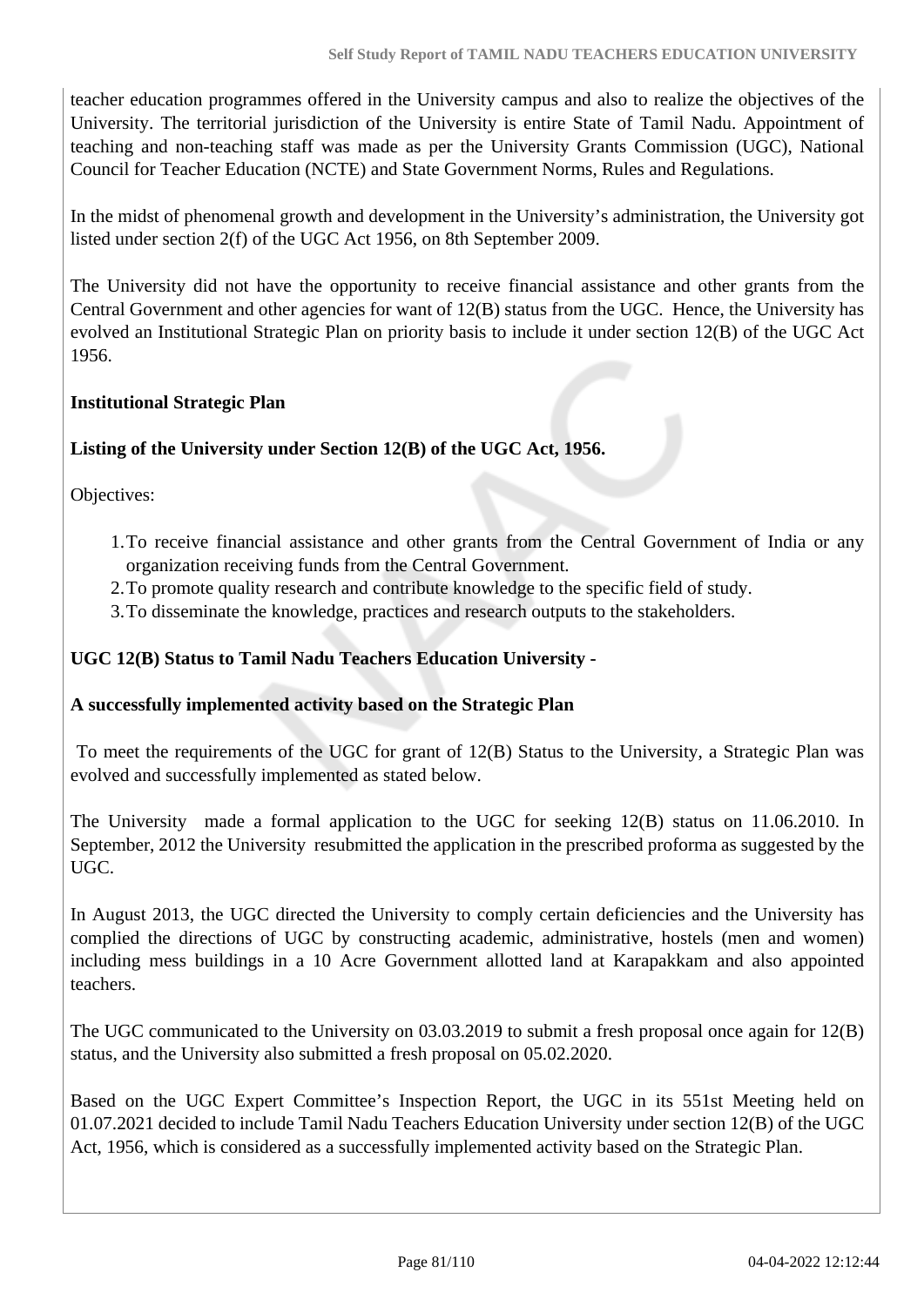teacher education programmes offered in the University campus and also to realize the objectives of the University. The territorial jurisdiction of the University is entire State of Tamil Nadu. Appointment of teaching and non-teaching staff was made as per the University Grants Commission (UGC), National Council for Teacher Education (NCTE) and State Government Norms, Rules and Regulations.

In the midst of phenomenal growth and development in the University's administration, the University got listed under section 2(f) of the UGC Act 1956, on 8th September 2009.

The University did not have the opportunity to receive financial assistance and other grants from the Central Government and other agencies for want of 12(B) status from the UGC. Hence, the University has evolved an Institutional Strategic Plan on priority basis to include it under section 12(B) of the UGC Act 1956.

**Institutional Strategic Plan**

**Listing of the University under Section 12(B) of the UGC Act, 1956.**

Objectives:

1. To receive financial assistance and other grants from the Central Government of India or any organization receiving funds from the Central Government.
2. To promote quality research and contribute knowledge to the specific field of study.
3. To disseminate the knowledge, practices and research outputs to the stakeholders.

**UGC 12(B) Status to Tamil Nadu Teachers Education University -**

**A successfully implemented activity based on the Strategic Plan**

To meet the requirements of the UGC for grant of 12(B) Status to the University, a Strategic Plan was evolved and successfully implemented as stated below.

The University made a formal application to the UGC for seeking 12(B) status on 11.06.2010. In September, 2012 the University resubmitted the application in the prescribed proforma as suggested by the UGC.

In August 2013, the UGC directed the University to comply certain deficiencies and the University has complied the directions of UGC by constructing academic, administrative, hostels (men and women) including mess buildings in a 10 Acre Government allotted land at Karapakkam and also appointed teachers.

The UGC communicated to the University on 03.03.2019 to submit a fresh proposal once again for 12(B) status, and the University also submitted a fresh proposal on 05.02.2020.

Based on the UGC Expert Committee's Inspection Report, the UGC in its 551st Meeting held on 01.07.2021 decided to include Tamil Nadu Teachers Education University under section 12(B) of the UGC Act, 1956, which is considered as a successfully implemented activity based on the Strategic Plan.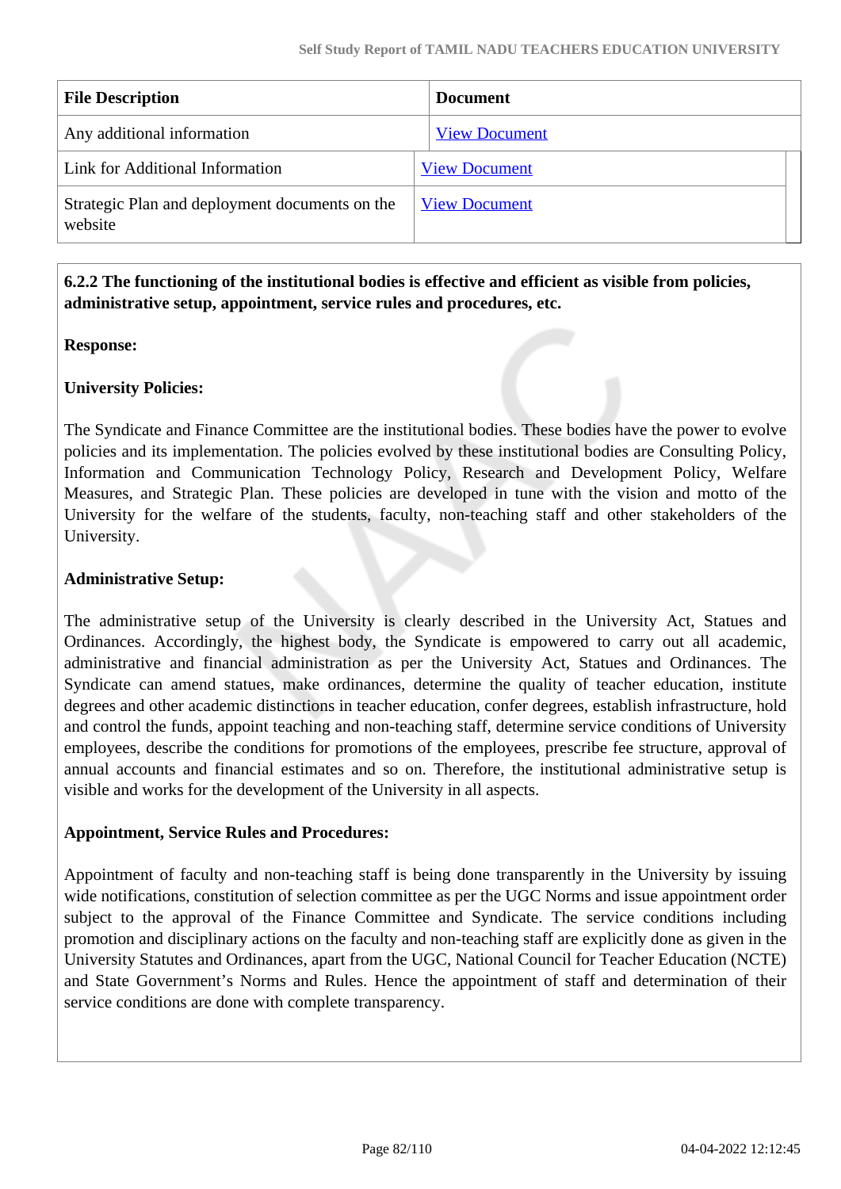| File Description | Document |
|---|---|
| Any additional information | View Document |
| Link for Additional Information | View Document |
| Strategic Plan and deployment documents on the website | View Document |

**6.2.2 The functioning of the institutional bodies is effective and efficient as visible from policies, administrative setup, appointment, service rules and procedures, etc.**

**Response:**

**University Policies:**

The Syndicate and Finance Committee are the institutional bodies. These bodies have the power to evolve policies and its implementation. The policies evolved by these institutional bodies are Consulting Policy, Information and Communication Technology Policy, Research and Development Policy, Welfare Measures, and Strategic Plan. These policies are developed in tune with the vision and motto of the University for the welfare of the students, faculty, non-teaching staff and other stakeholders of the University.

**Administrative Setup:**

The administrative setup of the University is clearly described in the University Act, Statues and Ordinances. Accordingly, the highest body, the Syndicate is empowered to carry out all academic, administrative and financial administration as per the University Act, Statues and Ordinances. The Syndicate can amend statues, make ordinances, determine the quality of teacher education, institute degrees and other academic distinctions in teacher education, confer degrees, establish infrastructure, hold and control the funds, appoint teaching and non-teaching staff, determine service conditions of University employees, describe the conditions for promotions of the employees, prescribe fee structure, approval of annual accounts and financial estimates and so on. Therefore, the institutional administrative setup is visible and works for the development of the University in all aspects.

**Appointment, Service Rules and Procedures:**

Appointment of faculty and non-teaching staff is being done transparently in the University by issuing wide notifications, constitution of selection committee as per the UGC Norms and issue appointment order subject to the approval of the Finance Committee and Syndicate. The service conditions including promotion and disciplinary actions on the faculty and non-teaching staff are explicitly done as given in the University Statutes and Ordinances, apart from the UGC, National Council for Teacher Education (NCTE) and State Government's Norms and Rules. Hence the appointment of staff and determination of their service conditions are done with complete transparency.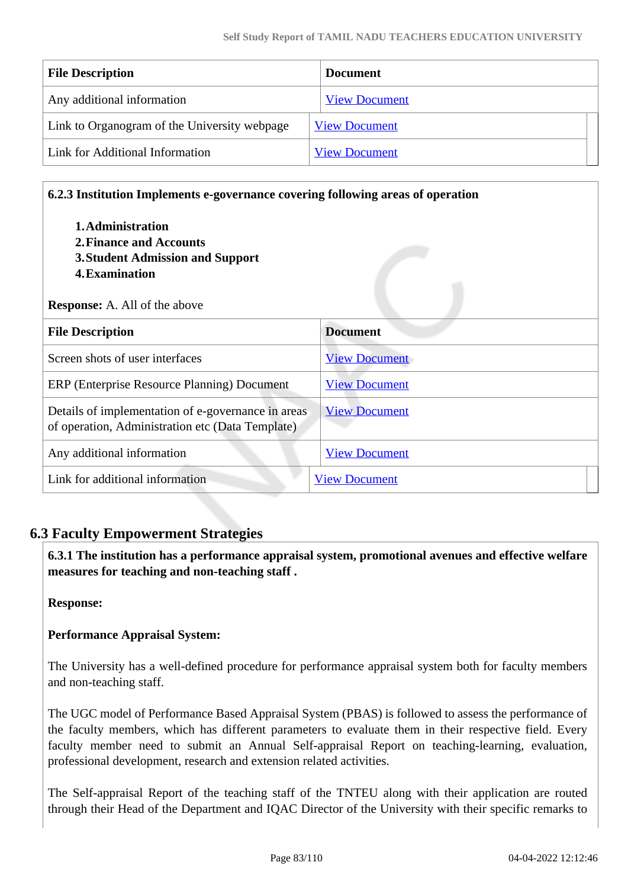| File Description | Document |
|---|---|
| Any additional information | View Document |
| Link to Organogram of the University webpage | View Document |
| Link for Additional Information | View Document |

**6.2.3 Institution Implements e-governance covering following areas of operation**

1. **Administration**
2. **Finance and Accounts**
3. **Student Admission and Support**
4. **Examination**

**Response:** A. All of the above

| File Description | Document |
|---|---|
| Screen shots of user interfaces | View Document |
| ERP (Enterprise Resource Planning) Document | View Document |
| Details of implementation of e-governance in areas of operation, Administration etc (Data Template) | View Document |
| Any additional information | View Document |
| Link for additional information | View Document |

## 6.3 Faculty Empowerment Strategies

**6.3.1 The institution has a performance appraisal system, promotional avenues and effective welfare measures for teaching and non-teaching staff .**

**Response:**

**Performance Appraisal System:**

The University has a well-defined procedure for performance appraisal system both for faculty members and non-teaching staff.

The UGC model of Performance Based Appraisal System (PBAS) is followed to assess the performance of the faculty members, which has different parameters to evaluate them in their respective field. Every faculty member need to submit an Annual Self-appraisal Report on teaching-learning, evaluation, professional development, research and extension related activities.

The Self-appraisal Report of the teaching staff of the TNTEU along with their application are routed through their Head of the Department and IQAC Director of the University with their specific remarks to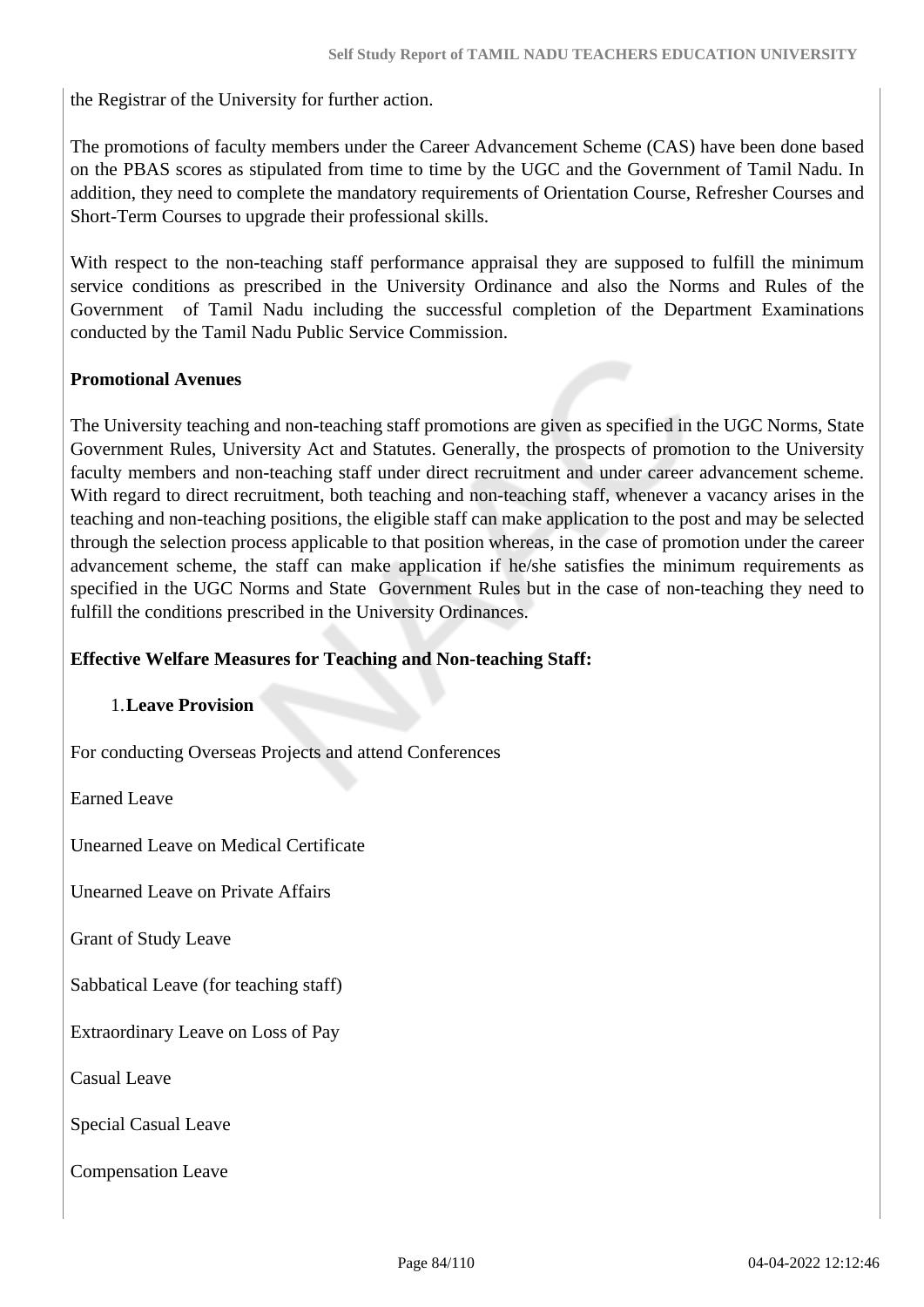the Registrar of the University for further action.

The promotions of faculty members under the Career Advancement Scheme (CAS) have been done based on the PBAS scores as stipulated from time to time by the UGC and the Government of Tamil Nadu. In addition, they need to complete the mandatory requirements of Orientation Course, Refresher Courses and Short-Term Courses to upgrade their professional skills.

With respect to the non-teaching staff performance appraisal they are supposed to fulfill the minimum service conditions as prescribed in the University Ordinance and also the Norms and Rules of the Government of Tamil Nadu including the successful completion of the Department Examinations conducted by the Tamil Nadu Public Service Commission.

**Promotional Avenues**

The University teaching and non-teaching staff promotions are given as specified in the UGC Norms, State Government Rules, University Act and Statutes. Generally, the prospects of promotion to the University faculty members and non-teaching staff under direct recruitment and under career advancement scheme. With regard to direct recruitment, both teaching and non-teaching staff, whenever a vacancy arises in the teaching and non-teaching positions, the eligible staff can make application to the post and may be selected through the selection process applicable to that position whereas, in the case of promotion under the career advancement scheme, the staff can make application if he/she satisfies the minimum requirements as specified in the UGC Norms and State Government Rules but in the case of non-teaching they need to fulfill the conditions prescribed in the University Ordinances.

**Effective Welfare Measures for Teaching and Non-teaching Staff:**

1. **Leave Provision**

For conducting Overseas Projects and attend Conferences

Earned Leave

Unearned Leave on Medical Certificate

Unearned Leave on Private Affairs

Grant of Study Leave

Sabbatical Leave (for teaching staff)

Extraordinary Leave on Loss of Pay

Casual Leave

Special Casual Leave

Compensation Leave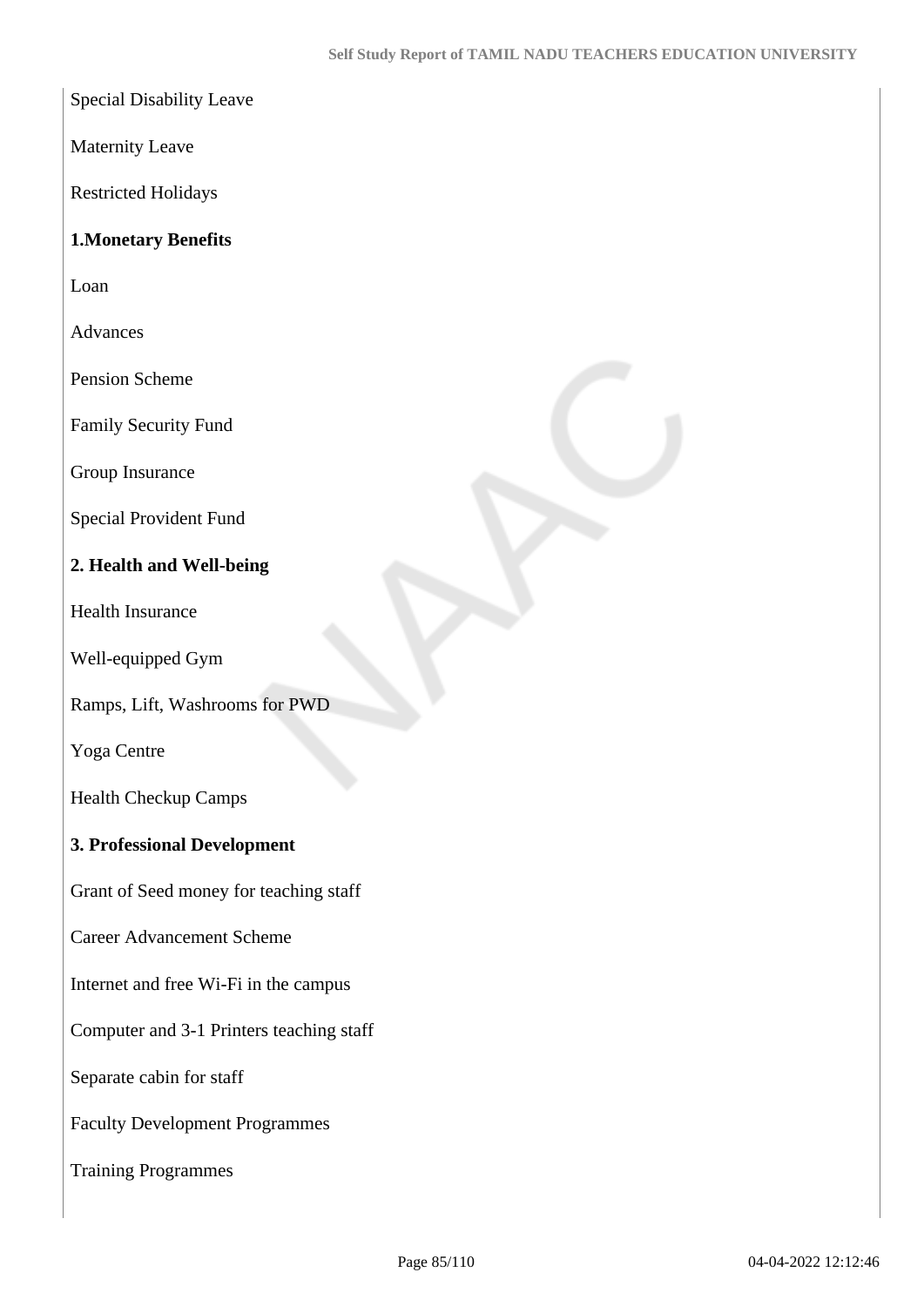Special Disability Leave

Maternity Leave

Restricted Holidays

**1.Monetary Benefits**

Loan

Advances

Pension Scheme

Family Security Fund

Group Insurance

Special Provident Fund

**2. Health and Well-being**

Health Insurance

Well-equipped Gym

Ramps, Lift, Washrooms for PWD

Yoga Centre

Health Checkup Camps

**3. Professional Development**

Grant of Seed money for teaching staff

Career Advancement Scheme

Internet and free Wi-Fi in the campus

Computer and 3-1 Printers teaching staff

Separate cabin for staff

Faculty Development Programmes

Training Programmes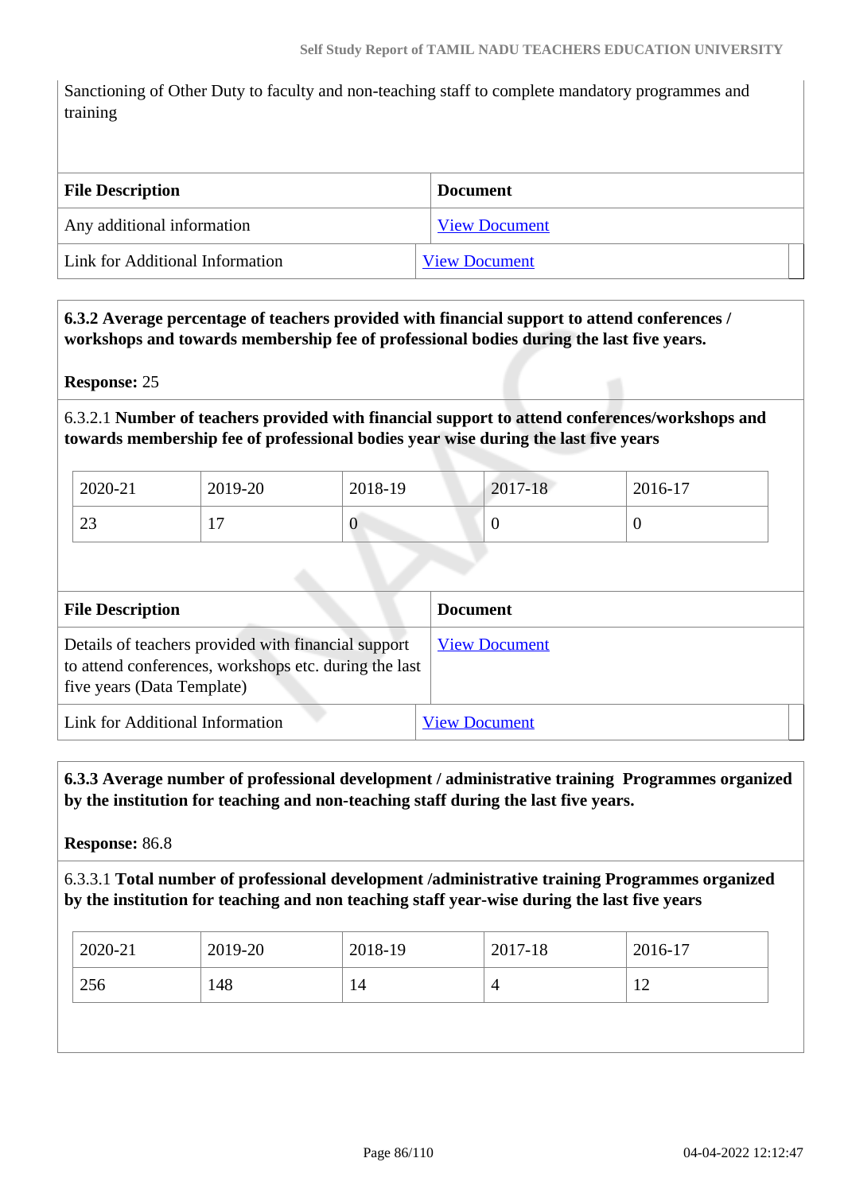Sanctioning of Other Duty to faculty and non-teaching staff to complete mandatory programmes and training

| File Description | Document |
|---|---|
| Any additional information | View Document |
| Link for Additional Information | View Document |

**6.3.2 Average percentage of teachers provided with financial support to attend conferences / workshops and towards membership fee of professional bodies during the last five years.**

**Response:** 25

6.3.2.1 **Number of teachers provided with financial support to attend conferences/workshops and towards membership fee of professional bodies year wise during the last five years**

| 2020-21 | 2019-20 | 2018-19 | 2017-18 | 2016-17 |
|---|---|---|---|---|
| 23 | 17 | 0 | 0 | 0 |

| File Description | Document |
|---|---|
| Details of teachers provided with financial support to attend conferences, workshops etc. during the last five years (Data Template) | View Document |
| Link for Additional Information | View Document |

**6.3.3 Average number of professional development / administrative training Programmes organized by the institution for teaching and non-teaching staff during the last five years.**

**Response:** 86.8

6.3.3.1 **Total number of professional development /administrative training Programmes organized by the institution for teaching and non teaching staff year-wise during the last five years**

| 2020-21 | 2019-20 | 2018-19 | 2017-18 | 2016-17 |
|---|---|---|---|---|
| 256 | 148 | 14 | 4 | 12 |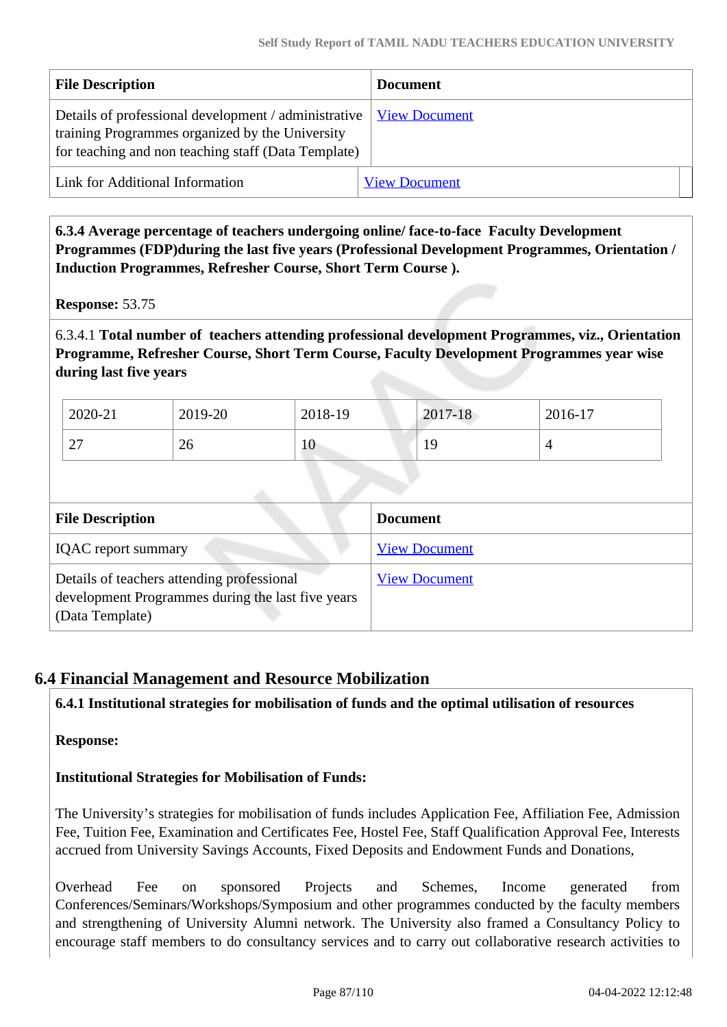| File Description | Document |
|---|---|
| Details of professional development / administrative training Programmes organized by the University for teaching and non teaching staff (Data Template) | View Document |
| Link for Additional Information | View Document |

**6.3.4 Average percentage of teachers undergoing online/ face-to-face Faculty Development Programmes (FDP)during the last five years (Professional Development Programmes, Orientation / Induction Programmes, Refresher Course, Short Term Course ).**

**Response:** 53.75

6.3.4.1 **Total number of teachers attending professional development Programmes, viz., Orientation Programme, Refresher Course, Short Term Course, Faculty Development Programmes year wise during last five years**

| 2020-21 | 2019-20 | 2018-19 | 2017-18 | 2016-17 |
|---|---|---|---|---|
| 27 | 26 | 10 | 19 | 4 |

| File Description | Document |
|---|---|
| IQAC report summary | View Document |
| Details of teachers attending professional development Programmes during the last five years (Data Template) | View Document |

## 6.4 Financial Management and Resource Mobilization

**6.4.1 Institutional strategies for mobilisation of funds and the optimal utilisation of resources**

**Response:**

**Institutional Strategies for Mobilisation of Funds:**

The University's strategies for mobilisation of funds includes Application Fee, Affiliation Fee, Admission Fee, Tuition Fee, Examination and Certificates Fee, Hostel Fee, Staff Qualification Approval Fee, Interests accrued from University Savings Accounts, Fixed Deposits and Endowment Funds and Donations,

Overhead Fee on sponsored Projects and Schemes, Income generated from Conferences/Seminars/Workshops/Symposium and other programmes conducted by the faculty members and strengthening of University Alumni network. The University also framed a Consultancy Policy to encourage staff members to do consultancy services and to carry out collaborative research activities to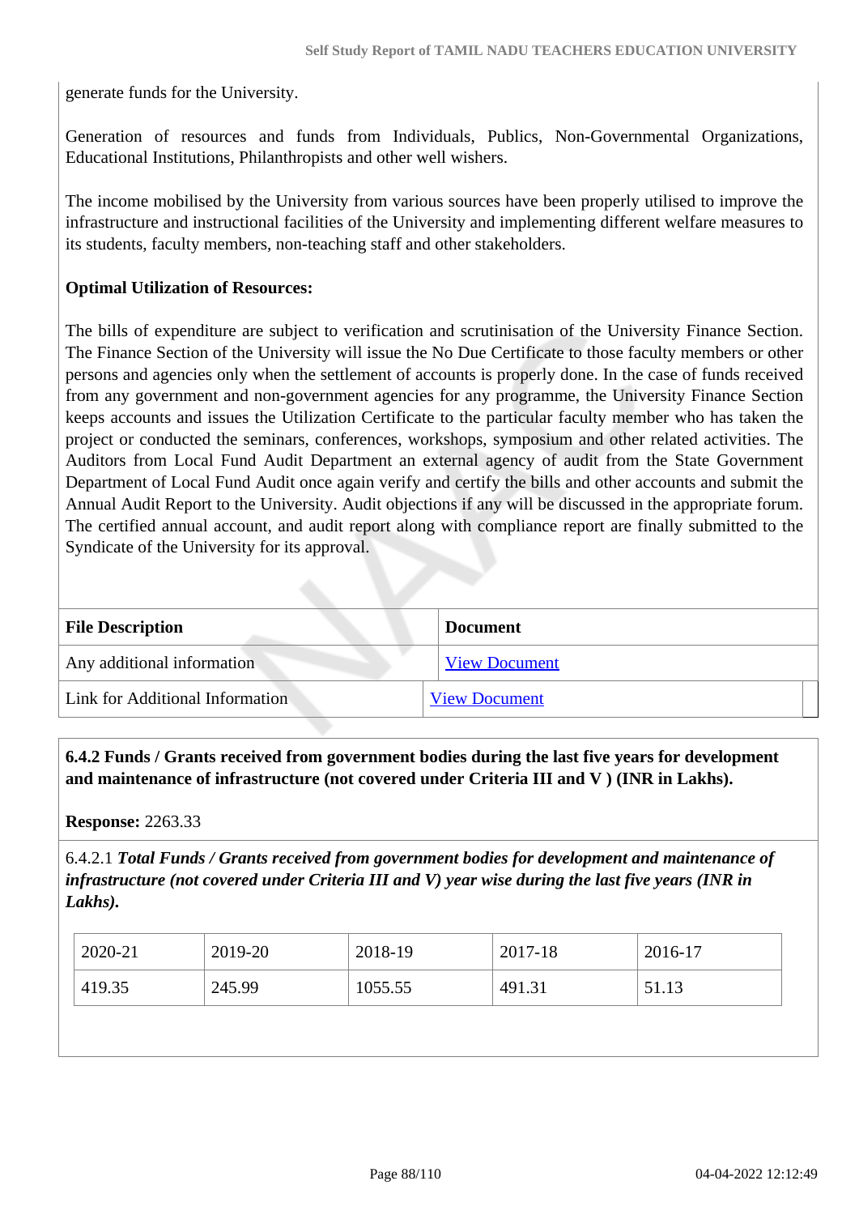generate funds for the University.

Generation of resources and funds from Individuals, Publics, Non-Governmental Organizations, Educational Institutions, Philanthropists and other well wishers.

The income mobilised by the University from various sources have been properly utilised to improve the infrastructure and instructional facilities of the University and implementing different welfare measures to its students, faculty members, non-teaching staff and other stakeholders.

**Optimal Utilization of Resources:**

The bills of expenditure are subject to verification and scrutinisation of the University Finance Section. The Finance Section of the University will issue the No Due Certificate to those faculty members or other persons and agencies only when the settlement of accounts is properly done. In the case of funds received from any government and non-government agencies for any programme, the University Finance Section keeps accounts and issues the Utilization Certificate to the particular faculty member who has taken the project or conducted the seminars, conferences, workshops, symposium and other related activities. The Auditors from Local Fund Audit Department an external agency of audit from the State Government Department of Local Fund Audit once again verify and certify the bills and other accounts and submit the Annual Audit Report to the University. Audit objections if any will be discussed in the appropriate forum. The certified annual account, and audit report along with compliance report are finally submitted to the Syndicate of the University for its approval.

| File Description | Document |
|---|---|
| Any additional information | View Document |
| Link for Additional Information | View Document |

**6.4.2 Funds / Grants received from government bodies during the last five years for development and maintenance of infrastructure (not covered under Criteria III and V ) (INR in Lakhs).**

**Response:** 2263.33

6.4.2.1 ***Total Funds / Grants received from government bodies for development and maintenance of infrastructure (not covered under Criteria III and V) year wise during the last five years (INR in Lakhs).***

| 2020-21 | 2019-20 | 2018-19 | 2017-18 | 2016-17 |
|---|---|---|---|---|
| 419.35 | 245.99 | 1055.55 | 491.31 | 51.13 |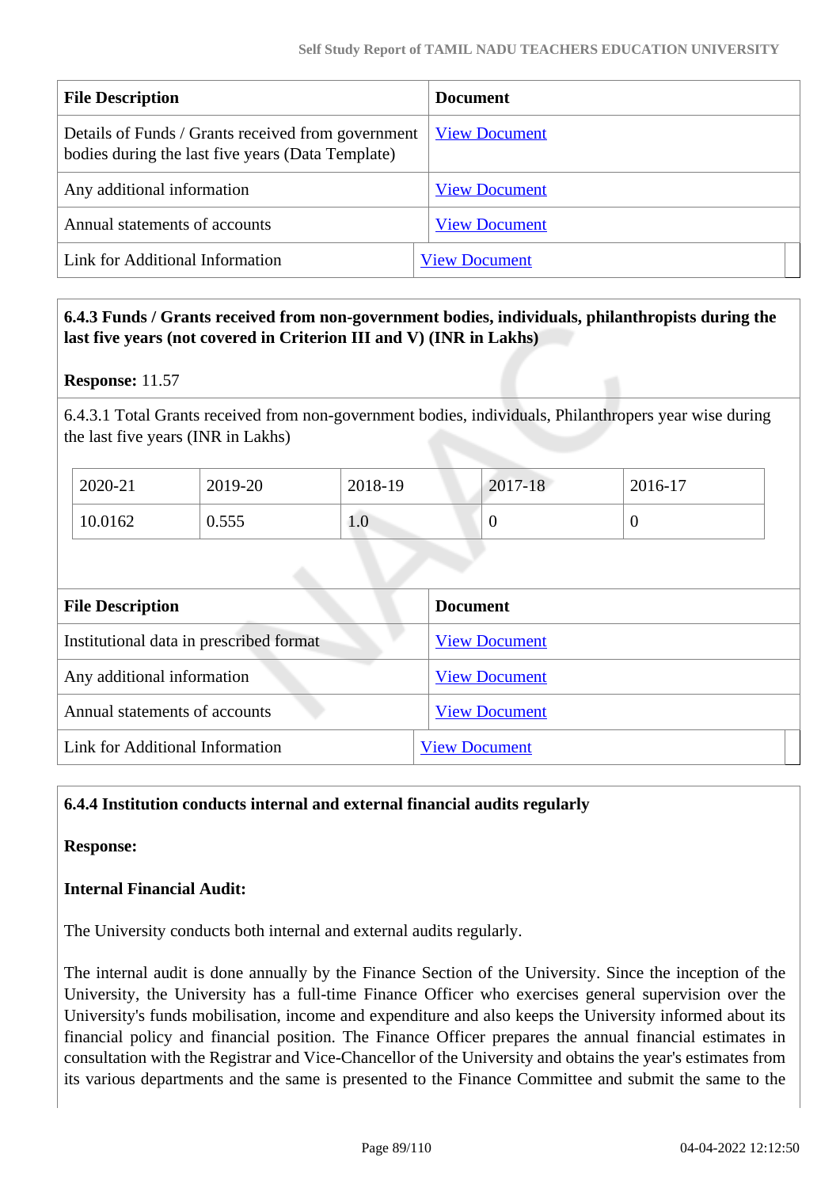| File Description | Document |
|---|---|
| Details of Funds / Grants received from government bodies during the last five years (Data Template) | View Document |
| Any additional information | View Document |
| Annual statements of accounts | View Document |
| Link for Additional Information | View Document |

**6.4.3 Funds / Grants received from non-government bodies, individuals, philanthropists during the last five years (not covered in Criterion III and V) (INR in Lakhs)**

**Response:** 11.57

6.4.3.1 Total Grants received from non-government bodies, individuals, Philanthropers year wise during the last five years (INR in Lakhs)

| 2020-21 | 2019-20 | 2018-19 | 2017-18 | 2016-17 |
|---|---|---|---|---|
| 10.0162 | 0.555 | 1.0 | 0 | 0 |

| File Description | Document |
|---|---|
| Institutional data in prescribed format | View Document |
| Any additional information | View Document |
| Annual statements of accounts | View Document |
| Link for Additional Information | View Document |

**6.4.4 Institution conducts internal and external financial audits regularly**

**Response:**

**Internal Financial Audit:**

The University conducts both internal and external audits regularly.

The internal audit is done annually by the Finance Section of the University. Since the inception of the University, the University has a full-time Finance Officer who exercises general supervision over the University's funds mobilisation, income and expenditure and also keeps the University informed about its financial policy and financial position. The Finance Officer prepares the annual financial estimates in consultation with the Registrar and Vice-Chancellor of the University and obtains the year's estimates from its various departments and the same is presented to the Finance Committee and submit the same to the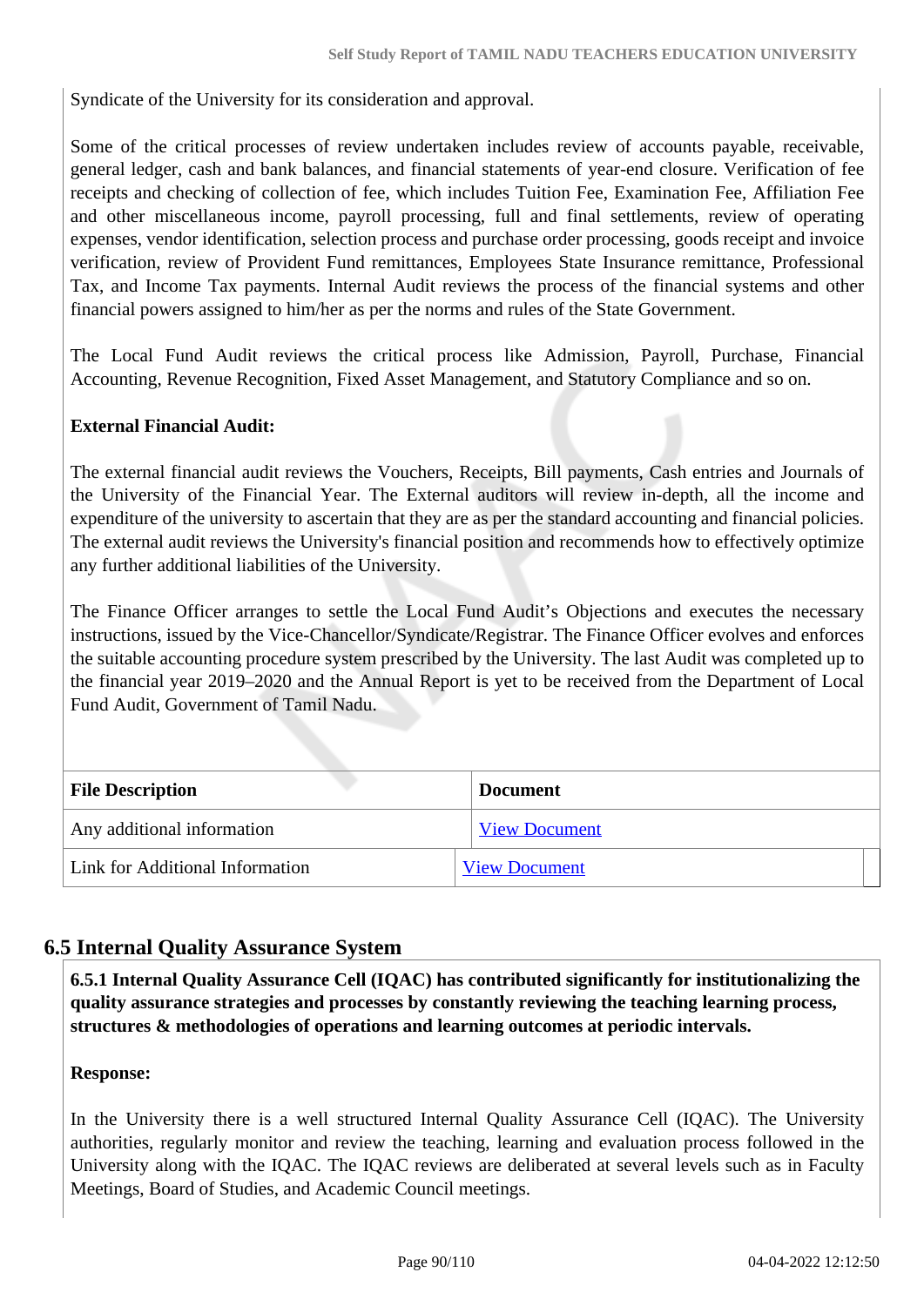Syndicate of the University for its consideration and approval.

Some of the critical processes of review undertaken includes review of accounts payable, receivable, general ledger, cash and bank balances, and financial statements of year-end closure. Verification of fee receipts and checking of collection of fee, which includes Tuition Fee, Examination Fee, Affiliation Fee and other miscellaneous income, payroll processing, full and final settlements, review of operating expenses, vendor identification, selection process and purchase order processing, goods receipt and invoice verification, review of Provident Fund remittances, Employees State Insurance remittance, Professional Tax, and Income Tax payments. Internal Audit reviews the process of the financial systems and other financial powers assigned to him/her as per the norms and rules of the State Government.

The Local Fund Audit reviews the critical process like Admission, Payroll, Purchase, Financial Accounting, Revenue Recognition, Fixed Asset Management, and Statutory Compliance and so on.

**External Financial Audit:**

The external financial audit reviews the Vouchers, Receipts, Bill payments, Cash entries and Journals of the University of the Financial Year. The External auditors will review in-depth, all the income and expenditure of the university to ascertain that they are as per the standard accounting and financial policies. The external audit reviews the University's financial position and recommends how to effectively optimize any further additional liabilities of the University.

The Finance Officer arranges to settle the Local Fund Audit's Objections and executes the necessary instructions, issued by the Vice-Chancellor/Syndicate/Registrar. The Finance Officer evolves and enforces the suitable accounting procedure system prescribed by the University. The last Audit was completed up to the financial year 2019–2020 and the Annual Report is yet to be received from the Department of Local Fund Audit, Government of Tamil Nadu.

| File Description | Document |
|---|---|
| Any additional information | View Document |
| Link for Additional Information | View Document |

## 6.5 Internal Quality Assurance System

**6.5.1 Internal Quality Assurance Cell (IQAC) has contributed significantly for institutionalizing the quality assurance strategies and processes by constantly reviewing the teaching learning process, structures & methodologies of operations and learning outcomes at periodic intervals.**

**Response:**

In the University there is a well structured Internal Quality Assurance Cell (IQAC). The University authorities, regularly monitor and review the teaching, learning and evaluation process followed in the University along with the IQAC. The IQAC reviews are deliberated at several levels such as in Faculty Meetings, Board of Studies, and Academic Council meetings.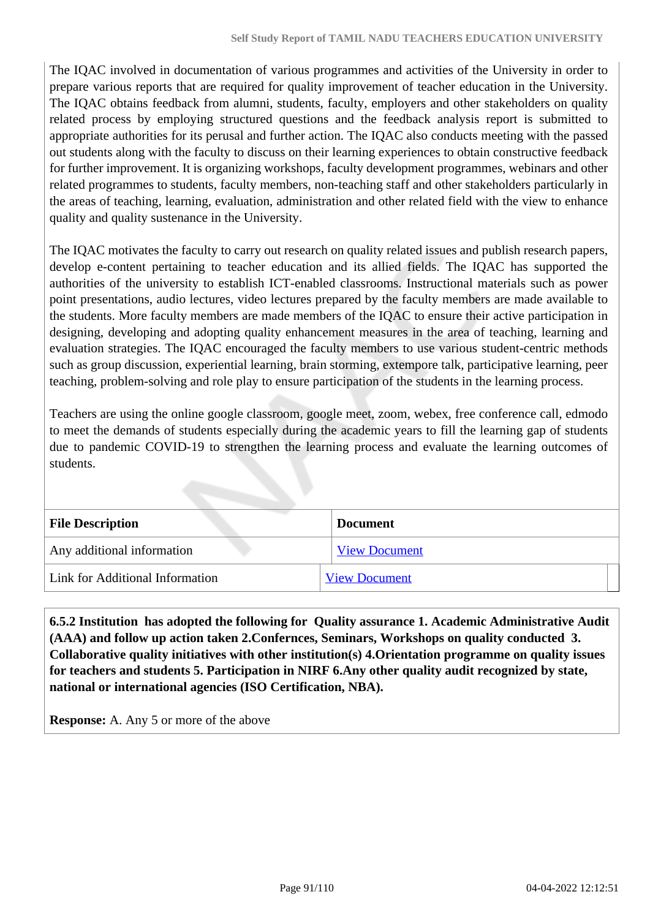The IQAC involved in documentation of various programmes and activities of the University in order to prepare various reports that are required for quality improvement of teacher education in the University. The IQAC obtains feedback from alumni, students, faculty, employers and other stakeholders on quality related process by employing structured questions and the feedback analysis report is submitted to appropriate authorities for its perusal and further action. The IQAC also conducts meeting with the passed out students along with the faculty to discuss on their learning experiences to obtain constructive feedback for further improvement. It is organizing workshops, faculty development programmes, webinars and other related programmes to students, faculty members, non-teaching staff and other stakeholders particularly in the areas of teaching, learning, evaluation, administration and other related field with the view to enhance quality and quality sustenance in the University.

The IQAC motivates the faculty to carry out research on quality related issues and publish research papers, develop e-content pertaining to teacher education and its allied fields. The IQAC has supported the authorities of the university to establish ICT-enabled classrooms. Instructional materials such as power point presentations, audio lectures, video lectures prepared by the faculty members are made available to the students. More faculty members are made members of the IQAC to ensure their active participation in designing, developing and adopting quality enhancement measures in the area of teaching, learning and evaluation strategies. The IQAC encouraged the faculty members to use various student-centric methods such as group discussion, experiential learning, brain storming, extempore talk, participative learning, peer teaching, problem-solving and role play to ensure participation of the students in the learning process.

Teachers are using the online google classroom, google meet, zoom, webex, free conference call, edmodo to meet the demands of students especially during the academic years to fill the learning gap of students due to pandemic COVID-19 to strengthen the learning process and evaluate the learning outcomes of students.

| File Description | Document |
|---|---|
| Any additional information | View Document |
| Link for Additional Information | View Document |

**6.5.2 Institution has adopted the following for Quality assurance 1. Academic Administrative Audit (AAA) and follow up action taken 2.Confernces, Seminars, Workshops on quality conducted 3. Collaborative quality initiatives with other institution(s) 4.Orientation programme on quality issues for teachers and students 5. Participation in NIRF 6.Any other quality audit recognized by state, national or international agencies (ISO Certification, NBA).**

**Response:** A. Any 5 or more of the above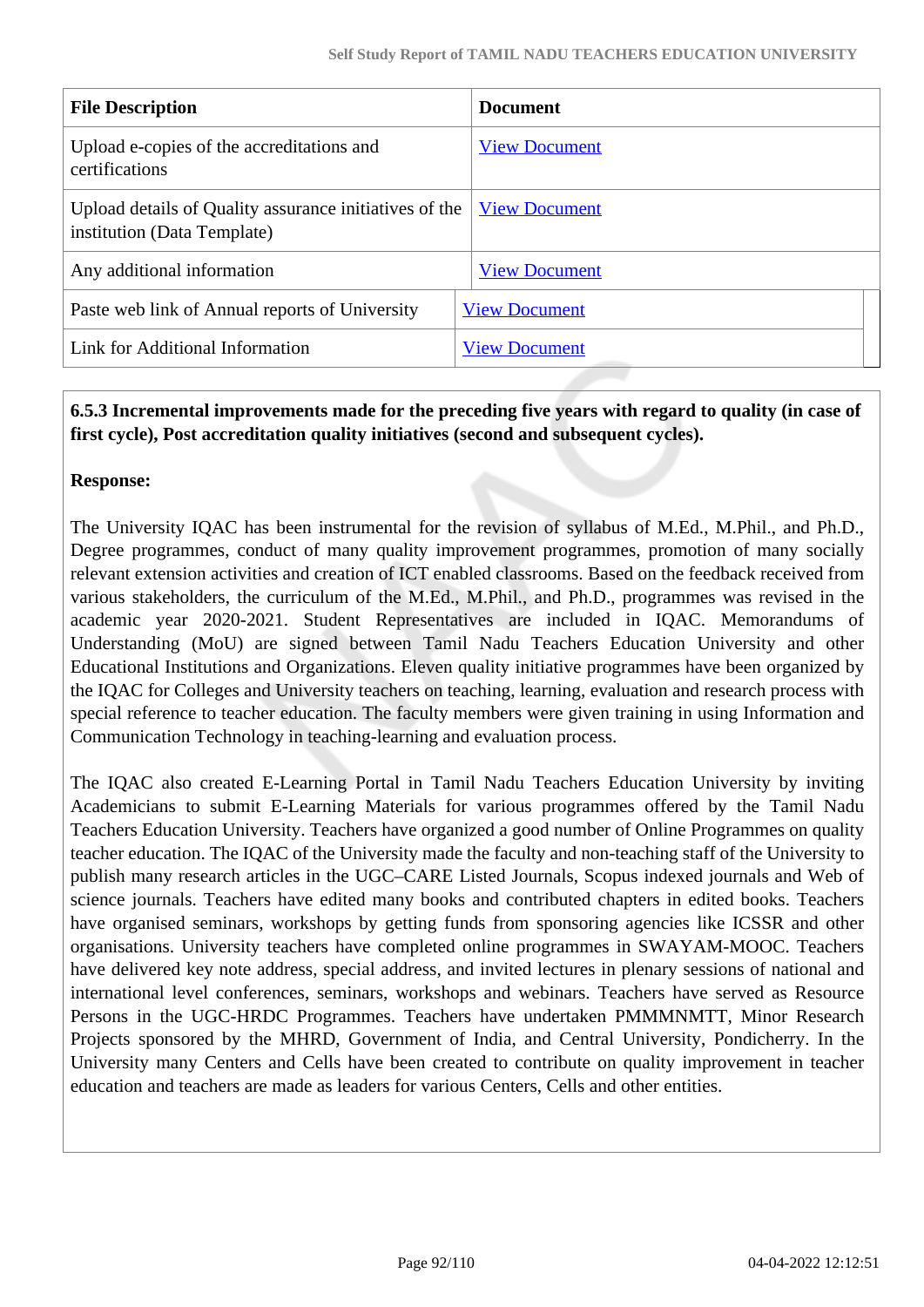| File Description | Document |
|---|---|
| Upload e-copies of the accreditations and certifications | View Document |
| Upload details of Quality assurance initiatives of the institution (Data Template) | View Document |
| Any additional information | View Document |
| Paste web link of Annual reports of University | View Document |
| Link for Additional Information | View Document |

**6.5.3 Incremental improvements made for the preceding five years with regard to quality (in case of first cycle), Post accreditation quality initiatives (second and subsequent cycles).**

**Response:**

The University IQAC has been instrumental for the revision of syllabus of M.Ed., M.Phil., and Ph.D., Degree programmes, conduct of many quality improvement programmes, promotion of many socially relevant extension activities and creation of ICT enabled classrooms. Based on the feedback received from various stakeholders, the curriculum of the M.Ed., M.Phil., and Ph.D., programmes was revised in the academic year 2020-2021. Student Representatives are included in IQAC. Memorandums of Understanding (MoU) are signed between Tamil Nadu Teachers Education University and other Educational Institutions and Organizations. Eleven quality initiative programmes have been organized by the IQAC for Colleges and University teachers on teaching, learning, evaluation and research process with special reference to teacher education. The faculty members were given training in using Information and Communication Technology in teaching-learning and evaluation process.

The IQAC also created E-Learning Portal in Tamil Nadu Teachers Education University by inviting Academicians to submit E-Learning Materials for various programmes offered by the Tamil Nadu Teachers Education University. Teachers have organized a good number of Online Programmes on quality teacher education. The IQAC of the University made the faculty and non-teaching staff of the University to publish many research articles in the UGC–CARE Listed Journals, Scopus indexed journals and Web of science journals. Teachers have edited many books and contributed chapters in edited books. Teachers have organised seminars, workshops by getting funds from sponsoring agencies like ICSSR and other organisations. University teachers have completed online programmes in SWAYAM-MOOC. Teachers have delivered key note address, special address, and invited lectures in plenary sessions of national and international level conferences, seminars, workshops and webinars. Teachers have served as Resource Persons in the UGC-HRDC Programmes. Teachers have undertaken PMMMNMTT, Minor Research Projects sponsored by the MHRD, Government of India, and Central University, Pondicherry. In the University many Centers and Cells have been created to contribute on quality improvement in teacher education and teachers are made as leaders for various Centers, Cells and other entities.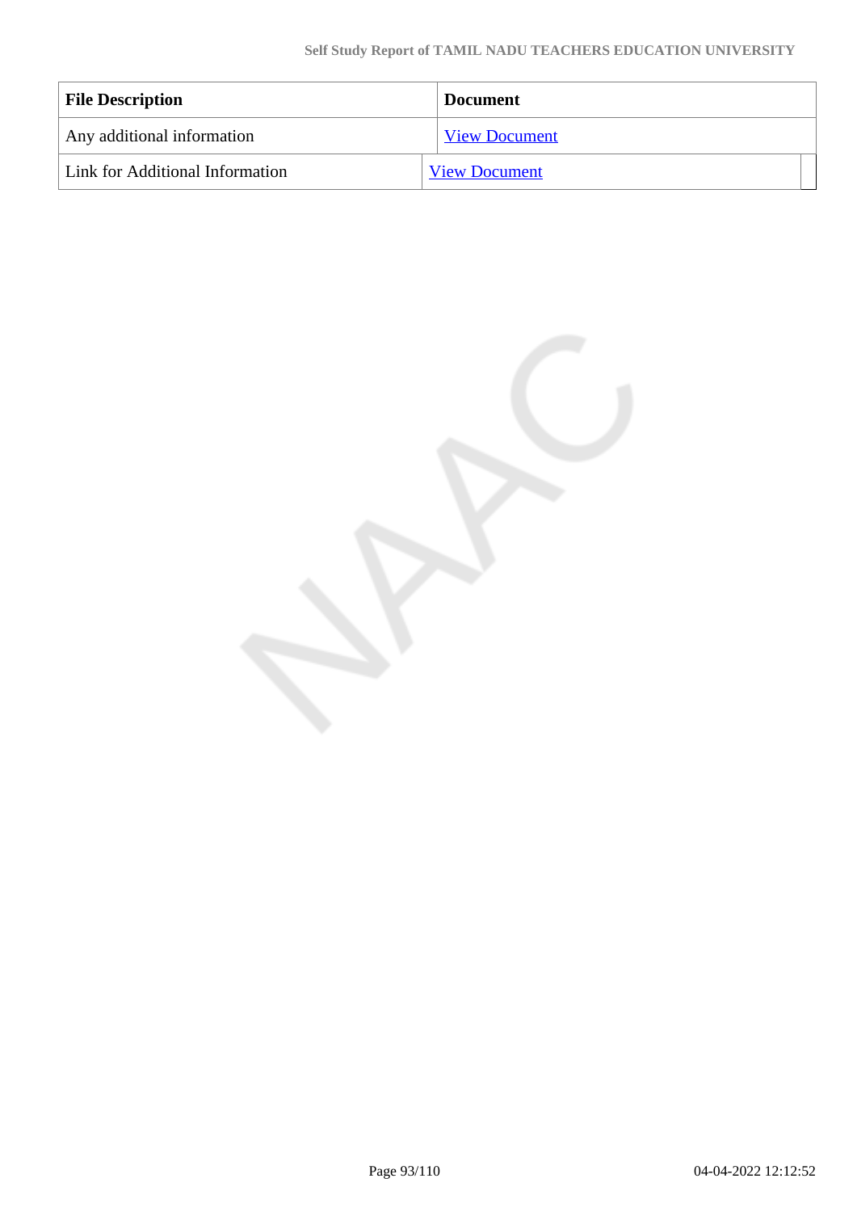| File Description | Document |
| --- | --- |
| Any additional information | View Document |
| Link for Additional Information | View Document |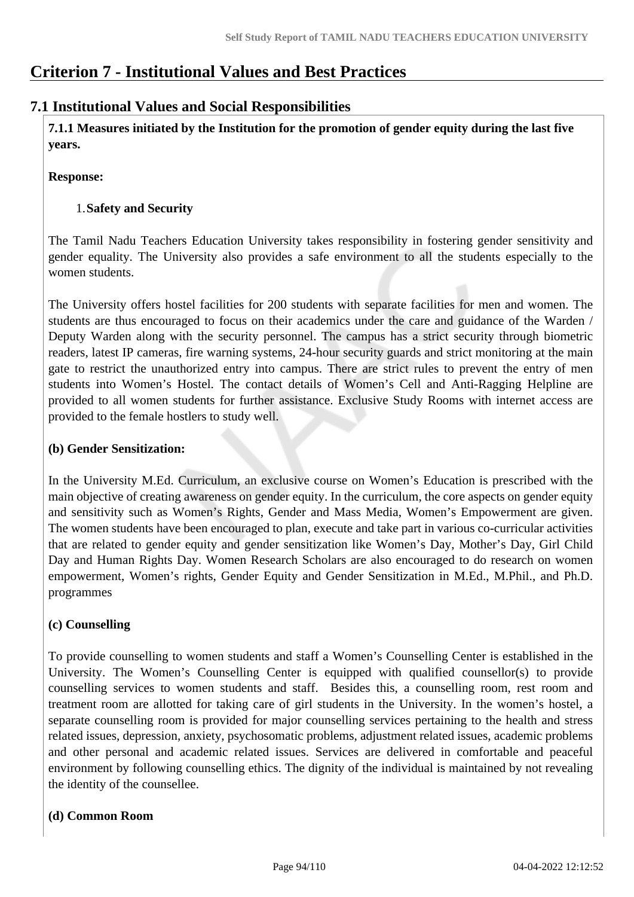# Criterion 7 - Institutional Values and Best Practices

## 7.1 Institutional Values and Social Responsibilities

**7.1.1 Measures initiated by the Institution for the promotion of gender equity during the last five years.**

**Response:**

1. **Safety and Security**

The Tamil Nadu Teachers Education University takes responsibility in fostering gender sensitivity and gender equality. The University also provides a safe environment to all the students especially to the women students.

The University offers hostel facilities for 200 students with separate facilities for men and women. The students are thus encouraged to focus on their academics under the care and guidance of the Warden / Deputy Warden along with the security personnel. The campus has a strict security through biometric readers, latest IP cameras, fire warning systems, 24-hour security guards and strict monitoring at the main gate to restrict the unauthorized entry into campus. There are strict rules to prevent the entry of men students into Women's Hostel. The contact details of Women's Cell and Anti-Ragging Helpline are provided to all women students for further assistance. Exclusive Study Rooms with internet access are provided to the female hostlers to study well.

**(b) Gender Sensitization:**

In the University M.Ed. Curriculum, an exclusive course on Women's Education is prescribed with the main objective of creating awareness on gender equity. In the curriculum, the core aspects on gender equity and sensitivity such as Women's Rights, Gender and Mass Media, Women's Empowerment are given. The women students have been encouraged to plan, execute and take part in various co-curricular activities that are related to gender equity and gender sensitization like Women's Day, Mother's Day, Girl Child Day and Human Rights Day. Women Research Scholars are also encouraged to do research on women empowerment, Women's rights, Gender Equity and Gender Sensitization in M.Ed., M.Phil., and Ph.D. programmes

**(c) Counselling**

To provide counselling to women students and staff a Women's Counselling Center is established in the University. The Women's Counselling Center is equipped with qualified counsellor(s) to provide counselling services to women students and staff. Besides this, a counselling room, rest room and treatment room are allotted for taking care of girl students in the University. In the women's hostel, a separate counselling room is provided for major counselling services pertaining to the health and stress related issues, depression, anxiety, psychosomatic problems, adjustment related issues, academic problems and other personal and academic related issues. Services are delivered in comfortable and peaceful environment by following counselling ethics. The dignity of the individual is maintained by not revealing the identity of the counsellee.

**(d) Common Room**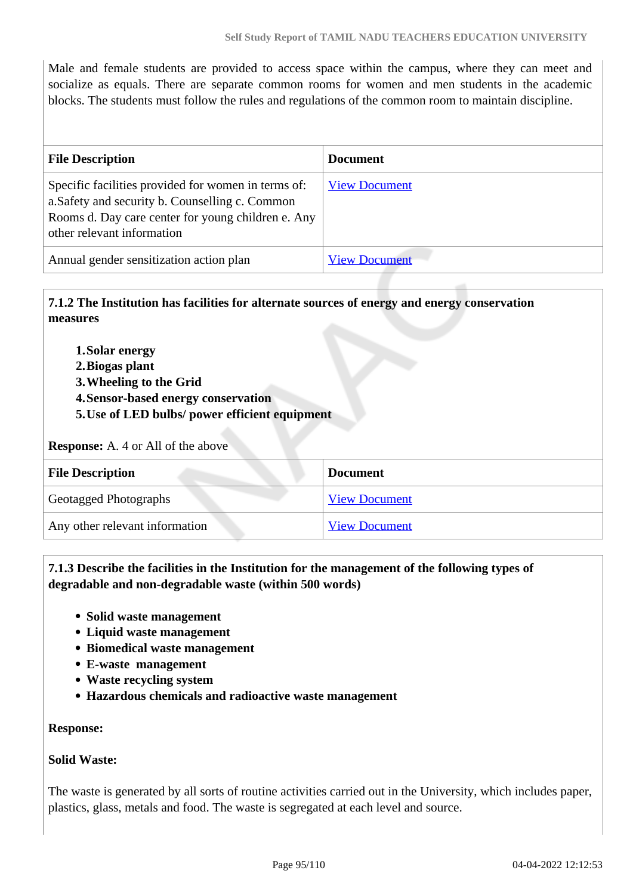Male and female students are provided to access space within the campus, where they can meet and socialize as equals. There are separate common rooms for women and men students in the academic blocks. The students must follow the rules and regulations of the common room to maintain discipline.

| File Description | Document |
| --- | --- |
| Specific facilities provided for women in terms of: a.Safety and security b. Counselling c. Common Rooms d. Day care center for young children e. Any other relevant information | View Document |
| Annual gender sensitization action plan | View Document |

**7.1.2 The Institution has facilities for alternate sources of energy and energy conservation measures**

1. **Solar energy**
2. **Biogas plant**
3. **Wheeling to the Grid**
4. **Sensor-based energy conservation**
5. **Use of LED bulbs/ power efficient equipment**

**Response:** A. 4 or All of the above

| File Description | Document |
| --- | --- |
| Geotagged Photographs | View Document |
| Any other relevant information | View Document |

**7.1.3 Describe the facilities in the Institution for the management of the following types of degradable and non-degradable waste (within 500 words)**

- **Solid waste management**
- **Liquid waste management**
- **Biomedical waste management**
- **E-waste management**
- **Waste recycling system**
- **Hazardous chemicals and radioactive waste management**

**Response:**

**Solid Waste:**

The waste is generated by all sorts of routine activities carried out in the University, which includes paper, plastics, glass, metals and food. The waste is segregated at each level and source.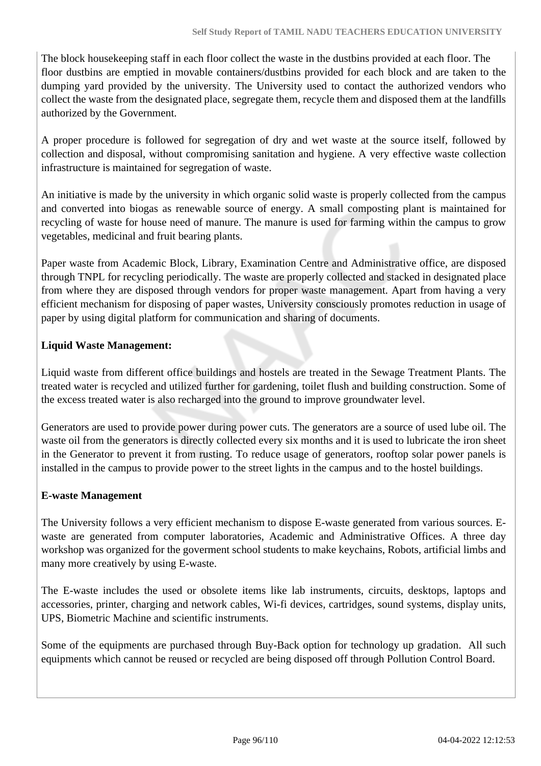The block housekeeping staff in each floor collect the waste in the dustbins provided at each floor. The floor dustbins are emptied in movable containers/dustbins provided for each block and are taken to the dumping yard provided by the university. The University used to contact the authorized vendors who collect the waste from the designated place, segregate them, recycle them and disposed them at the landfills authorized by the Government.

A proper procedure is followed for segregation of dry and wet waste at the source itself, followed by collection and disposal, without compromising sanitation and hygiene. A very effective waste collection infrastructure is maintained for segregation of waste.

An initiative is made by the university in which organic solid waste is properly collected from the campus and converted into biogas as renewable source of energy. A small composting plant is maintained for recycling of waste for house need of manure. The manure is used for farming within the campus to grow vegetables, medicinal and fruit bearing plants.

Paper waste from Academic Block, Library, Examination Centre and Administrative office, are disposed through TNPL for recycling periodically. The waste are properly collected and stacked in designated place from where they are disposed through vendors for proper waste management. Apart from having a very efficient mechanism for disposing of paper wastes, University consciously promotes reduction in usage of paper by using digital platform for communication and sharing of documents.

**Liquid Waste Management:**

Liquid waste from different office buildings and hostels are treated in the Sewage Treatment Plants. The treated water is recycled and utilized further for gardening, toilet flush and building construction. Some of the excess treated water is also recharged into the ground to improve groundwater level.

Generators are used to provide power during power cuts. The generators are a source of used lube oil. The waste oil from the generators is directly collected every six months and it is used to lubricate the iron sheet in the Generator to prevent it from rusting. To reduce usage of generators, rooftop solar power panels is installed in the campus to provide power to the street lights in the campus and to the hostel buildings.

**E-waste Management**

The University follows a very efficient mechanism to dispose E-waste generated from various sources. E-waste are generated from computer laboratories, Academic and Administrative Offices. A three day workshop was organized for the goverment school students to make keychains, Robots, artificial limbs and many more creatively by using E-waste.

The E-waste includes the used or obsolete items like lab instruments, circuits, desktops, laptops and accessories, printer, charging and network cables, Wi-fi devices, cartridges, sound systems, display units, UPS, Biometric Machine and scientific instruments.

Some of the equipments are purchased through Buy-Back option for technology up gradation. All such equipments which cannot be reused or recycled are being disposed off through Pollution Control Board.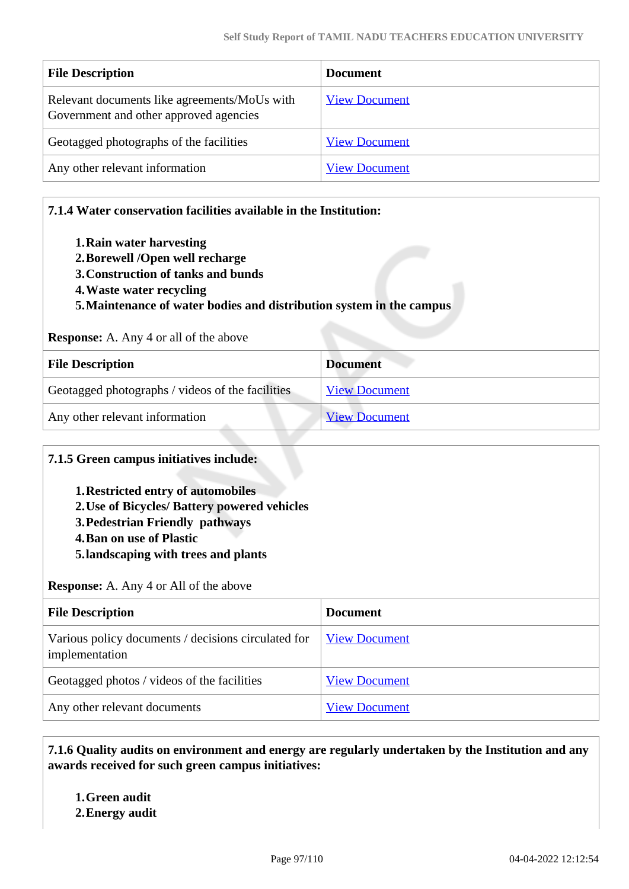| File Description | Document |
|---|---|
| Relevant documents like agreements/MoUs with Government and other approved agencies | View Document |
| Geotagged photographs of the facilities | View Document |
| Any other relevant information | View Document |

**7.1.4 Water conservation facilities available in the Institution:**

1. **Rain water harvesting**
2. **Borewell /Open well recharge**
3. **Construction of tanks and bunds**
4. **Waste water recycling**
5. **Maintenance of water bodies and distribution system in the campus**

**Response:** A. Any 4 or all of the above

| File Description | Document |
|---|---|
| Geotagged photographs / videos of the facilities | View Document |
| Any other relevant information | View Document |

**7.1.5 Green campus initiatives include:**

1. **Restricted entry of automobiles**
2. **Use of Bicycles/ Battery powered vehicles**
3. **Pedestrian Friendly pathways**
4. **Ban on use of Plastic**
5. **landscaping with trees and plants**

**Response:** A. Any 4 or All of the above

| File Description | Document |
|---|---|
| Various policy documents / decisions circulated for implementation | View Document |
| Geotagged photos / videos of the facilities | View Document |
| Any other relevant documents | View Document |

**7.1.6 Quality audits on environment and energy are regularly undertaken by the Institution and any awards received for such green campus initiatives:**

1. **Green audit**
2. **Energy audit**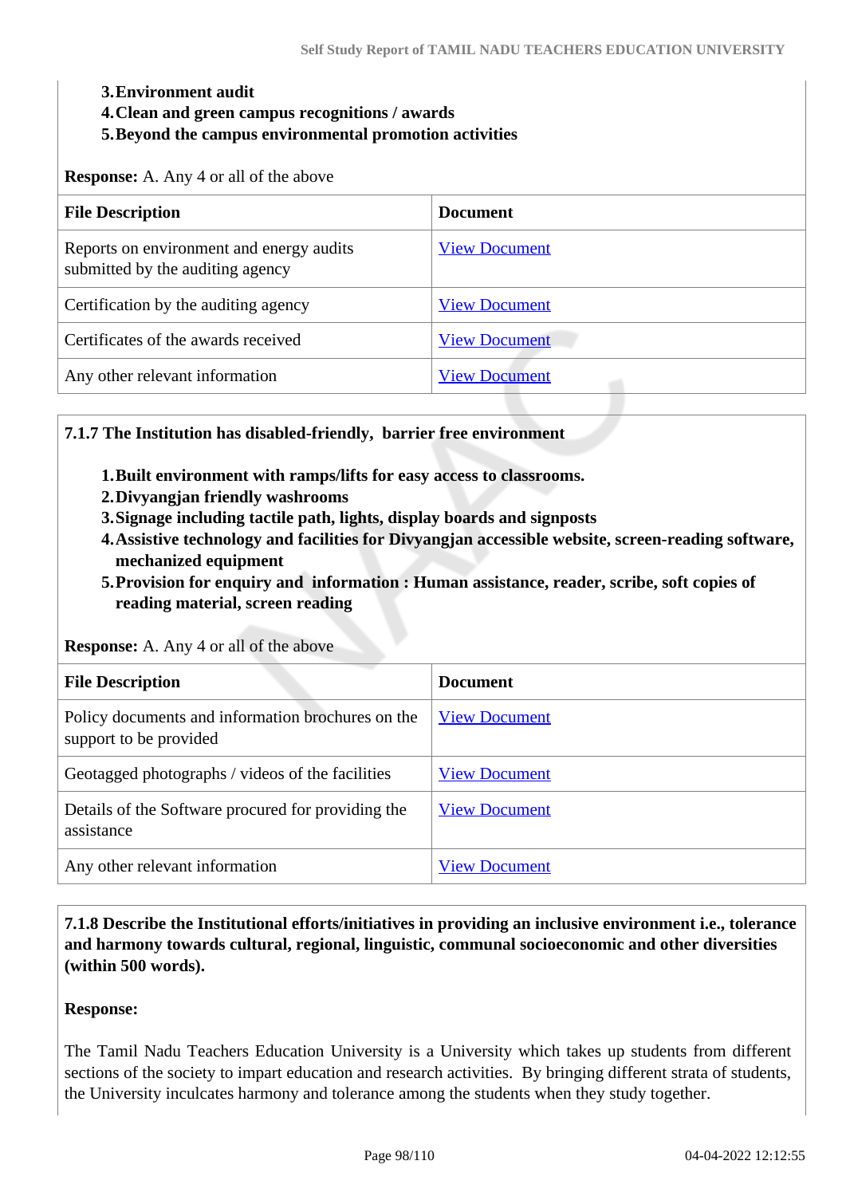3. **Environment audit**
4. **Clean and green campus recognitions / awards**
5. **Beyond the campus environmental promotion activities**

**Response:** A. Any 4 or all of the above

| File Description | Document |
|---|---|
| Reports on environment and energy audits submitted by the auditing agency | View Document |
| Certification by the auditing agency | View Document |
| Certificates of the awards received | View Document |
| Any other relevant information | View Document |

**7.1.7 The Institution has disabled-friendly, barrier free environment**

1. **Built environment with ramps/lifts for easy access to classrooms.**
2. **Divyangjan friendly washrooms**
3. **Signage including tactile path, lights, display boards and signposts**
4. **Assistive technology and facilities for Divyangjan accessible website, screen-reading software, mechanized equipment**
5. **Provision for enquiry and information : Human assistance, reader, scribe, soft copies of reading material, screen reading**

**Response:** A. Any 4 or all of the above

| File Description | Document |
|---|---|
| Policy documents and information brochures on the support to be provided | View Document |
| Geotagged photographs / videos of the facilities | View Document |
| Details of the Software procured for providing the assistance | View Document |
| Any other relevant information | View Document |

**7.1.8 Describe the Institutional efforts/initiatives in providing an inclusive environment i.e., tolerance and harmony towards cultural, regional, linguistic, communal socioeconomic and other diversities (within 500 words).**

**Response:**

The Tamil Nadu Teachers Education University is a University which takes up students from different sections of the society to impart education and research activities. By bringing different strata of students, the University inculcates harmony and tolerance among the students when they study together.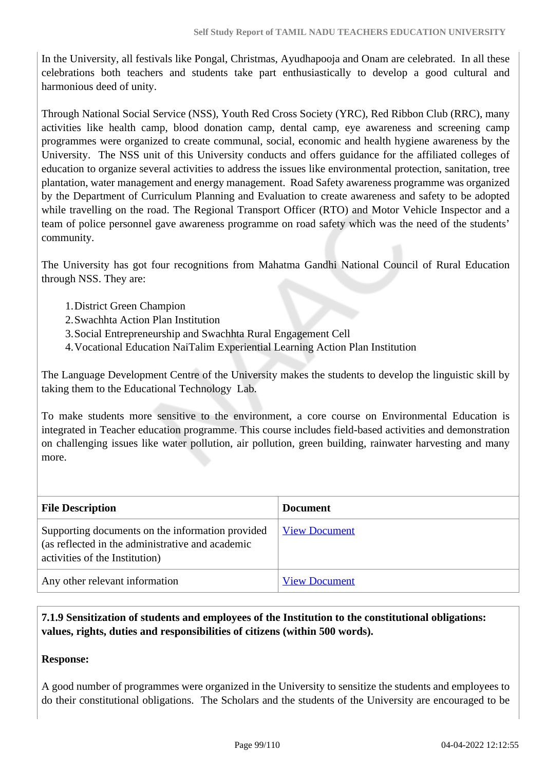In the University, all festivals like Pongal, Christmas, Ayudhapooja and Onam are celebrated. In all these celebrations both teachers and students take part enthusiastically to develop a good cultural and harmonious deed of unity.

Through National Social Service (NSS), Youth Red Cross Society (YRC), Red Ribbon Club (RRC), many activities like health camp, blood donation camp, dental camp, eye awareness and screening camp programmes were organized to create communal, social, economic and health hygiene awareness by the University. The NSS unit of this University conducts and offers guidance for the affiliated colleges of education to organize several activities to address the issues like environmental protection, sanitation, tree plantation, water management and energy management. Road Safety awareness programme was organized by the Department of Curriculum Planning and Evaluation to create awareness and safety to be adopted while travelling on the road. The Regional Transport Officer (RTO) and Motor Vehicle Inspector and a team of police personnel gave awareness programme on road safety which was the need of the students' community.

The University has got four recognitions from Mahatma Gandhi National Council of Rural Education through NSS. They are:

1. District Green Champion
2. Swachhta Action Plan Institution
3. Social Entrepreneurship and Swachhta Rural Engagement Cell
4. Vocational Education NaiTalim Experiential Learning Action Plan Institution

The Language Development Centre of the University makes the students to develop the linguistic skill by taking them to the Educational Technology Lab.

To make students more sensitive to the environment, a core course on Environmental Education is integrated in Teacher education programme. This course includes field-based activities and demonstration on challenging issues like water pollution, air pollution, green building, rainwater harvesting and many more.

| File Description | Document |
|---|---|
| Supporting documents on the information provided (as reflected in the administrative and academic activities of the Institution) | View Document |
| Any other relevant information | View Document |

**7.1.9 Sensitization of students and employees of the Institution to the constitutional obligations: values, rights, duties and responsibilities of citizens (within 500 words).**

**Response:**

A good number of programmes were organized in the University to sensitize the students and employees to do their constitutional obligations. The Scholars and the students of the University are encouraged to be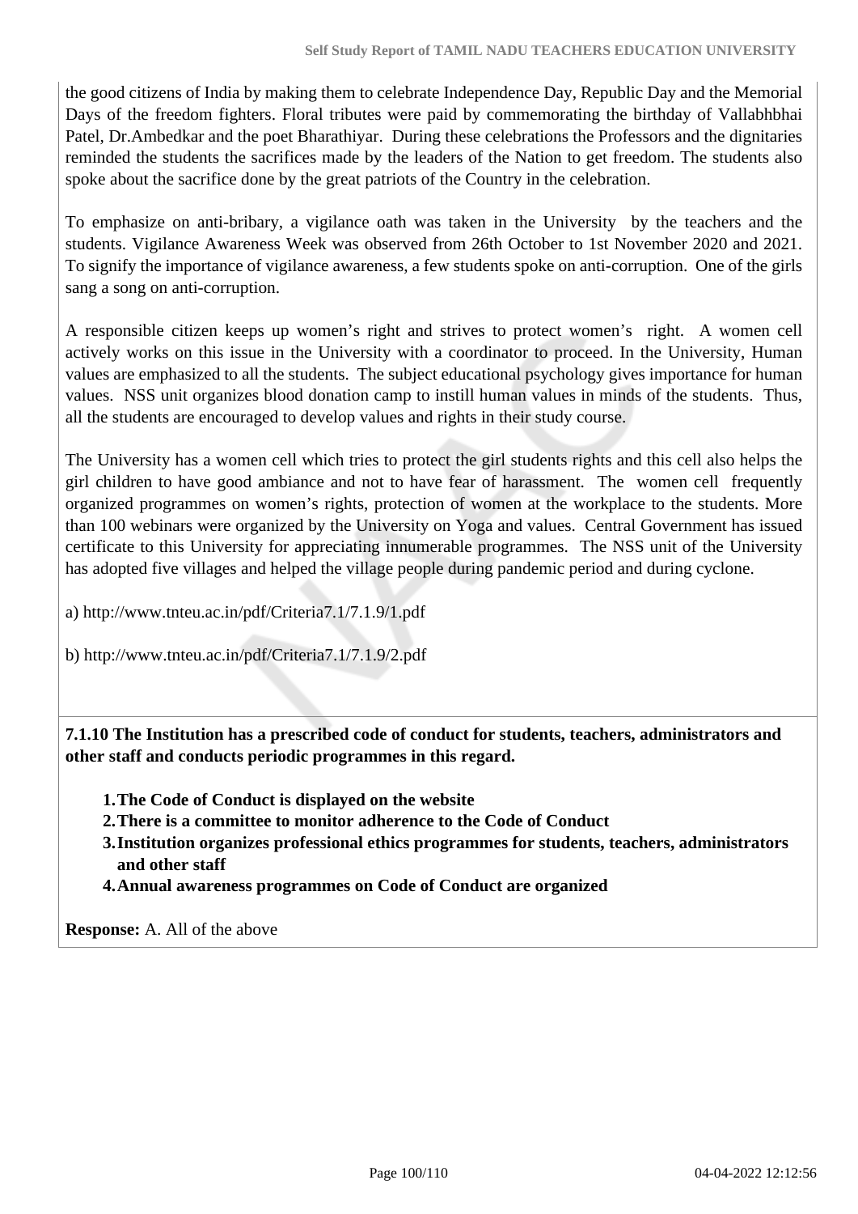the good citizens of India by making them to celebrate Independence Day, Republic Day and the Memorial Days of the freedom fighters. Floral tributes were paid by commemorating the birthday of Vallabhbhai Patel, Dr.Ambedkar and the poet Bharathiyar. During these celebrations the Professors and the dignitaries reminded the students the sacrifices made by the leaders of the Nation to get freedom. The students also spoke about the sacrifice done by the great patriots of the Country in the celebration.

To emphasize on anti-bribary, a vigilance oath was taken in the University by the teachers and the students. Vigilance Awareness Week was observed from 26th October to 1st November 2020 and 2021. To signify the importance of vigilance awareness, a few students spoke on anti-corruption. One of the girls sang a song on anti-corruption.

A responsible citizen keeps up women's right and strives to protect women's right. A women cell actively works on this issue in the University with a coordinator to proceed. In the University, Human values are emphasized to all the students. The subject educational psychology gives importance for human values. NSS unit organizes blood donation camp to instill human values in minds of the students. Thus, all the students are encouraged to develop values and rights in their study course.

The University has a women cell which tries to protect the girl students rights and this cell also helps the girl children to have good ambiance and not to have fear of harassment. The women cell frequently organized programmes on women's rights, protection of women at the workplace to the students. More than 100 webinars were organized by the University on Yoga and values. Central Government has issued certificate to this University for appreciating innumerable programmes. The NSS unit of the University has adopted five villages and helped the village people during pandemic period and during cyclone.

a) http://www.tnteu.ac.in/pdf/Criteria7.1/7.1.9/1.pdf

b) http://www.tnteu.ac.in/pdf/Criteria7.1/7.1.9/2.pdf

**7.1.10 The Institution has a prescribed code of conduct for students, teachers, administrators and other staff and conducts periodic programmes in this regard.**

1. **The Code of Conduct is displayed on the website**
2. **There is a committee to monitor adherence to the Code of Conduct**
3. **Institution organizes professional ethics programmes for students, teachers, administrators and other staff**
4. **Annual awareness programmes on Code of Conduct are organized**

**Response:** A. All of the above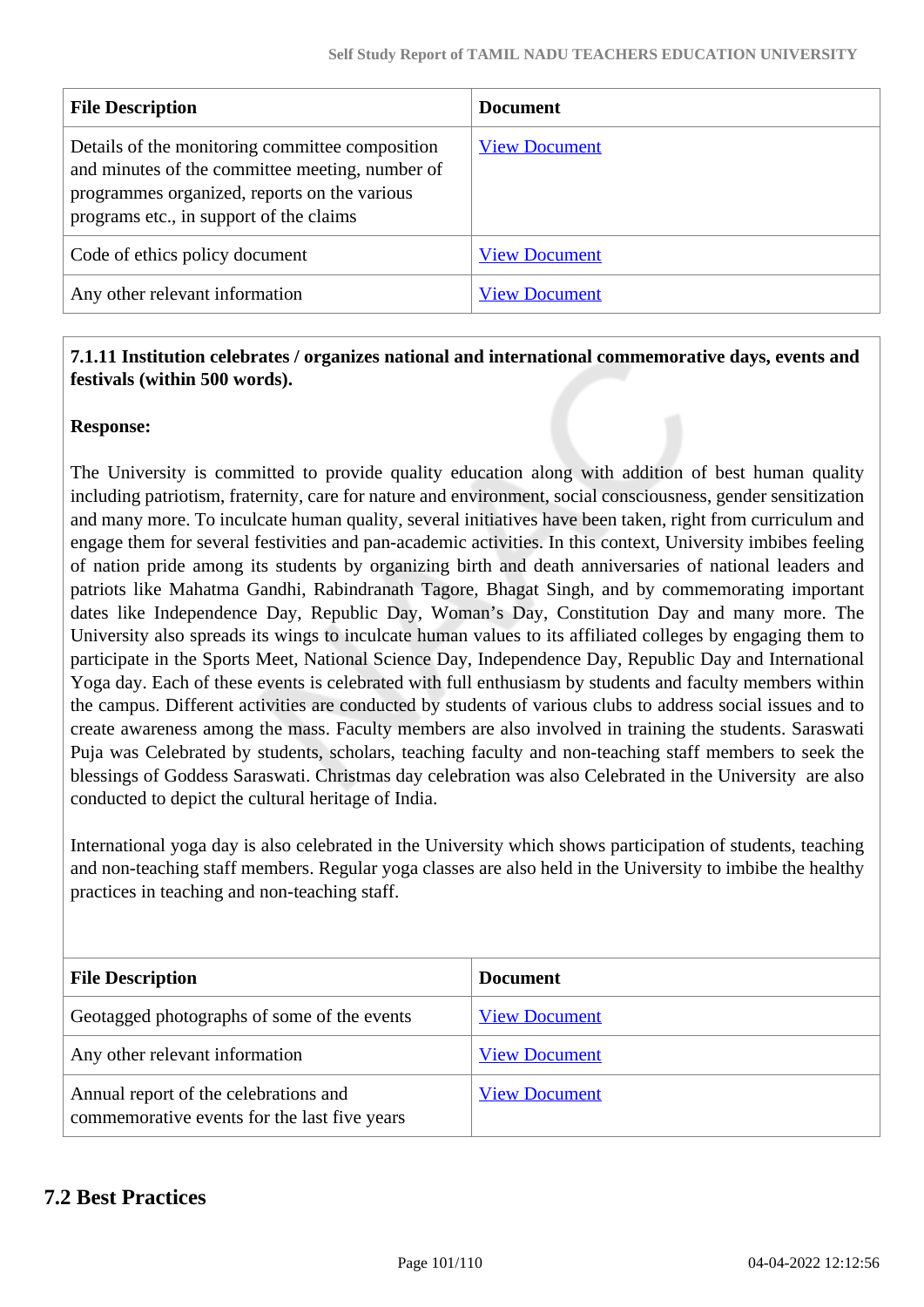| File Description | Document |
|---|---|
| Details of the monitoring committee composition and minutes of the committee meeting, number of programmes organized, reports on the various programs etc., in support of the claims | View Document |
| Code of ethics policy document | View Document |
| Any other relevant information | View Document |

**7.1.11 Institution celebrates / organizes national and international commemorative days, events and festivals (within 500 words).**

**Response:**

The University is committed to provide quality education along with addition of best human quality including patriotism, fraternity, care for nature and environment, social consciousness, gender sensitization and many more. To inculcate human quality, several initiatives have been taken, right from curriculum and engage them for several festivities and pan-academic activities. In this context, University imbibes feeling of nation pride among its students by organizing birth and death anniversaries of national leaders and patriots like Mahatma Gandhi, Rabindranath Tagore, Bhagat Singh, and by commemorating important dates like Independence Day, Republic Day, Woman's Day, Constitution Day and many more. The University also spreads its wings to inculcate human values to its affiliated colleges by engaging them to participate in the Sports Meet, National Science Day, Independence Day, Republic Day and International Yoga day. Each of these events is celebrated with full enthusiasm by students and faculty members within the campus. Different activities are conducted by students of various clubs to address social issues and to create awareness among the mass. Faculty members are also involved in training the students. Saraswati Puja was Celebrated by students, scholars, teaching faculty and non-teaching staff members to seek the blessings of Goddess Saraswati. Christmas day celebration was also Celebrated in the University are also conducted to depict the cultural heritage of India.

International yoga day is also celebrated in the University which shows participation of students, teaching and non-teaching staff members. Regular yoga classes are also held in the University to imbibe the healthy practices in teaching and non-teaching staff.

| File Description | Document |
|---|---|
| Geotagged photographs of some of the events | View Document |
| Any other relevant information | View Document |
| Annual report of the celebrations and commemorative events for the last five years | View Document |

## 7.2 Best Practices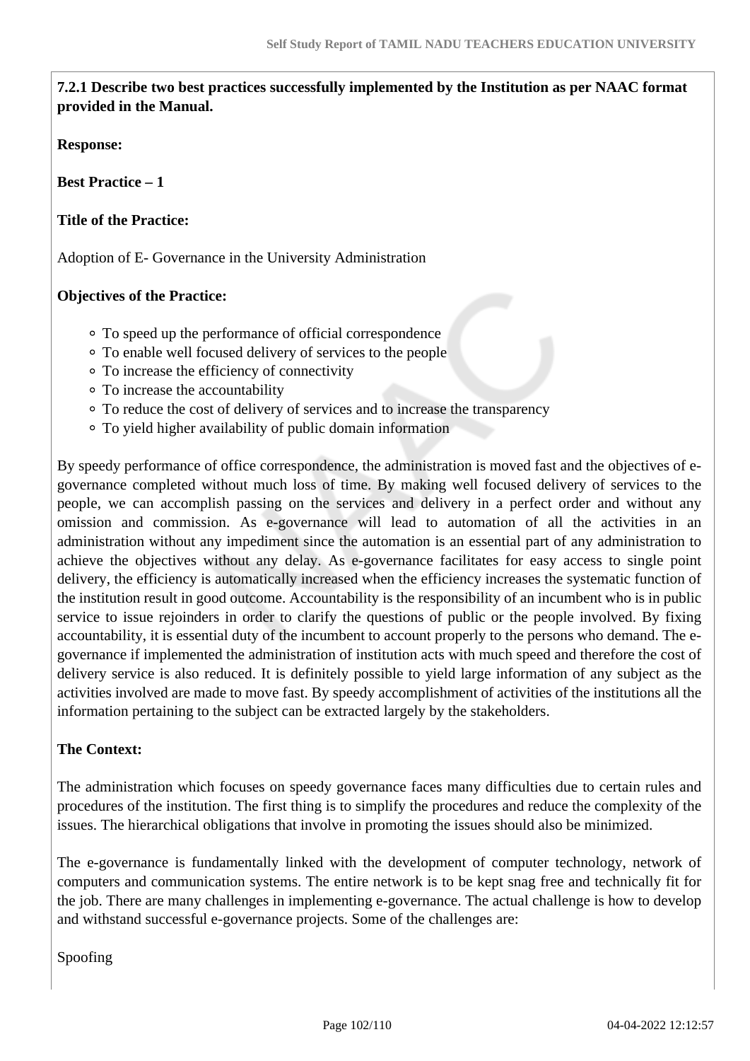**7.2.1 Describe two best practices successfully implemented by the Institution as per NAAC format provided in the Manual.**

**Response:**

**Best Practice – 1**

**Title of the Practice:**

Adoption of E- Governance in the University Administration

**Objectives of the Practice:**

- To speed up the performance of official correspondence
- To enable well focused delivery of services to the people
- To increase the efficiency of connectivity
- To increase the accountability
- To reduce the cost of delivery of services and to increase the transparency
- To yield higher availability of public domain information

By speedy performance of office correspondence, the administration is moved fast and the objectives of e-governance completed without much loss of time. By making well focused delivery of services to the people, we can accomplish passing on the services and delivery in a perfect order and without any omission and commission. As e-governance will lead to automation of all the activities in an administration without any impediment since the automation is an essential part of any administration to achieve the objectives without any delay. As e-governance facilitates for easy access to single point delivery, the efficiency is automatically increased when the efficiency increases the systematic function of the institution result in good outcome. Accountability is the responsibility of an incumbent who is in public service to issue rejoinders in order to clarify the questions of public or the people involved. By fixing accountability, it is essential duty of the incumbent to account properly to the persons who demand. The e-governance if implemented the administration of institution acts with much speed and therefore the cost of delivery service is also reduced. It is definitely possible to yield large information of any subject as the activities involved are made to move fast. By speedy accomplishment of activities of the institutions all the information pertaining to the subject can be extracted largely by the stakeholders.

**The Context:**

The administration which focuses on speedy governance faces many difficulties due to certain rules and procedures of the institution. The first thing is to simplify the procedures and reduce the complexity of the issues. The hierarchical obligations that involve in promoting the issues should also be minimized.

The e-governance is fundamentally linked with the development of computer technology, network of computers and communication systems. The entire network is to be kept snag free and technically fit for the job. There are many challenges in implementing e-governance. The actual challenge is how to develop and withstand successful e-governance projects. Some of the challenges are:

Spoofing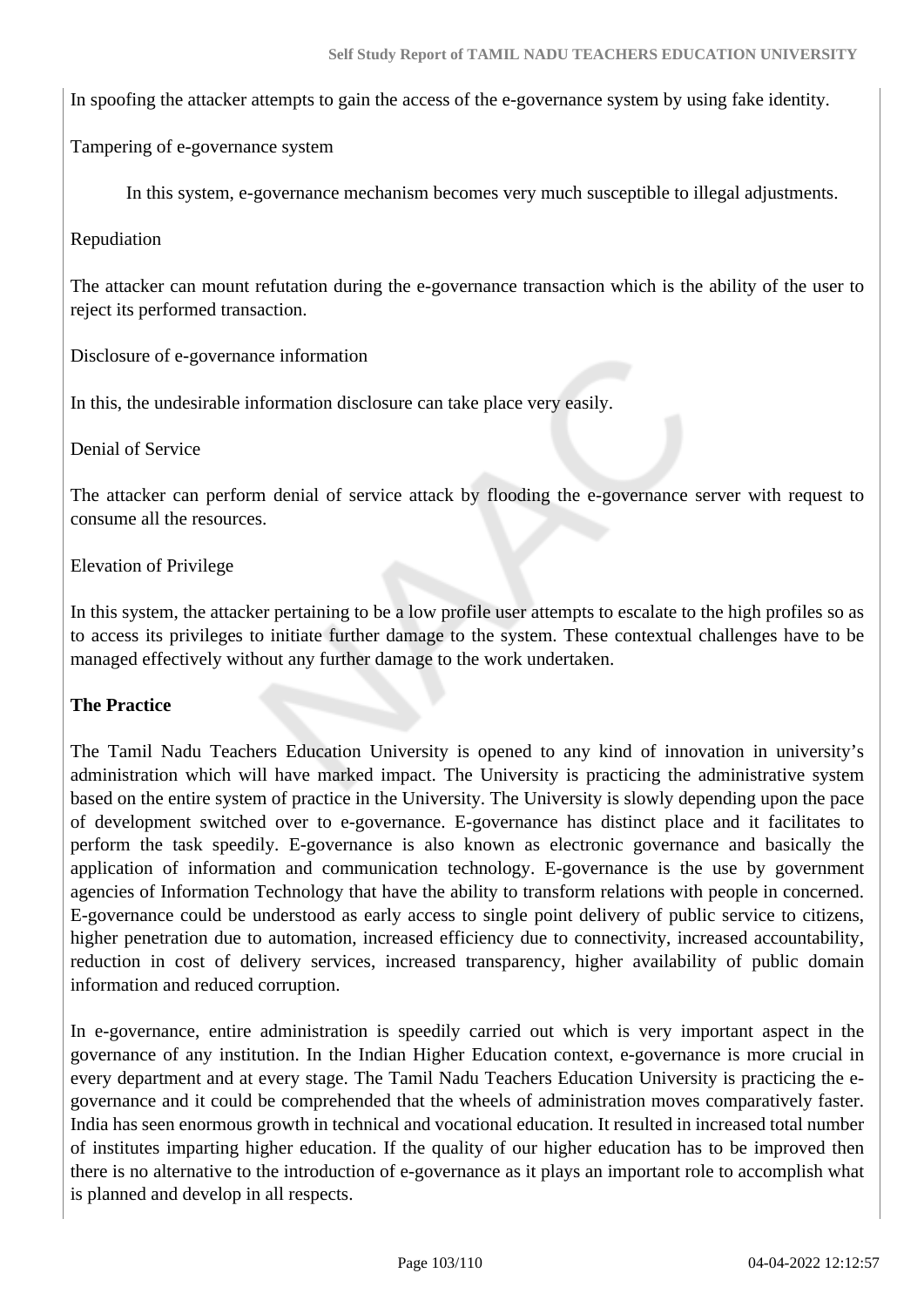In spoofing the attacker attempts to gain the access of the e-governance system by using fake identity.

Tampering of e-governance system

In this system, e-governance mechanism becomes very much susceptible to illegal adjustments.

Repudiation

The attacker can mount refutation during the e-governance transaction which is the ability of the user to reject its performed transaction.

Disclosure of e-governance information

In this, the undesirable information disclosure can take place very easily.

Denial of Service

The attacker can perform denial of service attack by flooding the e-governance server with request to consume all the resources.

Elevation of Privilege

In this system, the attacker pertaining to be a low profile user attempts to escalate to the high profiles so as to access its privileges to initiate further damage to the system. These contextual challenges have to be managed effectively without any further damage to the work undertaken.

**The Practice**

The Tamil Nadu Teachers Education University is opened to any kind of innovation in university's administration which will have marked impact. The University is practicing the administrative system based on the entire system of practice in the University. The University is slowly depending upon the pace of development switched over to e-governance. E-governance has distinct place and it facilitates to perform the task speedily. E-governance is also known as electronic governance and basically the application of information and communication technology. E-governance is the use by government agencies of Information Technology that have the ability to transform relations with people in concerned. E-governance could be understood as early access to single point delivery of public service to citizens, higher penetration due to automation, increased efficiency due to connectivity, increased accountability, reduction in cost of delivery services, increased transparency, higher availability of public domain information and reduced corruption.

In e-governance, entire administration is speedily carried out which is very important aspect in the governance of any institution. In the Indian Higher Education context, e-governance is more crucial in every department and at every stage. The Tamil Nadu Teachers Education University is practicing the e-governance and it could be comprehended that the wheels of administration moves comparatively faster. India has seen enormous growth in technical and vocational education. It resulted in increased total number of institutes imparting higher education. If the quality of our higher education has to be improved then there is no alternative to the introduction of e-governance as it plays an important role to accomplish what is planned and develop in all respects.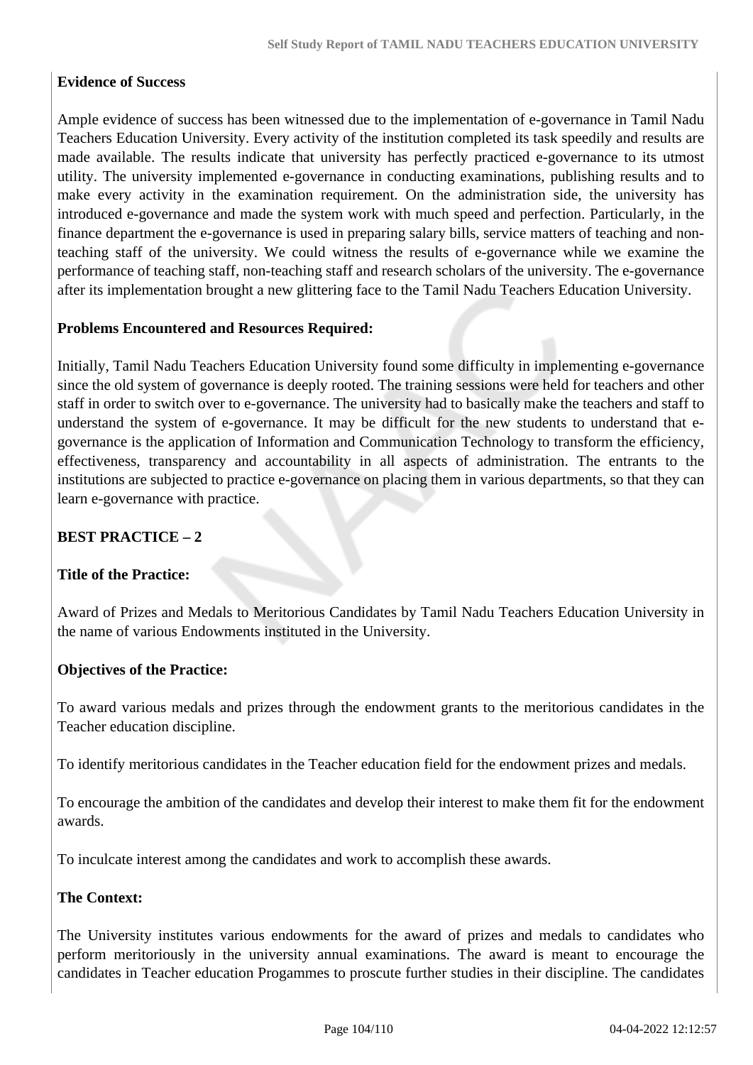**Evidence of Success**

Ample evidence of success has been witnessed due to the implementation of e-governance in Tamil Nadu Teachers Education University. Every activity of the institution completed its task speedily and results are made available. The results indicate that university has perfectly practiced e-governance to its utmost utility. The university implemented e-governance in conducting examinations, publishing results and to make every activity in the examination requirement. On the administration side, the university has introduced e-governance and made the system work with much speed and perfection. Particularly, in the finance department the e-governance is used in preparing salary bills, service matters of teaching and non-teaching staff of the university. We could witness the results of e-governance while we examine the performance of teaching staff, non-teaching staff and research scholars of the university. The e-governance after its implementation brought a new glittering face to the Tamil Nadu Teachers Education University.

**Problems Encountered and Resources Required:**

Initially, Tamil Nadu Teachers Education University found some difficulty in implementing e-governance since the old system of governance is deeply rooted. The training sessions were held for teachers and other staff in order to switch over to e-governance. The university had to basically make the teachers and staff to understand the system of e-governance. It may be difficult for the new students to understand that e-governance is the application of Information and Communication Technology to transform the efficiency, effectiveness, transparency and accountability in all aspects of administration. The entrants to the institutions are subjected to practice e-governance on placing them in various departments, so that they can learn e-governance with practice.

**BEST PRACTICE – 2**

**Title of the Practice:**

Award of Prizes and Medals to Meritorious Candidates by Tamil Nadu Teachers Education University in the name of various Endowments instituted in the University.

**Objectives of the Practice:**

To award various medals and prizes through the endowment grants to the meritorious candidates in the Teacher education discipline.

To identify meritorious candidates in the Teacher education field for the endowment prizes and medals.

To encourage the ambition of the candidates and develop their interest to make them fit for the endowment awards.

To inculcate interest among the candidates and work to accomplish these awards.

**The Context:**

The University institutes various endowments for the award of prizes and medals to candidates who perform meritoriously in the university annual examinations. The award is meant to encourage the candidates in Teacher education Progammes to proscute further studies in their discipline. The candidates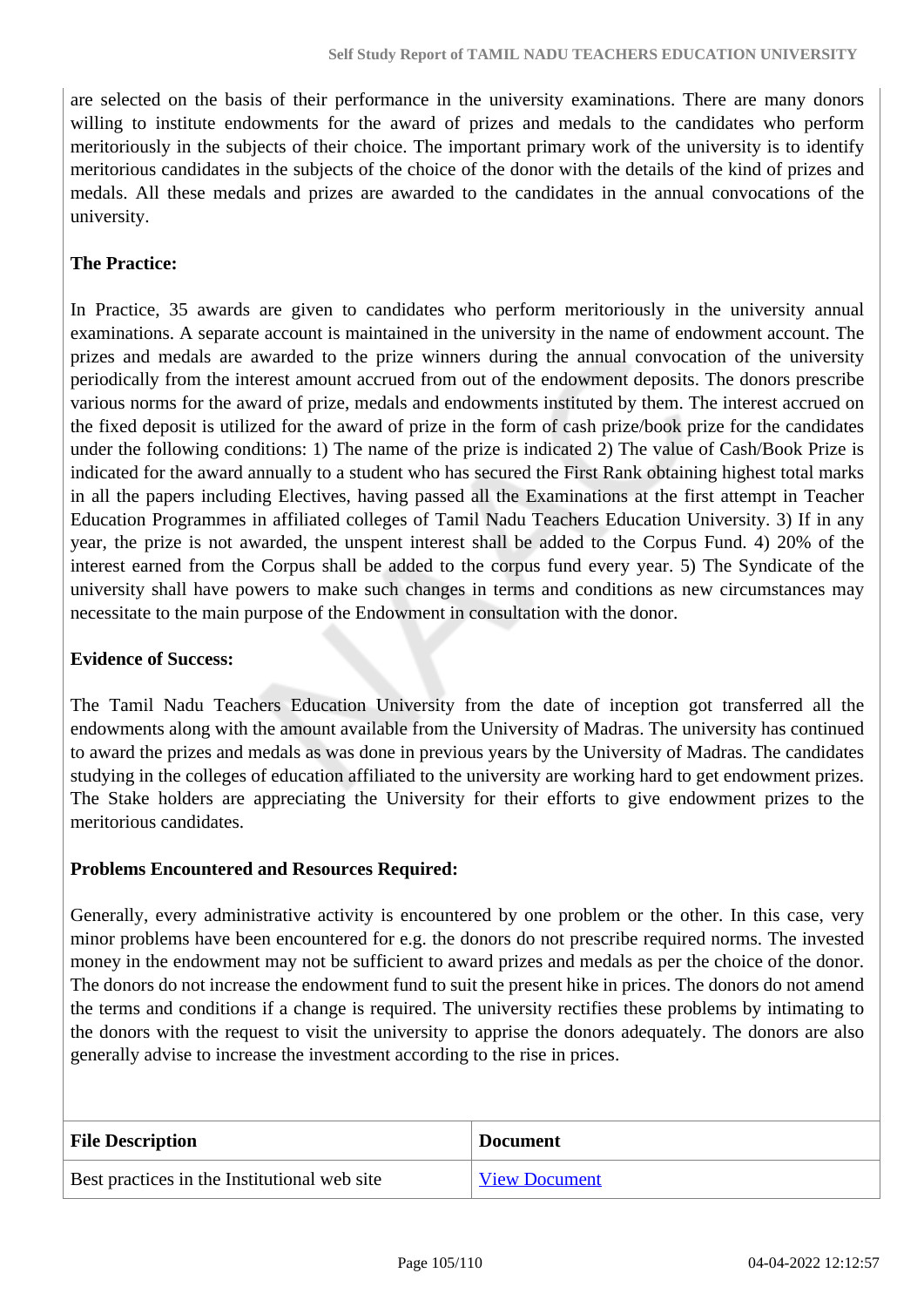are selected on the basis of their performance in the university examinations. There are many donors willing to institute endowments for the award of prizes and medals to the candidates who perform meritoriously in the subjects of their choice. The important primary work of the university is to identify meritorious candidates in the subjects of the choice of the donor with the details of the kind of prizes and medals. All these medals and prizes are awarded to the candidates in the annual convocations of the university.

**The Practice:**

In Practice, 35 awards are given to candidates who perform meritoriously in the university annual examinations. A separate account is maintained in the university in the name of endowment account. The prizes and medals are awarded to the prize winners during the annual convocation of the university periodically from the interest amount accrued from out of the endowment deposits. The donors prescribe various norms for the award of prize, medals and endowments instituted by them. The interest accrued on the fixed deposit is utilized for the award of prize in the form of cash prize/book prize for the candidates under the following conditions: 1) The name of the prize is indicated 2) The value of Cash/Book Prize is indicated for the award annually to a student who has secured the First Rank obtaining highest total marks in all the papers including Electives, having passed all the Examinations at the first attempt in Teacher Education Programmes in affiliated colleges of Tamil Nadu Teachers Education University. 3) If in any year, the prize is not awarded, the unspent interest shall be added to the Corpus Fund. 4) 20% of the interest earned from the Corpus shall be added to the corpus fund every year. 5) The Syndicate of the university shall have powers to make such changes in terms and conditions as new circumstances may necessitate to the main purpose of the Endowment in consultation with the donor.

**Evidence of Success:**

The Tamil Nadu Teachers Education University from the date of inception got transferred all the endowments along with the amount available from the University of Madras. The university has continued to award the prizes and medals as was done in previous years by the University of Madras. The candidates studying in the colleges of education affiliated to the university are working hard to get endowment prizes. The Stake holders are appreciating the University for their efforts to give endowment prizes to the meritorious candidates.

**Problems Encountered and Resources Required:**

Generally, every administrative activity is encountered by one problem or the other. In this case, very minor problems have been encountered for e.g. the donors do not prescribe required norms. The invested money in the endowment may not be sufficient to award prizes and medals as per the choice of the donor. The donors do not increase the endowment fund to suit the present hike in prices. The donors do not amend the terms and conditions if a change is required. The university rectifies these problems by intimating to the donors with the request to visit the university to apprise the donors adequately. The donors are also generally advise to increase the investment according to the rise in prices.

| File Description | Document |
|---|---|
| Best practices in the Institutional web site | View Document |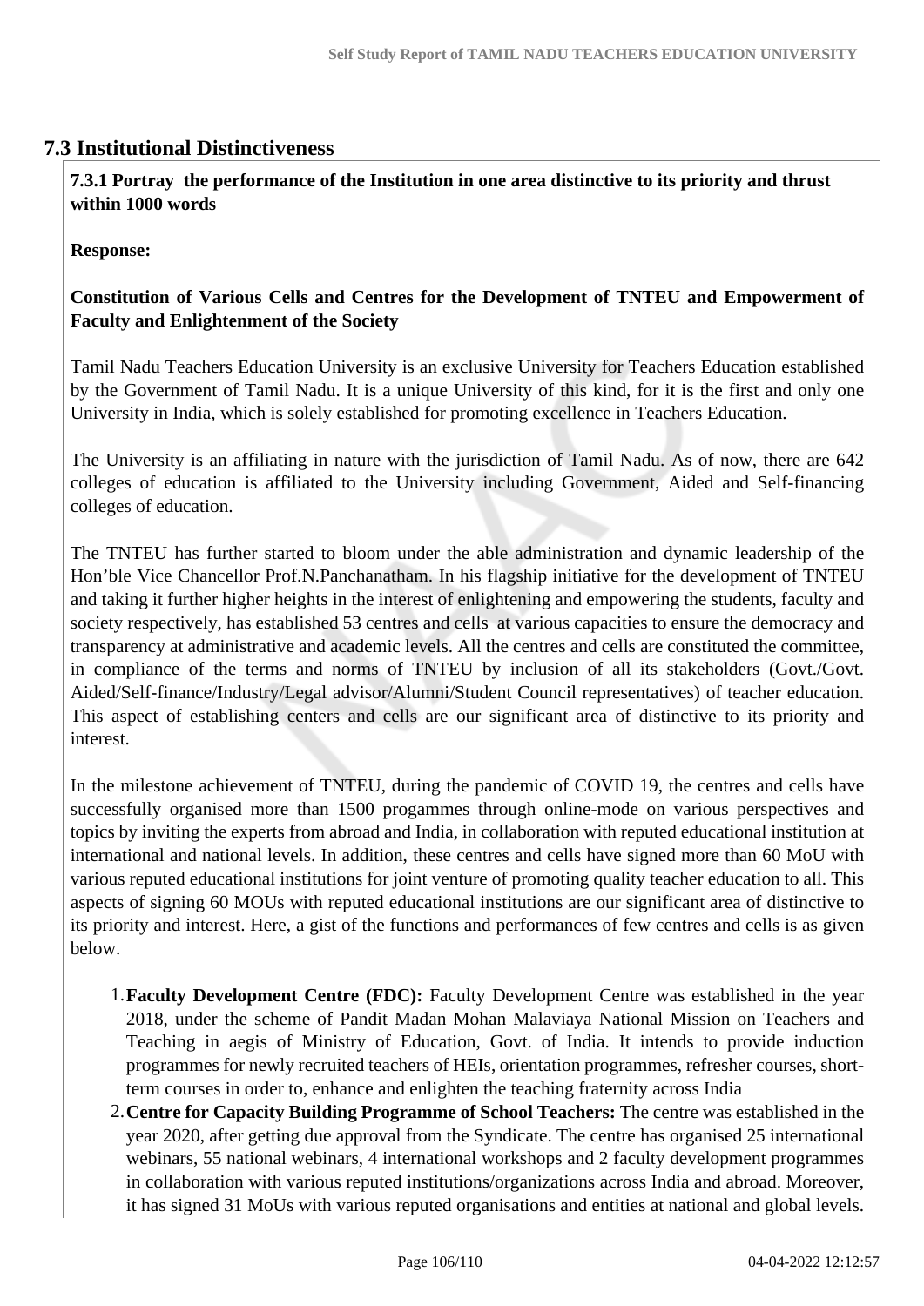## 7.3 Institutional Distinctiveness

**7.3.1 Portray the performance of the Institution in one area distinctive to its priority and thrust within 1000 words**

**Response:**

**Constitution of Various Cells and Centres for the Development of TNTEU and Empowerment of Faculty and Enlightenment of the Society**

Tamil Nadu Teachers Education University is an exclusive University for Teachers Education established by the Government of Tamil Nadu. It is a unique University of this kind, for it is the first and only one University in India, which is solely established for promoting excellence in Teachers Education.

The University is an affiliating in nature with the jurisdiction of Tamil Nadu. As of now, there are 642 colleges of education is affiliated to the University including Government, Aided and Self-financing colleges of education.

The TNTEU has further started to bloom under the able administration and dynamic leadership of the Hon'ble Vice Chancellor Prof.N.Panchanatham. In his flagship initiative for the development of TNTEU and taking it further higher heights in the interest of enlightening and empowering the students, faculty and society respectively, has established 53 centres and cells at various capacities to ensure the democracy and transparency at administrative and academic levels. All the centres and cells are constituted the committee, in compliance of the terms and norms of TNTEU by inclusion of all its stakeholders (Govt./Govt. Aided/Self-finance/Industry/Legal advisor/Alumni/Student Council representatives) of teacher education. This aspect of establishing centers and cells are our significant area of distinctive to its priority and interest.

In the milestone achievement of TNTEU, during the pandemic of COVID 19, the centres and cells have successfully organised more than 1500 progammes through online-mode on various perspectives and topics by inviting the experts from abroad and India, in collaboration with reputed educational institution at international and national levels. In addition, these centres and cells have signed more than 60 MoU with various reputed educational institutions for joint venture of promoting quality teacher education to all. This aspects of signing 60 MOUs with reputed educational institutions are our significant area of distinctive to its priority and interest. Here, a gist of the functions and performances of few centres and cells is as given below.

1. **Faculty Development Centre (FDC):** Faculty Development Centre was established in the year 2018, under the scheme of Pandit Madan Mohan Malaviaya National Mission on Teachers and Teaching in aegis of Ministry of Education, Govt. of India. It intends to provide induction programmes for newly recruited teachers of HEIs, orientation programmes, refresher courses, short-term courses in order to, enhance and enlighten the teaching fraternity across India
2. **Centre for Capacity Building Programme of School Teachers:** The centre was established in the year 2020, after getting due approval from the Syndicate. The centre has organised 25 international webinars, 55 national webinars, 4 international workshops and 2 faculty development programmes in collaboration with various reputed institutions/organizations across India and abroad. Moreover, it has signed 31 MoUs with various reputed organisations and entities at national and global levels.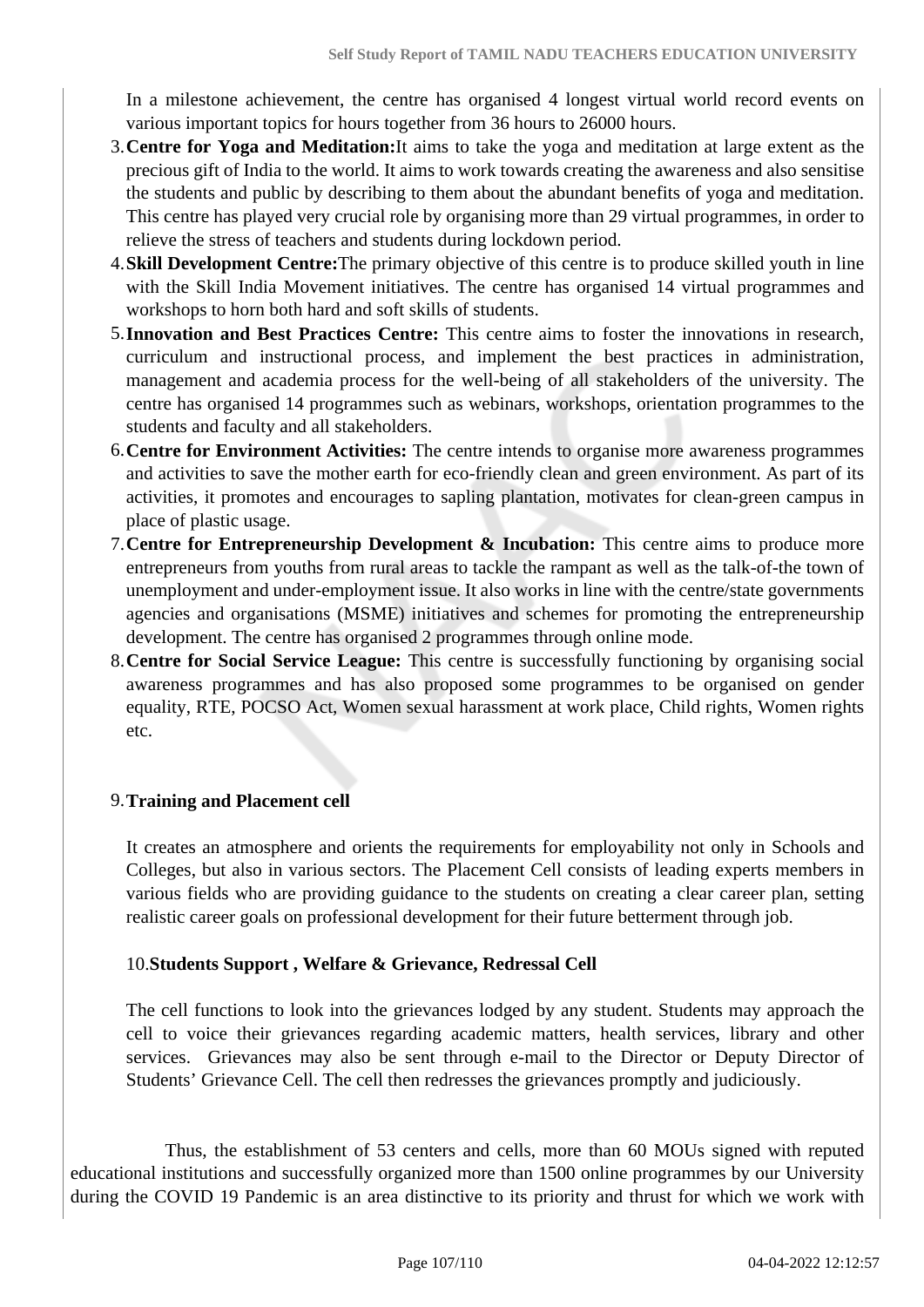In a milestone achievement, the centre has organised 4 longest virtual world record events on various important topics for hours together from 36 hours to 26000 hours.

3. **Centre for Yoga and Meditation:** It aims to take the yoga and meditation at large extent as the precious gift of India to the world. It aims to work towards creating the awareness and also sensitise the students and public by describing to them about the abundant benefits of yoga and meditation. This centre has played very crucial role by organising more than 29 virtual programmes, in order to relieve the stress of teachers and students during lockdown period.
4. **Skill Development Centre:** The primary objective of this centre is to produce skilled youth in line with the Skill India Movement initiatives. The centre has organised 14 virtual programmes and workshops to horn both hard and soft skills of students.
5. **Innovation and Best Practices Centre:** This centre aims to foster the innovations in research, curriculum and instructional process, and implement the best practices in administration, management and academia process for the well-being of all stakeholders of the university. The centre has organised 14 programmes such as webinars, workshops, orientation programmes to the students and faculty and all stakeholders.
6. **Centre for Environment Activities:** The centre intends to organise more awareness programmes and activities to save the mother earth for eco-friendly clean and green environment. As part of its activities, it promotes and encourages to sapling plantation, motivates for clean-green campus in place of plastic usage.
7. **Centre for Entrepreneurship Development & Incubation:** This centre aims to produce more entrepreneurs from youths from rural areas to tackle the rampant as well as the talk-of-the town of unemployment and under-employment issue. It also works in line with the centre/state governments agencies and organisations (MSME) initiatives and schemes for promoting the entrepreneurship development. The centre has organised 2 programmes through online mode.
8. **Centre for Social Service League:** This centre is successfully functioning by organising social awareness programmes and has also proposed some programmes to be organised on gender equality, RTE, POCSO Act, Women sexual harassment at work place, Child rights, Women rights etc.

9. **Training and Placement cell**

It creates an atmosphere and orients the requirements for employability not only in Schools and Colleges, but also in various sectors. The Placement Cell consists of leading experts members in various fields who are providing guidance to the students on creating a clear career plan, setting realistic career goals on professional development for their future betterment through job.

10. **Students Support , Welfare & Grievance, Redressal Cell**

The cell functions to look into the grievances lodged by any student. Students may approach the cell to voice their grievances regarding academic matters, health services, library and other services. Grievances may also be sent through e-mail to the Director or Deputy Director of Students' Grievance Cell. The cell then redresses the grievances promptly and judiciously.

Thus, the establishment of 53 centers and cells, more than 60 MOUs signed with reputed educational institutions and successfully organized more than 1500 online programmes by our University during the COVID 19 Pandemic is an area distinctive to its priority and thrust for which we work with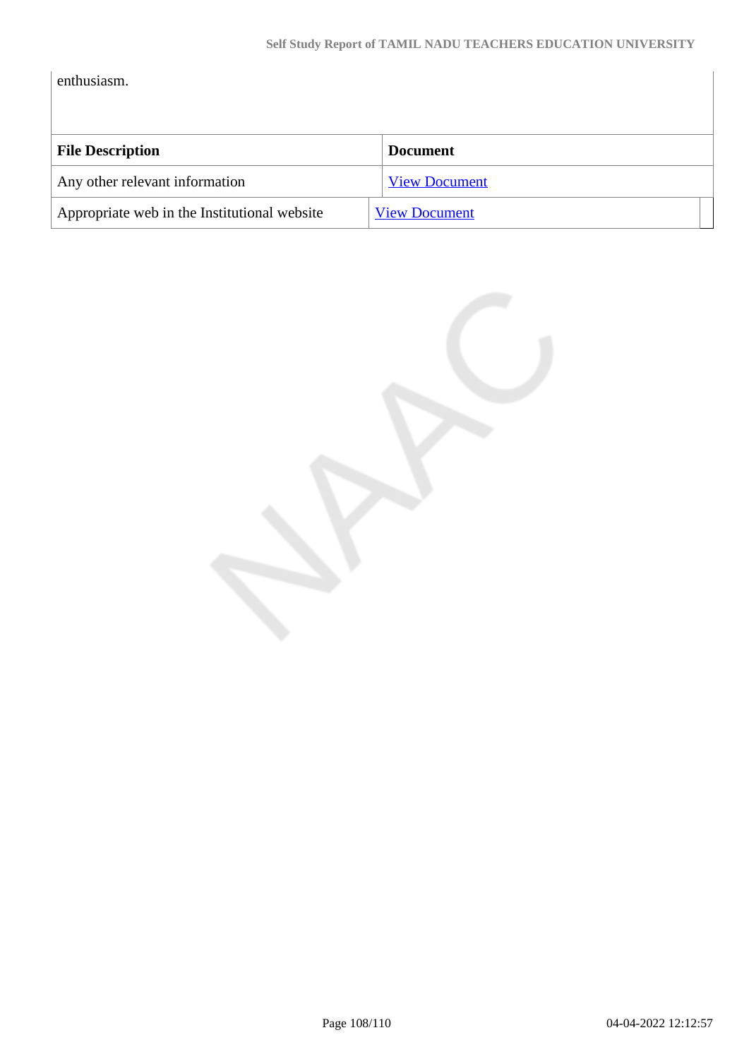enthusiasm.

| File Description | Document |
|---|---|
| Any other relevant information | View Document |
| Appropriate web in the Institutional website | View Document |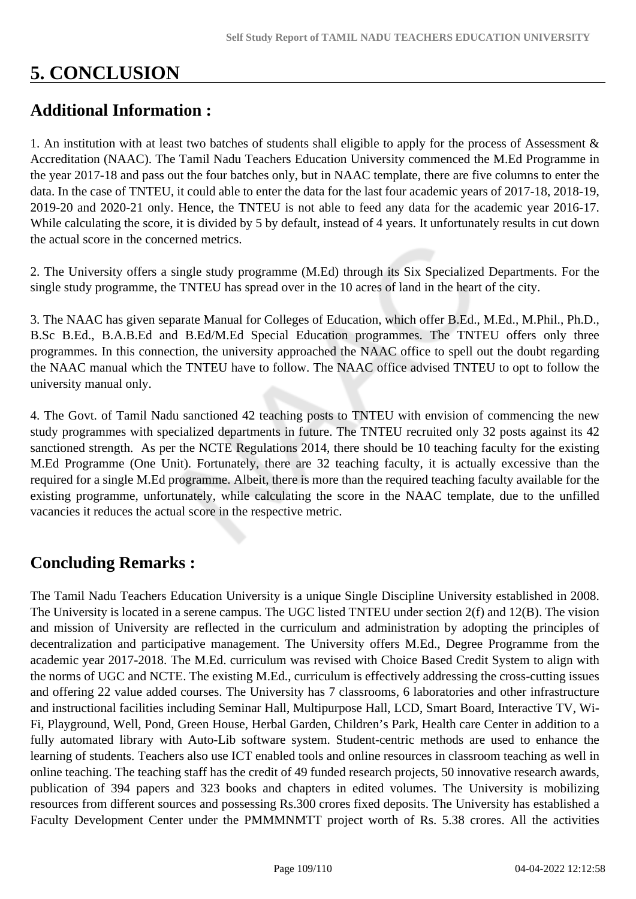# 5. CONCLUSION

## Additional Information :

1. An institution with at least two batches of students shall eligible to apply for the process of Assessment & Accreditation (NAAC). The Tamil Nadu Teachers Education University commenced the M.Ed Programme in the year 2017-18 and pass out the four batches only, but in NAAC template, there are five columns to enter the data. In the case of TNTEU, it could able to enter the data for the last four academic years of 2017-18, 2018-19, 2019-20 and 2020-21 only. Hence, the TNTEU is not able to feed any data for the academic year 2016-17. While calculating the score, it is divided by 5 by default, instead of 4 years. It unfortunately results in cut down the actual score in the concerned metrics.

2. The University offers a single study programme (M.Ed) through its Six Specialized Departments. For the single study programme, the TNTEU has spread over in the 10 acres of land in the heart of the city.

3. The NAAC has given separate Manual for Colleges of Education, which offer B.Ed., M.Ed., M.Phil., Ph.D., B.Sc B.Ed., B.A.B.Ed and B.Ed/M.Ed Special Education programmes. The TNTEU offers only three programmes. In this connection, the university approached the NAAC office to spell out the doubt regarding the NAAC manual which the TNTEU have to follow. The NAAC office advised TNTEU to opt to follow the university manual only.

4. The Govt. of Tamil Nadu sanctioned 42 teaching posts to TNTEU with envision of commencing the new study programmes with specialized departments in future. The TNTEU recruited only 32 posts against its 42 sanctioned strength. As per the NCTE Regulations 2014, there should be 10 teaching faculty for the existing M.Ed Programme (One Unit). Fortunately, there are 32 teaching faculty, it is actually excessive than the required for a single M.Ed programme. Albeit, there is more than the required teaching faculty available for the existing programme, unfortunately, while calculating the score in the NAAC template, due to the unfilled vacancies it reduces the actual score in the respective metric.

## Concluding Remarks :

The Tamil Nadu Teachers Education University is a unique Single Discipline University established in 2008. The University is located in a serene campus. The UGC listed TNTEU under section 2(f) and 12(B). The vision and mission of University are reflected in the curriculum and administration by adopting the principles of decentralization and participative management. The University offers M.Ed., Degree Programme from the academic year 2017-2018. The M.Ed. curriculum was revised with Choice Based Credit System to align with the norms of UGC and NCTE. The existing M.Ed., curriculum is effectively addressing the cross-cutting issues and offering 22 value added courses. The University has 7 classrooms, 6 laboratories and other infrastructure and instructional facilities including Seminar Hall, Multipurpose Hall, LCD, Smart Board, Interactive TV, Wi-Fi, Playground, Well, Pond, Green House, Herbal Garden, Children's Park, Health care Center in addition to a fully automated library with Auto-Lib software system. Student-centric methods are used to enhance the learning of students. Teachers also use ICT enabled tools and online resources in classroom teaching as well in online teaching. The teaching staff has the credit of 49 funded research projects, 50 innovative research awards, publication of 394 papers and 323 books and chapters in edited volumes. The University is mobilizing resources from different sources and possessing Rs.300 crores fixed deposits. The University has established a Faculty Development Center under the PMMMNMTT project worth of Rs. 5.38 crores. All the activities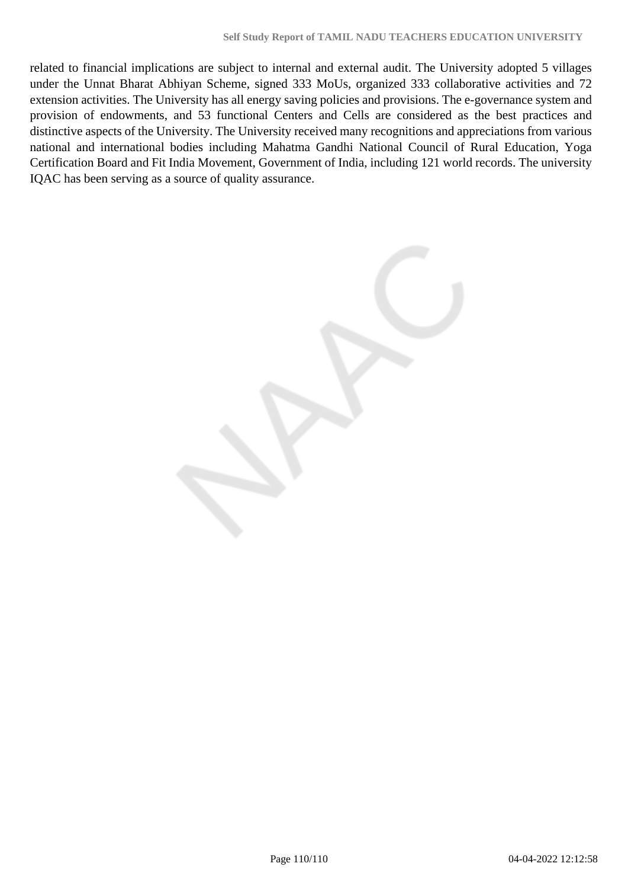related to financial implications are subject to internal and external audit. The University adopted 5 villages under the Unnat Bharat Abhiyan Scheme, signed 333 MoUs, organized 333 collaborative activities and 72 extension activities. The University has all energy saving policies and provisions. The e-governance system and provision of endowments, and 53 functional Centers and Cells are considered as the best practices and distinctive aspects of the University. The University received many recognitions and appreciations from various national and international bodies including Mahatma Gandhi National Council of Rural Education, Yoga Certification Board and Fit India Movement, Government of India, including 121 world records. The university IQAC has been serving as a source of quality assurance.